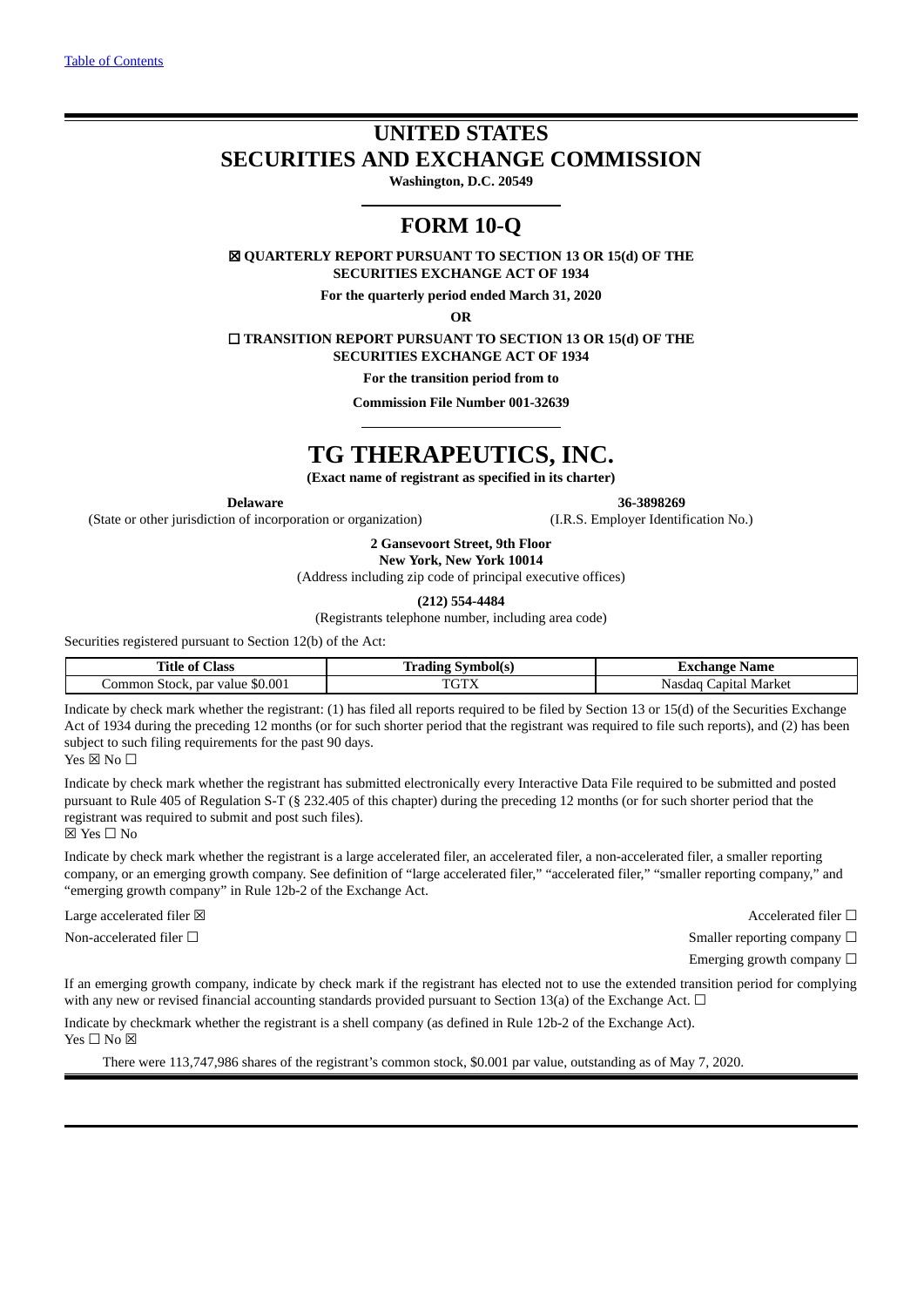[Table of Contents]()

# UNITED STATES
# SECURITIES AND EXCHANGE COMMISSION

**Washington, D.C. 20549**

## FORM 10-Q

☒ **QUARTERLY REPORT PURSUANT TO SECTION 13 OR 15(d) OF THE SECURITIES EXCHANGE ACT OF 1934**

**For the quarterly period ended March 31, 2020**

**OR**

☐ **TRANSITION REPORT PURSUANT TO SECTION 13 OR 15(d) OF THE SECURITIES EXCHANGE ACT OF 1934**

**For the transition period from to**

**Commission File Number 001-32639**

# TG THERAPEUTICS, INC.

**(Exact name of registrant as specified in its charter)**

| **Delaware** | **36-3898269** |
|---|---|
| (State or other jurisdiction of incorporation or organization) | (I.R.S. Employer Identification No.) |

**2 Gansevoort Street, 9th Floor**
**New York, New York 10014**
(Address including zip code of principal executive offices)

**(212) 554-4484**
(Registrants telephone number, including area code)

Securities registered pursuant to Section 12(b) of the Act:

| Title of Class | Trading Symbol(s) | Exchange Name |
|---|---|---|
| Common Stock, par value $0.001 | TGTX | Nasdaq Capital Market |

Indicate by check mark whether the registrant: (1) has filed all reports required to be filed by Section 13 or 15(d) of the Securities Exchange Act of 1934 during the preceding 12 months (or for such shorter period that the registrant was required to file such reports), and (2) has been subject to such filing requirements for the past 90 days.
Yes ☒ No ☐

Indicate by check mark whether the registrant has submitted electronically every Interactive Data File required to be submitted and posted pursuant to Rule 405 of Regulation S-T (§ 232.405 of this chapter) during the preceding 12 months (or for such shorter period that the registrant was required to submit and post such files).
☒ Yes ☐ No

Indicate by check mark whether the registrant is a large accelerated filer, an accelerated filer, a non-accelerated filer, a smaller reporting company, or an emerging growth company. See definition of "large accelerated filer," "accelerated filer," "smaller reporting company," and "emerging growth company" in Rule 12b-2 of the Exchange Act.

| | |
|---|---|
| Large accelerated filer ☒ | Accelerated filer ☐ |
| Non-accelerated filer ☐ | Smaller reporting company ☐ |
| | Emerging growth company ☐ |

If an emerging growth company, indicate by check mark if the registrant has elected not to use the extended transition period for complying with any new or revised financial accounting standards provided pursuant to Section 13(a) of the Exchange Act. ☐

Indicate by checkmark whether the registrant is a shell company (as defined in Rule 12b-2 of the Exchange Act).
Yes ☐ No ☒

There were 113,747,986 shares of the registrant's common stock, $0.001 par value, outstanding as of May 7, 2020.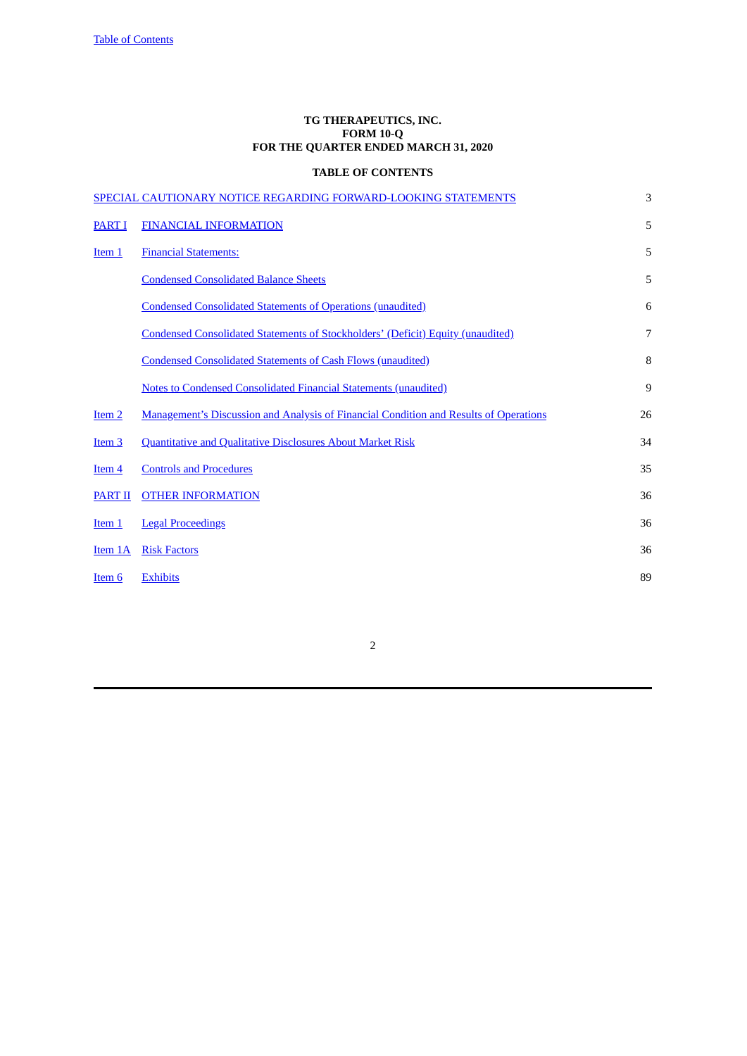**TG THERAPEUTICS, INC.**
**FORM 10-Q**
**FOR THE QUARTER ENDED MARCH 31, 2020**

**TABLE OF CONTENTS**

| | | |
|---|---|---|
| SPECIAL CAUTIONARY NOTICE REGARDING FORWARD-LOOKING STATEMENTS | | 3 |
| PART I | FINANCIAL INFORMATION | 5 |
| Item 1 | Financial Statements: | 5 |
| | Condensed Consolidated Balance Sheets | 5 |
| | Condensed Consolidated Statements of Operations (unaudited) | 6 |
| | Condensed Consolidated Statements of Stockholders' (Deficit) Equity (unaudited) | 7 |
| | Condensed Consolidated Statements of Cash Flows (unaudited) | 8 |
| | Notes to Condensed Consolidated Financial Statements (unaudited) | 9 |
| Item 2 | Management's Discussion and Analysis of Financial Condition and Results of Operations | 26 |
| Item 3 | Quantitative and Qualitative Disclosures About Market Risk | 34 |
| Item 4 | Controls and Procedures | 35 |
| PART II | OTHER INFORMATION | 36 |
| Item 1 | Legal Proceedings | 36 |
| Item 1A | Risk Factors | 36 |
| Item 6 | Exhibits | 89 |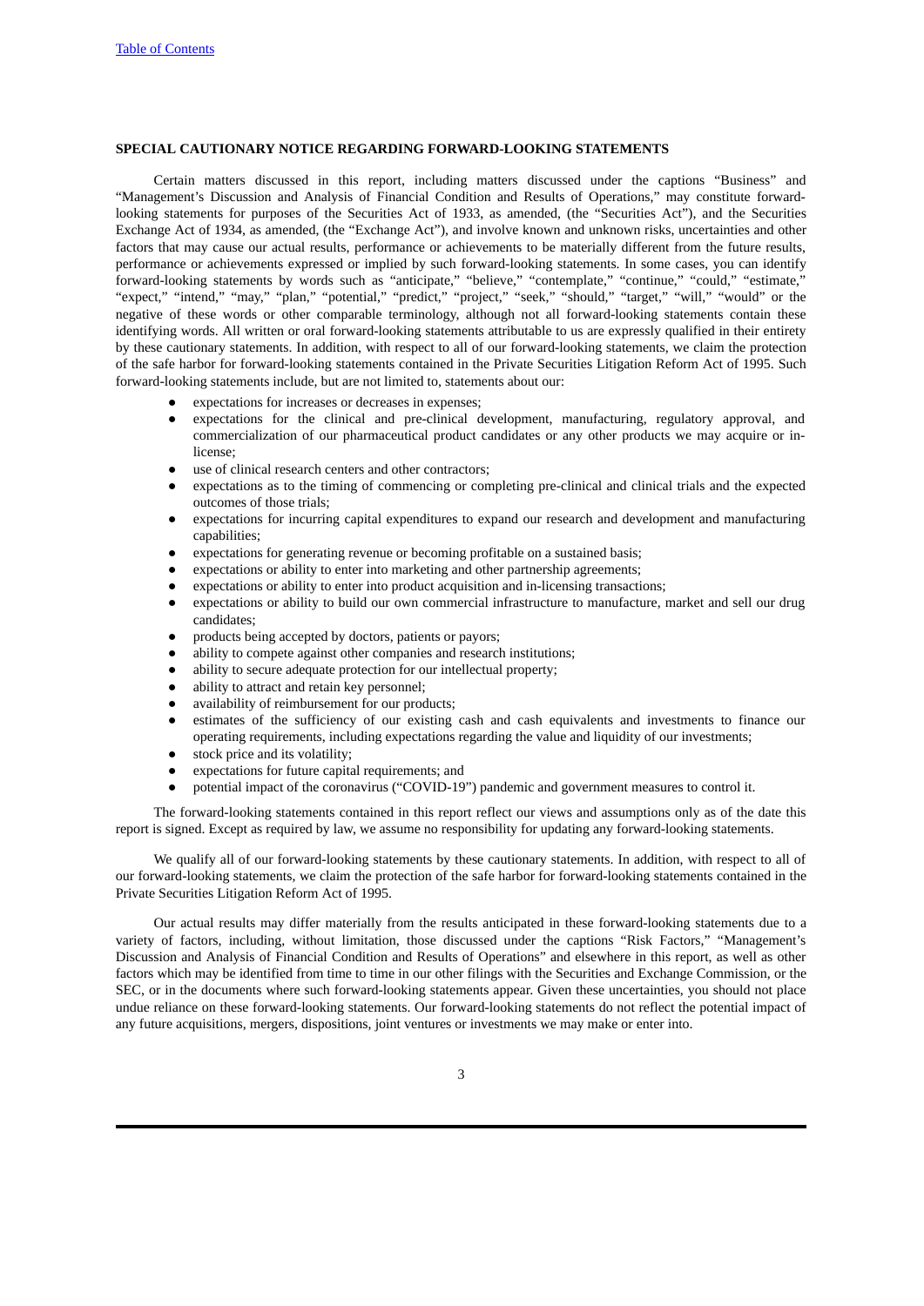## SPECIAL CAUTIONARY NOTICE REGARDING FORWARD-LOOKING STATEMENTS

Certain matters discussed in this report, including matters discussed under the captions "Business" and "Management's Discussion and Analysis of Financial Condition and Results of Operations," may constitute forward-looking statements for purposes of the Securities Act of 1933, as amended, (the "Securities Act"), and the Securities Exchange Act of 1934, as amended, (the "Exchange Act"), and involve known and unknown risks, uncertainties and other factors that may cause our actual results, performance or achievements to be materially different from the future results, performance or achievements expressed or implied by such forward-looking statements. In some cases, you can identify forward-looking statements by words such as "anticipate," "believe," "contemplate," "continue," "could," "estimate," "expect," "intend," "may," "plan," "potential," "predict," "project," "seek," "should," "target," "will," "would" or the negative of these words or other comparable terminology, although not all forward-looking statements contain these identifying words. All written or oral forward-looking statements attributable to us are expressly qualified in their entirety by these cautionary statements. In addition, with respect to all of our forward-looking statements, we claim the protection of the safe harbor for forward-looking statements contained in the Private Securities Litigation Reform Act of 1995. Such forward-looking statements include, but are not limited to, statements about our:

- expectations for increases or decreases in expenses;
- expectations for the clinical and pre-clinical development, manufacturing, regulatory approval, and commercialization of our pharmaceutical product candidates or any other products we may acquire or in-license;
- use of clinical research centers and other contractors;
- expectations as to the timing of commencing or completing pre-clinical and clinical trials and the expected outcomes of those trials;
- expectations for incurring capital expenditures to expand our research and development and manufacturing capabilities;
- expectations for generating revenue or becoming profitable on a sustained basis;
- expectations or ability to enter into marketing and other partnership agreements;
- expectations or ability to enter into product acquisition and in-licensing transactions;
- expectations or ability to build our own commercial infrastructure to manufacture, market and sell our drug candidates;
- products being accepted by doctors, patients or payors;
- ability to compete against other companies and research institutions;
- ability to secure adequate protection for our intellectual property;
- ability to attract and retain key personnel;
- availability of reimbursement for our products;
- estimates of the sufficiency of our existing cash and cash equivalents and investments to finance our operating requirements, including expectations regarding the value and liquidity of our investments;
- stock price and its volatility;
- expectations for future capital requirements; and
- potential impact of the coronavirus ("COVID-19") pandemic and government measures to control it.

The forward-looking statements contained in this report reflect our views and assumptions only as of the date this report is signed. Except as required by law, we assume no responsibility for updating any forward-looking statements.

We qualify all of our forward-looking statements by these cautionary statements. In addition, with respect to all of our forward-looking statements, we claim the protection of the safe harbor for forward-looking statements contained in the Private Securities Litigation Reform Act of 1995.

Our actual results may differ materially from the results anticipated in these forward-looking statements due to a variety of factors, including, without limitation, those discussed under the captions "Risk Factors," "Management's Discussion and Analysis of Financial Condition and Results of Operations" and elsewhere in this report, as well as other factors which may be identified from time to time in our other filings with the Securities and Exchange Commission, or the SEC, or in the documents where such forward-looking statements appear. Given these uncertainties, you should not place undue reliance on these forward-looking statements. Our forward-looking statements do not reflect the potential impact of any future acquisitions, mergers, dispositions, joint ventures or investments we may make or enter into.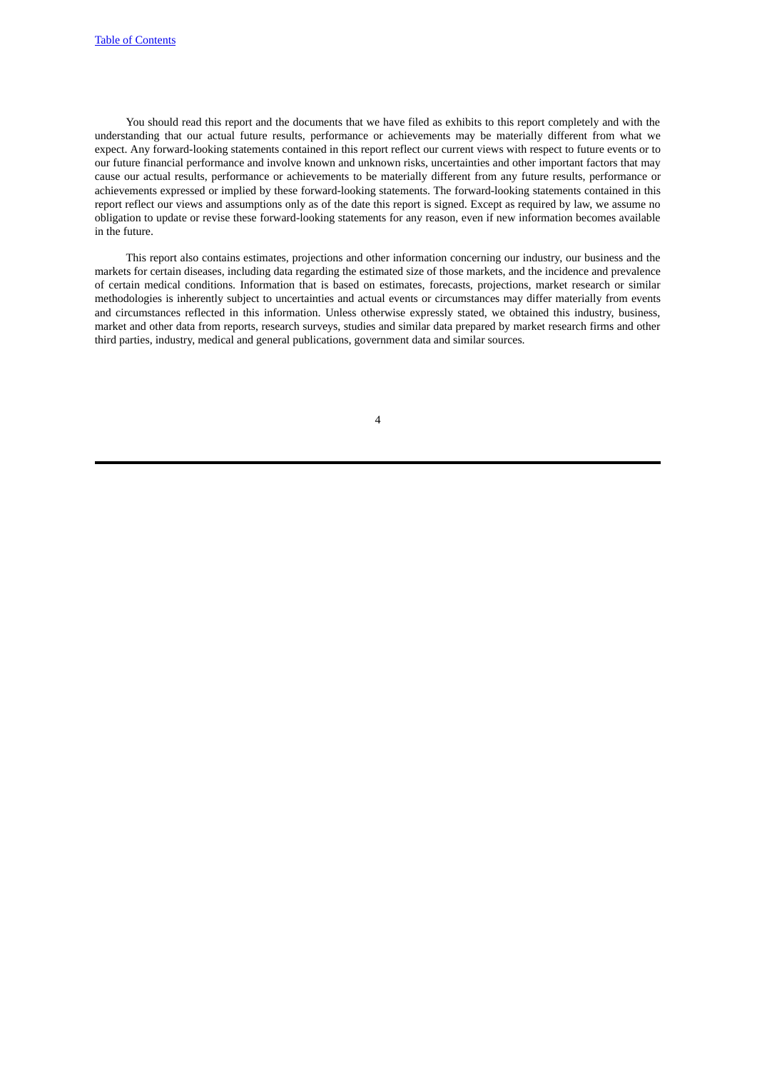You should read this report and the documents that we have filed as exhibits to this report completely and with the understanding that our actual future results, performance or achievements may be materially different from what we expect. Any forward-looking statements contained in this report reflect our current views with respect to future events or to our future financial performance and involve known and unknown risks, uncertainties and other important factors that may cause our actual results, performance or achievements to be materially different from any future results, performance or achievements expressed or implied by these forward-looking statements. The forward-looking statements contained in this report reflect our views and assumptions only as of the date this report is signed. Except as required by law, we assume no obligation to update or revise these forward-looking statements for any reason, even if new information becomes available in the future.

This report also contains estimates, projections and other information concerning our industry, our business and the markets for certain diseases, including data regarding the estimated size of those markets, and the incidence and prevalence of certain medical conditions. Information that is based on estimates, forecasts, projections, market research or similar methodologies is inherently subject to uncertainties and actual events or circumstances may differ materially from events and circumstances reflected in this information. Unless otherwise expressly stated, we obtained this industry, business, market and other data from reports, research surveys, studies and similar data prepared by market research firms and other third parties, industry, medical and general publications, government data and similar sources.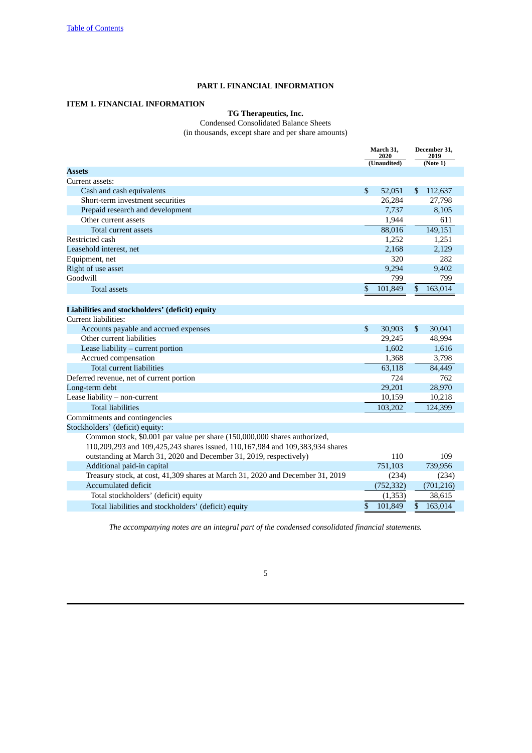# PART I. FINANCIAL INFORMATION

## ITEM 1. FINANCIAL INFORMATION

**TG Therapeutics, Inc.**

Condensed Consolidated Balance Sheets

(in thousands, except share and per share amounts)

| | March 31, 2020 (Unaudited) | December 31, 2019 (Note 1) |
|---|---|---|
| **Assets** | | |
| Current assets: | | |
| Cash and cash equivalents | $ 52,051 | $ 112,637 |
| Short-term investment securities | 26,284 | 27,798 |
| Prepaid research and development | 7,737 | 8,105 |
| Other current assets | 1,944 | 611 |
| Total current assets | 88,016 | 149,151 |
| Restricted cash | 1,252 | 1,251 |
| Leasehold interest, net | 2,168 | 2,129 |
| Equipment, net | 320 | 282 |
| Right of use asset | 9,294 | 9,402 |
| Goodwill | 799 | 799 |
| Total assets | $ 101,849 | $ 163,014 |
| | | |
| **Liabilities and stockholders' (deficit) equity** | | |
| Current liabilities: | | |
| Accounts payable and accrued expenses | $ 30,903 | $ 30,041 |
| Other current liabilities | 29,245 | 48,994 |
| Lease liability – current portion | 1,602 | 1,616 |
| Accrued compensation | 1,368 | 3,798 |
| Total current liabilities | 63,118 | 84,449 |
| Deferred revenue, net of current portion | 724 | 762 |
| Long-term debt | 29,201 | 28,970 |
| Lease liability – non-current | 10,159 | 10,218 |
| Total liabilities | 103,202 | 124,399 |
| Commitments and contingencies | | |
| Stockholders' (deficit) equity: | | |
| Common stock, $0.001 par value per share (150,000,000 shares authorized, 110,209,293 and 109,425,243 shares issued, 110,167,984 and 109,383,934 shares outstanding at March 31, 2020 and December 31, 2019, respectively) | 110 | 109 |
| Additional paid-in capital | 751,103 | 739,956 |
| Treasury stock, at cost, 41,309 shares at March 31, 2020 and December 31, 2019 | (234) | (234) |
| Accumulated deficit | (752,332) | (701,216) |
| Total stockholders' (deficit) equity | (1,353) | 38,615 |
| Total liabilities and stockholders' (deficit) equity | $ 101,849 | $ 163,014 |

*The accompanying notes are an integral part of the condensed consolidated financial statements.*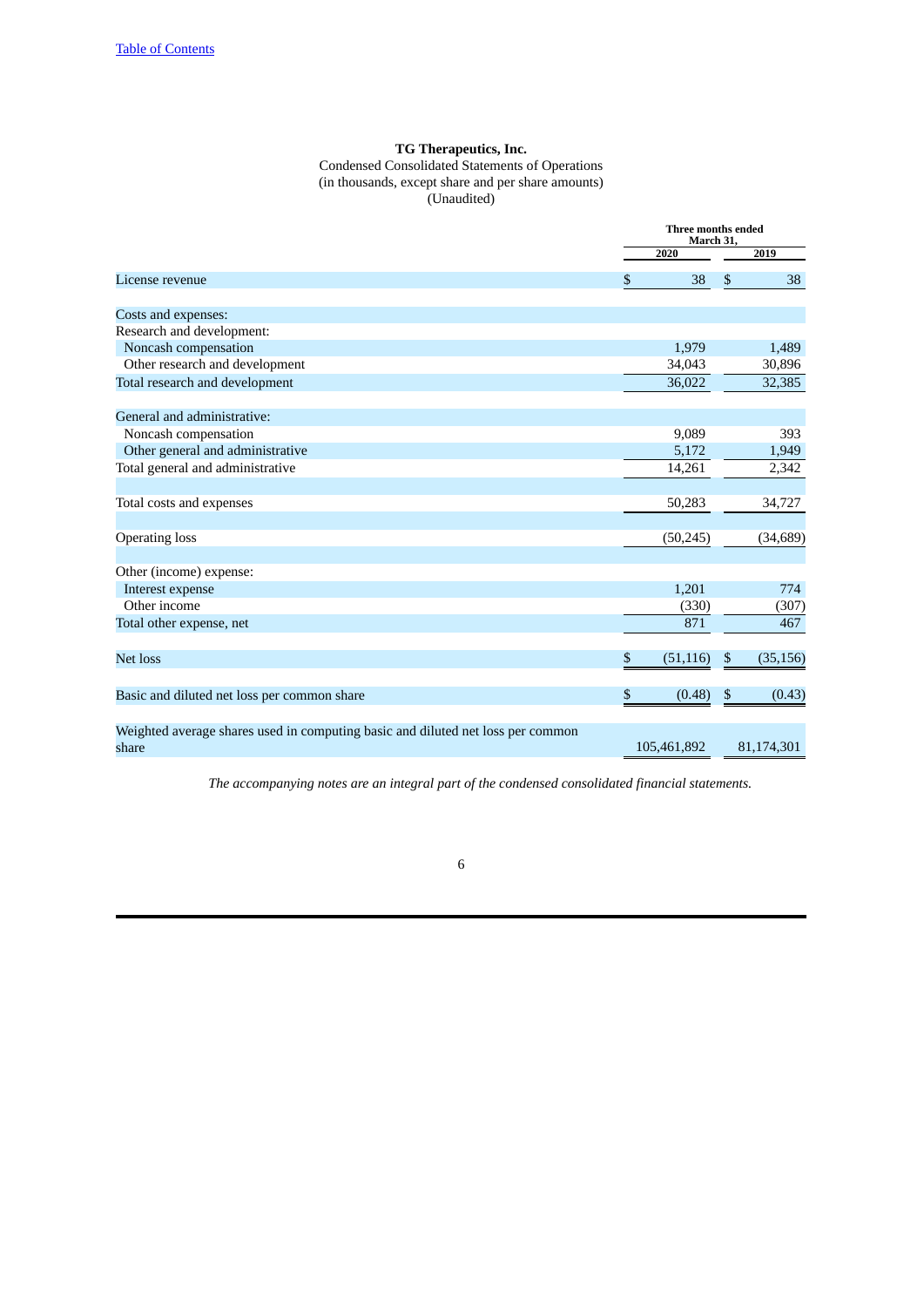**TG Therapeutics, Inc.**

Condensed Consolidated Statements of Operations
(in thousands, except share and per share amounts)
(Unaudited)

| | Three months ended March 31, | |
|---|---|---|
| | 2020 | 2019 |
| License revenue | $ 38 | $ 38 |
| | | |
| Costs and expenses: | | |
| Research and development: | | |
| Noncash compensation | 1,979 | 1,489 |
| Other research and development | 34,043 | 30,896 |
| Total research and development | 36,022 | 32,385 |
| | | |
| General and administrative: | | |
| Noncash compensation | 9,089 | 393 |
| Other general and administrative | 5,172 | 1,949 |
| Total general and administrative | 14,261 | 2,342 |
| | | |
| Total costs and expenses | 50,283 | 34,727 |
| | | |
| Operating loss | (50,245) | (34,689) |
| | | |
| Other (income) expense: | | |
| Interest expense | 1,201 | 774 |
| Other income | (330) | (307) |
| Total other expense, net | 871 | 467 |
| | | |
| Net loss | $ (51,116) | $ (35,156) |
| | | |
| Basic and diluted net loss per common share | $ (0.48) | $ (0.43) |
| | | |
| Weighted average shares used in computing basic and diluted net loss per common share | 105,461,892 | 81,174,301 |

*The accompanying notes are an integral part of the condensed consolidated financial statements.*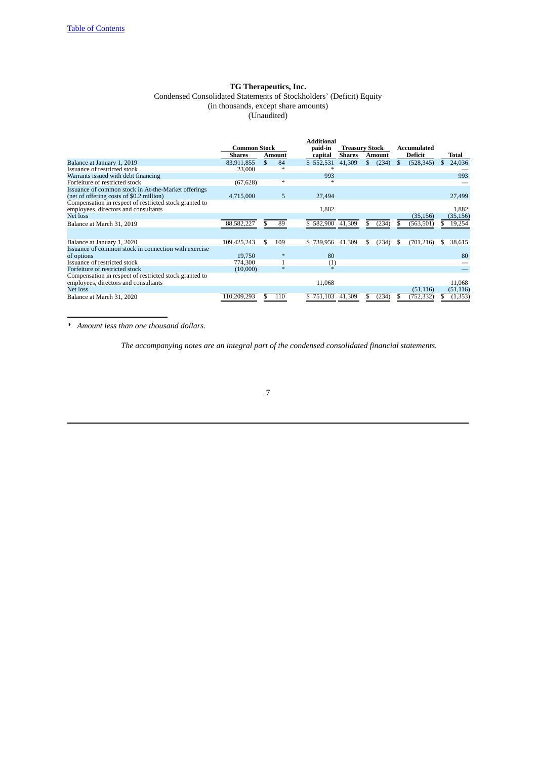Table of Contents

**TG Therapeutics, Inc.**
Condensed Consolidated Statements of Stockholders' (Deficit) Equity
(in thousands, except share amounts)
(Unaudited)

| | Common Stock | | Additional paid-in | Treasury Stock | | Accumulated | |
|---|---|---|---|---|---|---|---|
| | Shares | Amount | capital | Shares | Amount | Deficit | Total |
| Balance at January 1, 2019 | 83,911,855 | $ 84 | $ 552,531 | 41,309 | $ (234) | $ (528,345) | $ 24,036 |
| Issuance of restricted stock | 23,000 | * | * | | | | — |
| Warrants issued with debt financing | | | 993 | | | | 993 |
| Forfeiture of restricted stock | (67,628) | * | * | | | | — |
| Issuance of common stock in At-the-Market offerings (net of offering costs of $0.2 million) | 4,715,000 | 5 | 27,494 | | | | 27,499 |
| Compensation in respect of restricted stock granted to employees, directors and consultants | | | 1,882 | | | | 1,882 |
| Net loss | | | | | | (35,156) | (35,156) |
| Balance at March 31, 2019 | 88,582,227 | $ 89 | $ 582,900 | 41,309 | $ (234) | $ (563,501) | $ 19,254 |
| | | | | | | | |
| Balance at January 1, 2020 | 109,425,243 | $ 109 | $ 739,956 | 41,309 | $ (234) | $ (701,216) | $ 38,615 |
| Issuance of common stock in connection with exercise of options | 19,750 | * | 80 | | | | 80 |
| Issuance of restricted stock | 774,300 | 1 | (1) | | | | — |
| Forfeiture of restricted stock | (10,000) | * | * | | | | — |
| Compensation in respect of restricted stock granted to employees, directors and consultants | | | 11,068 | | | | 11,068 |
| Net loss | | | | | | (51,116) | (51,116) |
| Balance at March 31, 2020 | 110,209,293 | $ 110 | $ 751,103 | 41,309 | $ (234) | $ (752,332) | $ (1,353) |

\* *Amount less than one thousand dollars.*

*The accompanying notes are an integral part of the condensed consolidated financial statements.*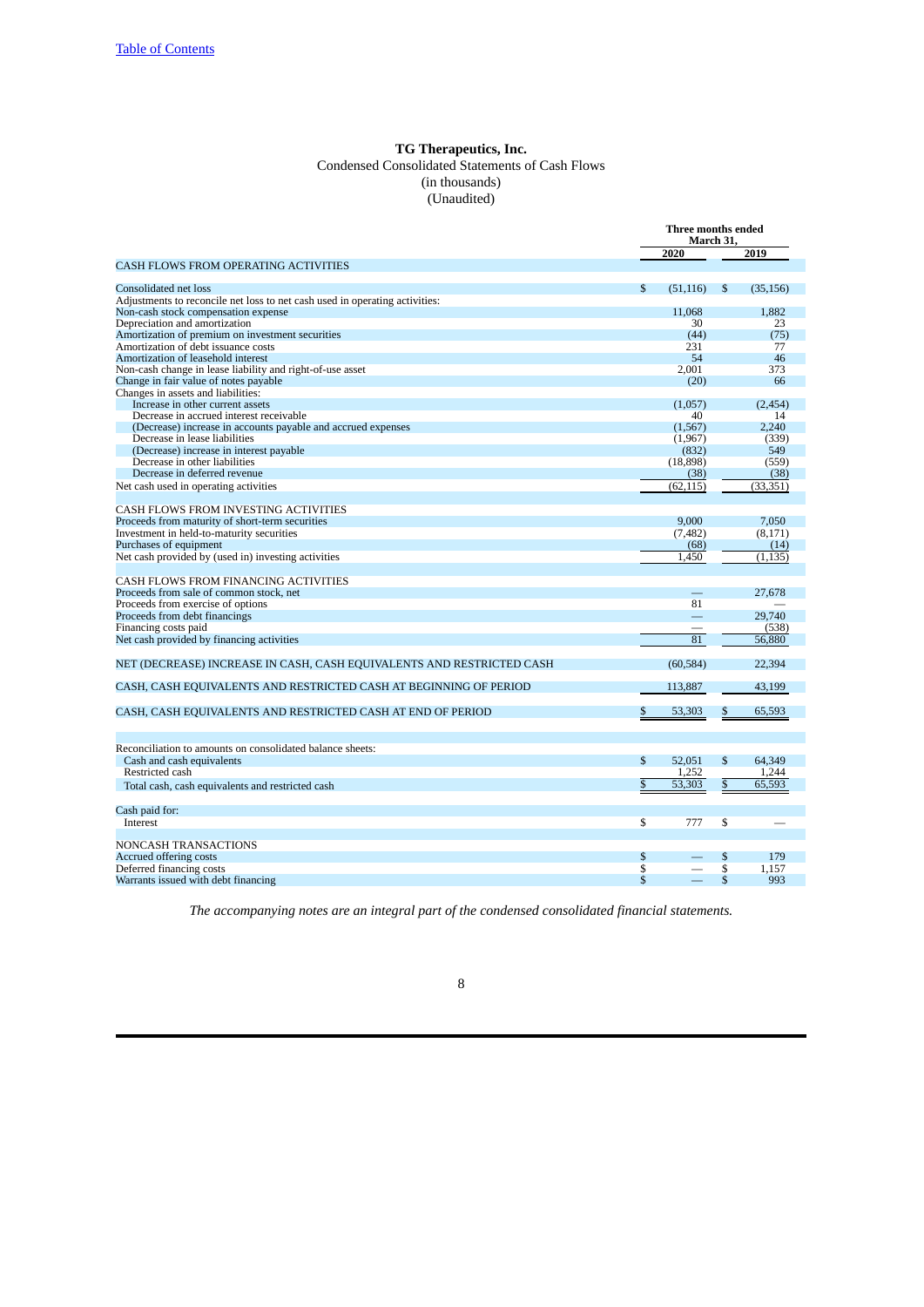Table of Contents

**TG Therapeutics, Inc.**
Condensed Consolidated Statements of Cash Flows
(in thousands)
(Unaudited)

| | Three months ended March 31, | |
|---|---|---|
| | **2020** | **2019** |
| CASH FLOWS FROM OPERATING ACTIVITIES | | |
| Consolidated net loss | $ (51,116) | $ (35,156) |
| Adjustments to reconcile net loss to net cash used in operating activities: | | |
| Non-cash stock compensation expense | 11,068 | 1,882 |
| Depreciation and amortization | 30 | 23 |
| Amortization of premium on investment securities | (44) | (75) |
| Amortization of debt issuance costs | 231 | 77 |
| Amortization of leasehold interest | 54 | 46 |
| Non-cash change in lease liability and right-of-use asset | 2,001 | 373 |
| Change in fair value of notes payable | (20) | 66 |
| Changes in assets and liabilities: | | |
| Increase in other current assets | (1,057) | (2,454) |
| Decrease in accrued interest receivable | 40 | 14 |
| (Decrease) increase in accounts payable and accrued expenses | (1,567) | 2,240 |
| Decrease in lease liabilities | (1,967) | (339) |
| (Decrease) increase in interest payable | (832) | 549 |
| Decrease in other liabilities | (18,898) | (559) |
| Decrease in deferred revenue | (38) | (38) |
| Net cash used in operating activities | (62,115) | (33,351) |
| CASH FLOWS FROM INVESTING ACTIVITIES | | |
| Proceeds from maturity of short-term securities | 9,000 | 7,050 |
| Investment in held-to-maturity securities | (7,482) | (8,171) |
| Purchases of equipment | (68) | (14) |
| Net cash provided by (used in) investing activities | 1,450 | (1,135) |
| CASH FLOWS FROM FINANCING ACTIVITIES | | |
| Proceeds from sale of common stock, net | — | 27,678 |
| Proceeds from exercise of options | 81 | — |
| Proceeds from debt financings | — | 29,740 |
| Financing costs paid | — | (538) |
| Net cash provided by financing activities | 81 | 56,880 |
| NET (DECREASE) INCREASE IN CASH, CASH EQUIVALENTS AND RESTRICTED CASH | (60,584) | 22,394 |
| CASH, CASH EQUIVALENTS AND RESTRICTED CASH AT BEGINNING OF PERIOD | 113,887 | 43,199 |
| CASH, CASH EQUIVALENTS AND RESTRICTED CASH AT END OF PERIOD | $ 53,303 | $ 65,593 |
| Reconciliation to amounts on consolidated balance sheets: | | |
| Cash and cash equivalents | $ 52,051 | $ 64,349 |
| Restricted cash | 1,252 | 1,244 |
| Total cash, cash equivalents and restricted cash | $ 53,303 | $ 65,593 |
| Cash paid for: | | |
| Interest | $ 777 | $ — |
| NONCASH TRANSACTIONS | | |
| Accrued offering costs | $ — | $ 179 |
| Deferred financing costs | $ — | $ 1,157 |
| Warrants issued with debt financing | $ — | $ 993 |

*The accompanying notes are an integral part of the condensed consolidated financial statements.*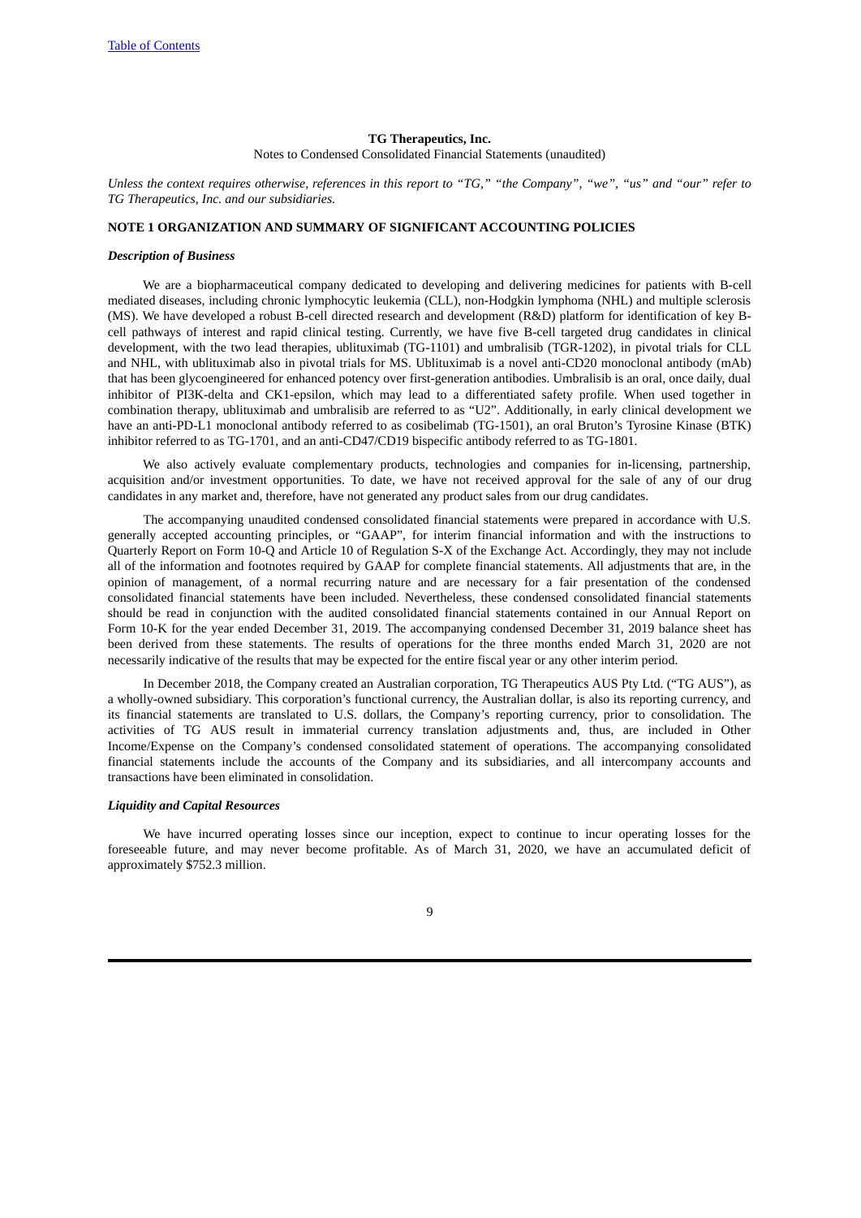**TG Therapeutics, Inc.**

Notes to Condensed Consolidated Financial Statements (unaudited)

*Unless the context requires otherwise, references in this report to "TG," "the Company", "we", "us" and "our" refer to TG Therapeutics, Inc. and our subsidiaries.*

## NOTE 1 ORGANIZATION AND SUMMARY OF SIGNIFICANT ACCOUNTING POLICIES

### *Description of Business*

We are a biopharmaceutical company dedicated to developing and delivering medicines for patients with B-cell mediated diseases, including chronic lymphocytic leukemia (CLL), non-Hodgkin lymphoma (NHL) and multiple sclerosis (MS). We have developed a robust B-cell directed research and development (R&D) platform for identification of key B-cell pathways of interest and rapid clinical testing. Currently, we have five B-cell targeted drug candidates in clinical development, with the two lead therapies, ublituximab (TG-1101) and umbralisib (TGR-1202), in pivotal trials for CLL and NHL, with ublituximab also in pivotal trials for MS. Ublituximab is a novel anti-CD20 monoclonal antibody (mAb) that has been glycoengineered for enhanced potency over first-generation antibodies. Umbralisib is an oral, once daily, dual inhibitor of PI3K-delta and CK1-epsilon, which may lead to a differentiated safety profile. When used together in combination therapy, ublituximab and umbralisib are referred to as "U2". Additionally, in early clinical development we have an anti-PD-L1 monoclonal antibody referred to as cosibelimab (TG-1501), an oral Bruton's Tyrosine Kinase (BTK) inhibitor referred to as TG-1701, and an anti-CD47/CD19 bispecific antibody referred to as TG-1801.

We also actively evaluate complementary products, technologies and companies for in-licensing, partnership, acquisition and/or investment opportunities. To date, we have not received approval for the sale of any of our drug candidates in any market and, therefore, have not generated any product sales from our drug candidates.

The accompanying unaudited condensed consolidated financial statements were prepared in accordance with U.S. generally accepted accounting principles, or "GAAP", for interim financial information and with the instructions to Quarterly Report on Form 10-Q and Article 10 of Regulation S-X of the Exchange Act. Accordingly, they may not include all of the information and footnotes required by GAAP for complete financial statements. All adjustments that are, in the opinion of management, of a normal recurring nature and are necessary for a fair presentation of the condensed consolidated financial statements have been included. Nevertheless, these condensed consolidated financial statements should be read in conjunction with the audited consolidated financial statements contained in our Annual Report on Form 10-K for the year ended December 31, 2019. The accompanying condensed December 31, 2019 balance sheet has been derived from these statements. The results of operations for the three months ended March 31, 2020 are not necessarily indicative of the results that may be expected for the entire fiscal year or any other interim period.

In December 2018, the Company created an Australian corporation, TG Therapeutics AUS Pty Ltd. ("TG AUS"), as a wholly-owned subsidiary. This corporation's functional currency, the Australian dollar, is also its reporting currency, and its financial statements are translated to U.S. dollars, the Company's reporting currency, prior to consolidation. The activities of TG AUS result in immaterial currency translation adjustments and, thus, are included in Other Income/Expense on the Company's condensed consolidated statement of operations. The accompanying consolidated financial statements include the accounts of the Company and its subsidiaries, and all intercompany accounts and transactions have been eliminated in consolidation.

### *Liquidity and Capital Resources*

We have incurred operating losses since our inception, expect to continue to incur operating losses for the foreseeable future, and may never become profitable. As of March 31, 2020, we have an accumulated deficit of approximately $752.3 million.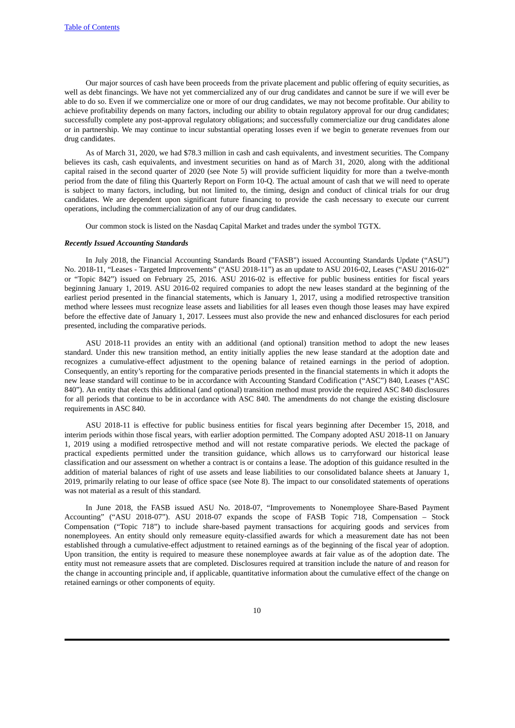Our major sources of cash have been proceeds from the private placement and public offering of equity securities, as well as debt financings. We have not yet commercialized any of our drug candidates and cannot be sure if we will ever be able to do so. Even if we commercialize one or more of our drug candidates, we may not become profitable. Our ability to achieve profitability depends on many factors, including our ability to obtain regulatory approval for our drug candidates; successfully complete any post-approval regulatory obligations; and successfully commercialize our drug candidates alone or in partnership. We may continue to incur substantial operating losses even if we begin to generate revenues from our drug candidates.

As of March 31, 2020, we had $78.3 million in cash and cash equivalents, and investment securities. The Company believes its cash, cash equivalents, and investment securities on hand as of March 31, 2020, along with the additional capital raised in the second quarter of 2020 (see Note 5) will provide sufficient liquidity for more than a twelve-month period from the date of filing this Quarterly Report on Form 10-Q. The actual amount of cash that we will need to operate is subject to many factors, including, but not limited to, the timing, design and conduct of clinical trials for our drug candidates. We are dependent upon significant future financing to provide the cash necessary to execute our current operations, including the commercialization of any of our drug candidates.

Our common stock is listed on the Nasdaq Capital Market and trades under the symbol TGTX.

***Recently Issued Accounting Standards***

In July 2018, the Financial Accounting Standards Board ("FASB") issued Accounting Standards Update ("ASU") No. 2018-11, "Leases - Targeted Improvements" ("ASU 2018-11") as an update to ASU 2016-02, Leases ("ASU 2016-02" or "Topic 842") issued on February 25, 2016. ASU 2016-02 is effective for public business entities for fiscal years beginning January 1, 2019. ASU 2016-02 required companies to adopt the new leases standard at the beginning of the earliest period presented in the financial statements, which is January 1, 2017, using a modified retrospective transition method where lessees must recognize lease assets and liabilities for all leases even though those leases may have expired before the effective date of January 1, 2017. Lessees must also provide the new and enhanced disclosures for each period presented, including the comparative periods.

ASU 2018-11 provides an entity with an additional (and optional) transition method to adopt the new leases standard. Under this new transition method, an entity initially applies the new lease standard at the adoption date and recognizes a cumulative-effect adjustment to the opening balance of retained earnings in the period of adoption. Consequently, an entity's reporting for the comparative periods presented in the financial statements in which it adopts the new lease standard will continue to be in accordance with Accounting Standard Codification ("ASC") 840, Leases ("ASC 840"). An entity that elects this additional (and optional) transition method must provide the required ASC 840 disclosures for all periods that continue to be in accordance with ASC 840. The amendments do not change the existing disclosure requirements in ASC 840.

ASU 2018-11 is effective for public business entities for fiscal years beginning after December 15, 2018, and interim periods within those fiscal years, with earlier adoption permitted. The Company adopted ASU 2018-11 on January 1, 2019 using a modified retrospective method and will not restate comparative periods. We elected the package of practical expedients permitted under the transition guidance, which allows us to carryforward our historical lease classification and our assessment on whether a contract is or contains a lease. The adoption of this guidance resulted in the addition of material balances of right of use assets and lease liabilities to our consolidated balance sheets at January 1, 2019, primarily relating to our lease of office space (see Note 8). The impact to our consolidated statements of operations was not material as a result of this standard.

In June 2018, the FASB issued ASU No. 2018-07, "Improvements to Nonemployee Share-Based Payment Accounting" ("ASU 2018-07"). ASU 2018-07 expands the scope of FASB Topic 718, Compensation – Stock Compensation ("Topic 718") to include share-based payment transactions for acquiring goods and services from nonemployees. An entity should only remeasure equity-classified awards for which a measurement date has not been established through a cumulative-effect adjustment to retained earnings as of the beginning of the fiscal year of adoption. Upon transition, the entity is required to measure these nonemployee awards at fair value as of the adoption date. The entity must not remeasure assets that are completed. Disclosures required at transition include the nature of and reason for the change in accounting principle and, if applicable, quantitative information about the cumulative effect of the change on retained earnings or other components of equity.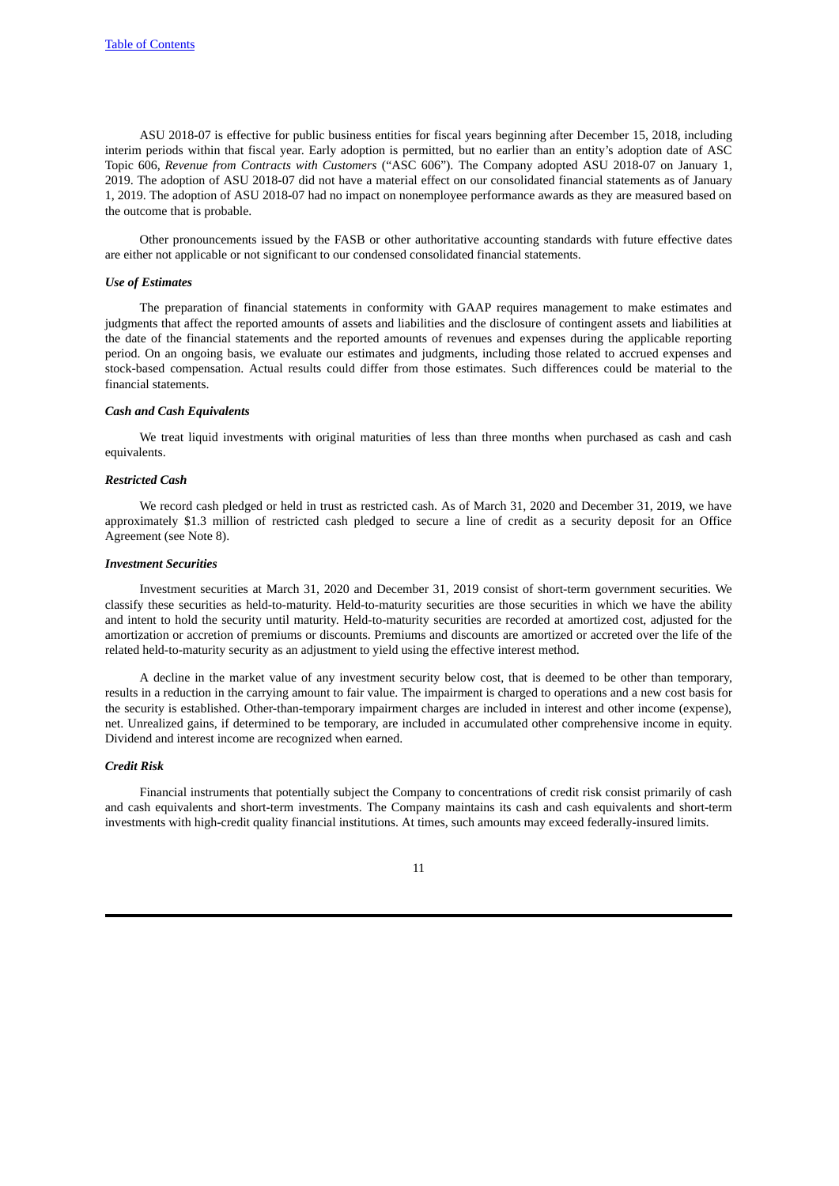ASU 2018-07 is effective for public business entities for fiscal years beginning after December 15, 2018, including interim periods within that fiscal year. Early adoption is permitted, but no earlier than an entity's adoption date of ASC Topic 606, *Revenue from Contracts with Customers* ("ASC 606"). The Company adopted ASU 2018-07 on January 1, 2019. The adoption of ASU 2018-07 did not have a material effect on our consolidated financial statements as of January 1, 2019. The adoption of ASU 2018-07 had no impact on nonemployee performance awards as they are measured based on the outcome that is probable.

Other pronouncements issued by the FASB or other authoritative accounting standards with future effective dates are either not applicable or not significant to our condensed consolidated financial statements.

***Use of Estimates***

The preparation of financial statements in conformity with GAAP requires management to make estimates and judgments that affect the reported amounts of assets and liabilities and the disclosure of contingent assets and liabilities at the date of the financial statements and the reported amounts of revenues and expenses during the applicable reporting period. On an ongoing basis, we evaluate our estimates and judgments, including those related to accrued expenses and stock-based compensation. Actual results could differ from those estimates. Such differences could be material to the financial statements.

***Cash and Cash Equivalents***

We treat liquid investments with original maturities of less than three months when purchased as cash and cash equivalents.

***Restricted Cash***

We record cash pledged or held in trust as restricted cash. As of March 31, 2020 and December 31, 2019, we have approximately $1.3 million of restricted cash pledged to secure a line of credit as a security deposit for an Office Agreement (see Note 8).

***Investment Securities***

Investment securities at March 31, 2020 and December 31, 2019 consist of short-term government securities. We classify these securities as held-to-maturity. Held-to-maturity securities are those securities in which we have the ability and intent to hold the security until maturity. Held-to-maturity securities are recorded at amortized cost, adjusted for the amortization or accretion of premiums or discounts. Premiums and discounts are amortized or accreted over the life of the related held-to-maturity security as an adjustment to yield using the effective interest method.

A decline in the market value of any investment security below cost, that is deemed to be other than temporary, results in a reduction in the carrying amount to fair value. The impairment is charged to operations and a new cost basis for the security is established. Other-than-temporary impairment charges are included in interest and other income (expense), net. Unrealized gains, if determined to be temporary, are included in accumulated other comprehensive income in equity. Dividend and interest income are recognized when earned.

***Credit Risk***

Financial instruments that potentially subject the Company to concentrations of credit risk consist primarily of cash and cash equivalents and short-term investments. The Company maintains its cash and cash equivalents and short-term investments with high-credit quality financial institutions. At times, such amounts may exceed federally-insured limits.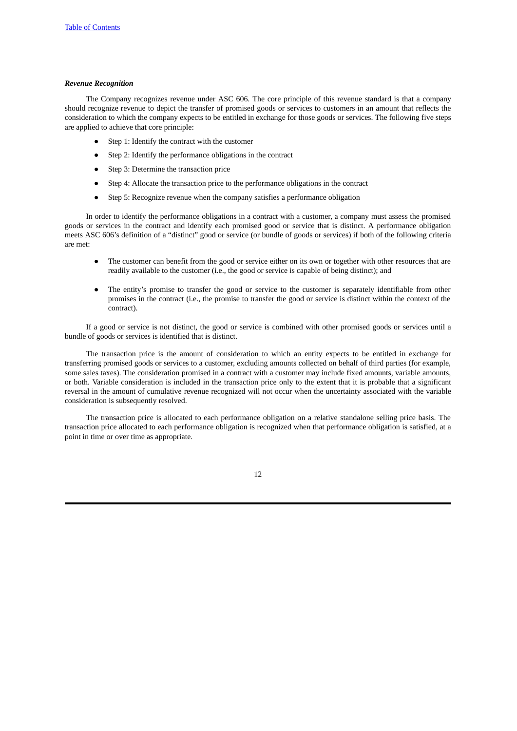***Revenue Recognition***

The Company recognizes revenue under ASC 606. The core principle of this revenue standard is that a company should recognize revenue to depict the transfer of promised goods or services to customers in an amount that reflects the consideration to which the company expects to be entitled in exchange for those goods or services. The following five steps are applied to achieve that core principle:

- Step 1: Identify the contract with the customer
- Step 2: Identify the performance obligations in the contract
- Step 3: Determine the transaction price
- Step 4: Allocate the transaction price to the performance obligations in the contract
- Step 5: Recognize revenue when the company satisfies a performance obligation

In order to identify the performance obligations in a contract with a customer, a company must assess the promised goods or services in the contract and identify each promised good or service that is distinct. A performance obligation meets ASC 606's definition of a "distinct" good or service (or bundle of goods or services) if both of the following criteria are met:

- The customer can benefit from the good or service either on its own or together with other resources that are readily available to the customer (i.e., the good or service is capable of being distinct); and
- The entity's promise to transfer the good or service to the customer is separately identifiable from other promises in the contract (i.e., the promise to transfer the good or service is distinct within the context of the contract).

If a good or service is not distinct, the good or service is combined with other promised goods or services until a bundle of goods or services is identified that is distinct.

The transaction price is the amount of consideration to which an entity expects to be entitled in exchange for transferring promised goods or services to a customer, excluding amounts collected on behalf of third parties (for example, some sales taxes). The consideration promised in a contract with a customer may include fixed amounts, variable amounts, or both. Variable consideration is included in the transaction price only to the extent that it is probable that a significant reversal in the amount of cumulative revenue recognized will not occur when the uncertainty associated with the variable consideration is subsequently resolved.

The transaction price is allocated to each performance obligation on a relative standalone selling price basis. The transaction price allocated to each performance obligation is recognized when that performance obligation is satisfied, at a point in time or over time as appropriate.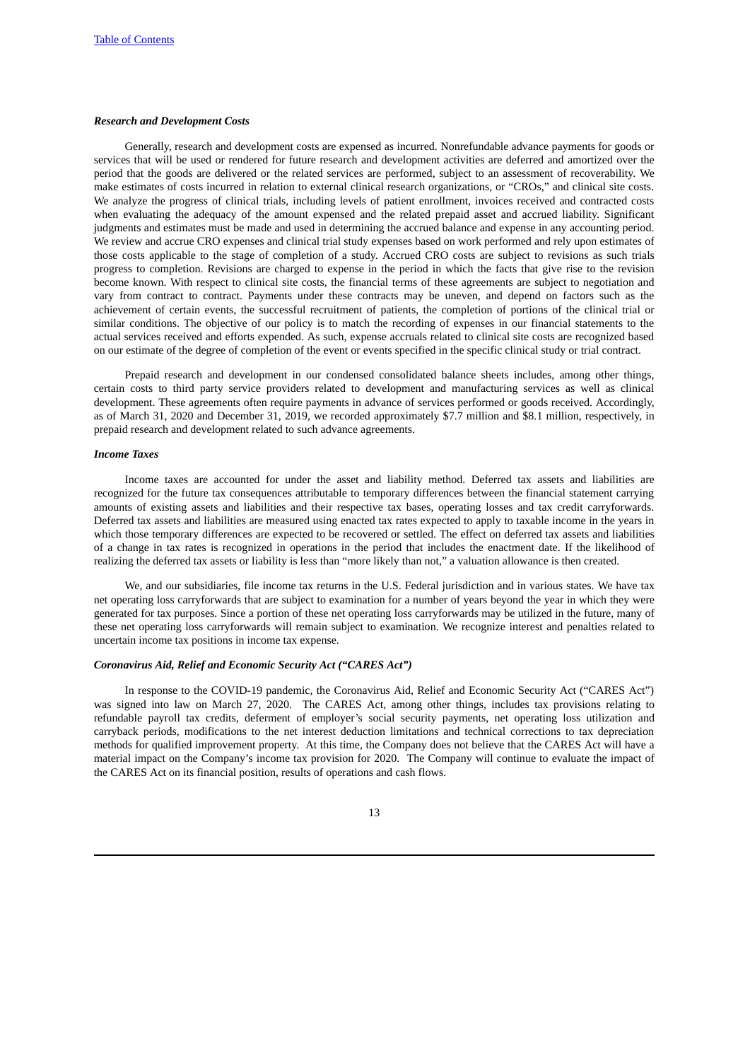### *Research and Development Costs*

Generally, research and development costs are expensed as incurred. Nonrefundable advance payments for goods or services that will be used or rendered for future research and development activities are deferred and amortized over the period that the goods are delivered or the related services are performed, subject to an assessment of recoverability. We make estimates of costs incurred in relation to external clinical research organizations, or "CROs," and clinical site costs. We analyze the progress of clinical trials, including levels of patient enrollment, invoices received and contracted costs when evaluating the adequacy of the amount expensed and the related prepaid asset and accrued liability. Significant judgments and estimates must be made and used in determining the accrued balance and expense in any accounting period. We review and accrue CRO expenses and clinical trial study expenses based on work performed and rely upon estimates of those costs applicable to the stage of completion of a study. Accrued CRO costs are subject to revisions as such trials progress to completion. Revisions are charged to expense in the period in which the facts that give rise to the revision become known. With respect to clinical site costs, the financial terms of these agreements are subject to negotiation and vary from contract to contract. Payments under these contracts may be uneven, and depend on factors such as the achievement of certain events, the successful recruitment of patients, the completion of portions of the clinical trial or similar conditions. The objective of our policy is to match the recording of expenses in our financial statements to the actual services received and efforts expended. As such, expense accruals related to clinical site costs are recognized based on our estimate of the degree of completion of the event or events specified in the specific clinical study or trial contract.

Prepaid research and development in our condensed consolidated balance sheets includes, among other things, certain costs to third party service providers related to development and manufacturing services as well as clinical development. These agreements often require payments in advance of services performed or goods received. Accordingly, as of March 31, 2020 and December 31, 2019, we recorded approximately $7.7 million and $8.1 million, respectively, in prepaid research and development related to such advance agreements.

### *Income Taxes*

Income taxes are accounted for under the asset and liability method. Deferred tax assets and liabilities are recognized for the future tax consequences attributable to temporary differences between the financial statement carrying amounts of existing assets and liabilities and their respective tax bases, operating losses and tax credit carryforwards. Deferred tax assets and liabilities are measured using enacted tax rates expected to apply to taxable income in the years in which those temporary differences are expected to be recovered or settled. The effect on deferred tax assets and liabilities of a change in tax rates is recognized in operations in the period that includes the enactment date. If the likelihood of realizing the deferred tax assets or liability is less than "more likely than not," a valuation allowance is then created.

We, and our subsidiaries, file income tax returns in the U.S. Federal jurisdiction and in various states. We have tax net operating loss carryforwards that are subject to examination for a number of years beyond the year in which they were generated for tax purposes. Since a portion of these net operating loss carryforwards may be utilized in the future, many of these net operating loss carryforwards will remain subject to examination. We recognize interest and penalties related to uncertain income tax positions in income tax expense.

### *Coronavirus Aid, Relief and Economic Security Act ("CARES Act")*

In response to the COVID-19 pandemic, the Coronavirus Aid, Relief and Economic Security Act ("CARES Act") was signed into law on March 27, 2020. The CARES Act, among other things, includes tax provisions relating to refundable payroll tax credits, deferment of employer's social security payments, net operating loss utilization and carryback periods, modifications to the net interest deduction limitations and technical corrections to tax depreciation methods for qualified improvement property. At this time, the Company does not believe that the CARES Act will have a material impact on the Company's income tax provision for 2020. The Company will continue to evaluate the impact of the CARES Act on its financial position, results of operations and cash flows.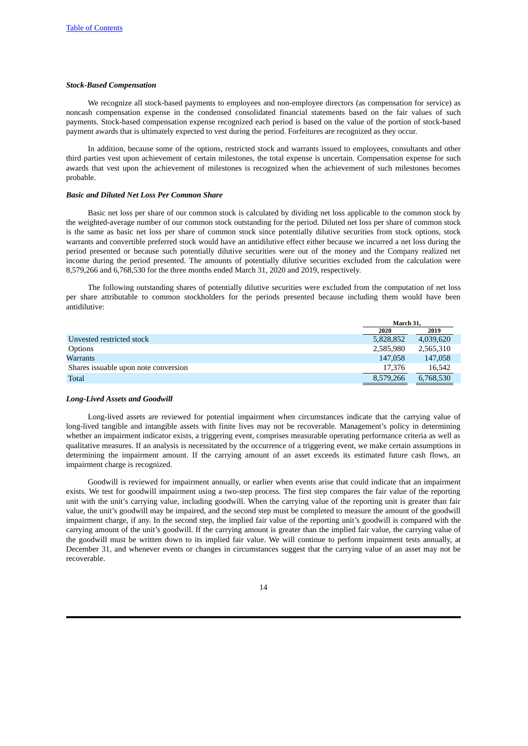### *Stock-Based Compensation*

We recognize all stock-based payments to employees and non-employee directors (as compensation for service) as noncash compensation expense in the condensed consolidated financial statements based on the fair values of such payments. Stock-based compensation expense recognized each period is based on the value of the portion of stock-based payment awards that is ultimately expected to vest during the period. Forfeitures are recognized as they occur.

In addition, because some of the options, restricted stock and warrants issued to employees, consultants and other third parties vest upon achievement of certain milestones, the total expense is uncertain. Compensation expense for such awards that vest upon the achievement of milestones is recognized when the achievement of such milestones becomes probable.

### *Basic and Diluted Net Loss Per Common Share*

Basic net loss per share of our common stock is calculated by dividing net loss applicable to the common stock by the weighted-average number of our common stock outstanding for the period. Diluted net loss per share of common stock is the same as basic net loss per share of common stock since potentially dilutive securities from stock options, stock warrants and convertible preferred stock would have an antidilutive effect either because we incurred a net loss during the period presented or because such potentially dilutive securities were out of the money and the Company realized net income during the period presented. The amounts of potentially dilutive securities excluded from the calculation were 8,579,266 and 6,768,530 for the three months ended March 31, 2020 and 2019, respectively.

The following outstanding shares of potentially dilutive securities were excluded from the computation of net loss per share attributable to common stockholders for the periods presented because including them would have been antidilutive:

| | March 31, | |
|---|---|---|
| | 2020 | 2019 |
| Unvested restricted stock | 5,828,852 | 4,039,620 |
| Options | 2,585,980 | 2,565,310 |
| Warrants | 147,058 | 147,058 |
| Shares issuable upon note conversion | 17,376 | 16,542 |
| Total | 8,579,266 | 6,768,530 |

### *Long-Lived Assets and Goodwill*

Long-lived assets are reviewed for potential impairment when circumstances indicate that the carrying value of long-lived tangible and intangible assets with finite lives may not be recoverable. Management's policy in determining whether an impairment indicator exists, a triggering event, comprises measurable operating performance criteria as well as qualitative measures. If an analysis is necessitated by the occurrence of a triggering event, we make certain assumptions in determining the impairment amount. If the carrying amount of an asset exceeds its estimated future cash flows, an impairment charge is recognized.

Goodwill is reviewed for impairment annually, or earlier when events arise that could indicate that an impairment exists. We test for goodwill impairment using a two-step process. The first step compares the fair value of the reporting unit with the unit's carrying value, including goodwill. When the carrying value of the reporting unit is greater than fair value, the unit's goodwill may be impaired, and the second step must be completed to measure the amount of the goodwill impairment charge, if any. In the second step, the implied fair value of the reporting unit's goodwill is compared with the carrying amount of the unit's goodwill. If the carrying amount is greater than the implied fair value, the carrying value of the goodwill must be written down to its implied fair value. We will continue to perform impairment tests annually, at December 31, and whenever events or changes in circumstances suggest that the carrying value of an asset may not be recoverable.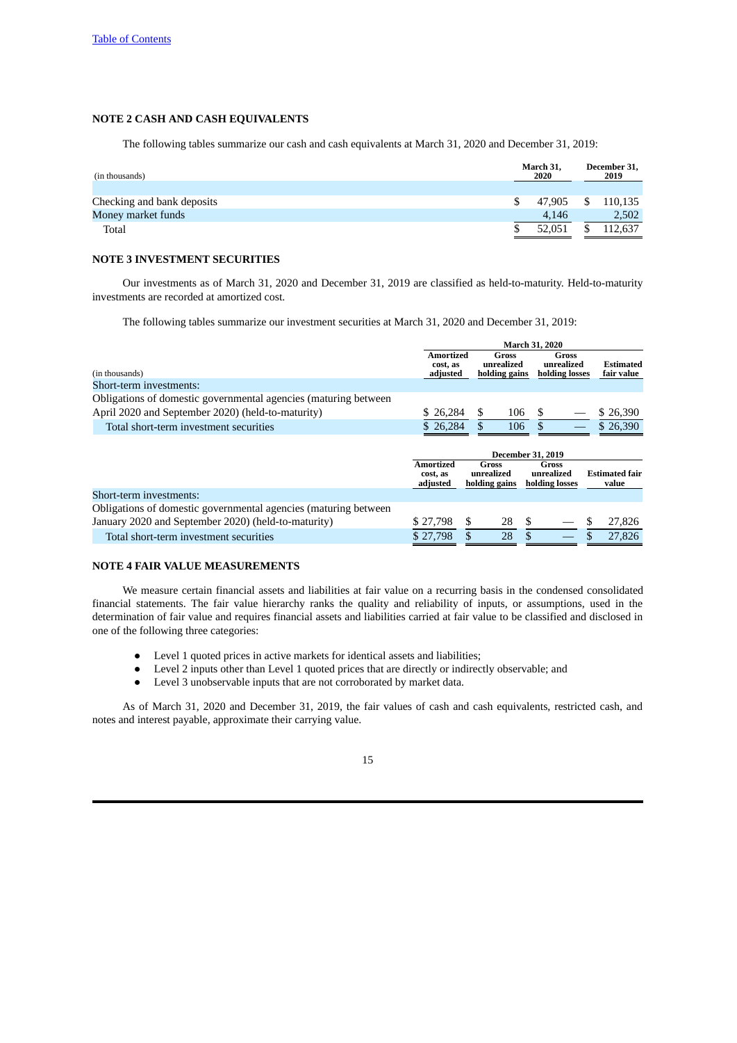## NOTE 2 CASH AND CASH EQUIVALENTS

The following tables summarize our cash and cash equivalents at March 31, 2020 and December 31, 2019:

| (in thousands) | March 31, 2020 | December 31, 2019 |
|---|---|---|
| Checking and bank deposits | $ 47,905 | $ 110,135 |
| Money market funds | 4,146 | 2,502 |
| Total | $ 52,051 | $ 112,637 |

## NOTE 3 INVESTMENT SECURITIES

Our investments as of March 31, 2020 and December 31, 2019 are classified as held-to-maturity. Held-to-maturity investments are recorded at amortized cost.

The following tables summarize our investment securities at March 31, 2020 and December 31, 2019:

| | March 31, 2020 | | | |
|---|---|---|---|---|
| (in thousands) | Amortized cost, as adjusted | Gross unrealized holding gains | Gross unrealized holding losses | Estimated fair value |
| Short-term investments: | | | | |
| Obligations of domestic governmental agencies (maturing between April 2020 and September 2020) (held-to-maturity) | $ 26,284 | $ 106 | $ — | $ 26,390 |
| Total short-term investment securities | $ 26,284 | $ 106 | $ — | $ 26,390 |

| | December 31, 2019 | | | |
|---|---|---|---|---|
| | Amortized cost, as adjusted | Gross unrealized holding gains | Gross unrealized holding losses | Estimated fair value |
| Short-term investments: | | | | |
| Obligations of domestic governmental agencies (maturing between January 2020 and September 2020) (held-to-maturity) | $ 27,798 | $ 28 | $ — | $ 27,826 |
| Total short-term investment securities | $ 27,798 | $ 28 | $ — | $ 27,826 |

## NOTE 4 FAIR VALUE MEASUREMENTS

We measure certain financial assets and liabilities at fair value on a recurring basis in the condensed consolidated financial statements. The fair value hierarchy ranks the quality and reliability of inputs, or assumptions, used in the determination of fair value and requires financial assets and liabilities carried at fair value to be classified and disclosed in one of the following three categories:

- Level 1 quoted prices in active markets for identical assets and liabilities;
- Level 2 inputs other than Level 1 quoted prices that are directly or indirectly observable; and
- Level 3 unobservable inputs that are not corroborated by market data.

As of March 31, 2020 and December 31, 2019, the fair values of cash and cash equivalents, restricted cash, and notes and interest payable, approximate their carrying value.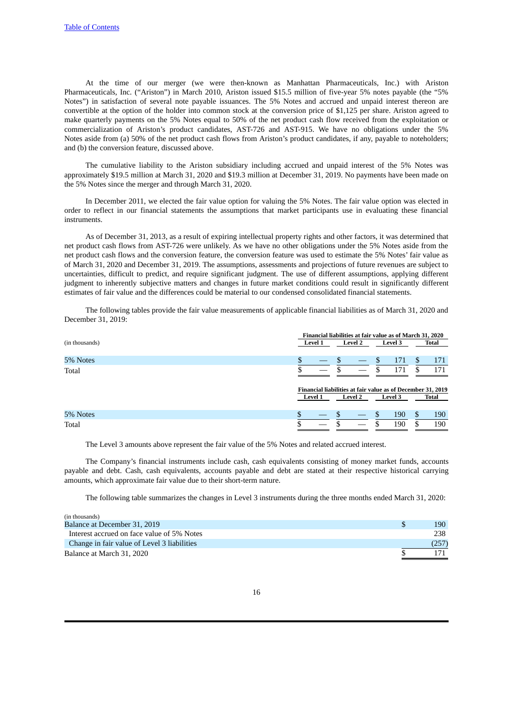At the time of our merger (we were then-known as Manhattan Pharmaceuticals, Inc.) with Ariston Pharmaceuticals, Inc. ("Ariston") in March 2010, Ariston issued $15.5 million of five-year 5% notes payable (the "5% Notes") in satisfaction of several note payable issuances. The 5% Notes and accrued and unpaid interest thereon are convertible at the option of the holder into common stock at the conversion price of $1,125 per share. Ariston agreed to make quarterly payments on the 5% Notes equal to 50% of the net product cash flow received from the exploitation or commercialization of Ariston's product candidates, AST-726 and AST-915. We have no obligations under the 5% Notes aside from (a) 50% of the net product cash flows from Ariston's product candidates, if any, payable to noteholders; and (b) the conversion feature, discussed above.

The cumulative liability to the Ariston subsidiary including accrued and unpaid interest of the 5% Notes was approximately $19.5 million at March 31, 2020 and $19.3 million at December 31, 2019. No payments have been made on the 5% Notes since the merger and through March 31, 2020.

In December 2011, we elected the fair value option for valuing the 5% Notes. The fair value option was elected in order to reflect in our financial statements the assumptions that market participants use in evaluating these financial instruments.

As of December 31, 2013, as a result of expiring intellectual property rights and other factors, it was determined that net product cash flows from AST-726 were unlikely. As we have no other obligations under the 5% Notes aside from the net product cash flows and the conversion feature, the conversion feature was used to estimate the 5% Notes' fair value as of March 31, 2020 and December 31, 2019. The assumptions, assessments and projections of future revenues are subject to uncertainties, difficult to predict, and require significant judgment. The use of different assumptions, applying different judgment to inherently subjective matters and changes in future market conditions could result in significantly different estimates of fair value and the differences could be material to our condensed consolidated financial statements.

The following tables provide the fair value measurements of applicable financial liabilities as of March 31, 2020 and December 31, 2019:

| (in thousands) | Financial liabilities at fair value as of March 31, 2020 | | | |
|---|---|---|---|---|
| | Level 1 | Level 2 | Level 3 | Total |
| 5% Notes | $ — | $ — | $ 171 | $ 171 |
| Total | $ — | $ — | $ 171 | $ 171 |

| | Financial liabilities at fair value as of December 31, 2019 | | | |
|---|---|---|---|---|
| | Level 1 | Level 2 | Level 3 | Total |
| 5% Notes | $ — | $ — | $ 190 | $ 190 |
| Total | $ — | $ — | $ 190 | $ 190 |

The Level 3 amounts above represent the fair value of the 5% Notes and related accrued interest.

The Company's financial instruments include cash, cash equivalents consisting of money market funds, accounts payable and debt. Cash, cash equivalents, accounts payable and debt are stated at their respective historical carrying amounts, which approximate fair value due to their short-term nature.

The following table summarizes the changes in Level 3 instruments during the three months ended March 31, 2020:

| (in thousands) | |
|---|---|
| Balance at December 31, 2019 | $ 190 |
| Interest accrued on face value of 5% Notes | 238 |
| Change in fair value of Level 3 liabilities | (257) |
| Balance at March 31, 2020 | $ 171 |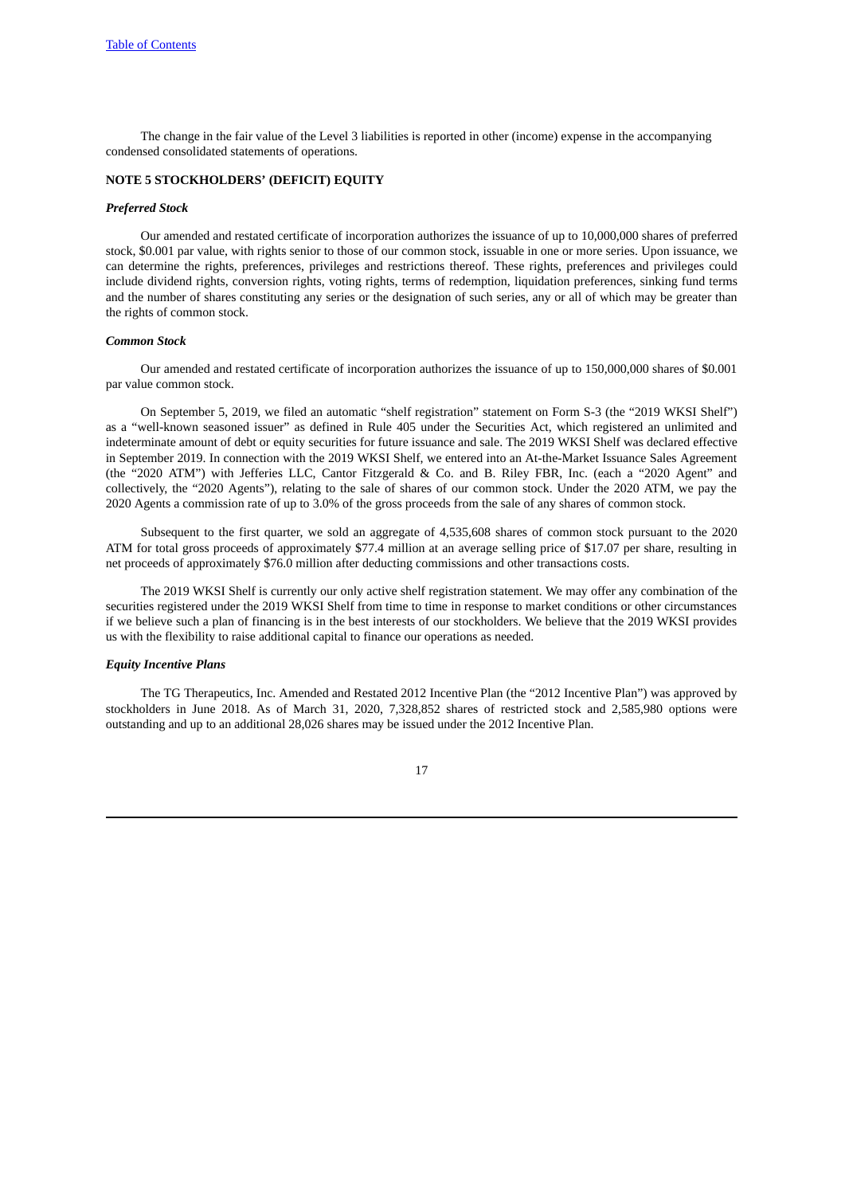The change in the fair value of the Level 3 liabilities is reported in other (income) expense in the accompanying condensed consolidated statements of operations.

## NOTE 5 STOCKHOLDERS' (DEFICIT) EQUITY

### *Preferred Stock*

Our amended and restated certificate of incorporation authorizes the issuance of up to 10,000,000 shares of preferred stock, $0.001 par value, with rights senior to those of our common stock, issuable in one or more series. Upon issuance, we can determine the rights, preferences, privileges and restrictions thereof. These rights, preferences and privileges could include dividend rights, conversion rights, voting rights, terms of redemption, liquidation preferences, sinking fund terms and the number of shares constituting any series or the designation of such series, any or all of which may be greater than the rights of common stock.

### *Common Stock*

Our amended and restated certificate of incorporation authorizes the issuance of up to 150,000,000 shares of $0.001 par value common stock.

On September 5, 2019, we filed an automatic "shelf registration" statement on Form S-3 (the "2019 WKSI Shelf") as a "well-known seasoned issuer" as defined in Rule 405 under the Securities Act, which registered an unlimited and indeterminate amount of debt or equity securities for future issuance and sale. The 2019 WKSI Shelf was declared effective in September 2019. In connection with the 2019 WKSI Shelf, we entered into an At-the-Market Issuance Sales Agreement (the "2020 ATM") with Jefferies LLC, Cantor Fitzgerald & Co. and B. Riley FBR, Inc. (each a "2020 Agent" and collectively, the "2020 Agents"), relating to the sale of shares of our common stock. Under the 2020 ATM, we pay the 2020 Agents a commission rate of up to 3.0% of the gross proceeds from the sale of any shares of common stock.

Subsequent to the first quarter, we sold an aggregate of 4,535,608 shares of common stock pursuant to the 2020 ATM for total gross proceeds of approximately $77.4 million at an average selling price of $17.07 per share, resulting in net proceeds of approximately $76.0 million after deducting commissions and other transactions costs.

The 2019 WKSI Shelf is currently our only active shelf registration statement. We may offer any combination of the securities registered under the 2019 WKSI Shelf from time to time in response to market conditions or other circumstances if we believe such a plan of financing is in the best interests of our stockholders. We believe that the 2019 WKSI provides us with the flexibility to raise additional capital to finance our operations as needed.

### *Equity Incentive Plans*

The TG Therapeutics, Inc. Amended and Restated 2012 Incentive Plan (the "2012 Incentive Plan") was approved by stockholders in June 2018. As of March 31, 2020, 7,328,852 shares of restricted stock and 2,585,980 options were outstanding and up to an additional 28,026 shares may be issued under the 2012 Incentive Plan.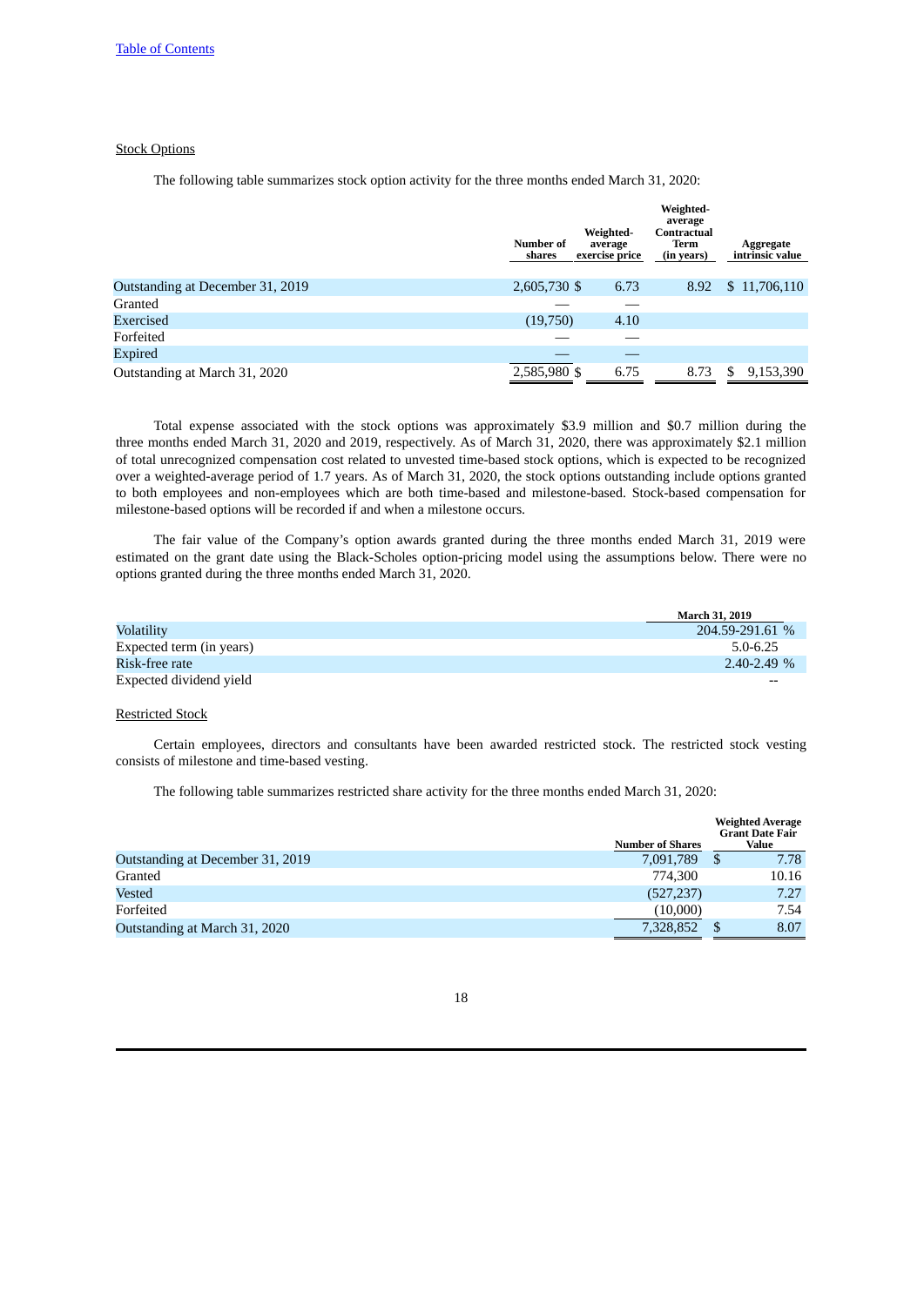Stock Options

The following table summarizes stock option activity for the three months ended March 31, 2020:

| | Number of shares | Weighted-average exercise price | Weighted-average Contractual Term (in years) | Aggregate intrinsic value |
|---|---|---|---|---|
| Outstanding at December 31, 2019 | 2,605,730 | $ 6.73 | 8.92 | $ 11,706,110 |
| Granted | — | — | | |
| Exercised | (19,750) | 4.10 | | |
| Forfeited | — | — | | |
| Expired | — | — | | |
| Outstanding at March 31, 2020 | 2,585,980 | $ 6.75 | 8.73 | $ 9,153,390 |

Total expense associated with the stock options was approximately $3.9 million and $0.7 million during the three months ended March 31, 2020 and 2019, respectively. As of March 31, 2020, there was approximately $2.1 million of total unrecognized compensation cost related to unvested time-based stock options, which is expected to be recognized over a weighted-average period of 1.7 years. As of March 31, 2020, the stock options outstanding include options granted to both employees and non-employees which are both time-based and milestone-based. Stock-based compensation for milestone-based options will be recorded if and when a milestone occurs.

The fair value of the Company's option awards granted during the three months ended March 31, 2019 were estimated on the grant date using the Black-Scholes option-pricing model using the assumptions below. There were no options granted during the three months ended March 31, 2020.

| | March 31, 2019 |
|---|---|
| Volatility | 204.59-291.61 % |
| Expected term (in years) | 5.0-6.25 |
| Risk-free rate | 2.40-2.49 % |
| Expected dividend yield | -- |

Restricted Stock

Certain employees, directors and consultants have been awarded restricted stock. The restricted stock vesting consists of milestone and time-based vesting.

The following table summarizes restricted share activity for the three months ended March 31, 2020:

| | Number of Shares | Weighted Average Grant Date Fair Value |
|---|---|---|
| Outstanding at December 31, 2019 | 7,091,789 | $ 7.78 |
| Granted | 774,300 | 10.16 |
| Vested | (527,237) | 7.27 |
| Forfeited | (10,000) | 7.54 |
| Outstanding at March 31, 2020 | 7,328,852 | $ 8.07 |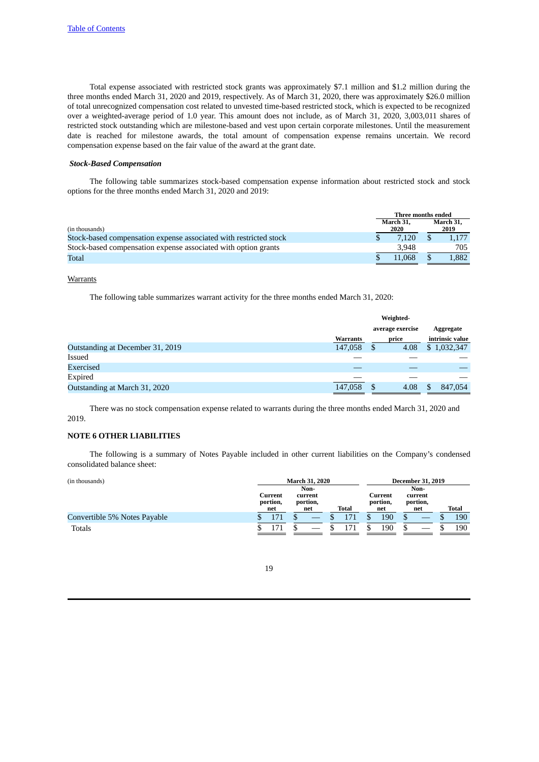Total expense associated with restricted stock grants was approximately $7.1 million and $1.2 million during the three months ended March 31, 2020 and 2019, respectively. As of March 31, 2020, there was approximately $26.0 million of total unrecognized compensation cost related to unvested time-based restricted stock, which is expected to be recognized over a weighted-average period of 1.0 year. This amount does not include, as of March 31, 2020, 3,003,011 shares of restricted stock outstanding which are milestone-based and vest upon certain corporate milestones. Until the measurement date is reached for milestone awards, the total amount of compensation expense remains uncertain. We record compensation expense based on the fair value of the award at the grant date.

***Stock-Based Compensation***

The following table summarizes stock-based compensation expense information about restricted stock and stock options for the three months ended March 31, 2020 and 2019:

| (in thousands) | Three months ended March 31, 2020 | Three months ended March 31, 2019 |
|---|---|---|
| Stock-based compensation expense associated with restricted stock | $ 7,120 | $ 1,177 |
| Stock-based compensation expense associated with option grants | 3,948 | 705 |
| Total | $ 11,068 | $ 1,882 |

Warrants

The following table summarizes warrant activity for the three months ended March 31, 2020:

| | Warrants | Weighted-average exercise price | Aggregate intrinsic value |
|---|---|---|---|
| Outstanding at December 31, 2019 | 147,058 | $ 4.08 | $ 1,032,347 |
| Issued | — | — | — |
| Exercised | — | — | — |
| Expired | — | — | — |
| Outstanding at March 31, 2020 | 147,058 | $ 4.08 | $ 847,054 |

There was no stock compensation expense related to warrants during the three months ended March 31, 2020 and 2019.

**NOTE 6 OTHER LIABILITIES**

The following is a summary of Notes Payable included in other current liabilities on the Company's condensed consolidated balance sheet:

| (in thousands) | March 31, 2020 | | | December 31, 2019 | | |
|---|---|---|---|---|---|---|
| | Current portion, net | Non-current portion, net | Total | Current portion, net | Non-current portion, net | Total |
| Convertible 5% Notes Payable | $ 171 | $ — | $ 171 | $ 190 | $ — | $ 190 |
| Totals | $ 171 | $ — | $ 171 | $ 190 | $ — | $ 190 |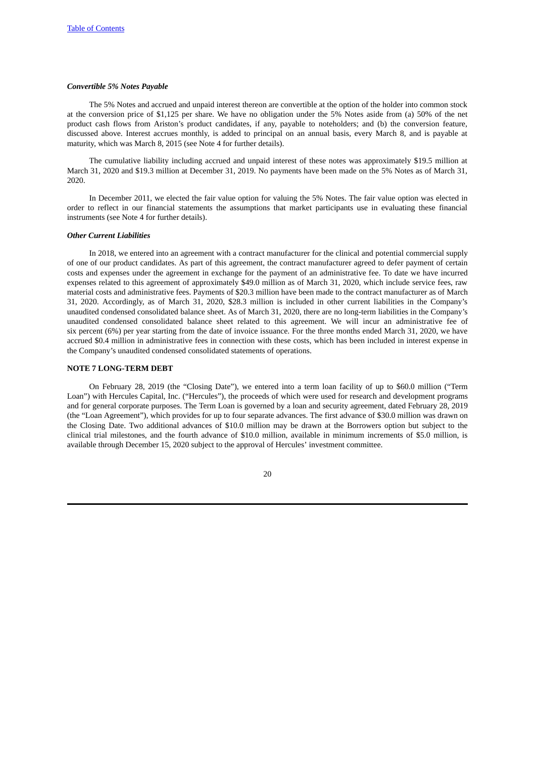***Convertible 5% Notes Payable***

The 5% Notes and accrued and unpaid interest thereon are convertible at the option of the holder into common stock at the conversion price of $1,125 per share. We have no obligation under the 5% Notes aside from (a) 50% of the net product cash flows from Ariston's product candidates, if any, payable to noteholders; and (b) the conversion feature, discussed above. Interest accrues monthly, is added to principal on an annual basis, every March 8, and is payable at maturity, which was March 8, 2015 (see Note 4 for further details).

The cumulative liability including accrued and unpaid interest of these notes was approximately $19.5 million at March 31, 2020 and $19.3 million at December 31, 2019. No payments have been made on the 5% Notes as of March 31, 2020.

In December 2011, we elected the fair value option for valuing the 5% Notes. The fair value option was elected in order to reflect in our financial statements the assumptions that market participants use in evaluating these financial instruments (see Note 4 for further details).

***Other Current Liabilities***

In 2018, we entered into an agreement with a contract manufacturer for the clinical and potential commercial supply of one of our product candidates. As part of this agreement, the contract manufacturer agreed to defer payment of certain costs and expenses under the agreement in exchange for the payment of an administrative fee. To date we have incurred expenses related to this agreement of approximately $49.0 million as of March 31, 2020, which include service fees, raw material costs and administrative fees. Payments of $20.3 million have been made to the contract manufacturer as of March 31, 2020. Accordingly, as of March 31, 2020, $28.3 million is included in other current liabilities in the Company's unaudited condensed consolidated balance sheet. As of March 31, 2020, there are no long-term liabilities in the Company's unaudited condensed consolidated balance sheet related to this agreement. We will incur an administrative fee of six percent (6%) per year starting from the date of invoice issuance. For the three months ended March 31, 2020, we have accrued $0.4 million in administrative fees in connection with these costs, which has been included in interest expense in the Company's unaudited condensed consolidated statements of operations.

**NOTE 7 LONG-TERM DEBT**

On February 28, 2019 (the "Closing Date"), we entered into a term loan facility of up to $60.0 million ("Term Loan") with Hercules Capital, Inc. ("Hercules"), the proceeds of which were used for research and development programs and for general corporate purposes. The Term Loan is governed by a loan and security agreement, dated February 28, 2019 (the "Loan Agreement"), which provides for up to four separate advances. The first advance of $30.0 million was drawn on the Closing Date. Two additional advances of $10.0 million may be drawn at the Borrowers option but subject to the clinical trial milestones, and the fourth advance of $10.0 million, available in minimum increments of $5.0 million, is available through December 15, 2020 subject to the approval of Hercules' investment committee.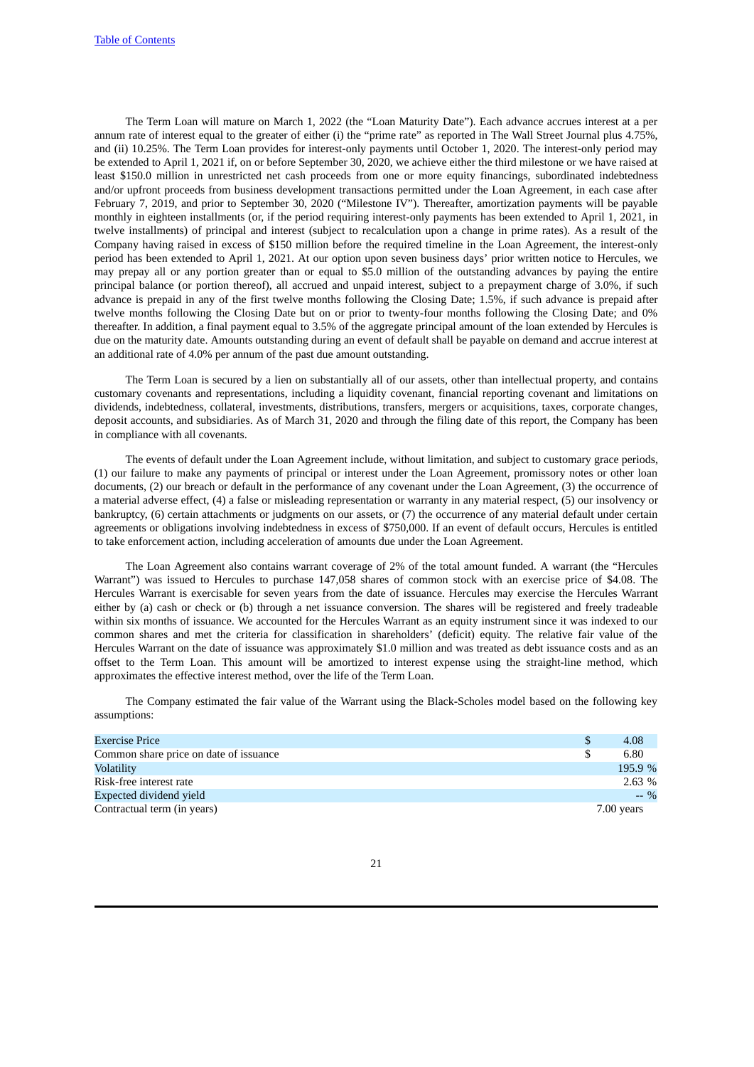The Term Loan will mature on March 1, 2022 (the "Loan Maturity Date"). Each advance accrues interest at a per annum rate of interest equal to the greater of either (i) the "prime rate" as reported in The Wall Street Journal plus 4.75%, and (ii) 10.25%. The Term Loan provides for interest-only payments until October 1, 2020. The interest-only period may be extended to April 1, 2021 if, on or before September 30, 2020, we achieve either the third milestone or we have raised at least $150.0 million in unrestricted net cash proceeds from one or more equity financings, subordinated indebtedness and/or upfront proceeds from business development transactions permitted under the Loan Agreement, in each case after February 7, 2019, and prior to September 30, 2020 ("Milestone IV"). Thereafter, amortization payments will be payable monthly in eighteen installments (or, if the period requiring interest-only payments has been extended to April 1, 2021, in twelve installments) of principal and interest (subject to recalculation upon a change in prime rates). As a result of the Company having raised in excess of $150 million before the required timeline in the Loan Agreement, the interest-only period has been extended to April 1, 2021. At our option upon seven business days' prior written notice to Hercules, we may prepay all or any portion greater than or equal to $5.0 million of the outstanding advances by paying the entire principal balance (or portion thereof), all accrued and unpaid interest, subject to a prepayment charge of 3.0%, if such advance is prepaid in any of the first twelve months following the Closing Date; 1.5%, if such advance is prepaid after twelve months following the Closing Date but on or prior to twenty-four months following the Closing Date; and 0% thereafter. In addition, a final payment equal to 3.5% of the aggregate principal amount of the loan extended by Hercules is due on the maturity date. Amounts outstanding during an event of default shall be payable on demand and accrue interest at an additional rate of 4.0% per annum of the past due amount outstanding.

The Term Loan is secured by a lien on substantially all of our assets, other than intellectual property, and contains customary covenants and representations, including a liquidity covenant, financial reporting covenant and limitations on dividends, indebtedness, collateral, investments, distributions, transfers, mergers or acquisitions, taxes, corporate changes, deposit accounts, and subsidiaries. As of March 31, 2020 and through the filing date of this report, the Company has been in compliance with all covenants.

The events of default under the Loan Agreement include, without limitation, and subject to customary grace periods, (1) our failure to make any payments of principal or interest under the Loan Agreement, promissory notes or other loan documents, (2) our breach or default in the performance of any covenant under the Loan Agreement, (3) the occurrence of a material adverse effect, (4) a false or misleading representation or warranty in any material respect, (5) our insolvency or bankruptcy, (6) certain attachments or judgments on our assets, or (7) the occurrence of any material default under certain agreements or obligations involving indebtedness in excess of $750,000. If an event of default occurs, Hercules is entitled to take enforcement action, including acceleration of amounts due under the Loan Agreement.

The Loan Agreement also contains warrant coverage of 2% of the total amount funded. A warrant (the "Hercules Warrant") was issued to Hercules to purchase 147,058 shares of common stock with an exercise price of $4.08. The Hercules Warrant is exercisable for seven years from the date of issuance. Hercules may exercise the Hercules Warrant either by (a) cash or check or (b) through a net issuance conversion. The shares will be registered and freely tradeable within six months of issuance. We accounted for the Hercules Warrant as an equity instrument since it was indexed to our common shares and met the criteria for classification in shareholders' (deficit) equity. The relative fair value of the Hercules Warrant on the date of issuance was approximately $1.0 million and was treated as debt issuance costs and as an offset to the Term Loan. This amount will be amortized to interest expense using the straight-line method, which approximates the effective interest method, over the life of the Term Loan.

The Company estimated the fair value of the Warrant using the Black-Scholes model based on the following key assumptions:

| | |
|---|---|
| Exercise Price | $ 4.08 |
| Common share price on date of issuance | $ 6.80 |
| Volatility | 195.9 % |
| Risk-free interest rate | 2.63 % |
| Expected dividend yield | -- % |
| Contractual term (in years) | 7.00 years |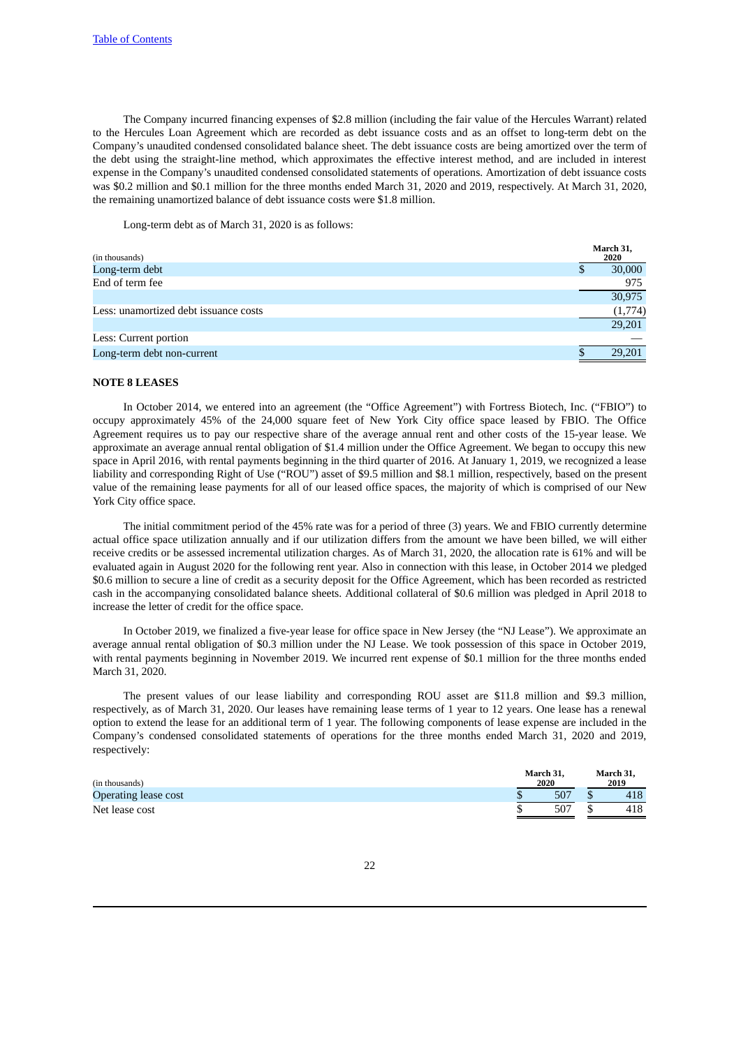The Company incurred financing expenses of $2.8 million (including the fair value of the Hercules Warrant) related to the Hercules Loan Agreement which are recorded as debt issuance costs and as an offset to long-term debt on the Company's unaudited condensed consolidated balance sheet. The debt issuance costs are being amortized over the term of the debt using the straight-line method, which approximates the effective interest method, and are included in interest expense in the Company's unaudited condensed consolidated statements of operations. Amortization of debt issuance costs was $0.2 million and $0.1 million for the three months ended March 31, 2020 and 2019, respectively. At March 31, 2020, the remaining unamortized balance of debt issuance costs were $1.8 million.

Long-term debt as of March 31, 2020 is as follows:

| (in thousands) | March 31, 2020 |
|---|---|
| Long-term debt | $ 30,000 |
| End of term fee | 975 |
| | 30,975 |
| Less: unamortized debt issuance costs | (1,774) |
| | 29,201 |
| Less: Current portion | — |
| Long-term debt non-current | $ 29,201 |

**NOTE 8 LEASES**

In October 2014, we entered into an agreement (the "Office Agreement") with Fortress Biotech, Inc. ("FBIO") to occupy approximately 45% of the 24,000 square feet of New York City office space leased by FBIO. The Office Agreement requires us to pay our respective share of the average annual rent and other costs of the 15-year lease. We approximate an average annual rental obligation of $1.4 million under the Office Agreement. We began to occupy this new space in April 2016, with rental payments beginning in the third quarter of 2016. At January 1, 2019, we recognized a lease liability and corresponding Right of Use ("ROU") asset of $9.5 million and $8.1 million, respectively, based on the present value of the remaining lease payments for all of our leased office spaces, the majority of which is comprised of our New York City office space.

The initial commitment period of the 45% rate was for a period of three (3) years. We and FBIO currently determine actual office space utilization annually and if our utilization differs from the amount we have been billed, we will either receive credits or be assessed incremental utilization charges. As of March 31, 2020, the allocation rate is 61% and will be evaluated again in August 2020 for the following rent year. Also in connection with this lease, in October 2014 we pledged $0.6 million to secure a line of credit as a security deposit for the Office Agreement, which has been recorded as restricted cash in the accompanying consolidated balance sheets. Additional collateral of $0.6 million was pledged in April 2018 to increase the letter of credit for the office space.

In October 2019, we finalized a five-year lease for office space in New Jersey (the "NJ Lease"). We approximate an average annual rental obligation of $0.3 million under the NJ Lease. We took possession of this space in October 2019, with rental payments beginning in November 2019. We incurred rent expense of $0.1 million for the three months ended March 31, 2020.

The present values of our lease liability and corresponding ROU asset are $11.8 million and $9.3 million, respectively, as of March 31, 2020. Our leases have remaining lease terms of 1 year to 12 years. One lease has a renewal option to extend the lease for an additional term of 1 year. The following components of lease expense are included in the Company's condensed consolidated statements of operations for the three months ended March 31, 2020 and 2019, respectively:

| (in thousands) | March 31, 2020 | March 31, 2019 |
|---|---|---|
| Operating lease cost | $ 507 | $ 418 |
| Net lease cost | $ 507 | $ 418 |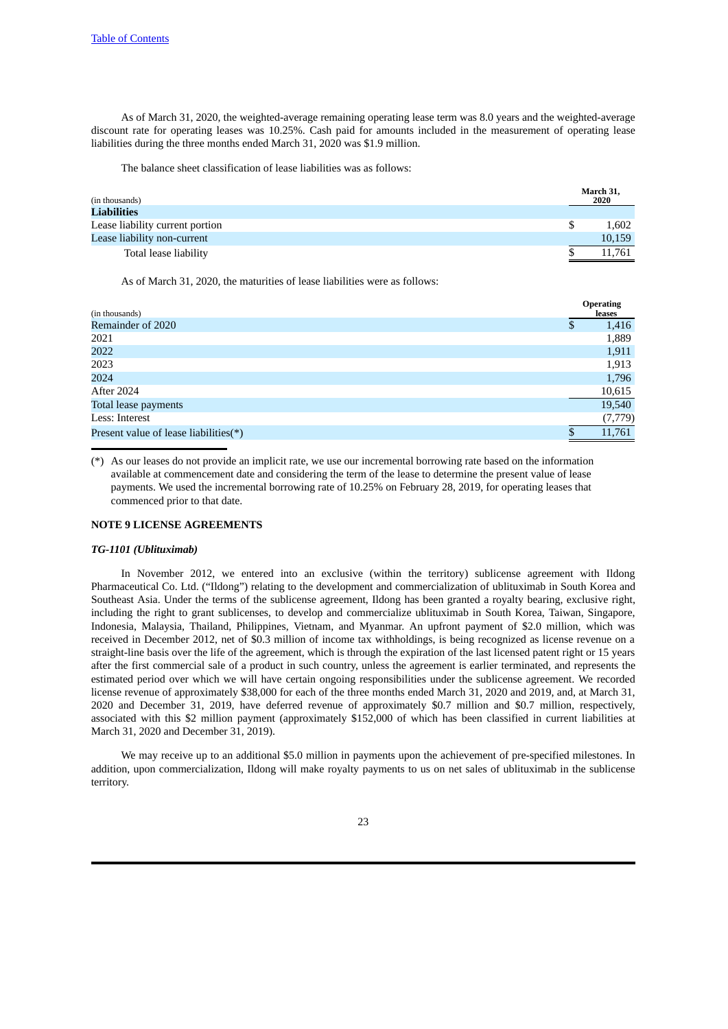As of March 31, 2020, the weighted-average remaining operating lease term was 8.0 years and the weighted-average discount rate for operating leases was 10.25%. Cash paid for amounts included in the measurement of operating lease liabilities during the three months ended March 31, 2020 was $1.9 million.

The balance sheet classification of lease liabilities was as follows:

| (in thousands) | March 31, 2020 |
|---|---|
| **Liabilities** | |
| Lease liability current portion | $ 1,602 |
| Lease liability non-current | 10,159 |
| Total lease liability | $ 11,761 |

As of March 31, 2020, the maturities of lease liabilities were as follows:

| (in thousands) | Operating leases |
|---|---|
| Remainder of 2020 | $ 1,416 |
| 2021 | 1,889 |
| 2022 | 1,911 |
| 2023 | 1,913 |
| 2024 | 1,796 |
| After 2024 | 10,615 |
| Total lease payments | 19,540 |
| Less: Interest | (7,779) |
| Present value of lease liabilities(*) | $ 11,761 |

(*) As our leases do not provide an implicit rate, we use our incremental borrowing rate based on the information available at commencement date and considering the term of the lease to determine the present value of lease payments. We used the incremental borrowing rate of 10.25% on February 28, 2019, for operating leases that commenced prior to that date.

**NOTE 9 LICENSE AGREEMENTS**

***TG-1101 (Ublituximab)***

In November 2012, we entered into an exclusive (within the territory) sublicense agreement with Ildong Pharmaceutical Co. Ltd. ("Ildong") relating to the development and commercialization of ublituximab in South Korea and Southeast Asia. Under the terms of the sublicense agreement, Ildong has been granted a royalty bearing, exclusive right, including the right to grant sublicenses, to develop and commercialize ublituximab in South Korea, Taiwan, Singapore, Indonesia, Malaysia, Thailand, Philippines, Vietnam, and Myanmar. An upfront payment of $2.0 million, which was received in December 2012, net of $0.3 million of income tax withholdings, is being recognized as license revenue on a straight-line basis over the life of the agreement, which is through the expiration of the last licensed patent right or 15 years after the first commercial sale of a product in such country, unless the agreement is earlier terminated, and represents the estimated period over which we will have certain ongoing responsibilities under the sublicense agreement. We recorded license revenue of approximately $38,000 for each of the three months ended March 31, 2020 and 2019, and, at March 31, 2020 and December 31, 2019, have deferred revenue of approximately $0.7 million and $0.7 million, respectively, associated with this $2 million payment (approximately $152,000 of which has been classified in current liabilities at March 31, 2020 and December 31, 2019).

We may receive up to an additional $5.0 million in payments upon the achievement of pre-specified milestones. In addition, upon commercialization, Ildong will make royalty payments to us on net sales of ublituximab in the sublicense territory.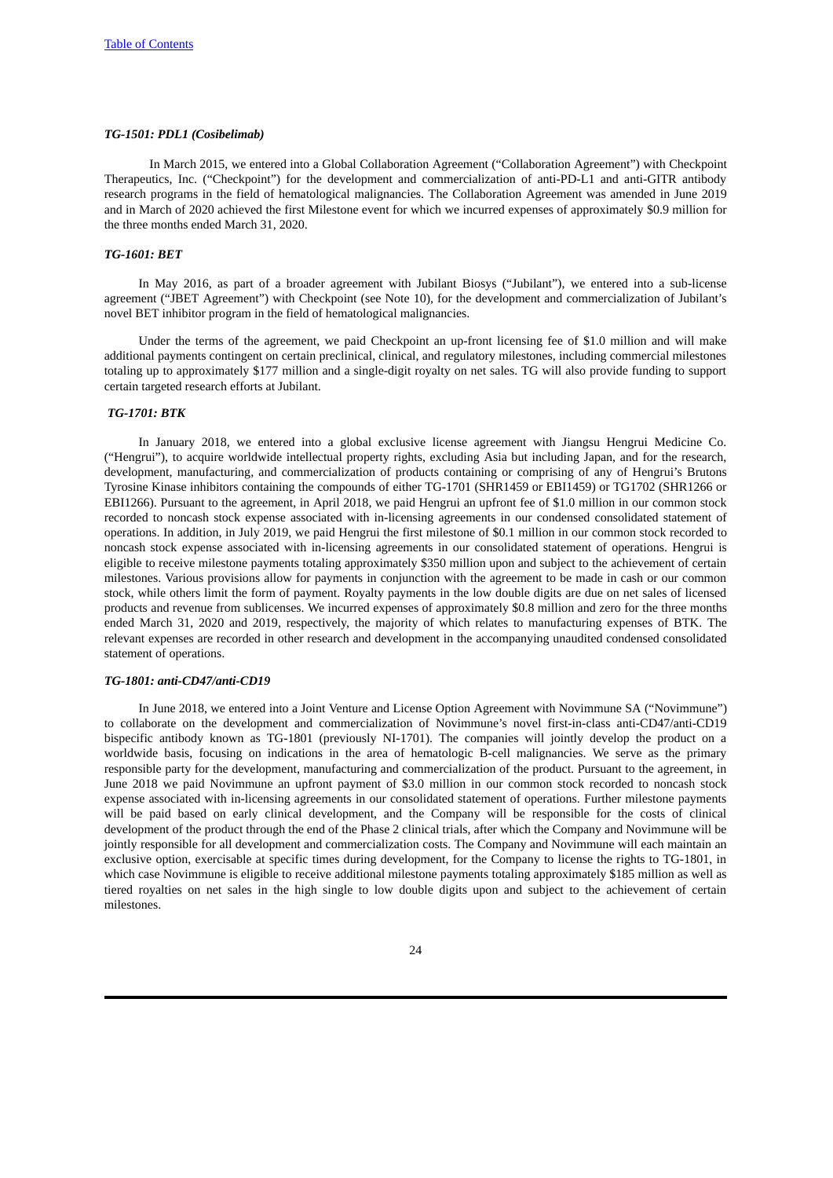### *TG-1501: PDL1 (Cosibelimab)*

In March 2015, we entered into a Global Collaboration Agreement ("Collaboration Agreement") with Checkpoint Therapeutics, Inc. ("Checkpoint") for the development and commercialization of anti-PD-L1 and anti-GITR antibody research programs in the field of hematological malignancies. The Collaboration Agreement was amended in June 2019 and in March of 2020 achieved the first Milestone event for which we incurred expenses of approximately $0.9 million for the three months ended March 31, 2020.

### *TG-1601: BET*

In May 2016, as part of a broader agreement with Jubilant Biosys ("Jubilant"), we entered into a sub-license agreement ("JBET Agreement") with Checkpoint (see Note 10), for the development and commercialization of Jubilant's novel BET inhibitor program in the field of hematological malignancies.

Under the terms of the agreement, we paid Checkpoint an up-front licensing fee of $1.0 million and will make additional payments contingent on certain preclinical, clinical, and regulatory milestones, including commercial milestones totaling up to approximately $177 million and a single-digit royalty on net sales. TG will also provide funding to support certain targeted research efforts at Jubilant.

### *TG-1701: BTK*

In January 2018, we entered into a global exclusive license agreement with Jiangsu Hengrui Medicine Co. ("Hengrui"), to acquire worldwide intellectual property rights, excluding Asia but including Japan, and for the research, development, manufacturing, and commercialization of products containing or comprising of any of Hengrui's Brutons Tyrosine Kinase inhibitors containing the compounds of either TG-1701 (SHR1459 or EBI1459) or TG1702 (SHR1266 or EBI1266). Pursuant to the agreement, in April 2018, we paid Hengrui an upfront fee of $1.0 million in our common stock recorded to noncash stock expense associated with in-licensing agreements in our condensed consolidated statement of operations. In addition, in July 2019, we paid Hengrui the first milestone of $0.1 million in our common stock recorded to noncash stock expense associated with in-licensing agreements in our consolidated statement of operations. Hengrui is eligible to receive milestone payments totaling approximately $350 million upon and subject to the achievement of certain milestones. Various provisions allow for payments in conjunction with the agreement to be made in cash or our common stock, while others limit the form of payment. Royalty payments in the low double digits are due on net sales of licensed products and revenue from sublicenses. We incurred expenses of approximately $0.8 million and zero for the three months ended March 31, 2020 and 2019, respectively, the majority of which relates to manufacturing expenses of BTK. The relevant expenses are recorded in other research and development in the accompanying unaudited condensed consolidated statement of operations.

### *TG-1801: anti-CD47/anti-CD19*

In June 2018, we entered into a Joint Venture and License Option Agreement with Novimmune SA ("Novimmune") to collaborate on the development and commercialization of Novimmune's novel first-in-class anti-CD47/anti-CD19 bispecific antibody known as TG-1801 (previously NI-1701). The companies will jointly develop the product on a worldwide basis, focusing on indications in the area of hematologic B-cell malignancies. We serve as the primary responsible party for the development, manufacturing and commercialization of the product. Pursuant to the agreement, in June 2018 we paid Novimmune an upfront payment of $3.0 million in our common stock recorded to noncash stock expense associated with in-licensing agreements in our consolidated statement of operations. Further milestone payments will be paid based on early clinical development, and the Company will be responsible for the costs of clinical development of the product through the end of the Phase 2 clinical trials, after which the Company and Novimmune will be jointly responsible for all development and commercialization costs. The Company and Novimmune will each maintain an exclusive option, exercisable at specific times during development, for the Company to license the rights to TG-1801, in which case Novimmune is eligible to receive additional milestone payments totaling approximately $185 million as well as tiered royalties on net sales in the high single to low double digits upon and subject to the achievement of certain milestones.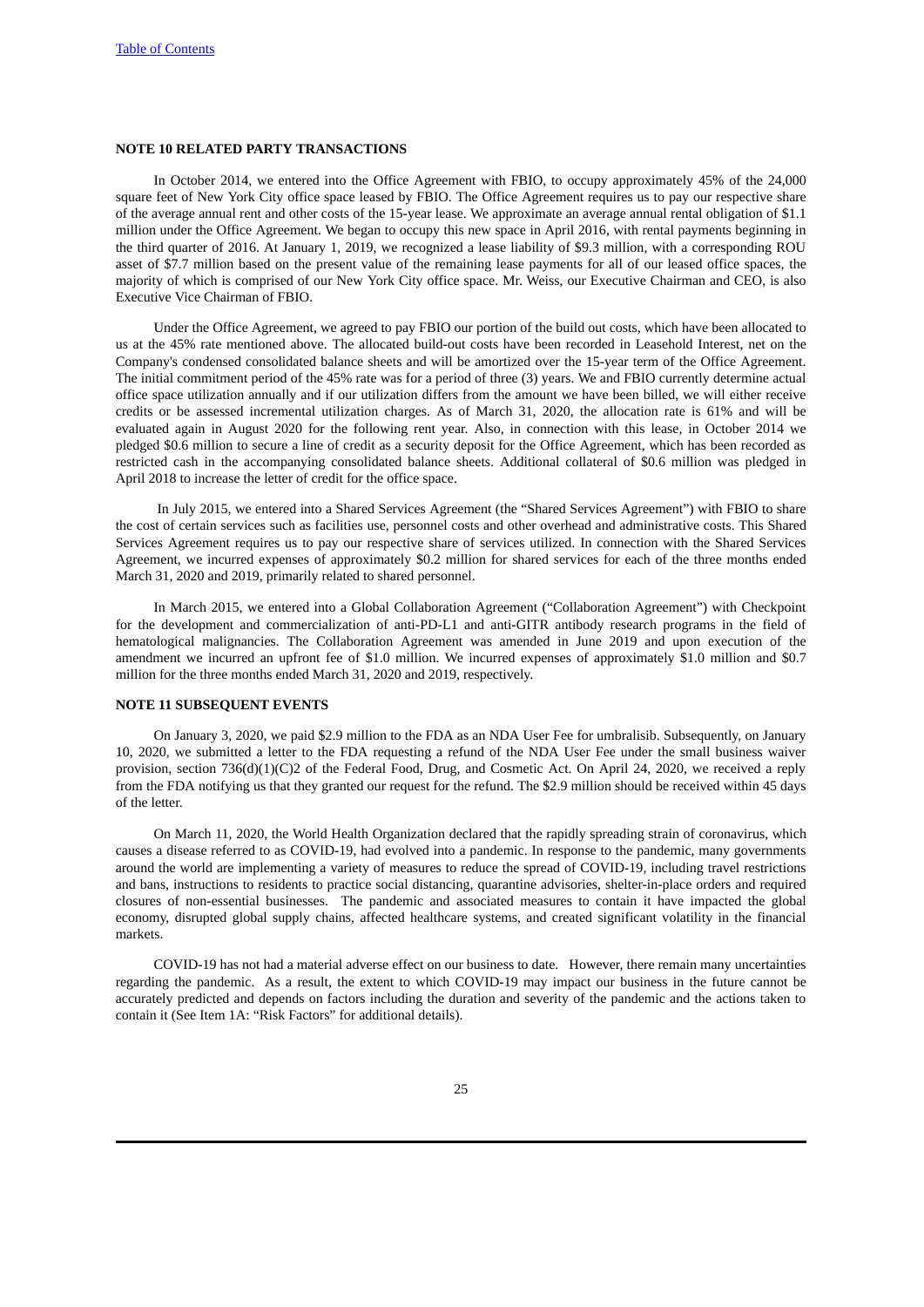## NOTE 10 RELATED PARTY TRANSACTIONS

In October 2014, we entered into the Office Agreement with FBIO, to occupy approximately 45% of the 24,000 square feet of New York City office space leased by FBIO. The Office Agreement requires us to pay our respective share of the average annual rent and other costs of the 15-year lease. We approximate an average annual rental obligation of $1.1 million under the Office Agreement. We began to occupy this new space in April 2016, with rental payments beginning in the third quarter of 2016. At January 1, 2019, we recognized a lease liability of $9.3 million, with a corresponding ROU asset of $7.7 million based on the present value of the remaining lease payments for all of our leased office spaces, the majority of which is comprised of our New York City office space. Mr. Weiss, our Executive Chairman and CEO, is also Executive Vice Chairman of FBIO.

Under the Office Agreement, we agreed to pay FBIO our portion of the build out costs, which have been allocated to us at the 45% rate mentioned above. The allocated build-out costs have been recorded in Leasehold Interest, net on the Company's condensed consolidated balance sheets and will be amortized over the 15-year term of the Office Agreement. The initial commitment period of the 45% rate was for a period of three (3) years. We and FBIO currently determine actual office space utilization annually and if our utilization differs from the amount we have been billed, we will either receive credits or be assessed incremental utilization charges. As of March 31, 2020, the allocation rate is 61% and will be evaluated again in August 2020 for the following rent year. Also, in connection with this lease, in October 2014 we pledged $0.6 million to secure a line of credit as a security deposit for the Office Agreement, which has been recorded as restricted cash in the accompanying consolidated balance sheets. Additional collateral of $0.6 million was pledged in April 2018 to increase the letter of credit for the office space.

In July 2015, we entered into a Shared Services Agreement (the "Shared Services Agreement") with FBIO to share the cost of certain services such as facilities use, personnel costs and other overhead and administrative costs. This Shared Services Agreement requires us to pay our respective share of services utilized. In connection with the Shared Services Agreement, we incurred expenses of approximately $0.2 million for shared services for each of the three months ended March 31, 2020 and 2019, primarily related to shared personnel.

In March 2015, we entered into a Global Collaboration Agreement ("Collaboration Agreement") with Checkpoint for the development and commercialization of anti-PD-L1 and anti-GITR antibody research programs in the field of hematological malignancies. The Collaboration Agreement was amended in June 2019 and upon execution of the amendment we incurred an upfront fee of $1.0 million. We incurred expenses of approximately $1.0 million and $0.7 million for the three months ended March 31, 2020 and 2019, respectively.

## NOTE 11 SUBSEQUENT EVENTS

On January 3, 2020, we paid $2.9 million to the FDA as an NDA User Fee for umbralisib. Subsequently, on January 10, 2020, we submitted a letter to the FDA requesting a refund of the NDA User Fee under the small business waiver provision, section 736(d)(1)(C)2 of the Federal Food, Drug, and Cosmetic Act. On April 24, 2020, we received a reply from the FDA notifying us that they granted our request for the refund. The $2.9 million should be received within 45 days of the letter.

On March 11, 2020, the World Health Organization declared that the rapidly spreading strain of coronavirus, which causes a disease referred to as COVID-19, had evolved into a pandemic. In response to the pandemic, many governments around the world are implementing a variety of measures to reduce the spread of COVID-19, including travel restrictions and bans, instructions to residents to practice social distancing, quarantine advisories, shelter-in-place orders and required closures of non-essential businesses. The pandemic and associated measures to contain it have impacted the global economy, disrupted global supply chains, affected healthcare systems, and created significant volatility in the financial markets.

COVID-19 has not had a material adverse effect on our business to date. However, there remain many uncertainties regarding the pandemic. As a result, the extent to which COVID-19 may impact our business in the future cannot be accurately predicted and depends on factors including the duration and severity of the pandemic and the actions taken to contain it (See Item 1A: "Risk Factors" for additional details).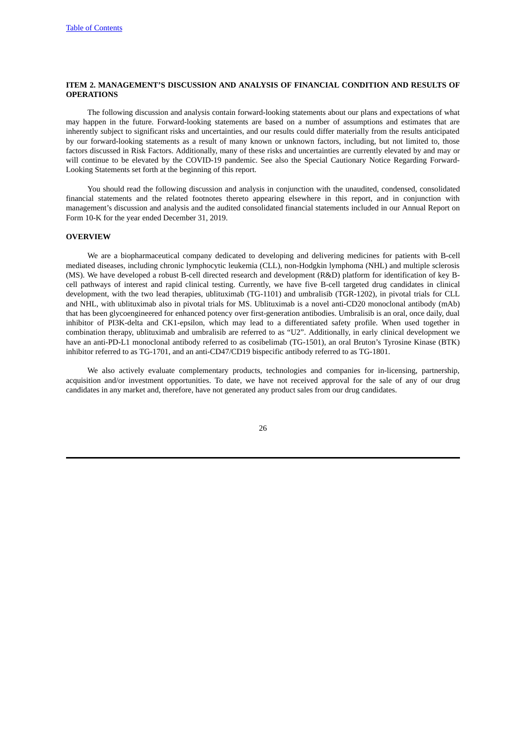## ITEM 2. MANAGEMENT'S DISCUSSION AND ANALYSIS OF FINANCIAL CONDITION AND RESULTS OF OPERATIONS

The following discussion and analysis contain forward-looking statements about our plans and expectations of what may happen in the future. Forward-looking statements are based on a number of assumptions and estimates that are inherently subject to significant risks and uncertainties, and our results could differ materially from the results anticipated by our forward-looking statements as a result of many known or unknown factors, including, but not limited to, those factors discussed in Risk Factors. Additionally, many of these risks and uncertainties are currently elevated by and may or will continue to be elevated by the COVID-19 pandemic. See also the Special Cautionary Notice Regarding Forward-Looking Statements set forth at the beginning of this report.

You should read the following discussion and analysis in conjunction with the unaudited, condensed, consolidated financial statements and the related footnotes thereto appearing elsewhere in this report, and in conjunction with management's discussion and analysis and the audited consolidated financial statements included in our Annual Report on Form 10-K for the year ended December 31, 2019.

### OVERVIEW

We are a biopharmaceutical company dedicated to developing and delivering medicines for patients with B-cell mediated diseases, including chronic lymphocytic leukemia (CLL), non-Hodgkin lymphoma (NHL) and multiple sclerosis (MS). We have developed a robust B-cell directed research and development (R&D) platform for identification of key B-cell pathways of interest and rapid clinical testing. Currently, we have five B-cell targeted drug candidates in clinical development, with the two lead therapies, ublituximab (TG-1101) and umbralisib (TGR-1202), in pivotal trials for CLL and NHL, with ublituximab also in pivotal trials for MS. Ublituximab is a novel anti-CD20 monoclonal antibody (mAb) that has been glycoengineered for enhanced potency over first-generation antibodies. Umbralisib is an oral, once daily, dual inhibitor of PI3K-delta and CK1-epsilon, which may lead to a differentiated safety profile. When used together in combination therapy, ublituximab and umbralisib are referred to as "U2". Additionally, in early clinical development we have an anti-PD-L1 monoclonal antibody referred to as cosibelimab (TG-1501), an oral Bruton's Tyrosine Kinase (BTK) inhibitor referred to as TG-1701, and an anti-CD47/CD19 bispecific antibody referred to as TG-1801.

We also actively evaluate complementary products, technologies and companies for in-licensing, partnership, acquisition and/or investment opportunities. To date, we have not received approval for the sale of any of our drug candidates in any market and, therefore, have not generated any product sales from our drug candidates.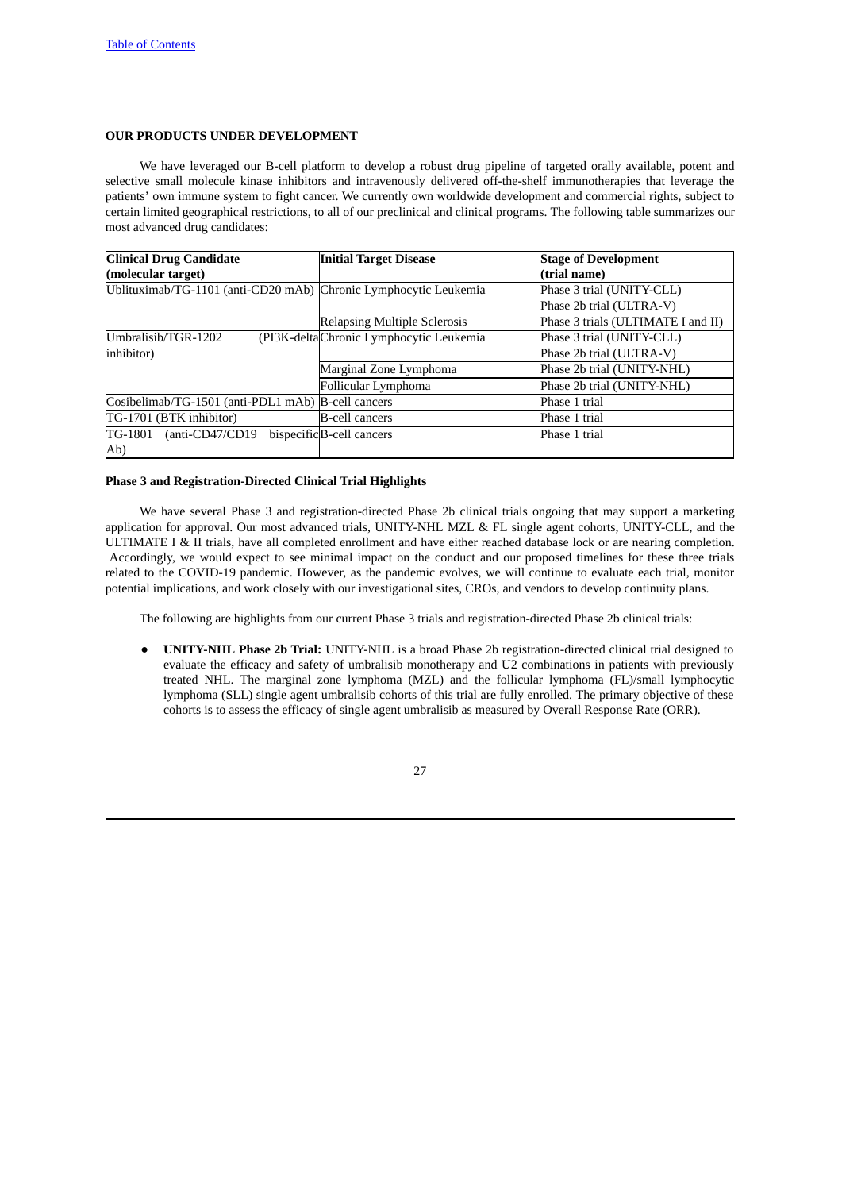## OUR PRODUCTS UNDER DEVELOPMENT

We have leveraged our B-cell platform to develop a robust drug pipeline of targeted orally available, potent and selective small molecule kinase inhibitors and intravenously delivered off-the-shelf immunotherapies that leverage the patients' own immune system to fight cancer. We currently own worldwide development and commercial rights, subject to certain limited geographical restrictions, to all of our preclinical and clinical programs. The following table summarizes our most advanced drug candidates:

| Clinical Drug Candidate (molecular target) | Initial Target Disease | Stage of Development (trial name) |
|---|---|---|
| Ublituximab/TG-1101 (anti-CD20 mAb) | Chronic Lymphocytic Leukemia | Phase 3 trial (UNITY-CLL)<br>Phase 2b trial (ULTRA-V) |
| | Relapsing Multiple Sclerosis | Phase 3 trials (ULTIMATE I and II) |
| Umbralisib/TGR-1202 (PI3K-delta inhibitor) | Chronic Lymphocytic Leukemia | Phase 3 trial (UNITY-CLL)<br>Phase 2b trial (ULTRA-V) |
| | Marginal Zone Lymphoma | Phase 2b trial (UNITY-NHL) |
| | Follicular Lymphoma | Phase 2b trial (UNITY-NHL) |
| Cosibelimab/TG-1501 (anti-PDL1 mAb) | B-cell cancers | Phase 1 trial |
| TG-1701 (BTK inhibitor) | B-cell cancers | Phase 1 trial |
| TG-1801 (anti-CD47/CD19 bispecific Ab) | B-cell cancers | Phase 1 trial |

### Phase 3 and Registration-Directed Clinical Trial Highlights

We have several Phase 3 and registration-directed Phase 2b clinical trials ongoing that may support a marketing application for approval. Our most advanced trials, UNITY-NHL MZL & FL single agent cohorts, UNITY-CLL, and the ULTIMATE I & II trials, have all completed enrollment and have either reached database lock or are nearing completion. Accordingly, we would expect to see minimal impact on the conduct and our proposed timelines for these three trials related to the COVID-19 pandemic. However, as the pandemic evolves, we will continue to evaluate each trial, monitor potential implications, and work closely with our investigational sites, CROs, and vendors to develop continuity plans.

The following are highlights from our current Phase 3 trials and registration-directed Phase 2b clinical trials:

- **UNITY-NHL Phase 2b Trial:** UNITY-NHL is a broad Phase 2b registration-directed clinical trial designed to evaluate the efficacy and safety of umbralisib monotherapy and U2 combinations in patients with previously treated NHL. The marginal zone lymphoma (MZL) and the follicular lymphoma (FL)/small lymphocytic lymphoma (SLL) single agent umbralisib cohorts of this trial are fully enrolled. The primary objective of these cohorts is to assess the efficacy of single agent umbralisib as measured by Overall Response Rate (ORR).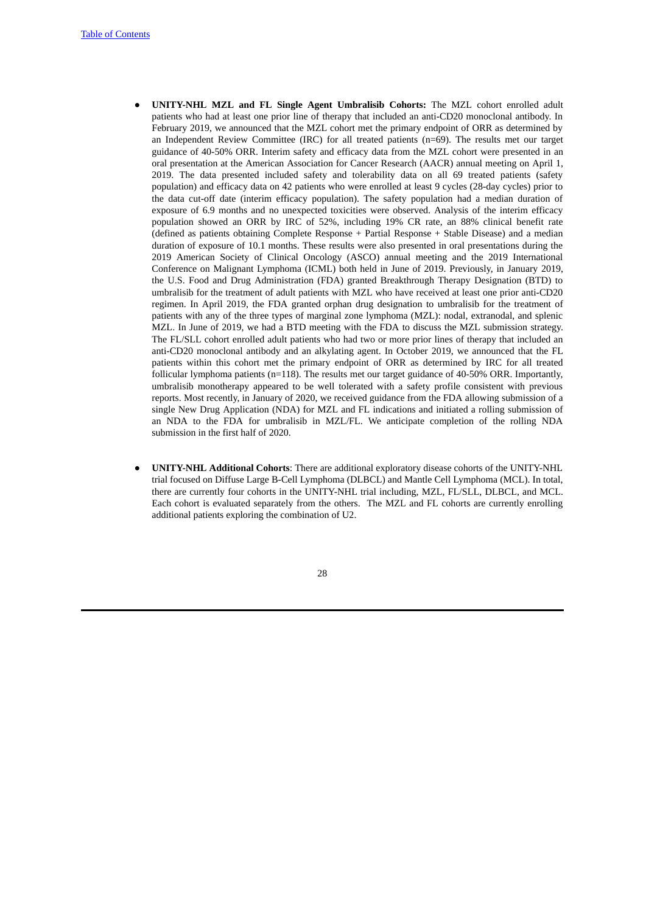- **UNITY-NHL MZL and FL Single Agent Umbralisib Cohorts:** The MZL cohort enrolled adult patients who had at least one prior line of therapy that included an anti-CD20 monoclonal antibody. In February 2019, we announced that the MZL cohort met the primary endpoint of ORR as determined by an Independent Review Committee (IRC) for all treated patients (n=69). The results met our target guidance of 40-50% ORR. Interim safety and efficacy data from the MZL cohort were presented in an oral presentation at the American Association for Cancer Research (AACR) annual meeting on April 1, 2019. The data presented included safety and tolerability data on all 69 treated patients (safety population) and efficacy data on 42 patients who were enrolled at least 9 cycles (28-day cycles) prior to the data cut-off date (interim efficacy population). The safety population had a median duration of exposure of 6.9 months and no unexpected toxicities were observed. Analysis of the interim efficacy population showed an ORR by IRC of 52%, including 19% CR rate, an 88% clinical benefit rate (defined as patients obtaining Complete Response + Partial Response + Stable Disease) and a median duration of exposure of 10.1 months. These results were also presented in oral presentations during the 2019 American Society of Clinical Oncology (ASCO) annual meeting and the 2019 International Conference on Malignant Lymphoma (ICML) both held in June of 2019. Previously, in January 2019, the U.S. Food and Drug Administration (FDA) granted Breakthrough Therapy Designation (BTD) to umbralisib for the treatment of adult patients with MZL who have received at least one prior anti-CD20 regimen. In April 2019, the FDA granted orphan drug designation to umbralisib for the treatment of patients with any of the three types of marginal zone lymphoma (MZL): nodal, extranodal, and splenic MZL. In June of 2019, we had a BTD meeting with the FDA to discuss the MZL submission strategy. The FL/SLL cohort enrolled adult patients who had two or more prior lines of therapy that included an anti-CD20 monoclonal antibody and an alkylating agent. In October 2019, we announced that the FL patients within this cohort met the primary endpoint of ORR as determined by IRC for all treated follicular lymphoma patients (n=118). The results met our target guidance of 40-50% ORR. Importantly, umbralisib monotherapy appeared to be well tolerated with a safety profile consistent with previous reports. Most recently, in January of 2020, we received guidance from the FDA allowing submission of a single New Drug Application (NDA) for MZL and FL indications and initiated a rolling submission of an NDA to the FDA for umbralisib in MZL/FL. We anticipate completion of the rolling NDA submission in the first half of 2020.

- **UNITY-NHL Additional Cohorts**: There are additional exploratory disease cohorts of the UNITY-NHL trial focused on Diffuse Large B-Cell Lymphoma (DLBCL) and Mantle Cell Lymphoma (MCL). In total, there are currently four cohorts in the UNITY-NHL trial including, MZL, FL/SLL, DLBCL, and MCL. Each cohort is evaluated separately from the others. The MZL and FL cohorts are currently enrolling additional patients exploring the combination of U2.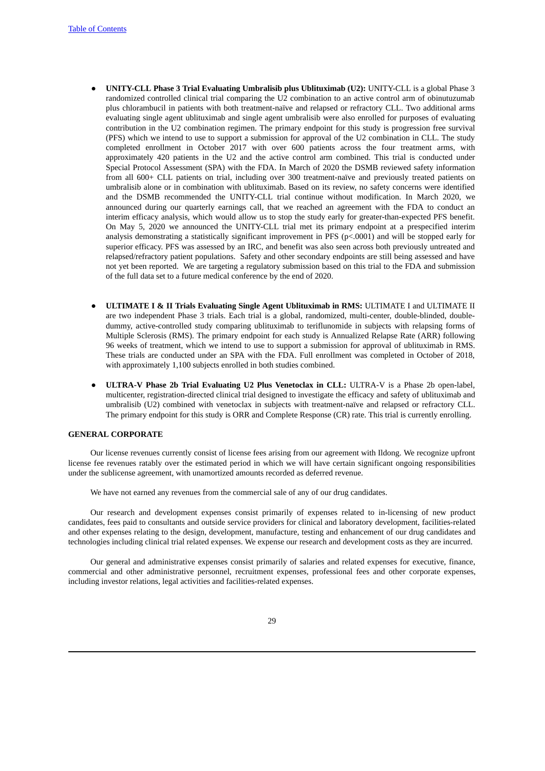- **UNITY-CLL Phase 3 Trial Evaluating Umbralisib plus Ublituximab (U2):** UNITY-CLL is a global Phase 3 randomized controlled clinical trial comparing the U2 combination to an active control arm of obinutuzumab plus chlorambucil in patients with both treatment-naïve and relapsed or refractory CLL. Two additional arms evaluating single agent ublituximab and single agent umbralisib were also enrolled for purposes of evaluating contribution in the U2 combination regimen. The primary endpoint for this study is progression free survival (PFS) which we intend to use to support a submission for approval of the U2 combination in CLL. The study completed enrollment in October 2017 with over 600 patients across the four treatment arms, with approximately 420 patients in the U2 and the active control arm combined. This trial is conducted under Special Protocol Assessment (SPA) with the FDA. In March of 2020 the DSMB reviewed safety information from all 600+ CLL patients on trial, including over 300 treatment-naïve and previously treated patients on umbralisib alone or in combination with ublituximab. Based on its review, no safety concerns were identified and the DSMB recommended the UNITY-CLL trial continue without modification. In March 2020, we announced during our quarterly earnings call, that we reached an agreement with the FDA to conduct an interim efficacy analysis, which would allow us to stop the study early for greater-than-expected PFS benefit. On May 5, 2020 we announced the UNITY-CLL trial met its primary endpoint at a prespecified interim analysis demonstrating a statistically significant improvement in PFS ($p<.0001$) and will be stopped early for superior efficacy. PFS was assessed by an IRC, and benefit was also seen across both previously untreated and relapsed/refractory patient populations. Safety and other secondary endpoints are still being assessed and have not yet been reported. We are targeting a regulatory submission based on this trial to the FDA and submission of the full data set to a future medical conference by the end of 2020.

- **ULTIMATE I & II Trials Evaluating Single Agent Ublituximab in RMS:** ULTIMATE I and ULTIMATE II are two independent Phase 3 trials. Each trial is a global, randomized, multi-center, double-blinded, double-dummy, active-controlled study comparing ublituximab to teriflunomide in subjects with relapsing forms of Multiple Sclerosis (RMS). The primary endpoint for each study is Annualized Relapse Rate (ARR) following 96 weeks of treatment, which we intend to use to support a submission for approval of ublituximab in RMS. These trials are conducted under an SPA with the FDA. Full enrollment was completed in October of 2018, with approximately 1,100 subjects enrolled in both studies combined.

- **ULTRA-V Phase 2b Trial Evaluating U2 Plus Venetoclax in CLL:** ULTRA-V is a Phase 2b open-label, multicenter, registration-directed clinical trial designed to investigate the efficacy and safety of ublituximab and umbralisib (U2) combined with venetoclax in subjects with treatment-naïve and relapsed or refractory CLL. The primary endpoint for this study is ORR and Complete Response (CR) rate. This trial is currently enrolling.

**GENERAL CORPORATE**

Our license revenues currently consist of license fees arising from our agreement with Ildong. We recognize upfront license fee revenues ratably over the estimated period in which we will have certain significant ongoing responsibilities under the sublicense agreement, with unamortized amounts recorded as deferred revenue.

We have not earned any revenues from the commercial sale of any of our drug candidates.

Our research and development expenses consist primarily of expenses related to in-licensing of new product candidates, fees paid to consultants and outside service providers for clinical and laboratory development, facilities-related and other expenses relating to the design, development, manufacture, testing and enhancement of our drug candidates and technologies including clinical trial related expenses. We expense our research and development costs as they are incurred.

Our general and administrative expenses consist primarily of salaries and related expenses for executive, finance, commercial and other administrative personnel, recruitment expenses, professional fees and other corporate expenses, including investor relations, legal activities and facilities-related expenses.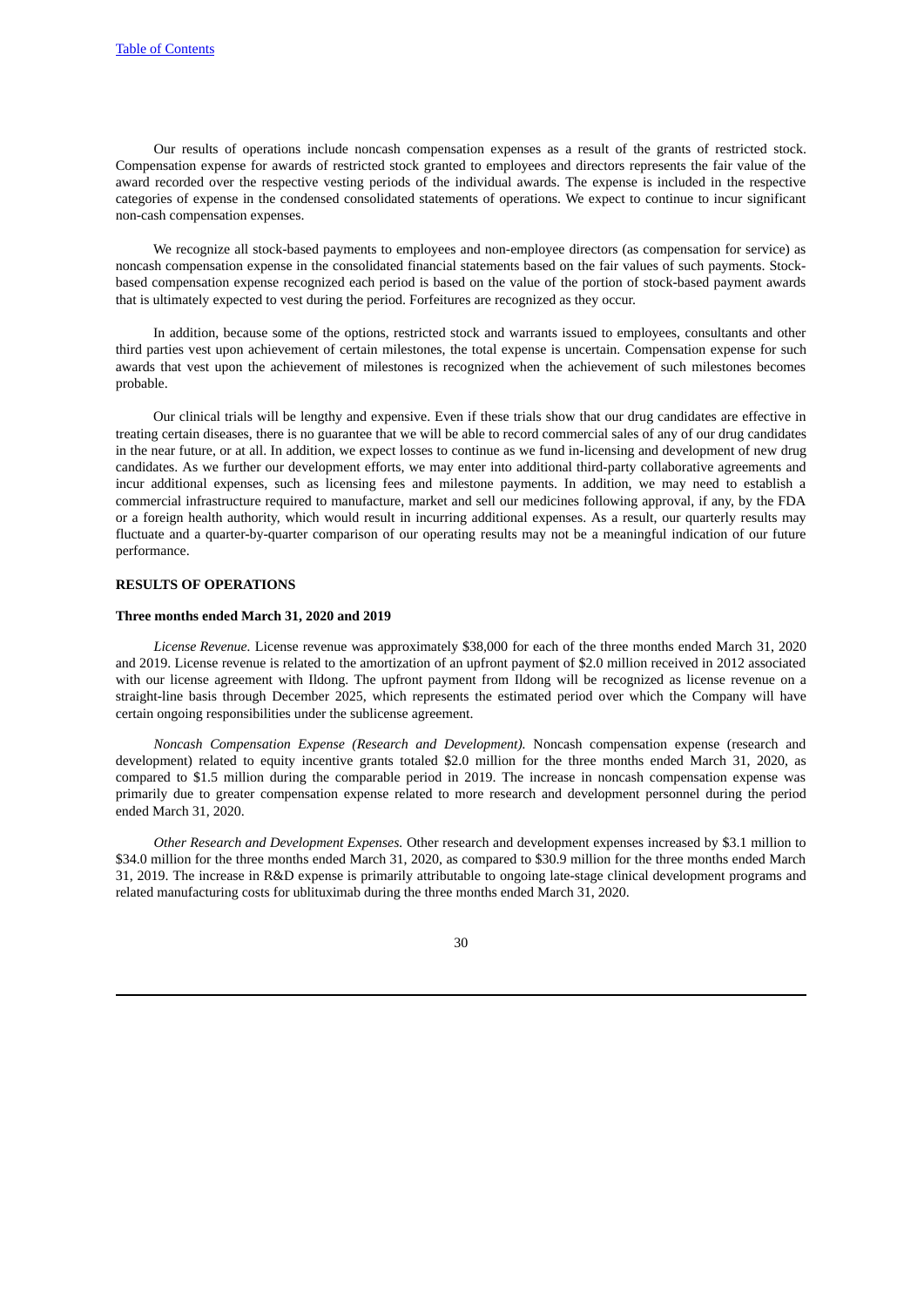Our results of operations include noncash compensation expenses as a result of the grants of restricted stock. Compensation expense for awards of restricted stock granted to employees and directors represents the fair value of the award recorded over the respective vesting periods of the individual awards. The expense is included in the respective categories of expense in the condensed consolidated statements of operations. We expect to continue to incur significant non-cash compensation expenses.

We recognize all stock-based payments to employees and non-employee directors (as compensation for service) as noncash compensation expense in the consolidated financial statements based on the fair values of such payments. Stock-based compensation expense recognized each period is based on the value of the portion of stock-based payment awards that is ultimately expected to vest during the period. Forfeitures are recognized as they occur.

In addition, because some of the options, restricted stock and warrants issued to employees, consultants and other third parties vest upon achievement of certain milestones, the total expense is uncertain. Compensation expense for such awards that vest upon the achievement of milestones is recognized when the achievement of such milestones becomes probable.

Our clinical trials will be lengthy and expensive. Even if these trials show that our drug candidates are effective in treating certain diseases, there is no guarantee that we will be able to record commercial sales of any of our drug candidates in the near future, or at all. In addition, we expect losses to continue as we fund in-licensing and development of new drug candidates. As we further our development efforts, we may enter into additional third-party collaborative agreements and incur additional expenses, such as licensing fees and milestone payments. In addition, we may need to establish a commercial infrastructure required to manufacture, market and sell our medicines following approval, if any, by the FDA or a foreign health authority, which would result in incurring additional expenses. As a result, our quarterly results may fluctuate and a quarter-by-quarter comparison of our operating results may not be a meaningful indication of our future performance.

## RESULTS OF OPERATIONS

### Three months ended March 31, 2020 and 2019

*License Revenue.* License revenue was approximately $38,000 for each of the three months ended March 31, 2020 and 2019. License revenue is related to the amortization of an upfront payment of $2.0 million received in 2012 associated with our license agreement with Ildong. The upfront payment from Ildong will be recognized as license revenue on a straight-line basis through December 2025, which represents the estimated period over which the Company will have certain ongoing responsibilities under the sublicense agreement.

*Noncash Compensation Expense (Research and Development).* Noncash compensation expense (research and development) related to equity incentive grants totaled $2.0 million for the three months ended March 31, 2020, as compared to $1.5 million during the comparable period in 2019. The increase in noncash compensation expense was primarily due to greater compensation expense related to more research and development personnel during the period ended March 31, 2020.

*Other Research and Development Expenses.* Other research and development expenses increased by $3.1 million to $34.0 million for the three months ended March 31, 2020, as compared to $30.9 million for the three months ended March 31, 2019. The increase in R&D expense is primarily attributable to ongoing late-stage clinical development programs and related manufacturing costs for ublituximab during the three months ended March 31, 2020.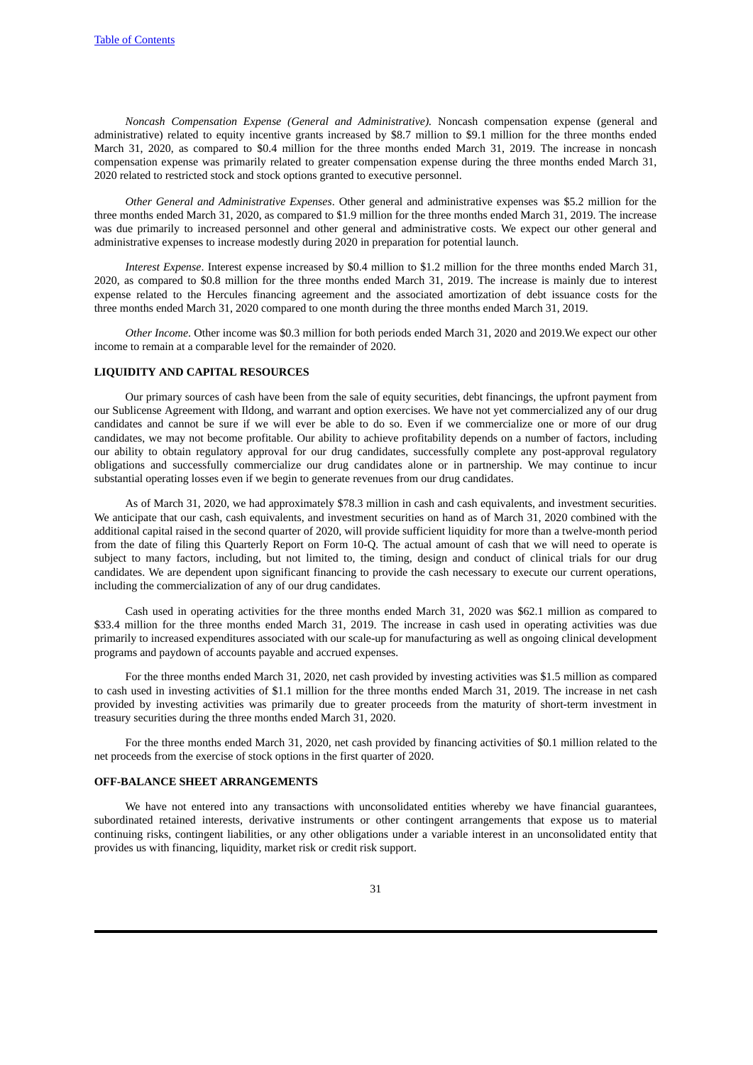*Noncash Compensation Expense (General and Administrative).* Noncash compensation expense (general and administrative) related to equity incentive grants increased by $8.7 million to $9.1 million for the three months ended March 31, 2020, as compared to $0.4 million for the three months ended March 31, 2019. The increase in noncash compensation expense was primarily related to greater compensation expense during the three months ended March 31, 2020 related to restricted stock and stock options granted to executive personnel.

*Other General and Administrative Expenses*. Other general and administrative expenses was $5.2 million for the three months ended March 31, 2020, as compared to $1.9 million for the three months ended March 31, 2019. The increase was due primarily to increased personnel and other general and administrative costs. We expect our other general and administrative expenses to increase modestly during 2020 in preparation for potential launch.

*Interest Expense*. Interest expense increased by $0.4 million to $1.2 million for the three months ended March 31, 2020, as compared to $0.8 million for the three months ended March 31, 2019. The increase is mainly due to interest expense related to the Hercules financing agreement and the associated amortization of debt issuance costs for the three months ended March 31, 2020 compared to one month during the three months ended March 31, 2019.

*Other Income*. Other income was $0.3 million for both periods ended March 31, 2020 and 2019.We expect our other income to remain at a comparable level for the remainder of 2020.

**LIQUIDITY AND CAPITAL RESOURCES**

Our primary sources of cash have been from the sale of equity securities, debt financings, the upfront payment from our Sublicense Agreement with Ildong, and warrant and option exercises. We have not yet commercialized any of our drug candidates and cannot be sure if we will ever be able to do so. Even if we commercialize one or more of our drug candidates, we may not become profitable. Our ability to achieve profitability depends on a number of factors, including our ability to obtain regulatory approval for our drug candidates, successfully complete any post-approval regulatory obligations and successfully commercialize our drug candidates alone or in partnership. We may continue to incur substantial operating losses even if we begin to generate revenues from our drug candidates.

As of March 31, 2020, we had approximately $78.3 million in cash and cash equivalents, and investment securities. We anticipate that our cash, cash equivalents, and investment securities on hand as of March 31, 2020 combined with the additional capital raised in the second quarter of 2020, will provide sufficient liquidity for more than a twelve-month period from the date of filing this Quarterly Report on Form 10-Q. The actual amount of cash that we will need to operate is subject to many factors, including, but not limited to, the timing, design and conduct of clinical trials for our drug candidates. We are dependent upon significant financing to provide the cash necessary to execute our current operations, including the commercialization of any of our drug candidates.

Cash used in operating activities for the three months ended March 31, 2020 was $62.1 million as compared to $33.4 million for the three months ended March 31, 2019. The increase in cash used in operating activities was due primarily to increased expenditures associated with our scale-up for manufacturing as well as ongoing clinical development programs and paydown of accounts payable and accrued expenses.

For the three months ended March 31, 2020, net cash provided by investing activities was $1.5 million as compared to cash used in investing activities of $1.1 million for the three months ended March 31, 2019. The increase in net cash provided by investing activities was primarily due to greater proceeds from the maturity of short-term investment in treasury securities during the three months ended March 31, 2020.

For the three months ended March 31, 2020, net cash provided by financing activities of $0.1 million related to the net proceeds from the exercise of stock options in the first quarter of 2020.

**OFF-BALANCE SHEET ARRANGEMENTS**

We have not entered into any transactions with unconsolidated entities whereby we have financial guarantees, subordinated retained interests, derivative instruments or other contingent arrangements that expose us to material continuing risks, contingent liabilities, or any other obligations under a variable interest in an unconsolidated entity that provides us with financing, liquidity, market risk or credit risk support.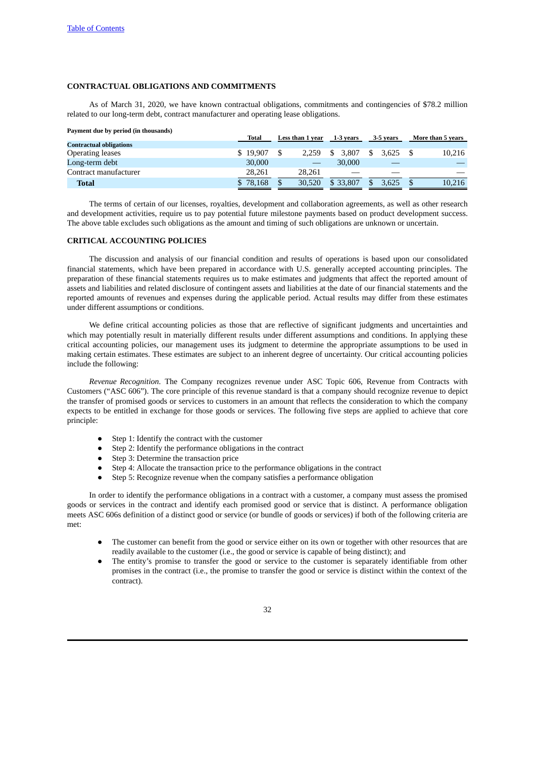## CONTRACTUAL OBLIGATIONS AND COMMITMENTS

As of March 31, 2020, we have known contractual obligations, commitments and contingencies of $78.2 million related to our long-term debt, contract manufacturer and operating lease obligations.

**Payment due by period (in thousands)**

| | Total | Less than 1 year | 1-3 years | 3-5 years | More than 5 years |
|---|---|---|---|---|---|
| **Contractual obligations** | | | | | |
| Operating leases | $ 19,907 | $ 2,259 | $ 3,807 | $ 3,625 | $ 10,216 |
| Long-term debt | 30,000 | — | 30,000 | — | — |
| Contract manufacturer | 28,261 | 28,261 | — | — | — |
| **Total** | $ 78,168 | $ 30,520 | $ 33,807 | $ 3,625 | $ 10,216 |

The terms of certain of our licenses, royalties, development and collaboration agreements, as well as other research and development activities, require us to pay potential future milestone payments based on product development success. The above table excludes such obligations as the amount and timing of such obligations are unknown or uncertain.

## CRITICAL ACCOUNTING POLICIES

The discussion and analysis of our financial condition and results of operations is based upon our consolidated financial statements, which have been prepared in accordance with U.S. generally accepted accounting principles. The preparation of these financial statements requires us to make estimates and judgments that affect the reported amount of assets and liabilities and related disclosure of contingent assets and liabilities at the date of our financial statements and the reported amounts of revenues and expenses during the applicable period. Actual results may differ from these estimates under different assumptions or conditions.

We define critical accounting policies as those that are reflective of significant judgments and uncertainties and which may potentially result in materially different results under different assumptions and conditions. In applying these critical accounting policies, our management uses its judgment to determine the appropriate assumptions to be used in making certain estimates. These estimates are subject to an inherent degree of uncertainty. Our critical accounting policies include the following:

*Revenue Recognition.* The Company recognizes revenue under ASC Topic 606, Revenue from Contracts with Customers ("ASC 606"). The core principle of this revenue standard is that a company should recognize revenue to depict the transfer of promised goods or services to customers in an amount that reflects the consideration to which the company expects to be entitled in exchange for those goods or services. The following five steps are applied to achieve that core principle:

- Step 1: Identify the contract with the customer
- Step 2: Identify the performance obligations in the contract
- Step 3: Determine the transaction price
- Step 4: Allocate the transaction price to the performance obligations in the contract
- Step 5: Recognize revenue when the company satisfies a performance obligation

In order to identify the performance obligations in a contract with a customer, a company must assess the promised goods or services in the contract and identify each promised good or service that is distinct. A performance obligation meets ASC 606s definition of a distinct good or service (or bundle of goods or services) if both of the following criteria are met:

- The customer can benefit from the good or service either on its own or together with other resources that are readily available to the customer (i.e., the good or service is capable of being distinct); and
- The entity's promise to transfer the good or service to the customer is separately identifiable from other promises in the contract (i.e., the promise to transfer the good or service is distinct within the context of the contract).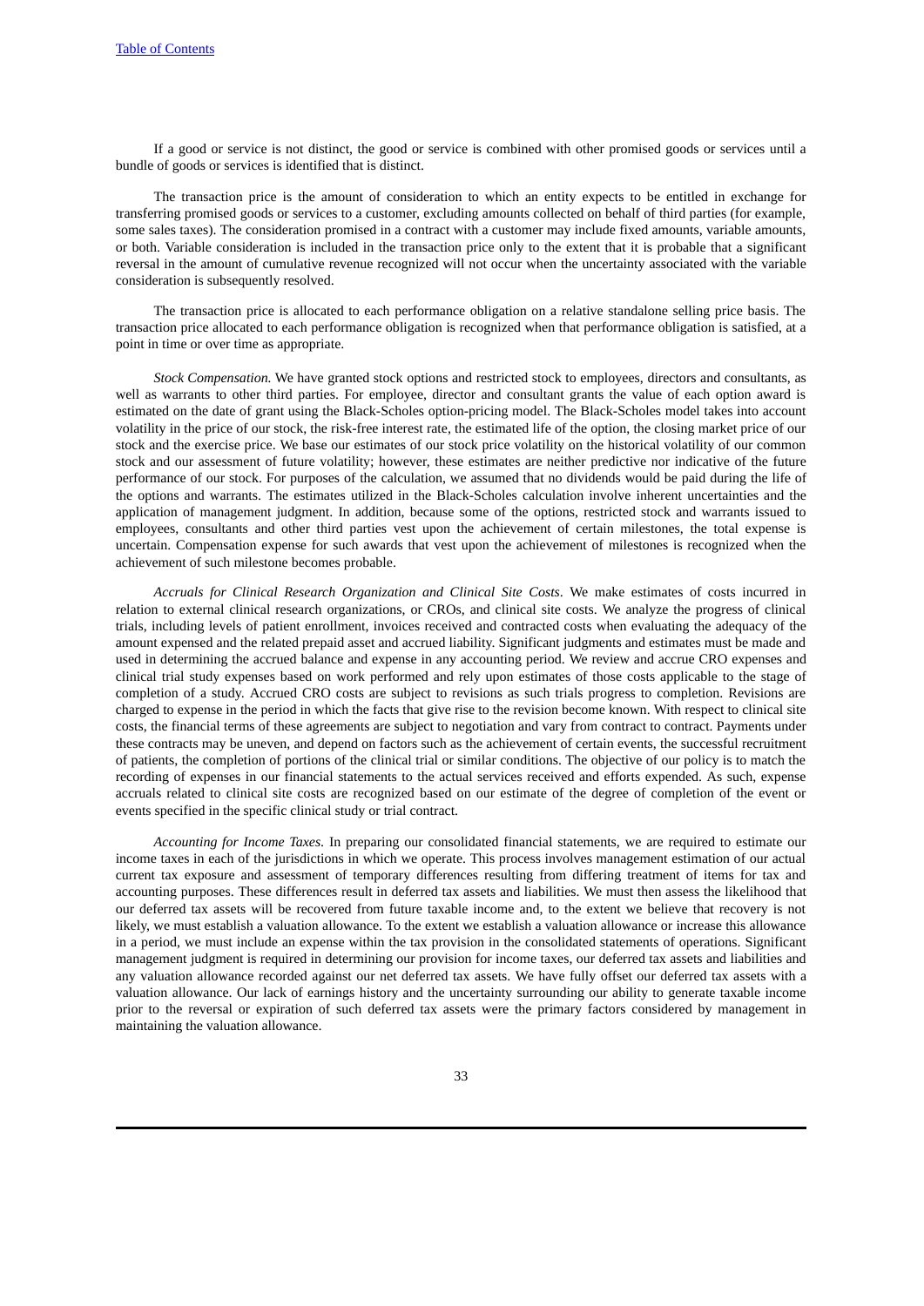If a good or service is not distinct, the good or service is combined with other promised goods or services until a bundle of goods or services is identified that is distinct.

The transaction price is the amount of consideration to which an entity expects to be entitled in exchange for transferring promised goods or services to a customer, excluding amounts collected on behalf of third parties (for example, some sales taxes). The consideration promised in a contract with a customer may include fixed amounts, variable amounts, or both. Variable consideration is included in the transaction price only to the extent that it is probable that a significant reversal in the amount of cumulative revenue recognized will not occur when the uncertainty associated with the variable consideration is subsequently resolved.

The transaction price is allocated to each performance obligation on a relative standalone selling price basis. The transaction price allocated to each performance obligation is recognized when that performance obligation is satisfied, at a point in time or over time as appropriate.

*Stock Compensation.* We have granted stock options and restricted stock to employees, directors and consultants, as well as warrants to other third parties. For employee, director and consultant grants the value of each option award is estimated on the date of grant using the Black-Scholes option-pricing model. The Black-Scholes model takes into account volatility in the price of our stock, the risk-free interest rate, the estimated life of the option, the closing market price of our stock and the exercise price. We base our estimates of our stock price volatility on the historical volatility of our common stock and our assessment of future volatility; however, these estimates are neither predictive nor indicative of the future performance of our stock. For purposes of the calculation, we assumed that no dividends would be paid during the life of the options and warrants. The estimates utilized in the Black-Scholes calculation involve inherent uncertainties and the application of management judgment. In addition, because some of the options, restricted stock and warrants issued to employees, consultants and other third parties vest upon the achievement of certain milestones, the total expense is uncertain. Compensation expense for such awards that vest upon the achievement of milestones is recognized when the achievement of such milestone becomes probable.

*Accruals for Clinical Research Organization and Clinical Site Costs*. We make estimates of costs incurred in relation to external clinical research organizations, or CROs, and clinical site costs. We analyze the progress of clinical trials, including levels of patient enrollment, invoices received and contracted costs when evaluating the adequacy of the amount expensed and the related prepaid asset and accrued liability. Significant judgments and estimates must be made and used in determining the accrued balance and expense in any accounting period. We review and accrue CRO expenses and clinical trial study expenses based on work performed and rely upon estimates of those costs applicable to the stage of completion of a study. Accrued CRO costs are subject to revisions as such trials progress to completion. Revisions are charged to expense in the period in which the facts that give rise to the revision become known. With respect to clinical site costs, the financial terms of these agreements are subject to negotiation and vary from contract to contract. Payments under these contracts may be uneven, and depend on factors such as the achievement of certain events, the successful recruitment of patients, the completion of portions of the clinical trial or similar conditions. The objective of our policy is to match the recording of expenses in our financial statements to the actual services received and efforts expended. As such, expense accruals related to clinical site costs are recognized based on our estimate of the degree of completion of the event or events specified in the specific clinical study or trial contract.

*Accounting for Income Taxes*. In preparing our consolidated financial statements, we are required to estimate our income taxes in each of the jurisdictions in which we operate. This process involves management estimation of our actual current tax exposure and assessment of temporary differences resulting from differing treatment of items for tax and accounting purposes. These differences result in deferred tax assets and liabilities. We must then assess the likelihood that our deferred tax assets will be recovered from future taxable income and, to the extent we believe that recovery is not likely, we must establish a valuation allowance. To the extent we establish a valuation allowance or increase this allowance in a period, we must include an expense within the tax provision in the consolidated statements of operations. Significant management judgment is required in determining our provision for income taxes, our deferred tax assets and liabilities and any valuation allowance recorded against our net deferred tax assets. We have fully offset our deferred tax assets with a valuation allowance. Our lack of earnings history and the uncertainty surrounding our ability to generate taxable income prior to the reversal or expiration of such deferred tax assets were the primary factors considered by management in maintaining the valuation allowance.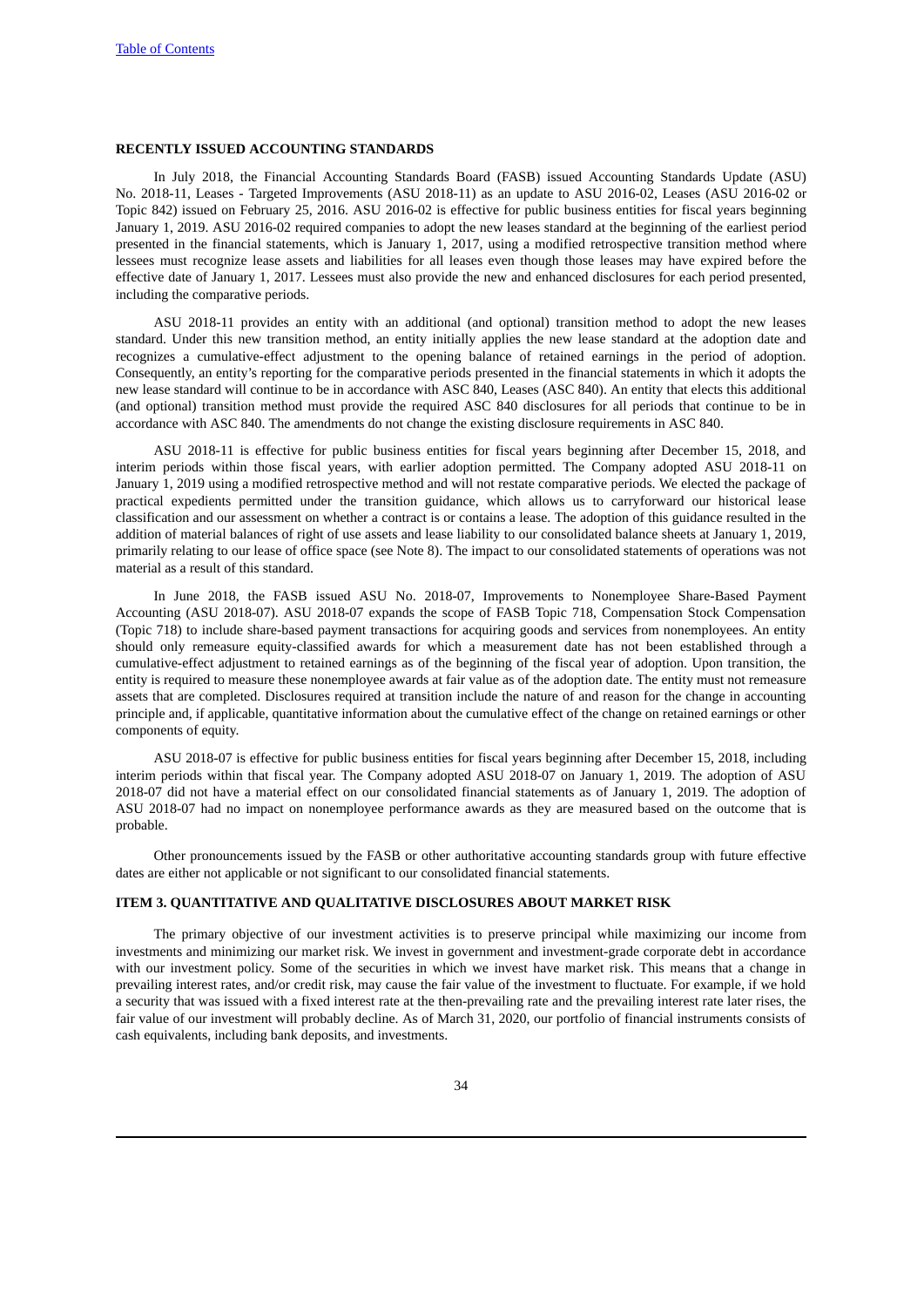**RECENTLY ISSUED ACCOUNTING STANDARDS**

In July 2018, the Financial Accounting Standards Board (FASB) issued Accounting Standards Update (ASU) No. 2018-11, Leases - Targeted Improvements (ASU 2018-11) as an update to ASU 2016-02, Leases (ASU 2016-02 or Topic 842) issued on February 25, 2016. ASU 2016-02 is effective for public business entities for fiscal years beginning January 1, 2019. ASU 2016-02 required companies to adopt the new leases standard at the beginning of the earliest period presented in the financial statements, which is January 1, 2017, using a modified retrospective transition method where lessees must recognize lease assets and liabilities for all leases even though those leases may have expired before the effective date of January 1, 2017. Lessees must also provide the new and enhanced disclosures for each period presented, including the comparative periods.

ASU 2018-11 provides an entity with an additional (and optional) transition method to adopt the new leases standard. Under this new transition method, an entity initially applies the new lease standard at the adoption date and recognizes a cumulative-effect adjustment to the opening balance of retained earnings in the period of adoption. Consequently, an entity's reporting for the comparative periods presented in the financial statements in which it adopts the new lease standard will continue to be in accordance with ASC 840, Leases (ASC 840). An entity that elects this additional (and optional) transition method must provide the required ASC 840 disclosures for all periods that continue to be in accordance with ASC 840. The amendments do not change the existing disclosure requirements in ASC 840.

ASU 2018-11 is effective for public business entities for fiscal years beginning after December 15, 2018, and interim periods within those fiscal years, with earlier adoption permitted. The Company adopted ASU 2018-11 on January 1, 2019 using a modified retrospective method and will not restate comparative periods. We elected the package of practical expedients permitted under the transition guidance, which allows us to carryforward our historical lease classification and our assessment on whether a contract is or contains a lease. The adoption of this guidance resulted in the addition of material balances of right of use assets and lease liability to our consolidated balance sheets at January 1, 2019, primarily relating to our lease of office space (see Note 8). The impact to our consolidated statements of operations was not material as a result of this standard.

In June 2018, the FASB issued ASU No. 2018-07, Improvements to Nonemployee Share-Based Payment Accounting (ASU 2018-07). ASU 2018-07 expands the scope of FASB Topic 718, Compensation Stock Compensation (Topic 718) to include share-based payment transactions for acquiring goods and services from nonemployees. An entity should only remeasure equity-classified awards for which a measurement date has not been established through a cumulative-effect adjustment to retained earnings as of the beginning of the fiscal year of adoption. Upon transition, the entity is required to measure these nonemployee awards at fair value as of the adoption date. The entity must not remeasure assets that are completed. Disclosures required at transition include the nature of and reason for the change in accounting principle and, if applicable, quantitative information about the cumulative effect of the change on retained earnings or other components of equity.

ASU 2018-07 is effective for public business entities for fiscal years beginning after December 15, 2018, including interim periods within that fiscal year. The Company adopted ASU 2018-07 on January 1, 2019. The adoption of ASU 2018-07 did not have a material effect on our consolidated financial statements as of January 1, 2019. The adoption of ASU 2018-07 had no impact on nonemployee performance awards as they are measured based on the outcome that is probable.

Other pronouncements issued by the FASB or other authoritative accounting standards group with future effective dates are either not applicable or not significant to our consolidated financial statements.

**ITEM 3. QUANTITATIVE AND QUALITATIVE DISCLOSURES ABOUT MARKET RISK**

The primary objective of our investment activities is to preserve principal while maximizing our income from investments and minimizing our market risk. We invest in government and investment-grade corporate debt in accordance with our investment policy. Some of the securities in which we invest have market risk. This means that a change in prevailing interest rates, and/or credit risk, may cause the fair value of the investment to fluctuate. For example, if we hold a security that was issued with a fixed interest rate at the then-prevailing rate and the prevailing interest rate later rises, the fair value of our investment will probably decline. As of March 31, 2020, our portfolio of financial instruments consists of cash equivalents, including bank deposits, and investments.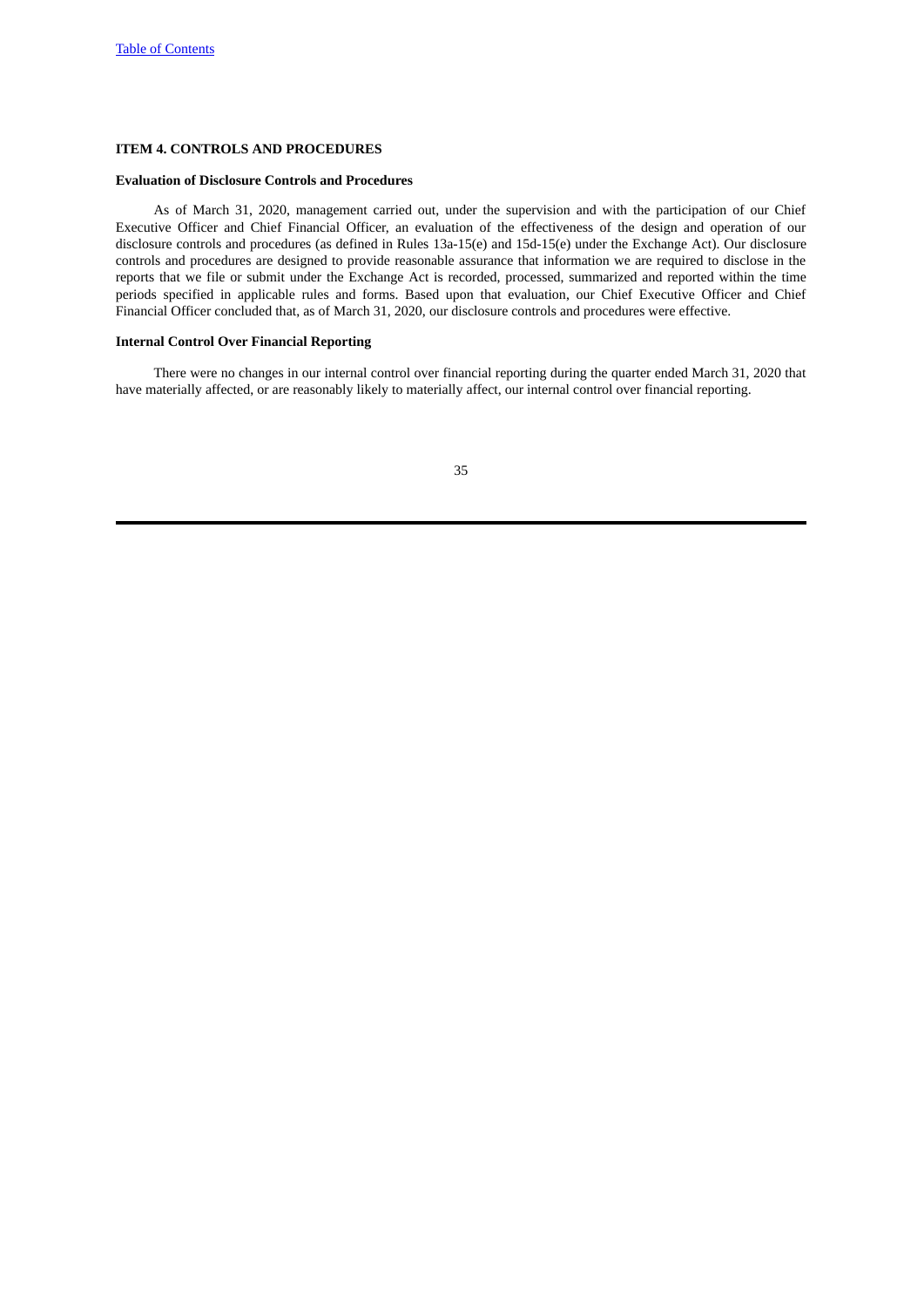## ITEM 4. CONTROLS AND PROCEDURES

### Evaluation of Disclosure Controls and Procedures

As of March 31, 2020, management carried out, under the supervision and with the participation of our Chief Executive Officer and Chief Financial Officer, an evaluation of the effectiveness of the design and operation of our disclosure controls and procedures (as defined in Rules 13a-15(e) and 15d-15(e) under the Exchange Act). Our disclosure controls and procedures are designed to provide reasonable assurance that information we are required to disclose in the reports that we file or submit under the Exchange Act is recorded, processed, summarized and reported within the time periods specified in applicable rules and forms. Based upon that evaluation, our Chief Executive Officer and Chief Financial Officer concluded that, as of March 31, 2020, our disclosure controls and procedures were effective.

### Internal Control Over Financial Reporting

There were no changes in our internal control over financial reporting during the quarter ended March 31, 2020 that have materially affected, or are reasonably likely to materially affect, our internal control over financial reporting.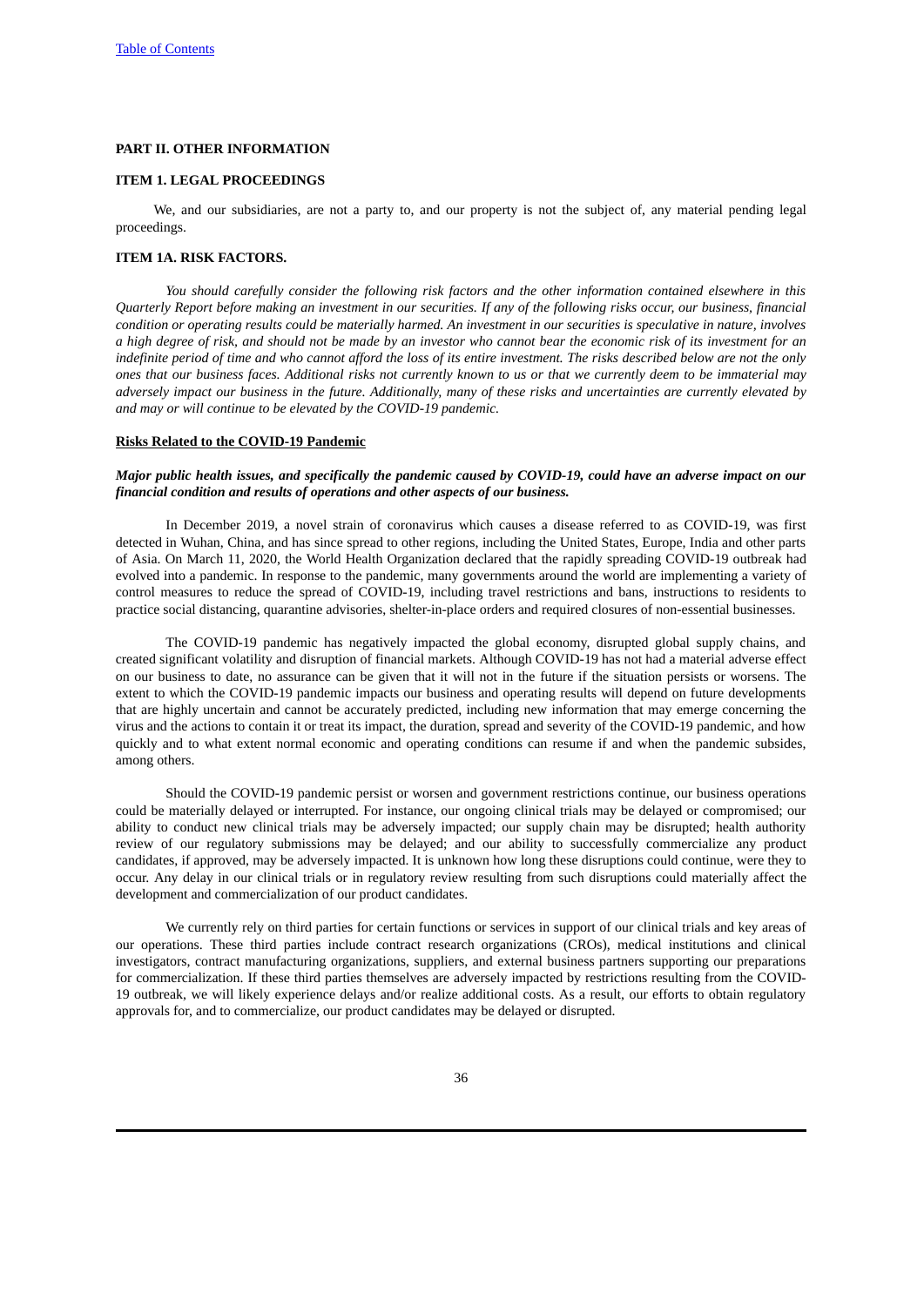## PART II. OTHER INFORMATION

### ITEM 1. LEGAL PROCEEDINGS

We, and our subsidiaries, are not a party to, and our property is not the subject of, any material pending legal proceedings.

### ITEM 1A. RISK FACTORS.

*You should carefully consider the following risk factors and the other information contained elsewhere in this Quarterly Report before making an investment in our securities. If any of the following risks occur, our business, financial condition or operating results could be materially harmed. An investment in our securities is speculative in nature, involves a high degree of risk, and should not be made by an investor who cannot bear the economic risk of its investment for an indefinite period of time and who cannot afford the loss of its entire investment. The risks described below are not the only ones that our business faces. Additional risks not currently known to us or that we currently deem to be immaterial may adversely impact our business in the future. Additionally, many of these risks and uncertainties are currently elevated by and may or will continue to be elevated by the COVID-19 pandemic.*

**Risks Related to the COVID-19 Pandemic**

***Major public health issues, and specifically the pandemic caused by COVID-19, could have an adverse impact on our financial condition and results of operations and other aspects of our business.***

In December 2019, a novel strain of coronavirus which causes a disease referred to as COVID-19, was first detected in Wuhan, China, and has since spread to other regions, including the United States, Europe, India and other parts of Asia. On March 11, 2020, the World Health Organization declared that the rapidly spreading COVID-19 outbreak had evolved into a pandemic. In response to the pandemic, many governments around the world are implementing a variety of control measures to reduce the spread of COVID-19, including travel restrictions and bans, instructions to residents to practice social distancing, quarantine advisories, shelter-in-place orders and required closures of non-essential businesses.

The COVID-19 pandemic has negatively impacted the global economy, disrupted global supply chains, and created significant volatility and disruption of financial markets. Although COVID-19 has not had a material adverse effect on our business to date, no assurance can be given that it will not in the future if the situation persists or worsens. The extent to which the COVID-19 pandemic impacts our business and operating results will depend on future developments that are highly uncertain and cannot be accurately predicted, including new information that may emerge concerning the virus and the actions to contain it or treat its impact, the duration, spread and severity of the COVID-19 pandemic, and how quickly and to what extent normal economic and operating conditions can resume if and when the pandemic subsides, among others.

Should the COVID-19 pandemic persist or worsen and government restrictions continue, our business operations could be materially delayed or interrupted. For instance, our ongoing clinical trials may be delayed or compromised; our ability to conduct new clinical trials may be adversely impacted; our supply chain may be disrupted; health authority review of our regulatory submissions may be delayed; and our ability to successfully commercialize any product candidates, if approved, may be adversely impacted. It is unknown how long these disruptions could continue, were they to occur. Any delay in our clinical trials or in regulatory review resulting from such disruptions could materially affect the development and commercialization of our product candidates.

We currently rely on third parties for certain functions or services in support of our clinical trials and key areas of our operations. These third parties include contract research organizations (CROs), medical institutions and clinical investigators, contract manufacturing organizations, suppliers, and external business partners supporting our preparations for commercialization. If these third parties themselves are adversely impacted by restrictions resulting from the COVID-19 outbreak, we will likely experience delays and/or realize additional costs. As a result, our efforts to obtain regulatory approvals for, and to commercialize, our product candidates may be delayed or disrupted.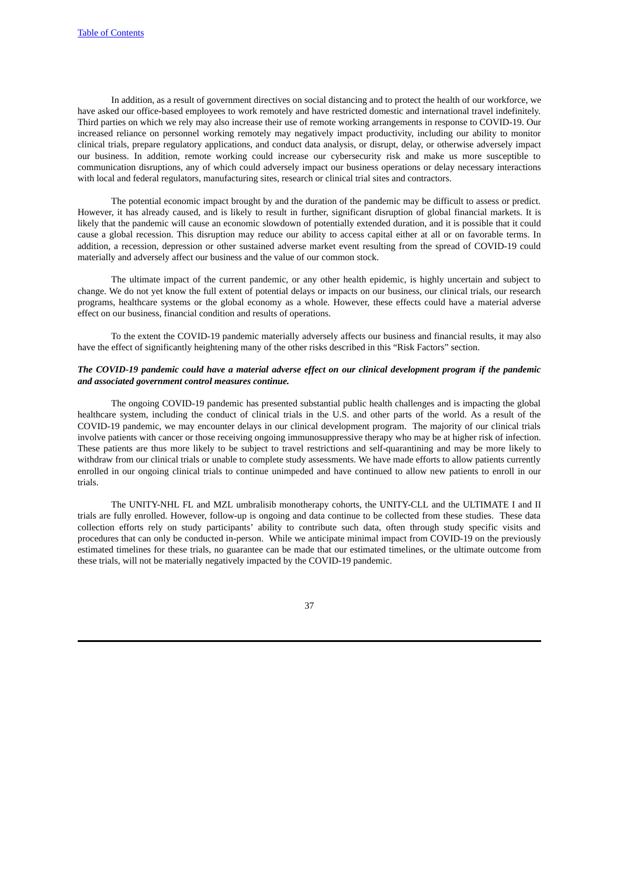In addition, as a result of government directives on social distancing and to protect the health of our workforce, we have asked our office-based employees to work remotely and have restricted domestic and international travel indefinitely. Third parties on which we rely may also increase their use of remote working arrangements in response to COVID-19. Our increased reliance on personnel working remotely may negatively impact productivity, including our ability to monitor clinical trials, prepare regulatory applications, and conduct data analysis, or disrupt, delay, or otherwise adversely impact our business. In addition, remote working could increase our cybersecurity risk and make us more susceptible to communication disruptions, any of which could adversely impact our business operations or delay necessary interactions with local and federal regulators, manufacturing sites, research or clinical trial sites and contractors.

The potential economic impact brought by and the duration of the pandemic may be difficult to assess or predict. However, it has already caused, and is likely to result in further, significant disruption of global financial markets. It is likely that the pandemic will cause an economic slowdown of potentially extended duration, and it is possible that it could cause a global recession. This disruption may reduce our ability to access capital either at all or on favorable terms. In addition, a recession, depression or other sustained adverse market event resulting from the spread of COVID-19 could materially and adversely affect our business and the value of our common stock.

The ultimate impact of the current pandemic, or any other health epidemic, is highly uncertain and subject to change. We do not yet know the full extent of potential delays or impacts on our business, our clinical trials, our research programs, healthcare systems or the global economy as a whole. However, these effects could have a material adverse effect on our business, financial condition and results of operations.

To the extent the COVID-19 pandemic materially adversely affects our business and financial results, it may also have the effect of significantly heightening many of the other risks described in this "Risk Factors" section.

***The COVID-19 pandemic could have a material adverse effect on our clinical development program if the pandemic and associated government control measures continue.***

The ongoing COVID-19 pandemic has presented substantial public health challenges and is impacting the global healthcare system, including the conduct of clinical trials in the U.S. and other parts of the world. As a result of the COVID-19 pandemic, we may encounter delays in our clinical development program. The majority of our clinical trials involve patients with cancer or those receiving ongoing immunosuppressive therapy who may be at higher risk of infection. These patients are thus more likely to be subject to travel restrictions and self-quarantining and may be more likely to withdraw from our clinical trials or unable to complete study assessments. We have made efforts to allow patients currently enrolled in our ongoing clinical trials to continue unimpeded and have continued to allow new patients to enroll in our trials.

The UNITY-NHL FL and MZL umbralisib monotherapy cohorts, the UNITY-CLL and the ULTIMATE I and II trials are fully enrolled. However, follow-up is ongoing and data continue to be collected from these studies. These data collection efforts rely on study participants' ability to contribute such data, often through study specific visits and procedures that can only be conducted in-person. While we anticipate minimal impact from COVID-19 on the previously estimated timelines for these trials, no guarantee can be made that our estimated timelines, or the ultimate outcome from these trials, will not be materially negatively impacted by the COVID-19 pandemic.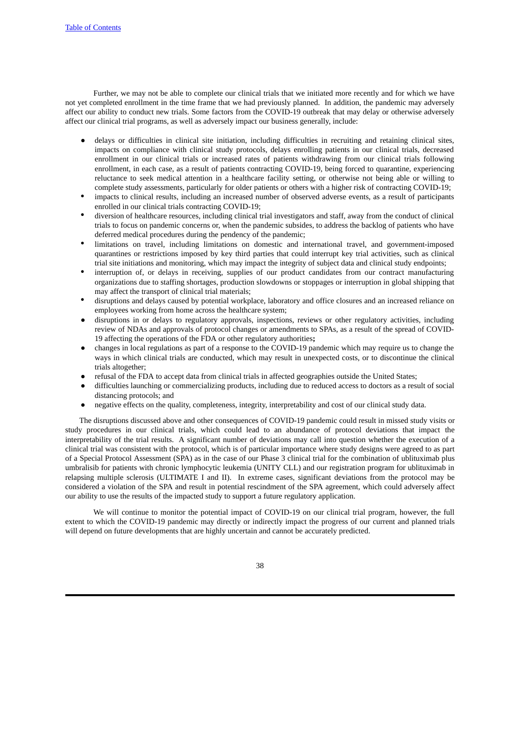Further, we may not be able to complete our clinical trials that we initiated more recently and for which we have not yet completed enrollment in the time frame that we had previously planned. In addition, the pandemic may adversely affect our ability to conduct new trials. Some factors from the COVID-19 outbreak that may delay or otherwise adversely affect our clinical trial programs, as well as adversely impact our business generally, include:

- delays or difficulties in clinical site initiation, including difficulties in recruiting and retaining clinical sites, impacts on compliance with clinical study protocols, delays enrolling patients in our clinical trials, decreased enrollment in our clinical trials or increased rates of patients withdrawing from our clinical trials following enrollment, in each case, as a result of patients contracting COVID-19, being forced to quarantine, experiencing reluctance to seek medical attention in a healthcare facility setting, or otherwise not being able or willing to complete study assessments, particularly for older patients or others with a higher risk of contracting COVID-19;
- impacts to clinical results, including an increased number of observed adverse events, as a result of participants enrolled in our clinical trials contracting COVID-19;
- diversion of healthcare resources, including clinical trial investigators and staff, away from the conduct of clinical trials to focus on pandemic concerns or, when the pandemic subsides, to address the backlog of patients who have deferred medical procedures during the pendency of the pandemic;
- limitations on travel, including limitations on domestic and international travel, and government-imposed quarantines or restrictions imposed by key third parties that could interrupt key trial activities, such as clinical trial site initiations and monitoring, which may impact the integrity of subject data and clinical study endpoints;
- interruption of, or delays in receiving, supplies of our product candidates from our contract manufacturing organizations due to staffing shortages, production slowdowns or stoppages or interruption in global shipping that may affect the transport of clinical trial materials;
- disruptions and delays caused by potential workplace, laboratory and office closures and an increased reliance on employees working from home across the healthcare system;
- disruptions in or delays to regulatory approvals, inspections, reviews or other regulatory activities, including review of NDAs and approvals of protocol changes or amendments to SPAs, as a result of the spread of COVID-19 affecting the operations of the FDA or other regulatory authorities**;**
- changes in local regulations as part of a response to the COVID-19 pandemic which may require us to change the ways in which clinical trials are conducted, which may result in unexpected costs, or to discontinue the clinical trials altogether;
- refusal of the FDA to accept data from clinical trials in affected geographies outside the United States;
- difficulties launching or commercializing products, including due to reduced access to doctors as a result of social distancing protocols; and
- negative effects on the quality, completeness, integrity, interpretability and cost of our clinical study data.

The disruptions discussed above and other consequences of COVID-19 pandemic could result in missed study visits or study procedures in our clinical trials, which could lead to an abundance of protocol deviations that impact the interpretability of the trial results. A significant number of deviations may call into question whether the execution of a clinical trial was consistent with the protocol, which is of particular importance where study designs were agreed to as part of a Special Protocol Assessment (SPA) as in the case of our Phase 3 clinical trial for the combination of ublituximab plus umbralisib for patients with chronic lymphocytic leukemia (UNITY CLL) and our registration program for ublituximab in relapsing multiple sclerosis (ULTIMATE I and II). In extreme cases, significant deviations from the protocol may be considered a violation of the SPA and result in potential rescindment of the SPA agreement, which could adversely affect our ability to use the results of the impacted study to support a future regulatory application.

We will continue to monitor the potential impact of COVID-19 on our clinical trial program, however, the full extent to which the COVID-19 pandemic may directly or indirectly impact the progress of our current and planned trials will depend on future developments that are highly uncertain and cannot be accurately predicted.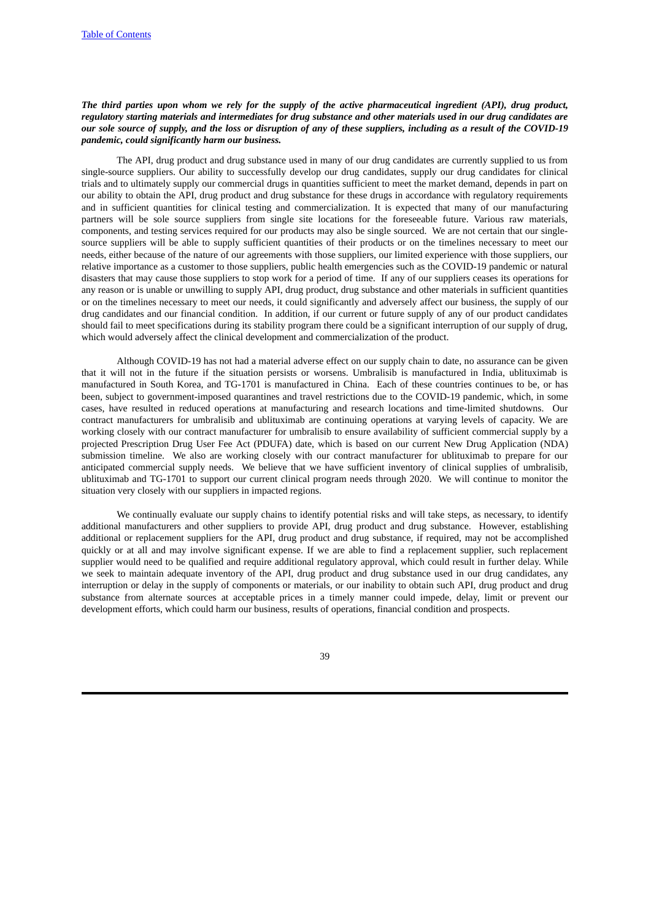***The third parties upon whom we rely for the supply of the active pharmaceutical ingredient (API), drug product, regulatory starting materials and intermediates for drug substance and other materials used in our drug candidates are our sole source of supply, and the loss or disruption of any of these suppliers, including as a result of the COVID-19 pandemic, could significantly harm our business.***

The API, drug product and drug substance used in many of our drug candidates are currently supplied to us from single-source suppliers. Our ability to successfully develop our drug candidates, supply our drug candidates for clinical trials and to ultimately supply our commercial drugs in quantities sufficient to meet the market demand, depends in part on our ability to obtain the API, drug product and drug substance for these drugs in accordance with regulatory requirements and in sufficient quantities for clinical testing and commercialization. It is expected that many of our manufacturing partners will be sole source suppliers from single site locations for the foreseeable future. Various raw materials, components, and testing services required for our products may also be single sourced. We are not certain that our single-source suppliers will be able to supply sufficient quantities of their products or on the timelines necessary to meet our needs, either because of the nature of our agreements with those suppliers, our limited experience with those suppliers, our relative importance as a customer to those suppliers, public health emergencies such as the COVID-19 pandemic or natural disasters that may cause those suppliers to stop work for a period of time. If any of our suppliers ceases its operations for any reason or is unable or unwilling to supply API, drug product, drug substance and other materials in sufficient quantities or on the timelines necessary to meet our needs, it could significantly and adversely affect our business, the supply of our drug candidates and our financial condition. In addition, if our current or future supply of any of our product candidates should fail to meet specifications during its stability program there could be a significant interruption of our supply of drug, which would adversely affect the clinical development and commercialization of the product.

Although COVID-19 has not had a material adverse effect on our supply chain to date, no assurance can be given that it will not in the future if the situation persists or worsens. Umbralisib is manufactured in India, ublituximab is manufactured in South Korea, and TG-1701 is manufactured in China. Each of these countries continues to be, or has been, subject to government-imposed quarantines and travel restrictions due to the COVID-19 pandemic, which, in some cases, have resulted in reduced operations at manufacturing and research locations and time-limited shutdowns. Our contract manufacturers for umbralisib and ublituximab are continuing operations at varying levels of capacity. We are working closely with our contract manufacturer for umbralisib to ensure availability of sufficient commercial supply by a projected Prescription Drug User Fee Act (PDUFA) date, which is based on our current New Drug Application (NDA) submission timeline. We also are working closely with our contract manufacturer for ublituximab to prepare for our anticipated commercial supply needs. We believe that we have sufficient inventory of clinical supplies of umbralisib, ublituximab and TG-1701 to support our current clinical program needs through 2020. We will continue to monitor the situation very closely with our suppliers in impacted regions.

We continually evaluate our supply chains to identify potential risks and will take steps, as necessary, to identify additional manufacturers and other suppliers to provide API, drug product and drug substance. However, establishing additional or replacement suppliers for the API, drug product and drug substance, if required, may not be accomplished quickly or at all and may involve significant expense. If we are able to find a replacement supplier, such replacement supplier would need to be qualified and require additional regulatory approval, which could result in further delay. While we seek to maintain adequate inventory of the API, drug product and drug substance used in our drug candidates, any interruption or delay in the supply of components or materials, or our inability to obtain such API, drug product and drug substance from alternate sources at acceptable prices in a timely manner could impede, delay, limit or prevent our development efforts, which could harm our business, results of operations, financial condition and prospects.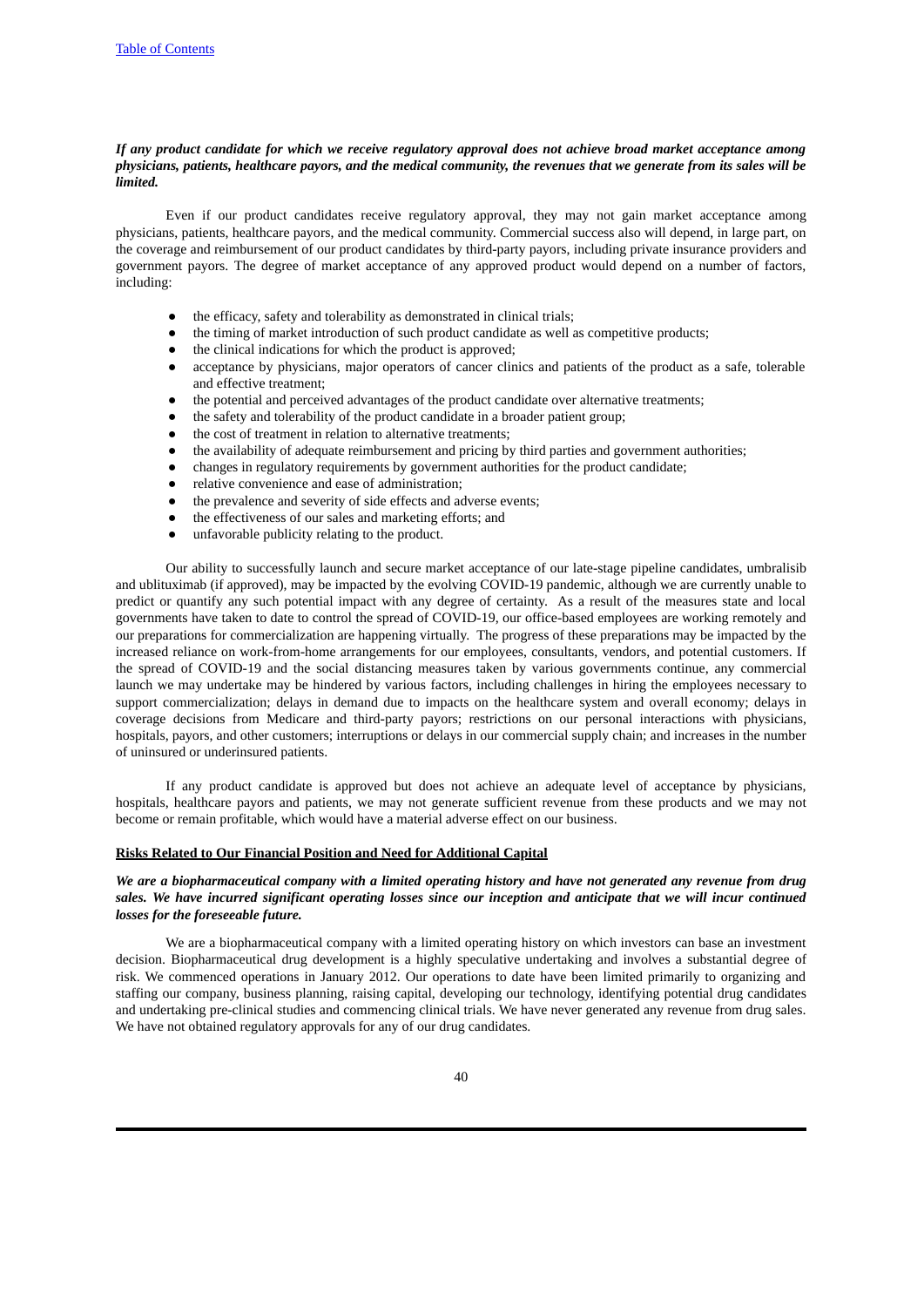***If any product candidate for which we receive regulatory approval does not achieve broad market acceptance among physicians, patients, healthcare payors, and the medical community, the revenues that we generate from its sales will be limited.***

Even if our product candidates receive regulatory approval, they may not gain market acceptance among physicians, patients, healthcare payors, and the medical community. Commercial success also will depend, in large part, on the coverage and reimbursement of our product candidates by third-party payors, including private insurance providers and government payors. The degree of market acceptance of any approved product would depend on a number of factors, including:

- the efficacy, safety and tolerability as demonstrated in clinical trials;
- the timing of market introduction of such product candidate as well as competitive products;
- the clinical indications for which the product is approved;
- acceptance by physicians, major operators of cancer clinics and patients of the product as a safe, tolerable and effective treatment;
- the potential and perceived advantages of the product candidate over alternative treatments;
- the safety and tolerability of the product candidate in a broader patient group;
- the cost of treatment in relation to alternative treatments;
- the availability of adequate reimbursement and pricing by third parties and government authorities;
- changes in regulatory requirements by government authorities for the product candidate;
- relative convenience and ease of administration;
- the prevalence and severity of side effects and adverse events;
- the effectiveness of our sales and marketing efforts; and
- unfavorable publicity relating to the product.

Our ability to successfully launch and secure market acceptance of our late-stage pipeline candidates, umbralisib and ublituximab (if approved), may be impacted by the evolving COVID-19 pandemic, although we are currently unable to predict or quantify any such potential impact with any degree of certainty. As a result of the measures state and local governments have taken to date to control the spread of COVID-19, our office-based employees are working remotely and our preparations for commercialization are happening virtually. The progress of these preparations may be impacted by the increased reliance on work-from-home arrangements for our employees, consultants, vendors, and potential customers. If the spread of COVID-19 and the social distancing measures taken by various governments continue, any commercial launch we may undertake may be hindered by various factors, including challenges in hiring the employees necessary to support commercialization; delays in demand due to impacts on the healthcare system and overall economy; delays in coverage decisions from Medicare and third-party payors; restrictions on our personal interactions with physicians, hospitals, payors, and other customers; interruptions or delays in our commercial supply chain; and increases in the number of uninsured or underinsured patients.

If any product candidate is approved but does not achieve an adequate level of acceptance by physicians, hospitals, healthcare payors and patients, we may not generate sufficient revenue from these products and we may not become or remain profitable, which would have a material adverse effect on our business.

## Risks Related to Our Financial Position and Need for Additional Capital

***We are a biopharmaceutical company with a limited operating history and have not generated any revenue from drug sales. We have incurred significant operating losses since our inception and anticipate that we will incur continued losses for the foreseeable future.***

We are a biopharmaceutical company with a limited operating history on which investors can base an investment decision. Biopharmaceutical drug development is a highly speculative undertaking and involves a substantial degree of risk. We commenced operations in January 2012. Our operations to date have been limited primarily to organizing and staffing our company, business planning, raising capital, developing our technology, identifying potential drug candidates and undertaking pre-clinical studies and commencing clinical trials. We have never generated any revenue from drug sales. We have not obtained regulatory approvals for any of our drug candidates.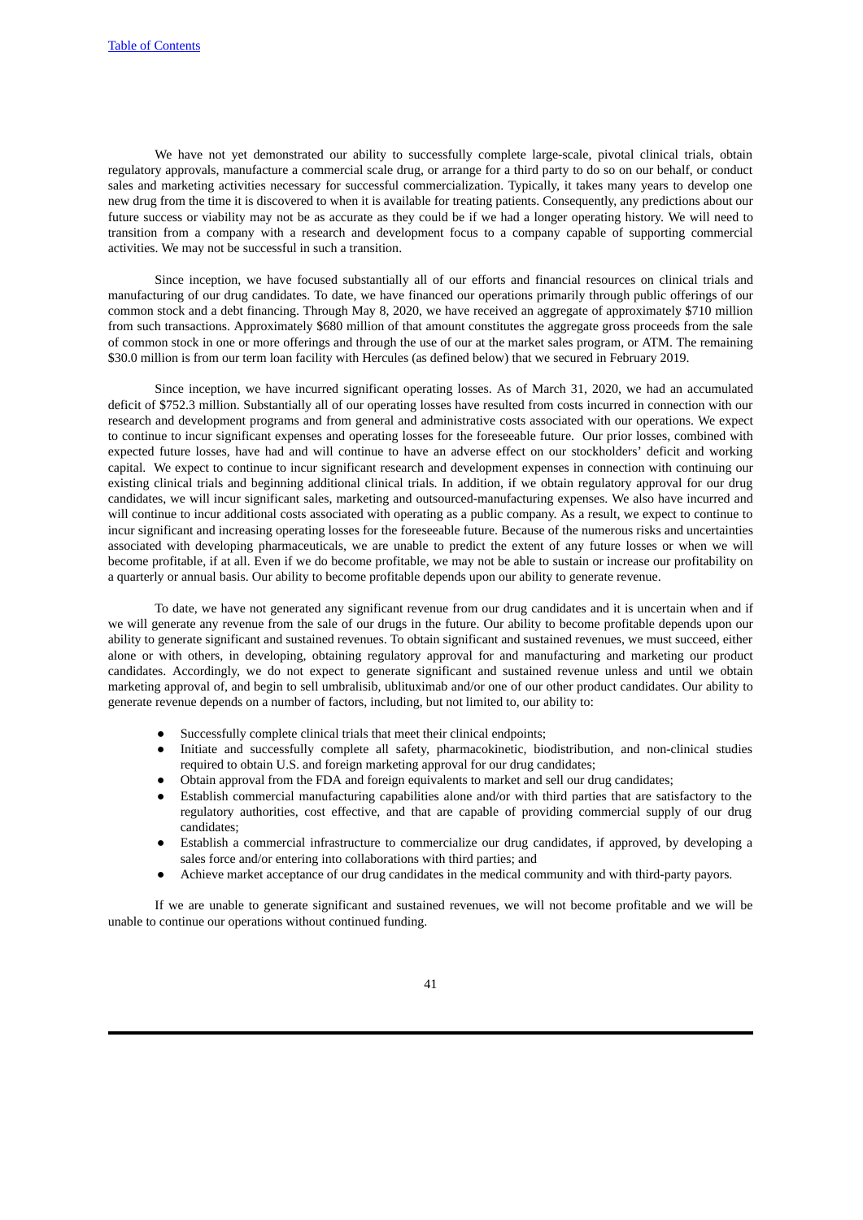We have not yet demonstrated our ability to successfully complete large-scale, pivotal clinical trials, obtain regulatory approvals, manufacture a commercial scale drug, or arrange for a third party to do so on our behalf, or conduct sales and marketing activities necessary for successful commercialization. Typically, it takes many years to develop one new drug from the time it is discovered to when it is available for treating patients. Consequently, any predictions about our future success or viability may not be as accurate as they could be if we had a longer operating history. We will need to transition from a company with a research and development focus to a company capable of supporting commercial activities. We may not be successful in such a transition.

Since inception, we have focused substantially all of our efforts and financial resources on clinical trials and manufacturing of our drug candidates. To date, we have financed our operations primarily through public offerings of our common stock and a debt financing. Through May 8, 2020, we have received an aggregate of approximately $710 million from such transactions. Approximately $680 million of that amount constitutes the aggregate gross proceeds from the sale of common stock in one or more offerings and through the use of our at the market sales program, or ATM. The remaining $30.0 million is from our term loan facility with Hercules (as defined below) that we secured in February 2019.

Since inception, we have incurred significant operating losses. As of March 31, 2020, we had an accumulated deficit of $752.3 million. Substantially all of our operating losses have resulted from costs incurred in connection with our research and development programs and from general and administrative costs associated with our operations. We expect to continue to incur significant expenses and operating losses for the foreseeable future. Our prior losses, combined with expected future losses, have had and will continue to have an adverse effect on our stockholders' deficit and working capital. We expect to continue to incur significant research and development expenses in connection with continuing our existing clinical trials and beginning additional clinical trials. In addition, if we obtain regulatory approval for our drug candidates, we will incur significant sales, marketing and outsourced-manufacturing expenses. We also have incurred and will continue to incur additional costs associated with operating as a public company. As a result, we expect to continue to incur significant and increasing operating losses for the foreseeable future. Because of the numerous risks and uncertainties associated with developing pharmaceuticals, we are unable to predict the extent of any future losses or when we will become profitable, if at all. Even if we do become profitable, we may not be able to sustain or increase our profitability on a quarterly or annual basis. Our ability to become profitable depends upon our ability to generate revenue.

To date, we have not generated any significant revenue from our drug candidates and it is uncertain when and if we will generate any revenue from the sale of our drugs in the future. Our ability to become profitable depends upon our ability to generate significant and sustained revenues. To obtain significant and sustained revenues, we must succeed, either alone or with others, in developing, obtaining regulatory approval for and manufacturing and marketing our product candidates. Accordingly, we do not expect to generate significant and sustained revenue unless and until we obtain marketing approval of, and begin to sell umbralisib, ublituximab and/or one of our other product candidates. Our ability to generate revenue depends on a number of factors, including, but not limited to, our ability to:

- Successfully complete clinical trials that meet their clinical endpoints;
- Initiate and successfully complete all safety, pharmacokinetic, biodistribution, and non-clinical studies required to obtain U.S. and foreign marketing approval for our drug candidates;
- Obtain approval from the FDA and foreign equivalents to market and sell our drug candidates;
- Establish commercial manufacturing capabilities alone and/or with third parties that are satisfactory to the regulatory authorities, cost effective, and that are capable of providing commercial supply of our drug candidates;
- Establish a commercial infrastructure to commercialize our drug candidates, if approved, by developing a sales force and/or entering into collaborations with third parties; and
- Achieve market acceptance of our drug candidates in the medical community and with third-party payors.

If we are unable to generate significant and sustained revenues, we will not become profitable and we will be unable to continue our operations without continued funding.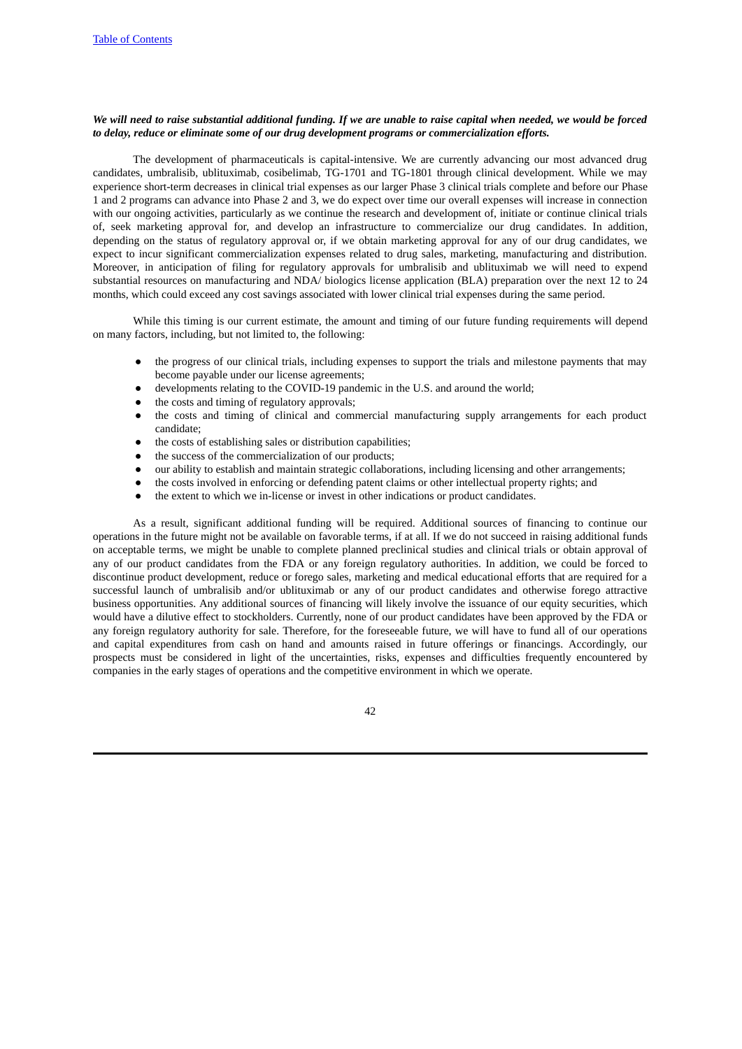***We will need to raise substantial additional funding. If we are unable to raise capital when needed, we would be forced to delay, reduce or eliminate some of our drug development programs or commercialization efforts.***

The development of pharmaceuticals is capital-intensive. We are currently advancing our most advanced drug candidates, umbralisib, ublituximab, cosibelimab, TG-1701 and TG-1801 through clinical development. While we may experience short-term decreases in clinical trial expenses as our larger Phase 3 clinical trials complete and before our Phase 1 and 2 programs can advance into Phase 2 and 3, we do expect over time our overall expenses will increase in connection with our ongoing activities, particularly as we continue the research and development of, initiate or continue clinical trials of, seek marketing approval for, and develop an infrastructure to commercialize our drug candidates. In addition, depending on the status of regulatory approval or, if we obtain marketing approval for any of our drug candidates, we expect to incur significant commercialization expenses related to drug sales, marketing, manufacturing and distribution. Moreover, in anticipation of filing for regulatory approvals for umbralisib and ublituximab we will need to expend substantial resources on manufacturing and NDA/ biologics license application (BLA) preparation over the next 12 to 24 months, which could exceed any cost savings associated with lower clinical trial expenses during the same period.

While this timing is our current estimate, the amount and timing of our future funding requirements will depend on many factors, including, but not limited to, the following:

- the progress of our clinical trials, including expenses to support the trials and milestone payments that may become payable under our license agreements;
- developments relating to the COVID-19 pandemic in the U.S. and around the world;
- the costs and timing of regulatory approvals;
- the costs and timing of clinical and commercial manufacturing supply arrangements for each product candidate;
- the costs of establishing sales or distribution capabilities;
- the success of the commercialization of our products;
- our ability to establish and maintain strategic collaborations, including licensing and other arrangements;
- the costs involved in enforcing or defending patent claims or other intellectual property rights; and
- the extent to which we in-license or invest in other indications or product candidates.

As a result, significant additional funding will be required. Additional sources of financing to continue our operations in the future might not be available on favorable terms, if at all. If we do not succeed in raising additional funds on acceptable terms, we might be unable to complete planned preclinical studies and clinical trials or obtain approval of any of our product candidates from the FDA or any foreign regulatory authorities. In addition, we could be forced to discontinue product development, reduce or forego sales, marketing and medical educational efforts that are required for a successful launch of umbralisib and/or ublituximab or any of our product candidates and otherwise forego attractive business opportunities. Any additional sources of financing will likely involve the issuance of our equity securities, which would have a dilutive effect to stockholders. Currently, none of our product candidates have been approved by the FDA or any foreign regulatory authority for sale. Therefore, for the foreseeable future, we will have to fund all of our operations and capital expenditures from cash on hand and amounts raised in future offerings or financings. Accordingly, our prospects must be considered in light of the uncertainties, risks, expenses and difficulties frequently encountered by companies in the early stages of operations and the competitive environment in which we operate.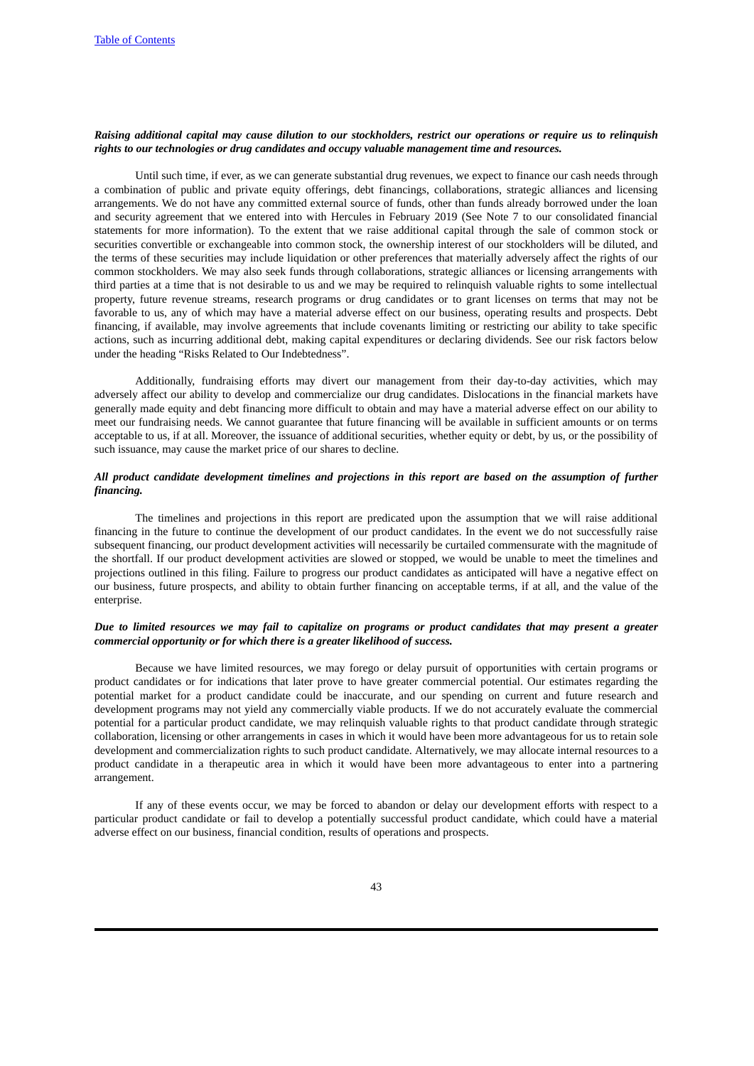***Raising additional capital may cause dilution to our stockholders, restrict our operations or require us to relinquish rights to our technologies or drug candidates and occupy valuable management time and resources.***

Until such time, if ever, as we can generate substantial drug revenues, we expect to finance our cash needs through a combination of public and private equity offerings, debt financings, collaborations, strategic alliances and licensing arrangements. We do not have any committed external source of funds, other than funds already borrowed under the loan and security agreement that we entered into with Hercules in February 2019 (See Note 7 to our consolidated financial statements for more information). To the extent that we raise additional capital through the sale of common stock or securities convertible or exchangeable into common stock, the ownership interest of our stockholders will be diluted, and the terms of these securities may include liquidation or other preferences that materially adversely affect the rights of our common stockholders. We may also seek funds through collaborations, strategic alliances or licensing arrangements with third parties at a time that is not desirable to us and we may be required to relinquish valuable rights to some intellectual property, future revenue streams, research programs or drug candidates or to grant licenses on terms that may not be favorable to us, any of which may have a material adverse effect on our business, operating results and prospects. Debt financing, if available, may involve agreements that include covenants limiting or restricting our ability to take specific actions, such as incurring additional debt, making capital expenditures or declaring dividends. See our risk factors below under the heading "Risks Related to Our Indebtedness".

Additionally, fundraising efforts may divert our management from their day-to-day activities, which may adversely affect our ability to develop and commercialize our drug candidates. Dislocations in the financial markets have generally made equity and debt financing more difficult to obtain and may have a material adverse effect on our ability to meet our fundraising needs. We cannot guarantee that future financing will be available in sufficient amounts or on terms acceptable to us, if at all. Moreover, the issuance of additional securities, whether equity or debt, by us, or the possibility of such issuance, may cause the market price of our shares to decline.

***All product candidate development timelines and projections in this report are based on the assumption of further financing.***

The timelines and projections in this report are predicated upon the assumption that we will raise additional financing in the future to continue the development of our product candidates. In the event we do not successfully raise subsequent financing, our product development activities will necessarily be curtailed commensurate with the magnitude of the shortfall. If our product development activities are slowed or stopped, we would be unable to meet the timelines and projections outlined in this filing. Failure to progress our product candidates as anticipated will have a negative effect on our business, future prospects, and ability to obtain further financing on acceptable terms, if at all, and the value of the enterprise.

***Due to limited resources we may fail to capitalize on programs or product candidates that may present a greater commercial opportunity or for which there is a greater likelihood of success.***

Because we have limited resources, we may forego or delay pursuit of opportunities with certain programs or product candidates or for indications that later prove to have greater commercial potential. Our estimates regarding the potential market for a product candidate could be inaccurate, and our spending on current and future research and development programs may not yield any commercially viable products. If we do not accurately evaluate the commercial potential for a particular product candidate, we may relinquish valuable rights to that product candidate through strategic collaboration, licensing or other arrangements in cases in which it would have been more advantageous for us to retain sole development and commercialization rights to such product candidate. Alternatively, we may allocate internal resources to a product candidate in a therapeutic area in which it would have been more advantageous to enter into a partnering arrangement.

If any of these events occur, we may be forced to abandon or delay our development efforts with respect to a particular product candidate or fail to develop a potentially successful product candidate, which could have a material adverse effect on our business, financial condition, results of operations and prospects.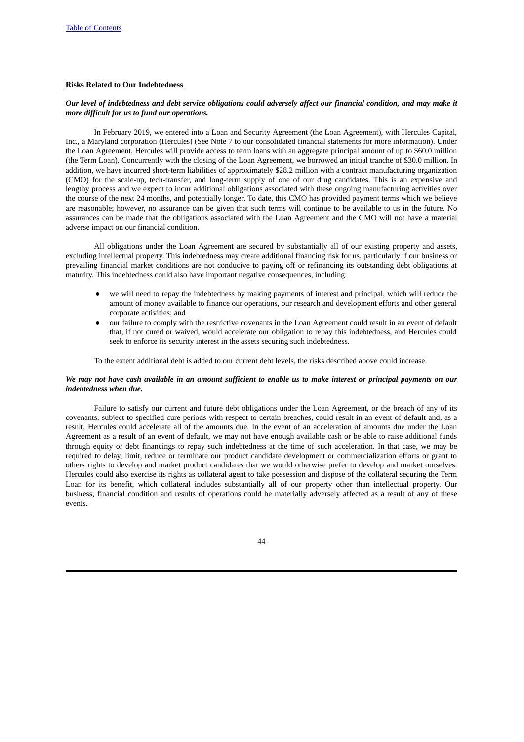**Risks Related to Our Indebtedness**

***Our level of indebtedness and debt service obligations could adversely affect our financial condition, and may make it more difficult for us to fund our operations.***

In February 2019, we entered into a Loan and Security Agreement (the Loan Agreement), with Hercules Capital, Inc., a Maryland corporation (Hercules) (See Note 7 to our consolidated financial statements for more information). Under the Loan Agreement, Hercules will provide access to term loans with an aggregate principal amount of up to $60.0 million (the Term Loan). Concurrently with the closing of the Loan Agreement, we borrowed an initial tranche of $30.0 million. In addition, we have incurred short-term liabilities of approximately $28.2 million with a contract manufacturing organization (CMO) for the scale-up, tech-transfer, and long-term supply of one of our drug candidates. This is an expensive and lengthy process and we expect to incur additional obligations associated with these ongoing manufacturing activities over the course of the next 24 months, and potentially longer. To date, this CMO has provided payment terms which we believe are reasonable; however, no assurance can be given that such terms will continue to be available to us in the future. No assurances can be made that the obligations associated with the Loan Agreement and the CMO will not have a material adverse impact on our financial condition.

All obligations under the Loan Agreement are secured by substantially all of our existing property and assets, excluding intellectual property. This indebtedness may create additional financing risk for us, particularly if our business or prevailing financial market conditions are not conducive to paying off or refinancing its outstanding debt obligations at maturity. This indebtedness could also have important negative consequences, including:

- we will need to repay the indebtedness by making payments of interest and principal, which will reduce the amount of money available to finance our operations, our research and development efforts and other general corporate activities; and
- our failure to comply with the restrictive covenants in the Loan Agreement could result in an event of default that, if not cured or waived, would accelerate our obligation to repay this indebtedness, and Hercules could seek to enforce its security interest in the assets securing such indebtedness.

To the extent additional debt is added to our current debt levels, the risks described above could increase.

***We may not have cash available in an amount sufficient to enable us to make interest or principal payments on our indebtedness when due.***

Failure to satisfy our current and future debt obligations under the Loan Agreement, or the breach of any of its covenants, subject to specified cure periods with respect to certain breaches, could result in an event of default and, as a result, Hercules could accelerate all of the amounts due. In the event of an acceleration of amounts due under the Loan Agreement as a result of an event of default, we may not have enough available cash or be able to raise additional funds through equity or debt financings to repay such indebtedness at the time of such acceleration. In that case, we may be required to delay, limit, reduce or terminate our product candidate development or commercialization efforts or grant to others rights to develop and market product candidates that we would otherwise prefer to develop and market ourselves. Hercules could also exercise its rights as collateral agent to take possession and dispose of the collateral securing the Term Loan for its benefit, which collateral includes substantially all of our property other than intellectual property. Our business, financial condition and results of operations could be materially adversely affected as a result of any of these events.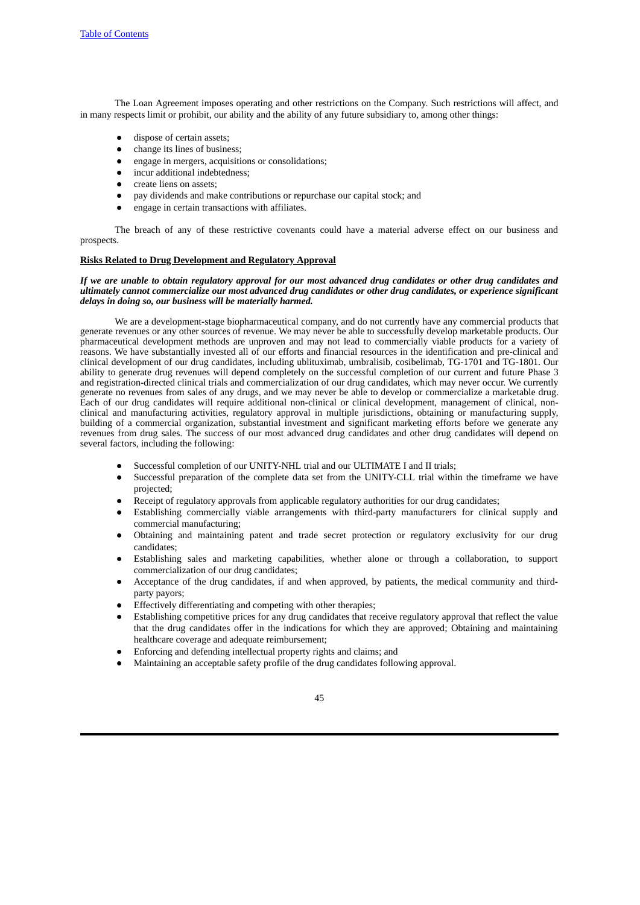The Loan Agreement imposes operating and other restrictions on the Company. Such restrictions will affect, and in many respects limit or prohibit, our ability and the ability of any future subsidiary to, among other things:

- dispose of certain assets;
- change its lines of business;
- engage in mergers, acquisitions or consolidations;
- incur additional indebtedness;
- create liens on assets;
- pay dividends and make contributions or repurchase our capital stock; and
- engage in certain transactions with affiliates.

The breach of any of these restrictive covenants could have a material adverse effect on our business and prospects.

**Risks Related to Drug Development and Regulatory Approval**

***If we are unable to obtain regulatory approval for our most advanced drug candidates or other drug candidates and ultimately cannot commercialize our most advanced drug candidates or other drug candidates, or experience significant delays in doing so, our business will be materially harmed.***

We are a development-stage biopharmaceutical company, and do not currently have any commercial products that generate revenues or any other sources of revenue. We may never be able to successfully develop marketable products. Our pharmaceutical development methods are unproven and may not lead to commercially viable products for a variety of reasons. We have substantially invested all of our efforts and financial resources in the identification and pre-clinical and clinical development of our drug candidates, including ublituximab, umbralisib, cosibelimab, TG-1701 and TG-1801. Our ability to generate drug revenues will depend completely on the successful completion of our current and future Phase 3 and registration-directed clinical trials and commercialization of our drug candidates, which may never occur. We currently generate no revenues from sales of any drugs, and we may never be able to develop or commercialize a marketable drug. Each of our drug candidates will require additional non-clinical or clinical development, management of clinical, non-clinical and manufacturing activities, regulatory approval in multiple jurisdictions, obtaining or manufacturing supply, building of a commercial organization, substantial investment and significant marketing efforts before we generate any revenues from drug sales. The success of our most advanced drug candidates and other drug candidates will depend on several factors, including the following:

- Successful completion of our UNITY-NHL trial and our ULTIMATE I and II trials;
- Successful preparation of the complete data set from the UNITY-CLL trial within the timeframe we have projected;
- Receipt of regulatory approvals from applicable regulatory authorities for our drug candidates;
- Establishing commercially viable arrangements with third-party manufacturers for clinical supply and commercial manufacturing;
- Obtaining and maintaining patent and trade secret protection or regulatory exclusivity for our drug candidates;
- Establishing sales and marketing capabilities, whether alone or through a collaboration, to support commercialization of our drug candidates;
- Acceptance of the drug candidates, if and when approved, by patients, the medical community and third-party payors;
- Effectively differentiating and competing with other therapies;
- Establishing competitive prices for any drug candidates that receive regulatory approval that reflect the value that the drug candidates offer in the indications for which they are approved; Obtaining and maintaining healthcare coverage and adequate reimbursement;
- Enforcing and defending intellectual property rights and claims; and
- Maintaining an acceptable safety profile of the drug candidates following approval.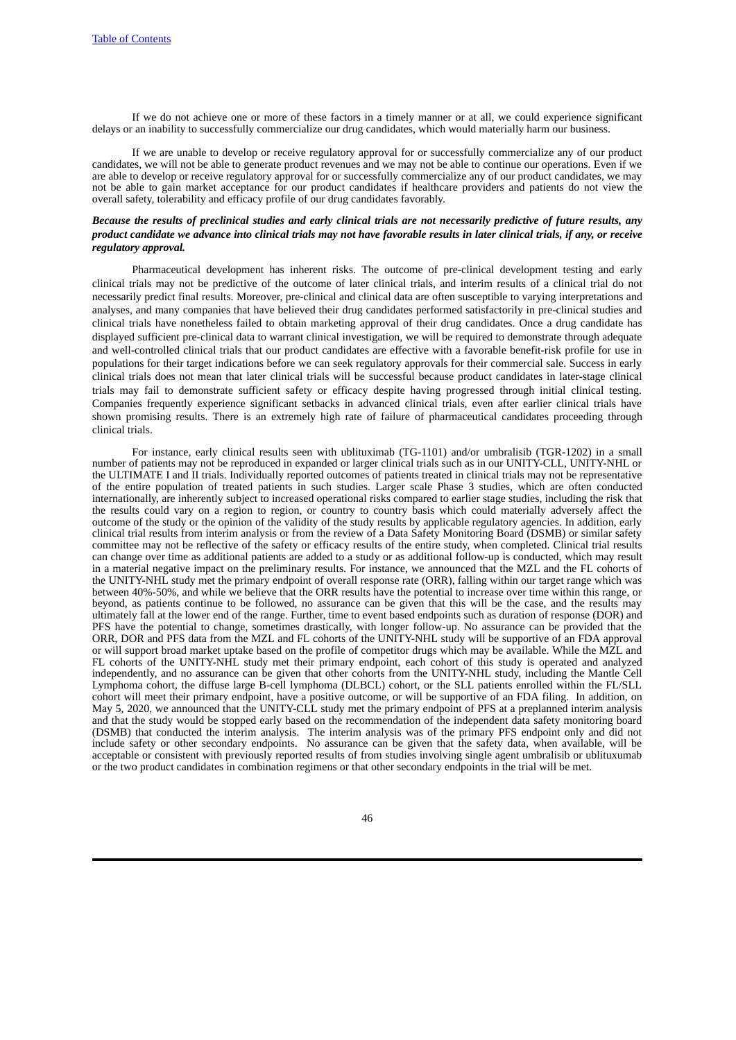If we do not achieve one or more of these factors in a timely manner or at all, we could experience significant delays or an inability to successfully commercialize our drug candidates, which would materially harm our business.

If we are unable to develop or receive regulatory approval for or successfully commercialize any of our product candidates, we will not be able to generate product revenues and we may not be able to continue our operations. Even if we are able to develop or receive regulatory approval for or successfully commercialize any of our product candidates, we may not be able to gain market acceptance for our product candidates if healthcare providers and patients do not view the overall safety, tolerability and efficacy profile of our drug candidates favorably.

***Because the results of preclinical studies and early clinical trials are not necessarily predictive of future results, any product candidate we advance into clinical trials may not have favorable results in later clinical trials, if any, or receive regulatory approval.***

Pharmaceutical development has inherent risks. The outcome of pre-clinical development testing and early clinical trials may not be predictive of the outcome of later clinical trials, and interim results of a clinical trial do not necessarily predict final results. Moreover, pre-clinical and clinical data are often susceptible to varying interpretations and analyses, and many companies that have believed their drug candidates performed satisfactorily in pre-clinical studies and clinical trials have nonetheless failed to obtain marketing approval of their drug candidates. Once a drug candidate has displayed sufficient pre-clinical data to warrant clinical investigation, we will be required to demonstrate through adequate and well-controlled clinical trials that our product candidates are effective with a favorable benefit-risk profile for use in populations for their target indications before we can seek regulatory approvals for their commercial sale. Success in early clinical trials does not mean that later clinical trials will be successful because product candidates in later-stage clinical trials may fail to demonstrate sufficient safety or efficacy despite having progressed through initial clinical testing. Companies frequently experience significant setbacks in advanced clinical trials, even after earlier clinical trials have shown promising results. There is an extremely high rate of failure of pharmaceutical candidates proceeding through clinical trials.

For instance, early clinical results seen with ublituximab (TG-1101) and/or umbralisib (TGR-1202) in a small number of patients may not be reproduced in expanded or larger clinical trials such as in our UNITY-CLL, UNITY-NHL or the ULTIMATE I and II trials. Individually reported outcomes of patients treated in clinical trials may not be representative of the entire population of treated patients in such studies. Larger scale Phase 3 studies, which are often conducted internationally, are inherently subject to increased operational risks compared to earlier stage studies, including the risk that the results could vary on a region to region, or country to country basis which could materially adversely affect the outcome of the study or the opinion of the validity of the study results by applicable regulatory agencies. In addition, early clinical trial results from interim analysis or from the review of a Data Safety Monitoring Board (DSMB) or similar safety committee may not be reflective of the safety or efficacy results of the entire study, when completed. Clinical trial results can change over time as additional patients are added to a study or as additional follow-up is conducted, which may result in a material negative impact on the preliminary results. For instance, we announced that the MZL and the FL cohorts of the UNITY-NHL study met the primary endpoint of overall response rate (ORR), falling within our target range which was between 40%-50%, and while we believe that the ORR results have the potential to increase over time within this range, or beyond, as patients continue to be followed, no assurance can be given that this will be the case, and the results may ultimately fall at the lower end of the range. Further, time to event based endpoints such as duration of response (DOR) and PFS have the potential to change, sometimes drastically, with longer follow-up. No assurance can be provided that the ORR, DOR and PFS data from the MZL and FL cohorts of the UNITY-NHL study will be supportive of an FDA approval or will support broad market uptake based on the profile of competitor drugs which may be available. While the MZL and FL cohorts of the UNITY-NHL study met their primary endpoint, each cohort of this study is operated and analyzed independently, and no assurance can be given that other cohorts from the UNITY-NHL study, including the Mantle Cell Lymphoma cohort, the diffuse large B-cell lymphoma (DLBCL) cohort, or the SLL patients enrolled within the FL/SLL cohort will meet their primary endpoint, have a positive outcome, or will be supportive of an FDA filing. In addition, on May 5, 2020, we announced that the UNITY-CLL study met the primary endpoint of PFS at a preplanned interim analysis and that the study would be stopped early based on the recommendation of the independent data safety monitoring board (DSMB) that conducted the interim analysis. The interim analysis was of the primary PFS endpoint only and did not include safety or other secondary endpoints. No assurance can be given that the safety data, when available, will be acceptable or consistent with previously reported results of from studies involving single agent umbralisib or ublituxumab or the two product candidates in combination regimens or that other secondary endpoints in the trial will be met.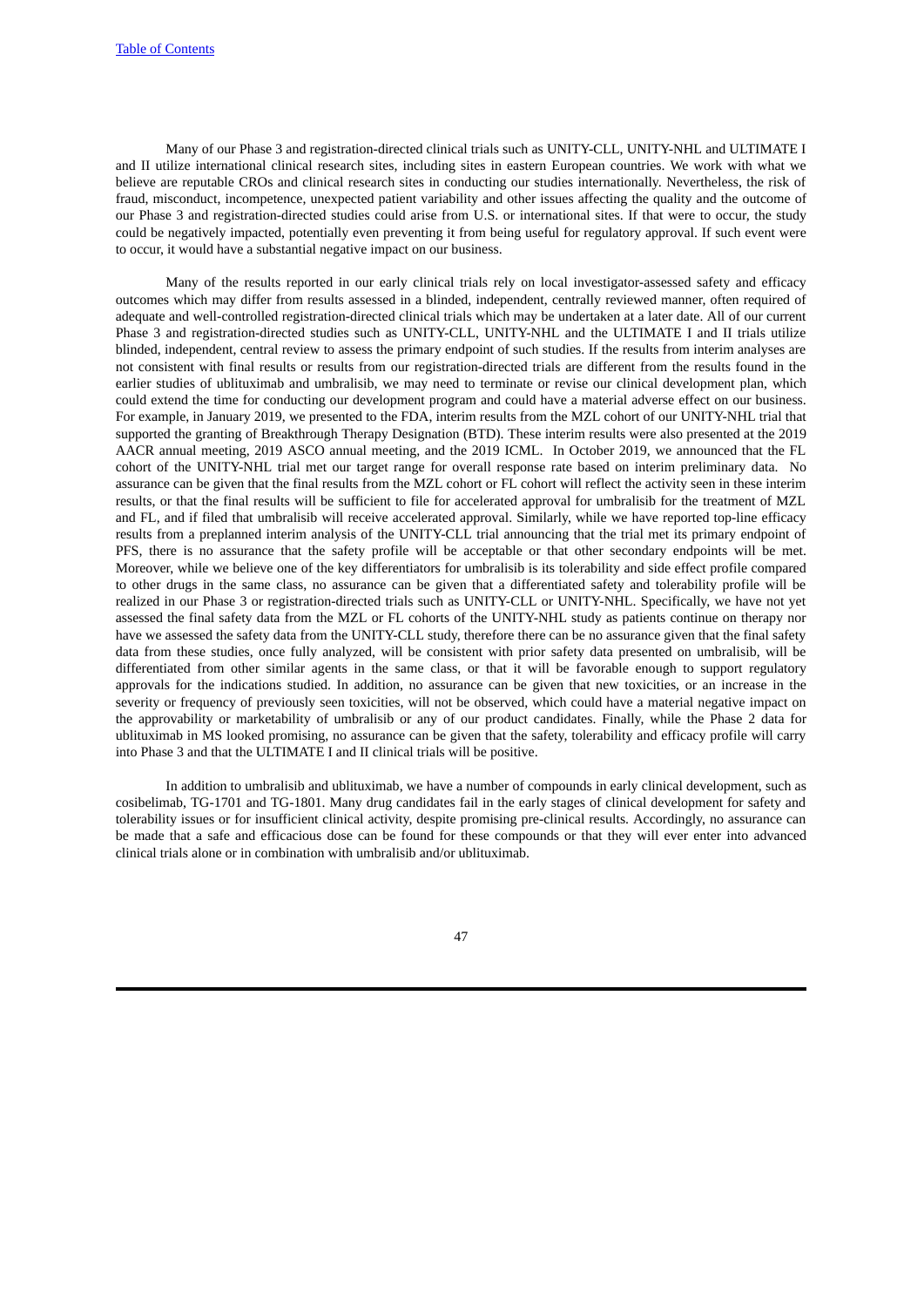Many of our Phase 3 and registration-directed clinical trials such as UNITY-CLL, UNITY-NHL and ULTIMATE I and II utilize international clinical research sites, including sites in eastern European countries. We work with what we believe are reputable CROs and clinical research sites in conducting our studies internationally. Nevertheless, the risk of fraud, misconduct, incompetence, unexpected patient variability and other issues affecting the quality and the outcome of our Phase 3 and registration-directed studies could arise from U.S. or international sites. If that were to occur, the study could be negatively impacted, potentially even preventing it from being useful for regulatory approval. If such event were to occur, it would have a substantial negative impact on our business.

Many of the results reported in our early clinical trials rely on local investigator-assessed safety and efficacy outcomes which may differ from results assessed in a blinded, independent, centrally reviewed manner, often required of adequate and well-controlled registration-directed clinical trials which may be undertaken at a later date. All of our current Phase 3 and registration-directed studies such as UNITY-CLL, UNITY-NHL and the ULTIMATE I and II trials utilize blinded, independent, central review to assess the primary endpoint of such studies. If the results from interim analyses are not consistent with final results or results from our registration-directed trials are different from the results found in the earlier studies of ublituximab and umbralisib, we may need to terminate or revise our clinical development plan, which could extend the time for conducting our development program and could have a material adverse effect on our business. For example, in January 2019, we presented to the FDA, interim results from the MZL cohort of our UNITY-NHL trial that supported the granting of Breakthrough Therapy Designation (BTD). These interim results were also presented at the 2019 AACR annual meeting, 2019 ASCO annual meeting, and the 2019 ICML. In October 2019, we announced that the FL cohort of the UNITY-NHL trial met our target range for overall response rate based on interim preliminary data. No assurance can be given that the final results from the MZL cohort or FL cohort will reflect the activity seen in these interim results, or that the final results will be sufficient to file for accelerated approval for umbralisib for the treatment of MZL and FL, and if filed that umbralisib will receive accelerated approval. Similarly, while we have reported top-line efficacy results from a preplanned interim analysis of the UNITY-CLL trial announcing that the trial met its primary endpoint of PFS, there is no assurance that the safety profile will be acceptable or that other secondary endpoints will be met. Moreover, while we believe one of the key differentiators for umbralisib is its tolerability and side effect profile compared to other drugs in the same class, no assurance can be given that a differentiated safety and tolerability profile will be realized in our Phase 3 or registration-directed trials such as UNITY-CLL or UNITY-NHL. Specifically, we have not yet assessed the final safety data from the MZL or FL cohorts of the UNITY-NHL study as patients continue on therapy nor have we assessed the safety data from the UNITY-CLL study, therefore there can be no assurance given that the final safety data from these studies, once fully analyzed, will be consistent with prior safety data presented on umbralisib, will be differentiated from other similar agents in the same class, or that it will be favorable enough to support regulatory approvals for the indications studied. In addition, no assurance can be given that new toxicities, or an increase in the severity or frequency of previously seen toxicities, will not be observed, which could have a material negative impact on the approvability or marketability of umbralisib or any of our product candidates. Finally, while the Phase 2 data for ublituximab in MS looked promising, no assurance can be given that the safety, tolerability and efficacy profile will carry into Phase 3 and that the ULTIMATE I and II clinical trials will be positive.

In addition to umbralisib and ublituximab, we have a number of compounds in early clinical development, such as cosibelimab, TG-1701 and TG-1801. Many drug candidates fail in the early stages of clinical development for safety and tolerability issues or for insufficient clinical activity, despite promising pre-clinical results. Accordingly, no assurance can be made that a safe and efficacious dose can be found for these compounds or that they will ever enter into advanced clinical trials alone or in combination with umbralisib and/or ublituximab.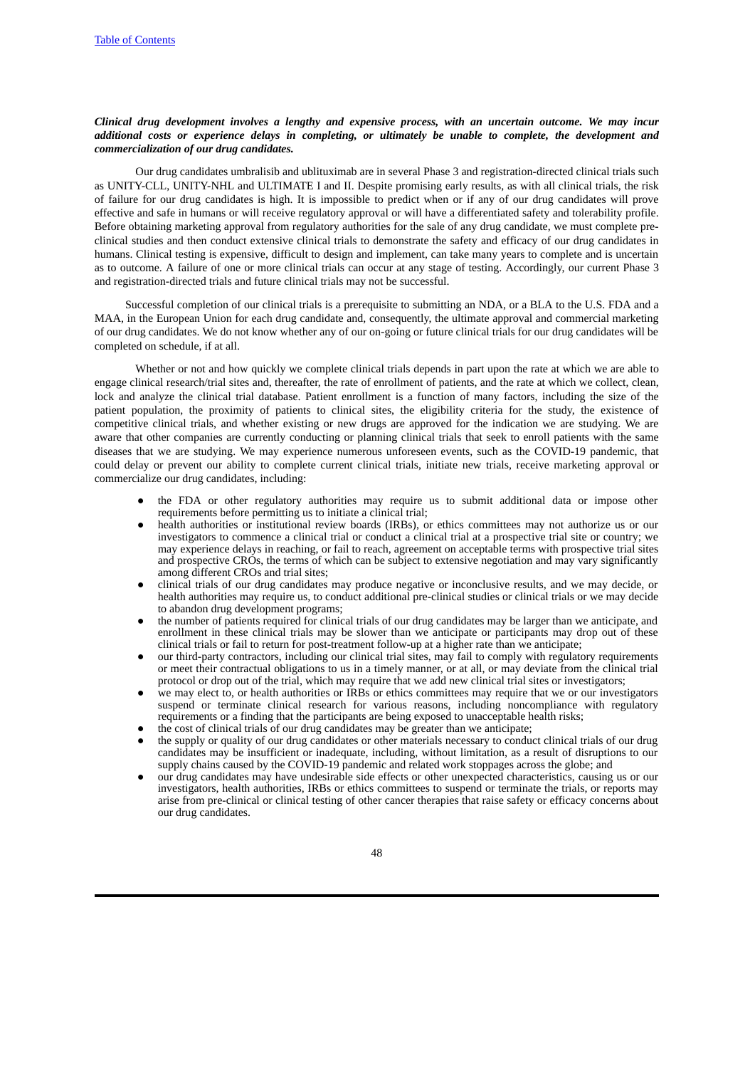***Clinical drug development involves a lengthy and expensive process, with an uncertain outcome. We may incur additional costs or experience delays in completing, or ultimately be unable to complete, the development and commercialization of our drug candidates.***

Our drug candidates umbralisib and ublituximab are in several Phase 3 and registration-directed clinical trials such as UNITY-CLL, UNITY-NHL and ULTIMATE I and II. Despite promising early results, as with all clinical trials, the risk of failure for our drug candidates is high. It is impossible to predict when or if any of our drug candidates will prove effective and safe in humans or will receive regulatory approval or will have a differentiated safety and tolerability profile. Before obtaining marketing approval from regulatory authorities for the sale of any drug candidate, we must complete pre-clinical studies and then conduct extensive clinical trials to demonstrate the safety and efficacy of our drug candidates in humans. Clinical testing is expensive, difficult to design and implement, can take many years to complete and is uncertain as to outcome. A failure of one or more clinical trials can occur at any stage of testing. Accordingly, our current Phase 3 and registration-directed trials and future clinical trials may not be successful.

Successful completion of our clinical trials is a prerequisite to submitting an NDA, or a BLA to the U.S. FDA and a MAA, in the European Union for each drug candidate and, consequently, the ultimate approval and commercial marketing of our drug candidates. We do not know whether any of our on-going or future clinical trials for our drug candidates will be completed on schedule, if at all.

Whether or not and how quickly we complete clinical trials depends in part upon the rate at which we are able to engage clinical research/trial sites and, thereafter, the rate of enrollment of patients, and the rate at which we collect, clean, lock and analyze the clinical trial database. Patient enrollment is a function of many factors, including the size of the patient population, the proximity of patients to clinical sites, the eligibility criteria for the study, the existence of competitive clinical trials, and whether existing or new drugs are approved for the indication we are studying. We are aware that other companies are currently conducting or planning clinical trials that seek to enroll patients with the same diseases that we are studying. We may experience numerous unforeseen events, such as the COVID-19 pandemic, that could delay or prevent our ability to complete current clinical trials, initiate new trials, receive marketing approval or commercialize our drug candidates, including:

- the FDA or other regulatory authorities may require us to submit additional data or impose other requirements before permitting us to initiate a clinical trial;
- health authorities or institutional review boards (IRBs), or ethics committees may not authorize us or our investigators to commence a clinical trial or conduct a clinical trial at a prospective trial site or country; we may experience delays in reaching, or fail to reach, agreement on acceptable terms with prospective trial sites and prospective CROs, the terms of which can be subject to extensive negotiation and may vary significantly among different CROs and trial sites;
- clinical trials of our drug candidates may produce negative or inconclusive results, and we may decide, or health authorities may require us, to conduct additional pre-clinical studies or clinical trials or we may decide to abandon drug development programs;
- the number of patients required for clinical trials of our drug candidates may be larger than we anticipate, and enrollment in these clinical trials may be slower than we anticipate or participants may drop out of these clinical trials or fail to return for post-treatment follow-up at a higher rate than we anticipate;
- our third-party contractors, including our clinical trial sites, may fail to comply with regulatory requirements or meet their contractual obligations to us in a timely manner, or at all, or may deviate from the clinical trial protocol or drop out of the trial, which may require that we add new clinical trial sites or investigators;
- we may elect to, or health authorities or IRBs or ethics committees may require that we or our investigators suspend or terminate clinical research for various reasons, including noncompliance with regulatory requirements or a finding that the participants are being exposed to unacceptable health risks;
- the cost of clinical trials of our drug candidates may be greater than we anticipate;
- the supply or quality of our drug candidates or other materials necessary to conduct clinical trials of our drug candidates may be insufficient or inadequate, including, without limitation, as a result of disruptions to our supply chains caused by the COVID-19 pandemic and related work stoppages across the globe; and
- our drug candidates may have undesirable side effects or other unexpected characteristics, causing us or our investigators, health authorities, IRBs or ethics committees to suspend or terminate the trials, or reports may arise from pre-clinical or clinical testing of other cancer therapies that raise safety or efficacy concerns about our drug candidates.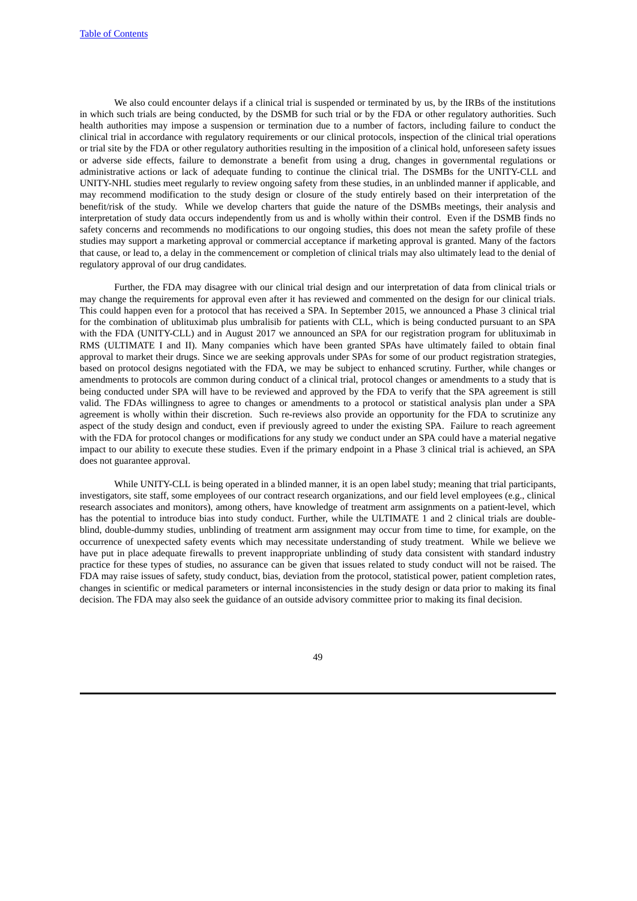We also could encounter delays if a clinical trial is suspended or terminated by us, by the IRBs of the institutions in which such trials are being conducted, by the DSMB for such trial or by the FDA or other regulatory authorities. Such health authorities may impose a suspension or termination due to a number of factors, including failure to conduct the clinical trial in accordance with regulatory requirements or our clinical protocols, inspection of the clinical trial operations or trial site by the FDA or other regulatory authorities resulting in the imposition of a clinical hold, unforeseen safety issues or adverse side effects, failure to demonstrate a benefit from using a drug, changes in governmental regulations or administrative actions or lack of adequate funding to continue the clinical trial. The DSMBs for the UNITY-CLL and UNITY-NHL studies meet regularly to review ongoing safety from these studies, in an unblinded manner if applicable, and may recommend modification to the study design or closure of the study entirely based on their interpretation of the benefit/risk of the study. While we develop charters that guide the nature of the DSMBs meetings, their analysis and interpretation of study data occurs independently from us and is wholly within their control. Even if the DSMB finds no safety concerns and recommends no modifications to our ongoing studies, this does not mean the safety profile of these studies may support a marketing approval or commercial acceptance if marketing approval is granted. Many of the factors that cause, or lead to, a delay in the commencement or completion of clinical trials may also ultimately lead to the denial of regulatory approval of our drug candidates.

Further, the FDA may disagree with our clinical trial design and our interpretation of data from clinical trials or may change the requirements for approval even after it has reviewed and commented on the design for our clinical trials. This could happen even for a protocol that has received a SPA. In September 2015, we announced a Phase 3 clinical trial for the combination of ublituximab plus umbralisib for patients with CLL, which is being conducted pursuant to an SPA with the FDA (UNITY-CLL) and in August 2017 we announced an SPA for our registration program for ublituximab in RMS (ULTIMATE I and II). Many companies which have been granted SPAs have ultimately failed to obtain final approval to market their drugs. Since we are seeking approvals under SPAs for some of our product registration strategies, based on protocol designs negotiated with the FDA, we may be subject to enhanced scrutiny. Further, while changes or amendments to protocols are common during conduct of a clinical trial, protocol changes or amendments to a study that is being conducted under SPA will have to be reviewed and approved by the FDA to verify that the SPA agreement is still valid. The FDAs willingness to agree to changes or amendments to a protocol or statistical analysis plan under a SPA agreement is wholly within their discretion. Such re-reviews also provide an opportunity for the FDA to scrutinize any aspect of the study design and conduct, even if previously agreed to under the existing SPA. Failure to reach agreement with the FDA for protocol changes or modifications for any study we conduct under an SPA could have a material negative impact to our ability to execute these studies. Even if the primary endpoint in a Phase 3 clinical trial is achieved, an SPA does not guarantee approval.

While UNITY-CLL is being operated in a blinded manner, it is an open label study; meaning that trial participants, investigators, site staff, some employees of our contract research organizations, and our field level employees (e.g., clinical research associates and monitors), among others, have knowledge of treatment arm assignments on a patient-level, which has the potential to introduce bias into study conduct. Further, while the ULTIMATE 1 and 2 clinical trials are double-blind, double-dummy studies, unblinding of treatment arm assignment may occur from time to time, for example, on the occurrence of unexpected safety events which may necessitate understanding of study treatment. While we believe we have put in place adequate firewalls to prevent inappropriate unblinding of study data consistent with standard industry practice for these types of studies, no assurance can be given that issues related to study conduct will not be raised. The FDA may raise issues of safety, study conduct, bias, deviation from the protocol, statistical power, patient completion rates, changes in scientific or medical parameters or internal inconsistencies in the study design or data prior to making its final decision. The FDA may also seek the guidance of an outside advisory committee prior to making its final decision.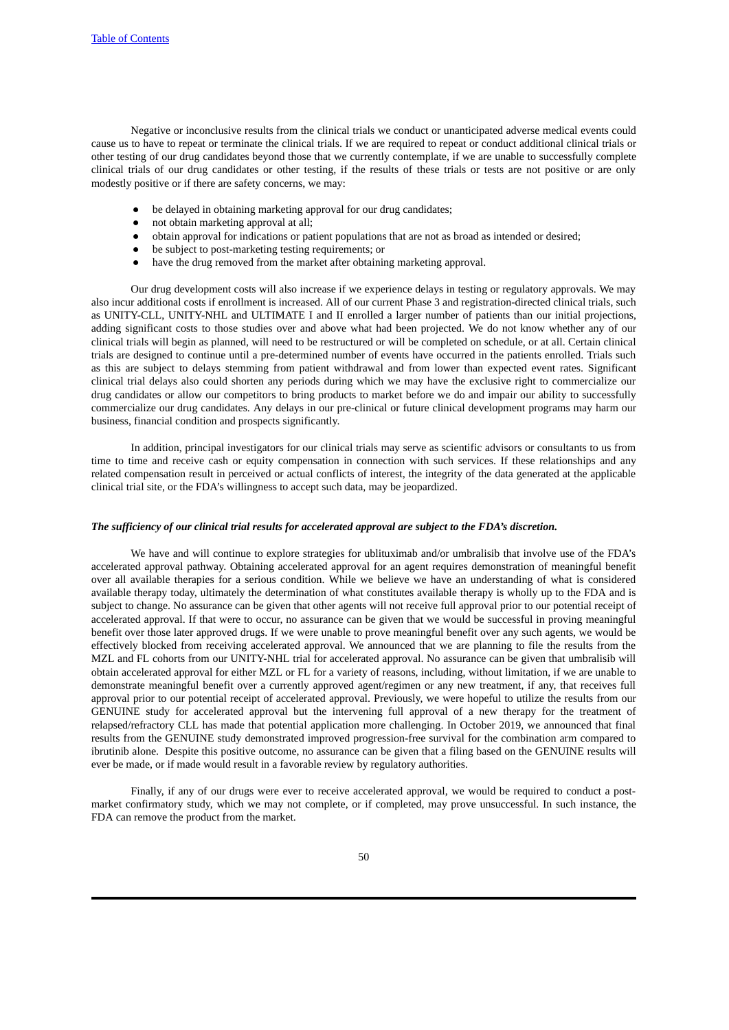Negative or inconclusive results from the clinical trials we conduct or unanticipated adverse medical events could cause us to have to repeat or terminate the clinical trials. If we are required to repeat or conduct additional clinical trials or other testing of our drug candidates beyond those that we currently contemplate, if we are unable to successfully complete clinical trials of our drug candidates or other testing, if the results of these trials or tests are not positive or are only modestly positive or if there are safety concerns, we may:

- be delayed in obtaining marketing approval for our drug candidates;
- not obtain marketing approval at all;
- obtain approval for indications or patient populations that are not as broad as intended or desired;
- be subject to post-marketing testing requirements; or
- have the drug removed from the market after obtaining marketing approval.

Our drug development costs will also increase if we experience delays in testing or regulatory approvals. We may also incur additional costs if enrollment is increased. All of our current Phase 3 and registration-directed clinical trials, such as UNITY-CLL, UNITY-NHL and ULTIMATE I and II enrolled a larger number of patients than our initial projections, adding significant costs to those studies over and above what had been projected. We do not know whether any of our clinical trials will begin as planned, will need to be restructured or will be completed on schedule, or at all. Certain clinical trials are designed to continue until a pre-determined number of events have occurred in the patients enrolled. Trials such as this are subject to delays stemming from patient withdrawal and from lower than expected event rates. Significant clinical trial delays also could shorten any periods during which we may have the exclusive right to commercialize our drug candidates or allow our competitors to bring products to market before we do and impair our ability to successfully commercialize our drug candidates. Any delays in our pre-clinical or future clinical development programs may harm our business, financial condition and prospects significantly.

In addition, principal investigators for our clinical trials may serve as scientific advisors or consultants to us from time to time and receive cash or equity compensation in connection with such services. If these relationships and any related compensation result in perceived or actual conflicts of interest, the integrity of the data generated at the applicable clinical trial site, or the FDA's willingness to accept such data, may be jeopardized.

***The sufficiency of our clinical trial results for accelerated approval are subject to the FDA's discretion.***

We have and will continue to explore strategies for ublituximab and/or umbralisib that involve use of the FDA's accelerated approval pathway. Obtaining accelerated approval for an agent requires demonstration of meaningful benefit over all available therapies for a serious condition. While we believe we have an understanding of what is considered available therapy today, ultimately the determination of what constitutes available therapy is wholly up to the FDA and is subject to change. No assurance can be given that other agents will not receive full approval prior to our potential receipt of accelerated approval. If that were to occur, no assurance can be given that we would be successful in proving meaningful benefit over those later approved drugs. If we were unable to prove meaningful benefit over any such agents, we would be effectively blocked from receiving accelerated approval. We announced that we are planning to file the results from the MZL and FL cohorts from our UNITY-NHL trial for accelerated approval. No assurance can be given that umbralisib will obtain accelerated approval for either MZL or FL for a variety of reasons, including, without limitation, if we are unable to demonstrate meaningful benefit over a currently approved agent/regimen or any new treatment, if any, that receives full approval prior to our potential receipt of accelerated approval. Previously, we were hopeful to utilize the results from our GENUINE study for accelerated approval but the intervening full approval of a new therapy for the treatment of relapsed/refractory CLL has made that potential application more challenging. In October 2019, we announced that final results from the GENUINE study demonstrated improved progression-free survival for the combination arm compared to ibrutinib alone. Despite this positive outcome, no assurance can be given that a filing based on the GENUINE results will ever be made, or if made would result in a favorable review by regulatory authorities.

Finally, if any of our drugs were ever to receive accelerated approval, we would be required to conduct a post-market confirmatory study, which we may not complete, or if completed, may prove unsuccessful. In such instance, the FDA can remove the product from the market.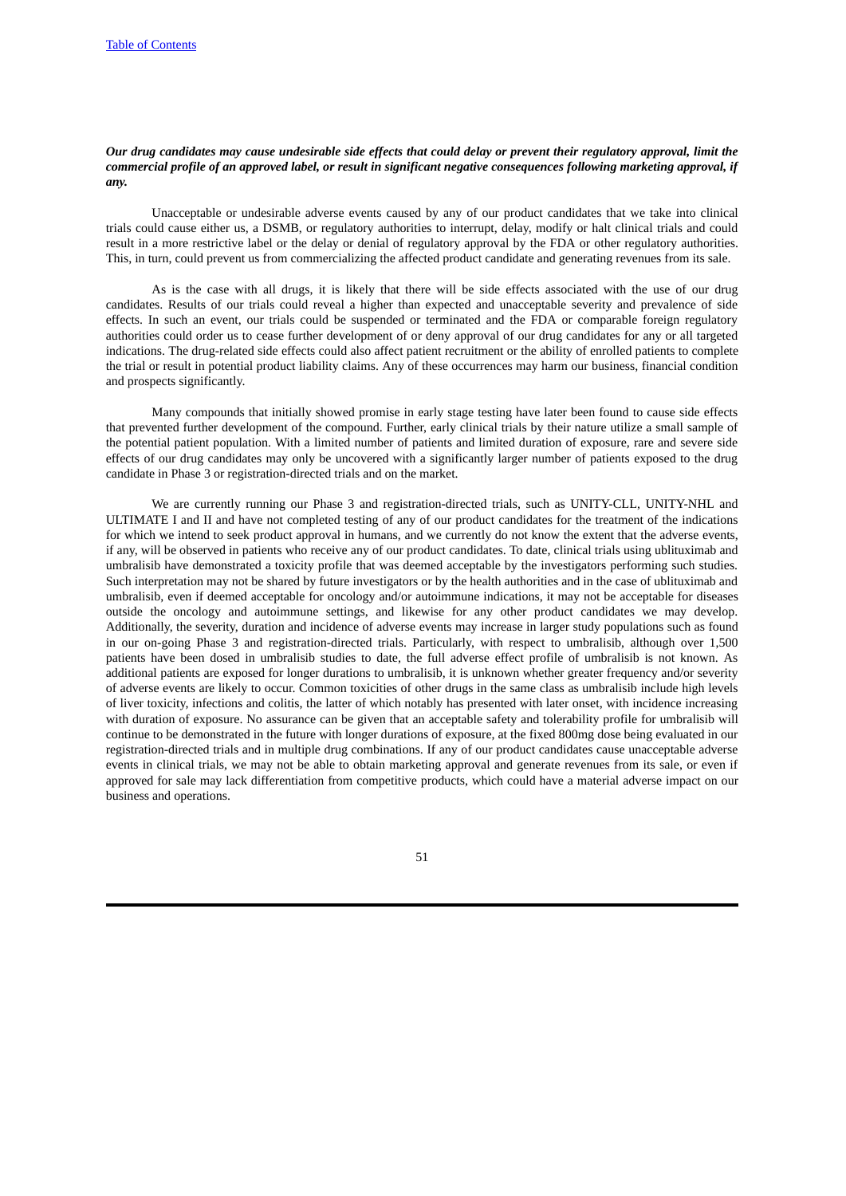***Our drug candidates may cause undesirable side effects that could delay or prevent their regulatory approval, limit the commercial profile of an approved label, or result in significant negative consequences following marketing approval, if any.***

Unacceptable or undesirable adverse events caused by any of our product candidates that we take into clinical trials could cause either us, a DSMB, or regulatory authorities to interrupt, delay, modify or halt clinical trials and could result in a more restrictive label or the delay or denial of regulatory approval by the FDA or other regulatory authorities. This, in turn, could prevent us from commercializing the affected product candidate and generating revenues from its sale.

As is the case with all drugs, it is likely that there will be side effects associated with the use of our drug candidates. Results of our trials could reveal a higher than expected and unacceptable severity and prevalence of side effects. In such an event, our trials could be suspended or terminated and the FDA or comparable foreign regulatory authorities could order us to cease further development of or deny approval of our drug candidates for any or all targeted indications. The drug-related side effects could also affect patient recruitment or the ability of enrolled patients to complete the trial or result in potential product liability claims. Any of these occurrences may harm our business, financial condition and prospects significantly.

Many compounds that initially showed promise in early stage testing have later been found to cause side effects that prevented further development of the compound. Further, early clinical trials by their nature utilize a small sample of the potential patient population. With a limited number of patients and limited duration of exposure, rare and severe side effects of our drug candidates may only be uncovered with a significantly larger number of patients exposed to the drug candidate in Phase 3 or registration-directed trials and on the market.

We are currently running our Phase 3 and registration-directed trials, such as UNITY-CLL, UNITY-NHL and ULTIMATE I and II and have not completed testing of any of our product candidates for the treatment of the indications for which we intend to seek product approval in humans, and we currently do not know the extent that the adverse events, if any, will be observed in patients who receive any of our product candidates. To date, clinical trials using ublituximab and umbralisib have demonstrated a toxicity profile that was deemed acceptable by the investigators performing such studies. Such interpretation may not be shared by future investigators or by the health authorities and in the case of ublituximab and umbralisib, even if deemed acceptable for oncology and/or autoimmune indications, it may not be acceptable for diseases outside the oncology and autoimmune settings, and likewise for any other product candidates we may develop. Additionally, the severity, duration and incidence of adverse events may increase in larger study populations such as found in our on-going Phase 3 and registration-directed trials. Particularly, with respect to umbralisib, although over 1,500 patients have been dosed in umbralisib studies to date, the full adverse effect profile of umbralisib is not known. As additional patients are exposed for longer durations to umbralisib, it is unknown whether greater frequency and/or severity of adverse events are likely to occur. Common toxicities of other drugs in the same class as umbralisib include high levels of liver toxicity, infections and colitis, the latter of which notably has presented with later onset, with incidence increasing with duration of exposure. No assurance can be given that an acceptable safety and tolerability profile for umbralisib will continue to be demonstrated in the future with longer durations of exposure, at the fixed 800mg dose being evaluated in our registration-directed trials and in multiple drug combinations. If any of our product candidates cause unacceptable adverse events in clinical trials, we may not be able to obtain marketing approval and generate revenues from its sale, or even if approved for sale may lack differentiation from competitive products, which could have a material adverse impact on our business and operations.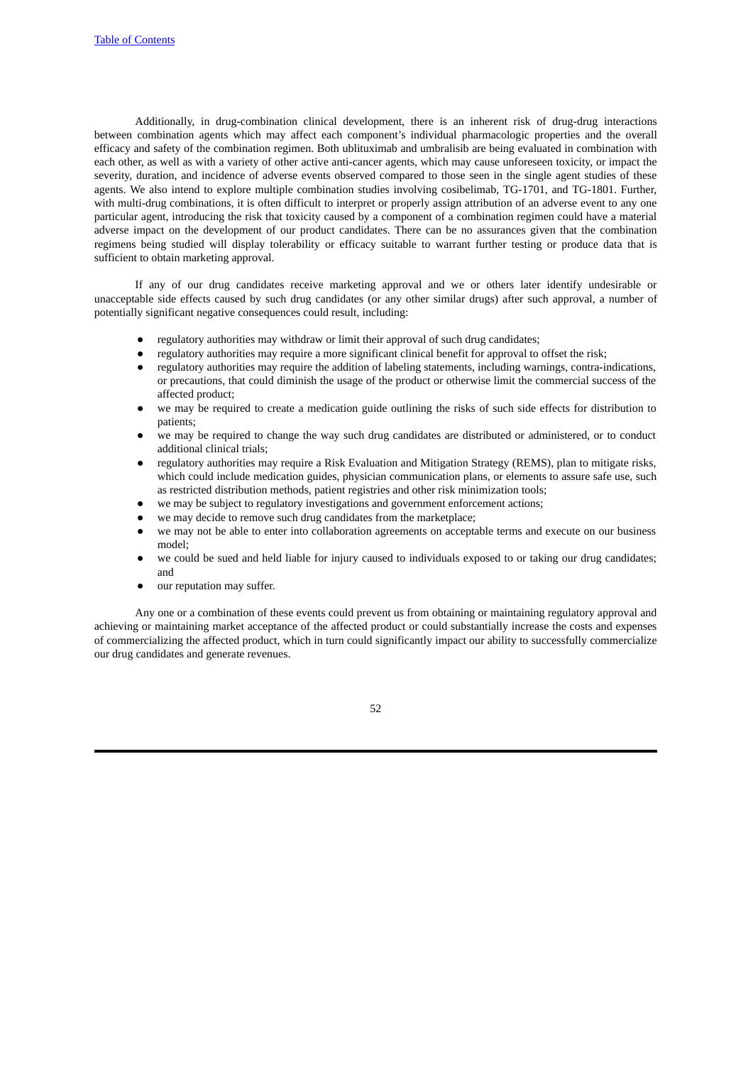Additionally, in drug-combination clinical development, there is an inherent risk of drug-drug interactions between combination agents which may affect each component's individual pharmacologic properties and the overall efficacy and safety of the combination regimen. Both ublituximab and umbralisib are being evaluated in combination with each other, as well as with a variety of other active anti-cancer agents, which may cause unforeseen toxicity, or impact the severity, duration, and incidence of adverse events observed compared to those seen in the single agent studies of these agents. We also intend to explore multiple combination studies involving cosibelimab, TG-1701, and TG-1801. Further, with multi-drug combinations, it is often difficult to interpret or properly assign attribution of an adverse event to any one particular agent, introducing the risk that toxicity caused by a component of a combination regimen could have a material adverse impact on the development of our product candidates. There can be no assurances given that the combination regimens being studied will display tolerability or efficacy suitable to warrant further testing or produce data that is sufficient to obtain marketing approval.

If any of our drug candidates receive marketing approval and we or others later identify undesirable or unacceptable side effects caused by such drug candidates (or any other similar drugs) after such approval, a number of potentially significant negative consequences could result, including:

- regulatory authorities may withdraw or limit their approval of such drug candidates;
- regulatory authorities may require a more significant clinical benefit for approval to offset the risk;
- regulatory authorities may require the addition of labeling statements, including warnings, contra-indications, or precautions, that could diminish the usage of the product or otherwise limit the commercial success of the affected product;
- we may be required to create a medication guide outlining the risks of such side effects for distribution to patients;
- we may be required to change the way such drug candidates are distributed or administered, or to conduct additional clinical trials;
- regulatory authorities may require a Risk Evaluation and Mitigation Strategy (REMS), plan to mitigate risks, which could include medication guides, physician communication plans, or elements to assure safe use, such as restricted distribution methods, patient registries and other risk minimization tools;
- we may be subject to regulatory investigations and government enforcement actions;
- we may decide to remove such drug candidates from the marketplace;
- we may not be able to enter into collaboration agreements on acceptable terms and execute on our business model;
- we could be sued and held liable for injury caused to individuals exposed to or taking our drug candidates; and
- our reputation may suffer.

Any one or a combination of these events could prevent us from obtaining or maintaining regulatory approval and achieving or maintaining market acceptance of the affected product or could substantially increase the costs and expenses of commercializing the affected product, which in turn could significantly impact our ability to successfully commercialize our drug candidates and generate revenues.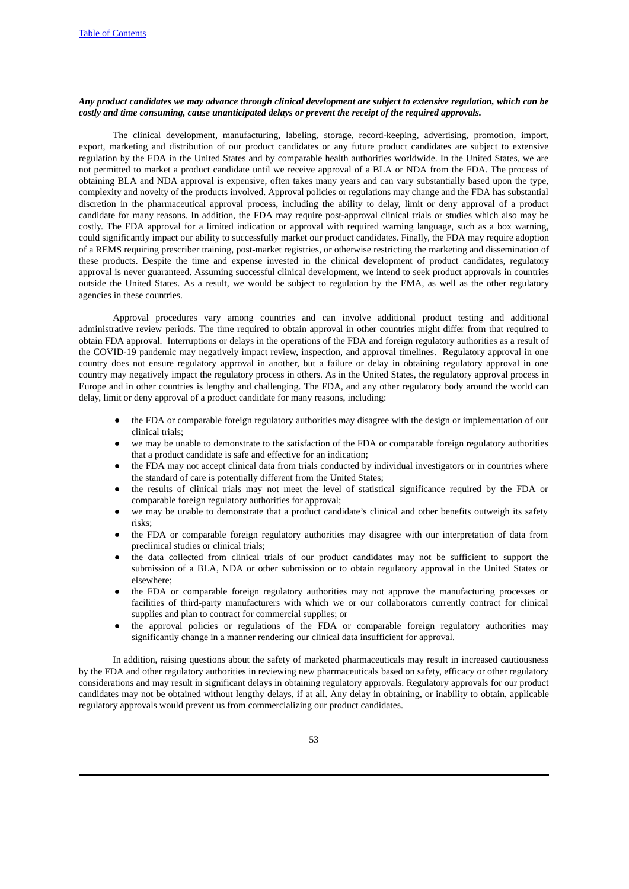***Any product candidates we may advance through clinical development are subject to extensive regulation, which can be costly and time consuming, cause unanticipated delays or prevent the receipt of the required approvals.***

The clinical development, manufacturing, labeling, storage, record-keeping, advertising, promotion, import, export, marketing and distribution of our product candidates or any future product candidates are subject to extensive regulation by the FDA in the United States and by comparable health authorities worldwide. In the United States, we are not permitted to market a product candidate until we receive approval of a BLA or NDA from the FDA. The process of obtaining BLA and NDA approval is expensive, often takes many years and can vary substantially based upon the type, complexity and novelty of the products involved. Approval policies or regulations may change and the FDA has substantial discretion in the pharmaceutical approval process, including the ability to delay, limit or deny approval of a product candidate for many reasons. In addition, the FDA may require post-approval clinical trials or studies which also may be costly. The FDA approval for a limited indication or approval with required warning language, such as a box warning, could significantly impact our ability to successfully market our product candidates. Finally, the FDA may require adoption of a REMS requiring prescriber training, post-market registries, or otherwise restricting the marketing and dissemination of these products. Despite the time and expense invested in the clinical development of product candidates, regulatory approval is never guaranteed. Assuming successful clinical development, we intend to seek product approvals in countries outside the United States. As a result, we would be subject to regulation by the EMA, as well as the other regulatory agencies in these countries.

Approval procedures vary among countries and can involve additional product testing and additional administrative review periods. The time required to obtain approval in other countries might differ from that required to obtain FDA approval. Interruptions or delays in the operations of the FDA and foreign regulatory authorities as a result of the COVID-19 pandemic may negatively impact review, inspection, and approval timelines. Regulatory approval in one country does not ensure regulatory approval in another, but a failure or delay in obtaining regulatory approval in one country may negatively impact the regulatory process in others. As in the United States, the regulatory approval process in Europe and in other countries is lengthy and challenging. The FDA, and any other regulatory body around the world can delay, limit or deny approval of a product candidate for many reasons, including:

- the FDA or comparable foreign regulatory authorities may disagree with the design or implementation of our clinical trials;
- we may be unable to demonstrate to the satisfaction of the FDA or comparable foreign regulatory authorities that a product candidate is safe and effective for an indication;
- the FDA may not accept clinical data from trials conducted by individual investigators or in countries where the standard of care is potentially different from the United States;
- the results of clinical trials may not meet the level of statistical significance required by the FDA or comparable foreign regulatory authorities for approval;
- we may be unable to demonstrate that a product candidate's clinical and other benefits outweigh its safety risks;
- the FDA or comparable foreign regulatory authorities may disagree with our interpretation of data from preclinical studies or clinical trials;
- the data collected from clinical trials of our product candidates may not be sufficient to support the submission of a BLA, NDA or other submission or to obtain regulatory approval in the United States or elsewhere;
- the FDA or comparable foreign regulatory authorities may not approve the manufacturing processes or facilities of third-party manufacturers with which we or our collaborators currently contract for clinical supplies and plan to contract for commercial supplies; or
- the approval policies or regulations of the FDA or comparable foreign regulatory authorities may significantly change in a manner rendering our clinical data insufficient for approval.

In addition, raising questions about the safety of marketed pharmaceuticals may result in increased cautiousness by the FDA and other regulatory authorities in reviewing new pharmaceuticals based on safety, efficacy or other regulatory considerations and may result in significant delays in obtaining regulatory approvals. Regulatory approvals for our product candidates may not be obtained without lengthy delays, if at all. Any delay in obtaining, or inability to obtain, applicable regulatory approvals would prevent us from commercializing our product candidates.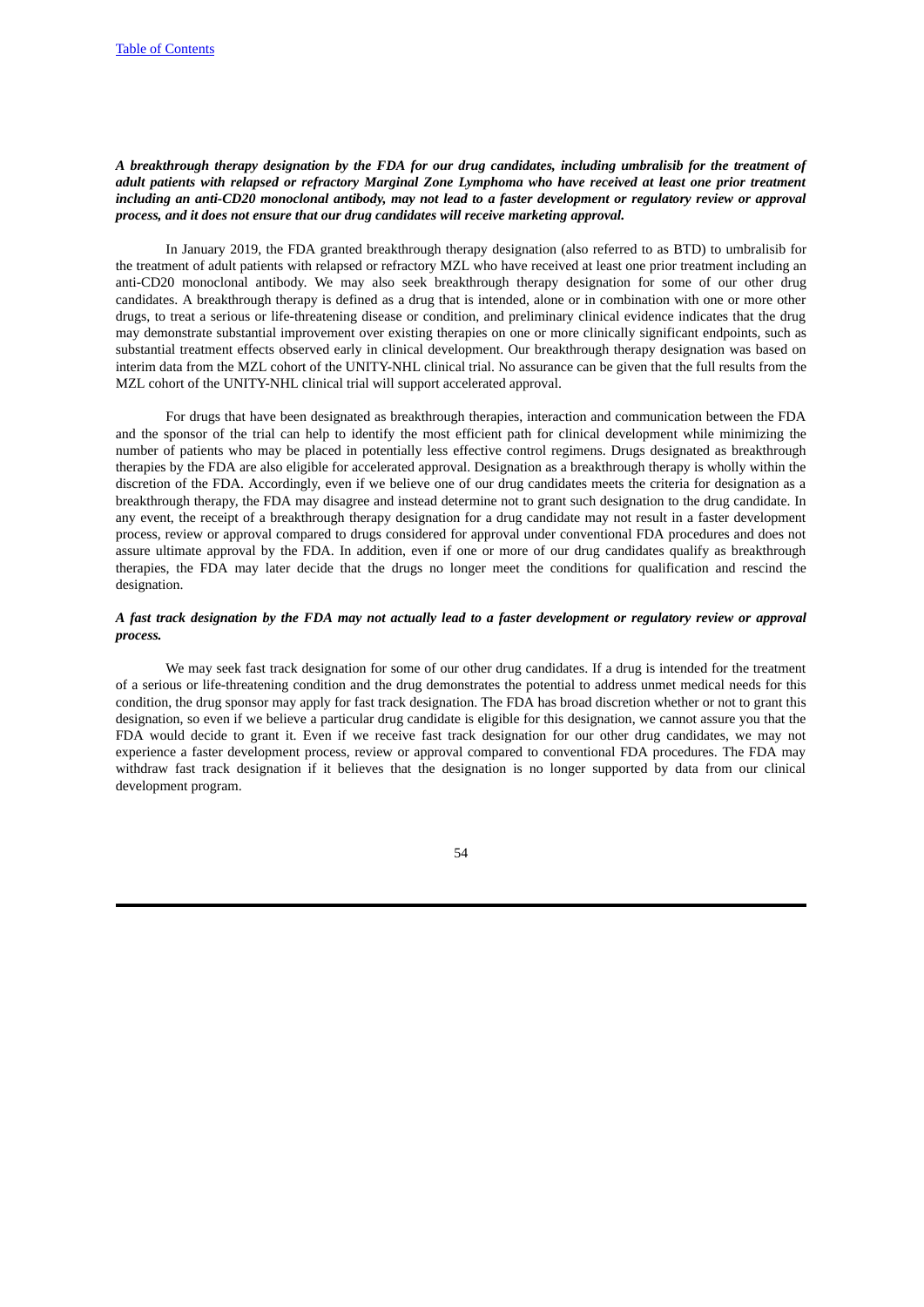***A breakthrough therapy designation by the FDA for our drug candidates, including umbralisib for the treatment of adult patients with relapsed or refractory Marginal Zone Lymphoma who have received at least one prior treatment including an anti-CD20 monoclonal antibody, may not lead to a faster development or regulatory review or approval process, and it does not ensure that our drug candidates will receive marketing approval.***

In January 2019, the FDA granted breakthrough therapy designation (also referred to as BTD) to umbralisib for the treatment of adult patients with relapsed or refractory MZL who have received at least one prior treatment including an anti-CD20 monoclonal antibody. We may also seek breakthrough therapy designation for some of our other drug candidates. A breakthrough therapy is defined as a drug that is intended, alone or in combination with one or more other drugs, to treat a serious or life-threatening disease or condition, and preliminary clinical evidence indicates that the drug may demonstrate substantial improvement over existing therapies on one or more clinically significant endpoints, such as substantial treatment effects observed early in clinical development. Our breakthrough therapy designation was based on interim data from the MZL cohort of the UNITY-NHL clinical trial. No assurance can be given that the full results from the MZL cohort of the UNITY-NHL clinical trial will support accelerated approval.

For drugs that have been designated as breakthrough therapies, interaction and communication between the FDA and the sponsor of the trial can help to identify the most efficient path for clinical development while minimizing the number of patients who may be placed in potentially less effective control regimens. Drugs designated as breakthrough therapies by the FDA are also eligible for accelerated approval. Designation as a breakthrough therapy is wholly within the discretion of the FDA. Accordingly, even if we believe one of our drug candidates meets the criteria for designation as a breakthrough therapy, the FDA may disagree and instead determine not to grant such designation to the drug candidate. In any event, the receipt of a breakthrough therapy designation for a drug candidate may not result in a faster development process, review or approval compared to drugs considered for approval under conventional FDA procedures and does not assure ultimate approval by the FDA. In addition, even if one or more of our drug candidates qualify as breakthrough therapies, the FDA may later decide that the drugs no longer meet the conditions for qualification and rescind the designation.

***A fast track designation by the FDA may not actually lead to a faster development or regulatory review or approval process.***

We may seek fast track designation for some of our other drug candidates. If a drug is intended for the treatment of a serious or life-threatening condition and the drug demonstrates the potential to address unmet medical needs for this condition, the drug sponsor may apply for fast track designation. The FDA has broad discretion whether or not to grant this designation, so even if we believe a particular drug candidate is eligible for this designation, we cannot assure you that the FDA would decide to grant it. Even if we receive fast track designation for our other drug candidates, we may not experience a faster development process, review or approval compared to conventional FDA procedures. The FDA may withdraw fast track designation if it believes that the designation is no longer supported by data from our clinical development program.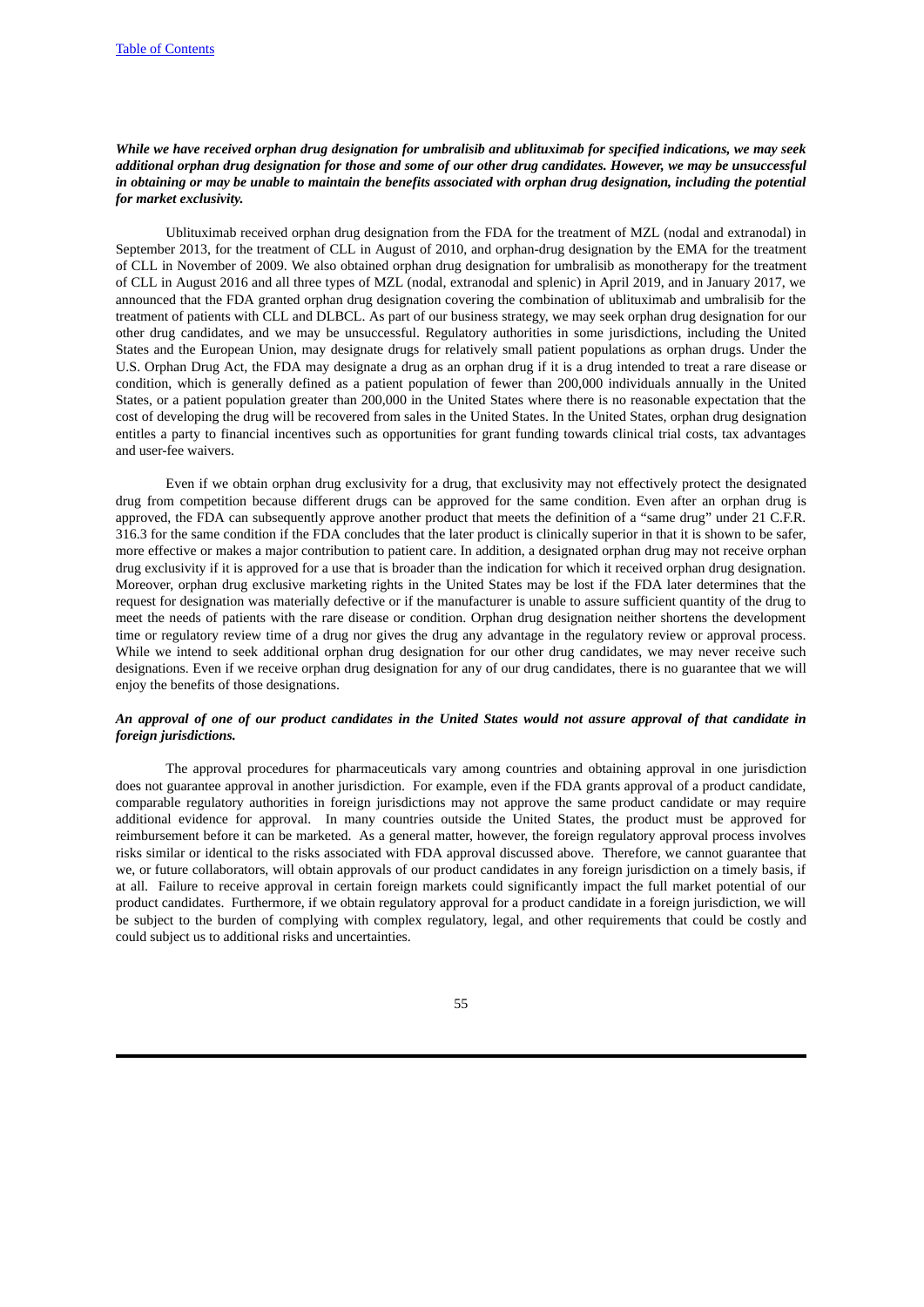***While we have received orphan drug designation for umbralisib and ublituximab for specified indications, we may seek additional orphan drug designation for those and some of our other drug candidates. However, we may be unsuccessful in obtaining or may be unable to maintain the benefits associated with orphan drug designation, including the potential for market exclusivity.***

Ublituximab received orphan drug designation from the FDA for the treatment of MZL (nodal and extranodal) in September 2013, for the treatment of CLL in August of 2010, and orphan-drug designation by the EMA for the treatment of CLL in November of 2009. We also obtained orphan drug designation for umbralisib as monotherapy for the treatment of CLL in August 2016 and all three types of MZL (nodal, extranodal and splenic) in April 2019, and in January 2017, we announced that the FDA granted orphan drug designation covering the combination of ublituximab and umbralisib for the treatment of patients with CLL and DLBCL. As part of our business strategy, we may seek orphan drug designation for our other drug candidates, and we may be unsuccessful. Regulatory authorities in some jurisdictions, including the United States and the European Union, may designate drugs for relatively small patient populations as orphan drugs. Under the U.S. Orphan Drug Act, the FDA may designate a drug as an orphan drug if it is a drug intended to treat a rare disease or condition, which is generally defined as a patient population of fewer than 200,000 individuals annually in the United States, or a patient population greater than 200,000 in the United States where there is no reasonable expectation that the cost of developing the drug will be recovered from sales in the United States. In the United States, orphan drug designation entitles a party to financial incentives such as opportunities for grant funding towards clinical trial costs, tax advantages and user-fee waivers.

Even if we obtain orphan drug exclusivity for a drug, that exclusivity may not effectively protect the designated drug from competition because different drugs can be approved for the same condition. Even after an orphan drug is approved, the FDA can subsequently approve another product that meets the definition of a "same drug" under 21 C.F.R. 316.3 for the same condition if the FDA concludes that the later product is clinically superior in that it is shown to be safer, more effective or makes a major contribution to patient care. In addition, a designated orphan drug may not receive orphan drug exclusivity if it is approved for a use that is broader than the indication for which it received orphan drug designation. Moreover, orphan drug exclusive marketing rights in the United States may be lost if the FDA later determines that the request for designation was materially defective or if the manufacturer is unable to assure sufficient quantity of the drug to meet the needs of patients with the rare disease or condition. Orphan drug designation neither shortens the development time or regulatory review time of a drug nor gives the drug any advantage in the regulatory review or approval process. While we intend to seek additional orphan drug designation for our other drug candidates, we may never receive such designations. Even if we receive orphan drug designation for any of our drug candidates, there is no guarantee that we will enjoy the benefits of those designations.

***An approval of one of our product candidates in the United States would not assure approval of that candidate in foreign jurisdictions.***

The approval procedures for pharmaceuticals vary among countries and obtaining approval in one jurisdiction does not guarantee approval in another jurisdiction. For example, even if the FDA grants approval of a product candidate, comparable regulatory authorities in foreign jurisdictions may not approve the same product candidate or may require additional evidence for approval. In many countries outside the United States, the product must be approved for reimbursement before it can be marketed. As a general matter, however, the foreign regulatory approval process involves risks similar or identical to the risks associated with FDA approval discussed above. Therefore, we cannot guarantee that we, or future collaborators, will obtain approvals of our product candidates in any foreign jurisdiction on a timely basis, if at all. Failure to receive approval in certain foreign markets could significantly impact the full market potential of our product candidates. Furthermore, if we obtain regulatory approval for a product candidate in a foreign jurisdiction, we will be subject to the burden of complying with complex regulatory, legal, and other requirements that could be costly and could subject us to additional risks and uncertainties.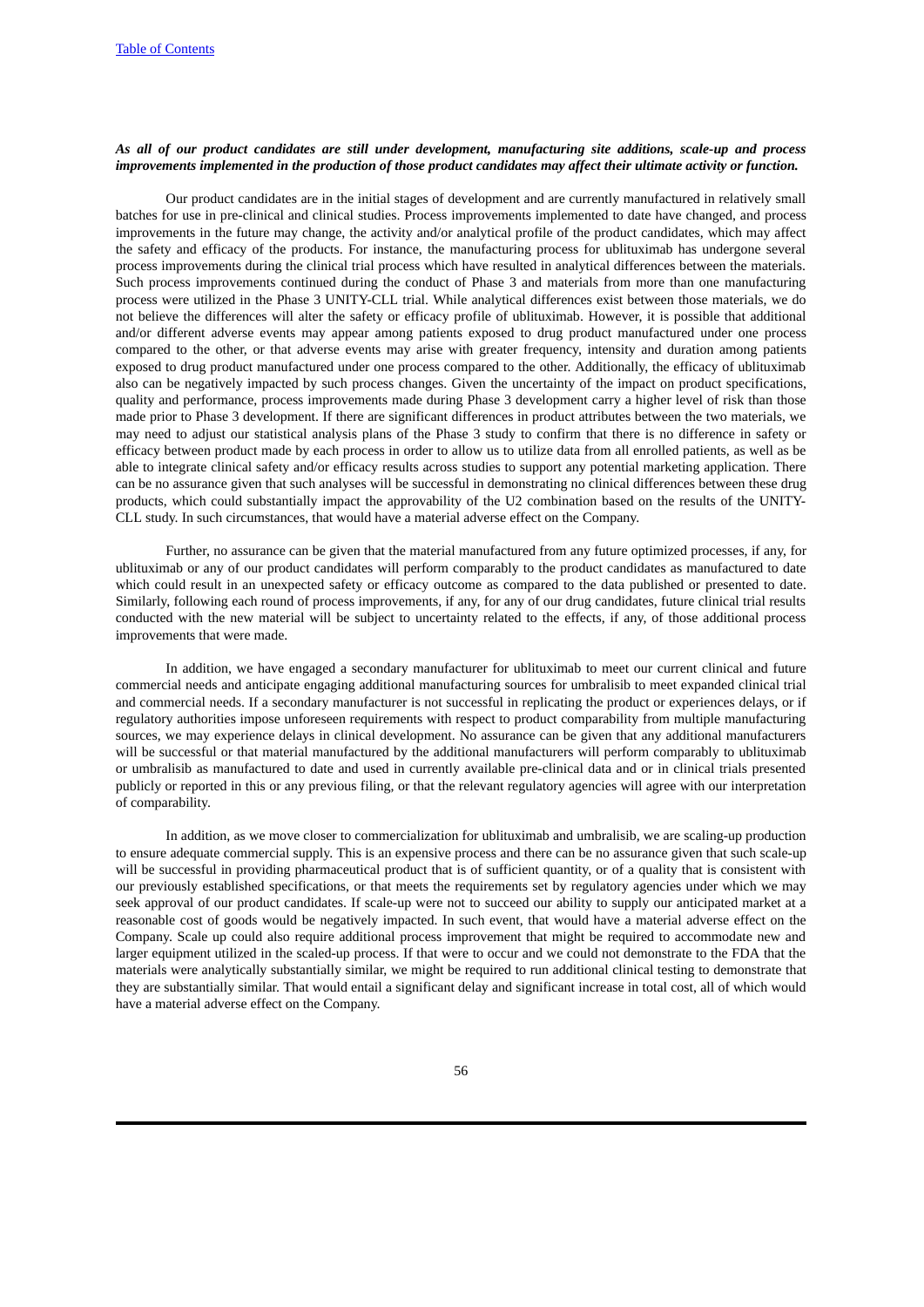***As all of our product candidates are still under development, manufacturing site additions, scale-up and process improvements implemented in the production of those product candidates may affect their ultimate activity or function.***

Our product candidates are in the initial stages of development and are currently manufactured in relatively small batches for use in pre-clinical and clinical studies. Process improvements implemented to date have changed, and process improvements in the future may change, the activity and/or analytical profile of the product candidates, which may affect the safety and efficacy of the products. For instance, the manufacturing process for ublituximab has undergone several process improvements during the clinical trial process which have resulted in analytical differences between the materials. Such process improvements continued during the conduct of Phase 3 and materials from more than one manufacturing process were utilized in the Phase 3 UNITY-CLL trial. While analytical differences exist between those materials, we do not believe the differences will alter the safety or efficacy profile of ublituximab. However, it is possible that additional and/or different adverse events may appear among patients exposed to drug product manufactured under one process compared to the other, or that adverse events may arise with greater frequency, intensity and duration among patients exposed to drug product manufactured under one process compared to the other. Additionally, the efficacy of ublituximab also can be negatively impacted by such process changes. Given the uncertainty of the impact on product specifications, quality and performance, process improvements made during Phase 3 development carry a higher level of risk than those made prior to Phase 3 development. If there are significant differences in product attributes between the two materials, we may need to adjust our statistical analysis plans of the Phase 3 study to confirm that there is no difference in safety or efficacy between product made by each process in order to allow us to utilize data from all enrolled patients, as well as be able to integrate clinical safety and/or efficacy results across studies to support any potential marketing application. There can be no assurance given that such analyses will be successful in demonstrating no clinical differences between these drug products, which could substantially impact the approvability of the U2 combination based on the results of the UNITY-CLL study. In such circumstances, that would have a material adverse effect on the Company.

Further, no assurance can be given that the material manufactured from any future optimized processes, if any, for ublituximab or any of our product candidates will perform comparably to the product candidates as manufactured to date which could result in an unexpected safety or efficacy outcome as compared to the data published or presented to date. Similarly, following each round of process improvements, if any, for any of our drug candidates, future clinical trial results conducted with the new material will be subject to uncertainty related to the effects, if any, of those additional process improvements that were made.

In addition, we have engaged a secondary manufacturer for ublituximab to meet our current clinical and future commercial needs and anticipate engaging additional manufacturing sources for umbralisib to meet expanded clinical trial and commercial needs. If a secondary manufacturer is not successful in replicating the product or experiences delays, or if regulatory authorities impose unforeseen requirements with respect to product comparability from multiple manufacturing sources, we may experience delays in clinical development. No assurance can be given that any additional manufacturers will be successful or that material manufactured by the additional manufacturers will perform comparably to ublituximab or umbralisib as manufactured to date and used in currently available pre-clinical data and or in clinical trials presented publicly or reported in this or any previous filing, or that the relevant regulatory agencies will agree with our interpretation of comparability.

In addition, as we move closer to commercialization for ublituximab and umbralisib, we are scaling-up production to ensure adequate commercial supply. This is an expensive process and there can be no assurance given that such scale-up will be successful in providing pharmaceutical product that is of sufficient quantity, or of a quality that is consistent with our previously established specifications, or that meets the requirements set by regulatory agencies under which we may seek approval of our product candidates. If scale-up were not to succeed our ability to supply our anticipated market at a reasonable cost of goods would be negatively impacted. In such event, that would have a material adverse effect on the Company. Scale up could also require additional process improvement that might be required to accommodate new and larger equipment utilized in the scaled-up process. If that were to occur and we could not demonstrate to the FDA that the materials were analytically substantially similar, we might be required to run additional clinical testing to demonstrate that they are substantially similar. That would entail a significant delay and significant increase in total cost, all of which would have a material adverse effect on the Company.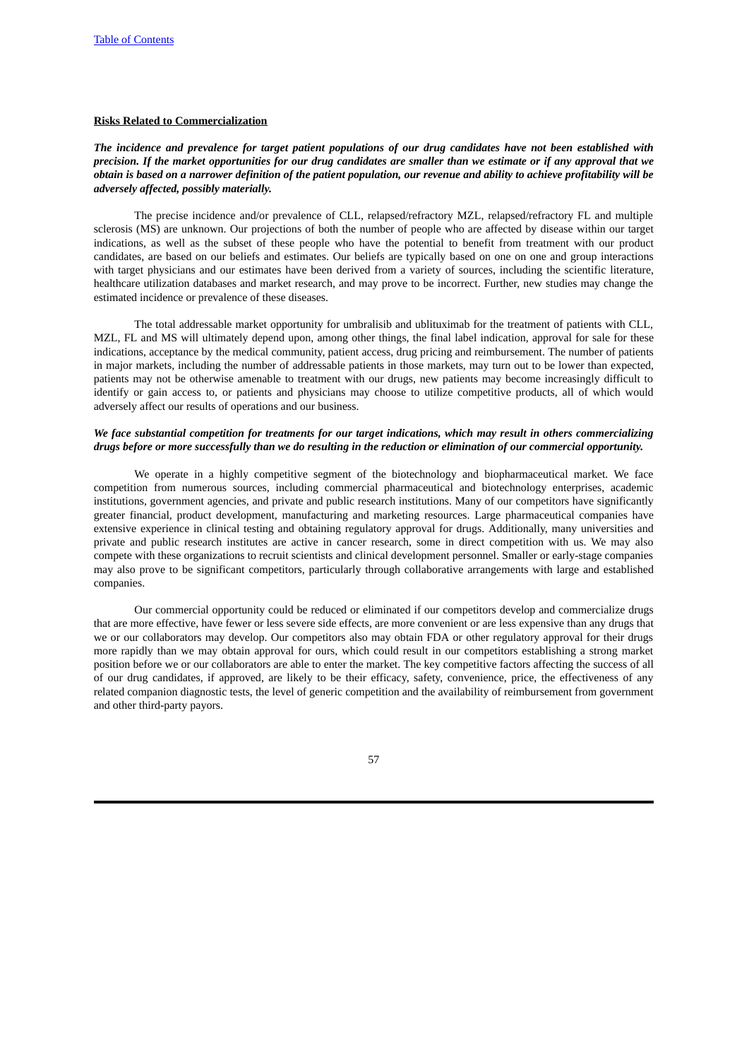**Risks Related to Commercialization**

***The incidence and prevalence for target patient populations of our drug candidates have not been established with precision. If the market opportunities for our drug candidates are smaller than we estimate or if any approval that we obtain is based on a narrower definition of the patient population, our revenue and ability to achieve profitability will be adversely affected, possibly materially.***

The precise incidence and/or prevalence of CLL, relapsed/refractory MZL, relapsed/refractory FL and multiple sclerosis (MS) are unknown. Our projections of both the number of people who are affected by disease within our target indications, as well as the subset of these people who have the potential to benefit from treatment with our product candidates, are based on our beliefs and estimates. Our beliefs are typically based on one on one and group interactions with target physicians and our estimates have been derived from a variety of sources, including the scientific literature, healthcare utilization databases and market research, and may prove to be incorrect. Further, new studies may change the estimated incidence or prevalence of these diseases.

The total addressable market opportunity for umbralisib and ublituximab for the treatment of patients with CLL, MZL, FL and MS will ultimately depend upon, among other things, the final label indication, approval for sale for these indications, acceptance by the medical community, patient access, drug pricing and reimbursement. The number of patients in major markets, including the number of addressable patients in those markets, may turn out to be lower than expected, patients may not be otherwise amenable to treatment with our drugs, new patients may become increasingly difficult to identify or gain access to, or patients and physicians may choose to utilize competitive products, all of which would adversely affect our results of operations and our business.

***We face substantial competition for treatments for our target indications, which may result in others commercializing drugs before or more successfully than we do resulting in the reduction or elimination of our commercial opportunity.***

We operate in a highly competitive segment of the biotechnology and biopharmaceutical market. We face competition from numerous sources, including commercial pharmaceutical and biotechnology enterprises, academic institutions, government agencies, and private and public research institutions. Many of our competitors have significantly greater financial, product development, manufacturing and marketing resources. Large pharmaceutical companies have extensive experience in clinical testing and obtaining regulatory approval for drugs. Additionally, many universities and private and public research institutes are active in cancer research, some in direct competition with us. We may also compete with these organizations to recruit scientists and clinical development personnel. Smaller or early-stage companies may also prove to be significant competitors, particularly through collaborative arrangements with large and established companies.

Our commercial opportunity could be reduced or eliminated if our competitors develop and commercialize drugs that are more effective, have fewer or less severe side effects, are more convenient or are less expensive than any drugs that we or our collaborators may develop. Our competitors also may obtain FDA or other regulatory approval for their drugs more rapidly than we may obtain approval for ours, which could result in our competitors establishing a strong market position before we or our collaborators are able to enter the market. The key competitive factors affecting the success of all of our drug candidates, if approved, are likely to be their efficacy, safety, convenience, price, the effectiveness of any related companion diagnostic tests, the level of generic competition and the availability of reimbursement from government and other third-party payors.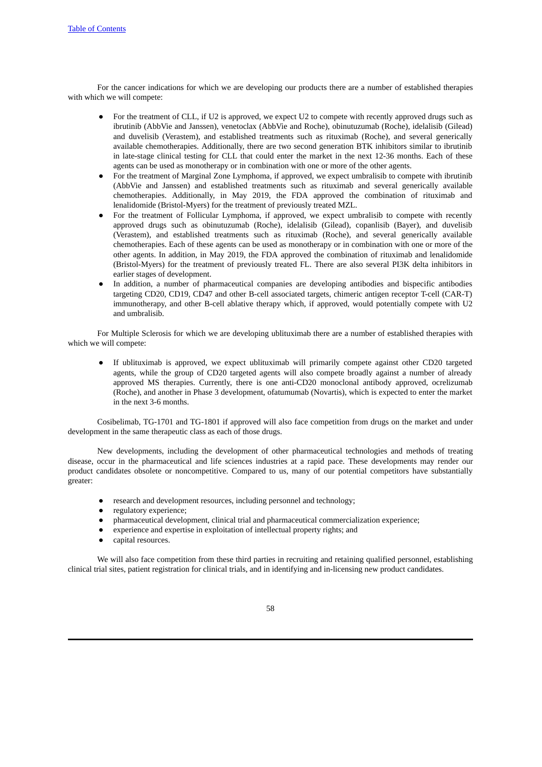For the cancer indications for which we are developing our products there are a number of established therapies with which we will compete:

- For the treatment of CLL, if U2 is approved, we expect U2 to compete with recently approved drugs such as ibrutinib (AbbVie and Janssen), venetoclax (AbbVie and Roche), obinutuzumab (Roche), idelalisib (Gilead) and duvelisib (Verastem), and established treatments such as rituximab (Roche), and several generically available chemotherapies. Additionally, there are two second generation BTK inhibitors similar to ibrutinib in late-stage clinical testing for CLL that could enter the market in the next 12-36 months. Each of these agents can be used as monotherapy or in combination with one or more of the other agents.
- For the treatment of Marginal Zone Lymphoma, if approved, we expect umbralisib to compete with ibrutinib (AbbVie and Janssen) and established treatments such as rituximab and several generically available chemotherapies. Additionally, in May 2019, the FDA approved the combination of rituximab and lenalidomide (Bristol-Myers) for the treatment of previously treated MZL.
- For the treatment of Follicular Lymphoma, if approved, we expect umbralisib to compete with recently approved drugs such as obinutuzumab (Roche), idelalisib (Gilead), copanlisib (Bayer), and duvelisib (Verastem), and established treatments such as rituximab (Roche), and several generically available chemotherapies. Each of these agents can be used as monotherapy or in combination with one or more of the other agents. In addition, in May 2019, the FDA approved the combination of rituximab and lenalidomide (Bristol-Myers) for the treatment of previously treated FL. There are also several PI3K delta inhibitors in earlier stages of development.
- In addition, a number of pharmaceutical companies are developing antibodies and bispecific antibodies targeting CD20, CD19, CD47 and other B-cell associated targets, chimeric antigen receptor T-cell (CAR-T) immunotherapy, and other B-cell ablative therapy which, if approved, would potentially compete with U2 and umbralisib.

For Multiple Sclerosis for which we are developing ublituximab there are a number of established therapies with which we will compete:

- If ublituximab is approved, we expect ublituximab will primarily compete against other CD20 targeted agents, while the group of CD20 targeted agents will also compete broadly against a number of already approved MS therapies. Currently, there is one anti-CD20 monoclonal antibody approved, ocrelizumab (Roche), and another in Phase 3 development, ofatumumab (Novartis), which is expected to enter the market in the next 3-6 months.

Cosibelimab, TG-1701 and TG-1801 if approved will also face competition from drugs on the market and under development in the same therapeutic class as each of those drugs.

New developments, including the development of other pharmaceutical technologies and methods of treating disease, occur in the pharmaceutical and life sciences industries at a rapid pace. These developments may render our product candidates obsolete or noncompetitive. Compared to us, many of our potential competitors have substantially greater:

- research and development resources, including personnel and technology;
- regulatory experience;
- pharmaceutical development, clinical trial and pharmaceutical commercialization experience;
- experience and expertise in exploitation of intellectual property rights; and
- capital resources.

We will also face competition from these third parties in recruiting and retaining qualified personnel, establishing clinical trial sites, patient registration for clinical trials, and in identifying and in-licensing new product candidates.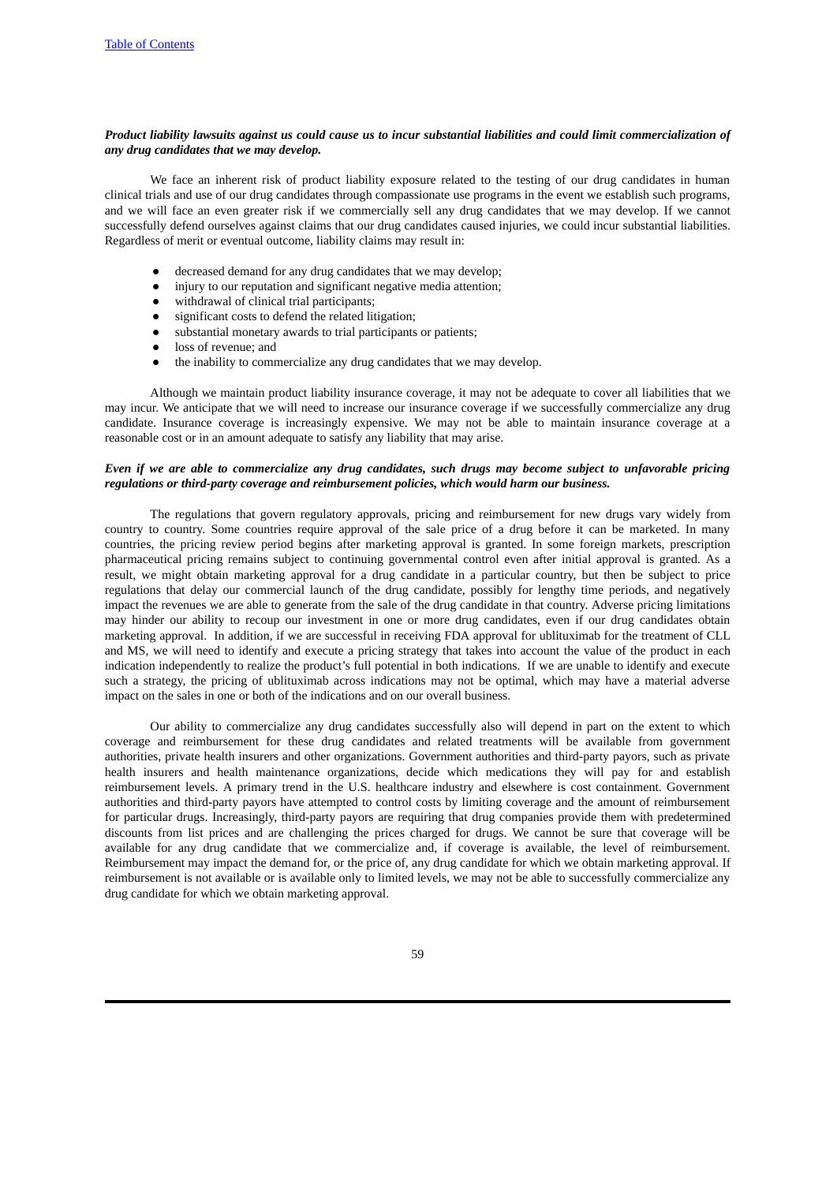***Product liability lawsuits against us could cause us to incur substantial liabilities and could limit commercialization of any drug candidates that we may develop.***

We face an inherent risk of product liability exposure related to the testing of our drug candidates in human clinical trials and use of our drug candidates through compassionate use programs in the event we establish such programs, and we will face an even greater risk if we commercially sell any drug candidates that we may develop. If we cannot successfully defend ourselves against claims that our drug candidates caused injuries, we could incur substantial liabilities. Regardless of merit or eventual outcome, liability claims may result in:

- decreased demand for any drug candidates that we may develop;
- injury to our reputation and significant negative media attention;
- withdrawal of clinical trial participants;
- significant costs to defend the related litigation;
- substantial monetary awards to trial participants or patients;
- loss of revenue; and
- the inability to commercialize any drug candidates that we may develop.

Although we maintain product liability insurance coverage, it may not be adequate to cover all liabilities that we may incur. We anticipate that we will need to increase our insurance coverage if we successfully commercialize any drug candidate. Insurance coverage is increasingly expensive. We may not be able to maintain insurance coverage at a reasonable cost or in an amount adequate to satisfy any liability that may arise.

***Even if we are able to commercialize any drug candidates, such drugs may become subject to unfavorable pricing regulations or third-party coverage and reimbursement policies, which would harm our business.***

The regulations that govern regulatory approvals, pricing and reimbursement for new drugs vary widely from country to country. Some countries require approval of the sale price of a drug before it can be marketed. In many countries, the pricing review period begins after marketing approval is granted. In some foreign markets, prescription pharmaceutical pricing remains subject to continuing governmental control even after initial approval is granted. As a result, we might obtain marketing approval for a drug candidate in a particular country, but then be subject to price regulations that delay our commercial launch of the drug candidate, possibly for lengthy time periods, and negatively impact the revenues we are able to generate from the sale of the drug candidate in that country. Adverse pricing limitations may hinder our ability to recoup our investment in one or more drug candidates, even if our drug candidates obtain marketing approval. In addition, if we are successful in receiving FDA approval for ublituximab for the treatment of CLL and MS, we will need to identify and execute a pricing strategy that takes into account the value of the product in each indication independently to realize the product's full potential in both indications. If we are unable to identify and execute such a strategy, the pricing of ublituximab across indications may not be optimal, which may have a material adverse impact on the sales in one or both of the indications and on our overall business.

Our ability to commercialize any drug candidates successfully also will depend in part on the extent to which coverage and reimbursement for these drug candidates and related treatments will be available from government authorities, private health insurers and other organizations. Government authorities and third-party payors, such as private health insurers and health maintenance organizations, decide which medications they will pay for and establish reimbursement levels. A primary trend in the U.S. healthcare industry and elsewhere is cost containment. Government authorities and third-party payors have attempted to control costs by limiting coverage and the amount of reimbursement for particular drugs. Increasingly, third-party payors are requiring that drug companies provide them with predetermined discounts from list prices and are challenging the prices charged for drugs. We cannot be sure that coverage will be available for any drug candidate that we commercialize and, if coverage is available, the level of reimbursement. Reimbursement may impact the demand for, or the price of, any drug candidate for which we obtain marketing approval. If reimbursement is not available or is available only to limited levels, we may not be able to successfully commercialize any drug candidate for which we obtain marketing approval.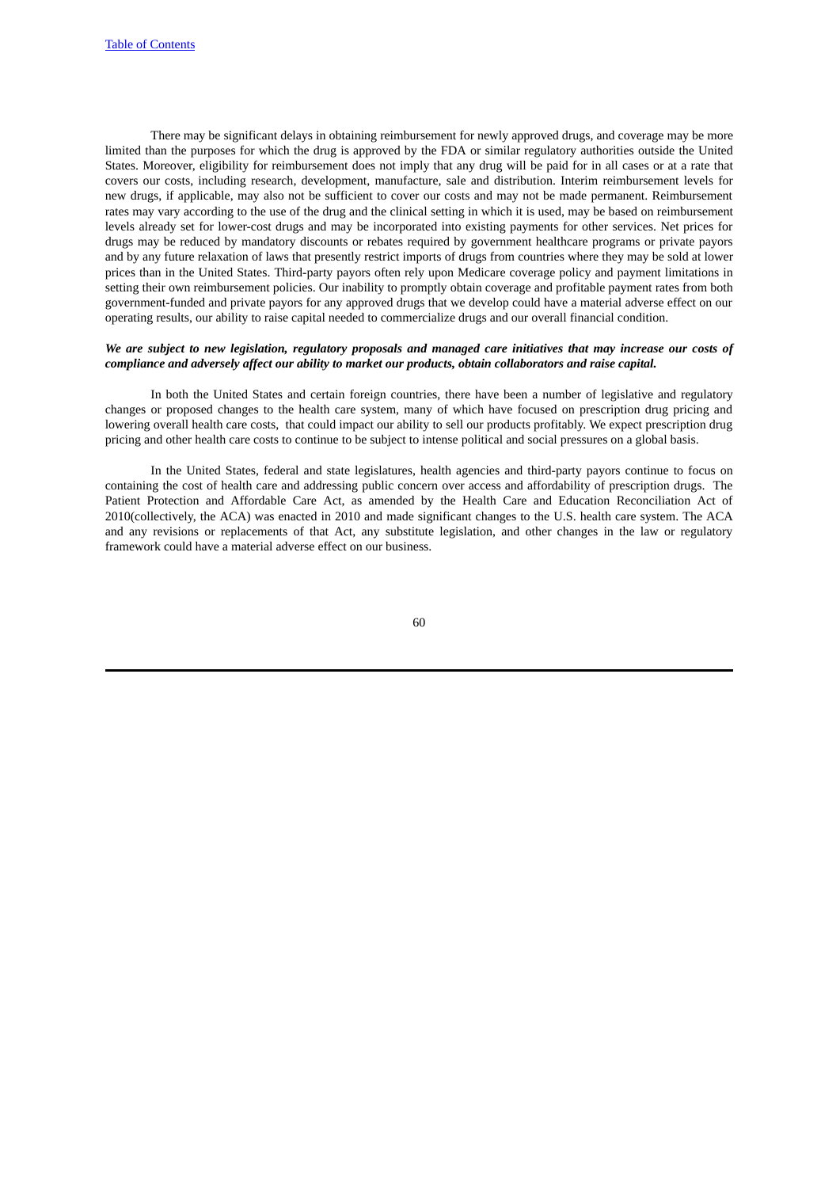There may be significant delays in obtaining reimbursement for newly approved drugs, and coverage may be more limited than the purposes for which the drug is approved by the FDA or similar regulatory authorities outside the United States. Moreover, eligibility for reimbursement does not imply that any drug will be paid for in all cases or at a rate that covers our costs, including research, development, manufacture, sale and distribution. Interim reimbursement levels for new drugs, if applicable, may also not be sufficient to cover our costs and may not be made permanent. Reimbursement rates may vary according to the use of the drug and the clinical setting in which it is used, may be based on reimbursement levels already set for lower-cost drugs and may be incorporated into existing payments for other services. Net prices for drugs may be reduced by mandatory discounts or rebates required by government healthcare programs or private payors and by any future relaxation of laws that presently restrict imports of drugs from countries where they may be sold at lower prices than in the United States. Third-party payors often rely upon Medicare coverage policy and payment limitations in setting their own reimbursement policies. Our inability to promptly obtain coverage and profitable payment rates from both government-funded and private payors for any approved drugs that we develop could have a material adverse effect on our operating results, our ability to raise capital needed to commercialize drugs and our overall financial condition.

***We are subject to new legislation, regulatory proposals and managed care initiatives that may increase our costs of compliance and adversely affect our ability to market our products, obtain collaborators and raise capital.***

In both the United States and certain foreign countries, there have been a number of legislative and regulatory changes or proposed changes to the health care system, many of which have focused on prescription drug pricing and lowering overall health care costs, that could impact our ability to sell our products profitably. We expect prescription drug pricing and other health care costs to continue to be subject to intense political and social pressures on a global basis.

In the United States, federal and state legislatures, health agencies and third-party payors continue to focus on containing the cost of health care and addressing public concern over access and affordability of prescription drugs. The Patient Protection and Affordable Care Act, as amended by the Health Care and Education Reconciliation Act of 2010(collectively, the ACA) was enacted in 2010 and made significant changes to the U.S. health care system. The ACA and any revisions or replacements of that Act, any substitute legislation, and other changes in the law or regulatory framework could have a material adverse effect on our business.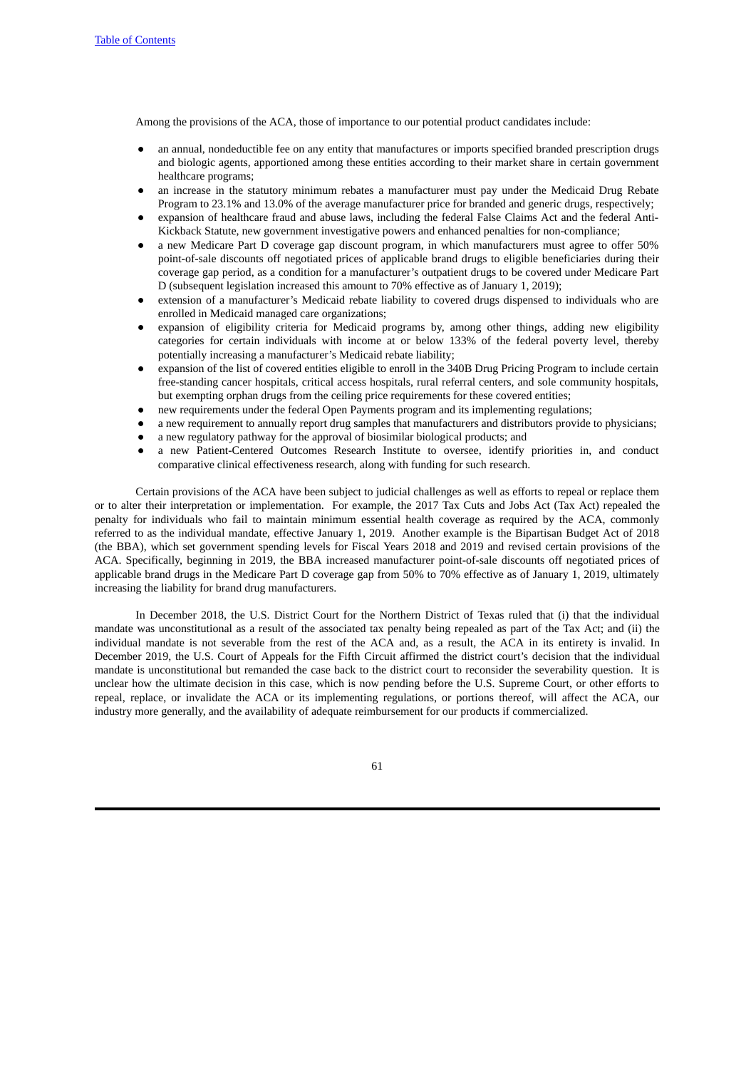Among the provisions of the ACA, those of importance to our potential product candidates include:

- an annual, nondeductible fee on any entity that manufactures or imports specified branded prescription drugs and biologic agents, apportioned among these entities according to their market share in certain government healthcare programs;
- an increase in the statutory minimum rebates a manufacturer must pay under the Medicaid Drug Rebate Program to 23.1% and 13.0% of the average manufacturer price for branded and generic drugs, respectively;
- expansion of healthcare fraud and abuse laws, including the federal False Claims Act and the federal Anti-Kickback Statute, new government investigative powers and enhanced penalties for non-compliance;
- a new Medicare Part D coverage gap discount program, in which manufacturers must agree to offer 50% point-of-sale discounts off negotiated prices of applicable brand drugs to eligible beneficiaries during their coverage gap period, as a condition for a manufacturer's outpatient drugs to be covered under Medicare Part D (subsequent legislation increased this amount to 70% effective as of January 1, 2019);
- extension of a manufacturer's Medicaid rebate liability to covered drugs dispensed to individuals who are enrolled in Medicaid managed care organizations;
- expansion of eligibility criteria for Medicaid programs by, among other things, adding new eligibility categories for certain individuals with income at or below 133% of the federal poverty level, thereby potentially increasing a manufacturer's Medicaid rebate liability;
- expansion of the list of covered entities eligible to enroll in the 340B Drug Pricing Program to include certain free-standing cancer hospitals, critical access hospitals, rural referral centers, and sole community hospitals, but exempting orphan drugs from the ceiling price requirements for these covered entities;
- new requirements under the federal Open Payments program and its implementing regulations;
- a new requirement to annually report drug samples that manufacturers and distributors provide to physicians;
- a new regulatory pathway for the approval of biosimilar biological products; and
- a new Patient-Centered Outcomes Research Institute to oversee, identify priorities in, and conduct comparative clinical effectiveness research, along with funding for such research.

Certain provisions of the ACA have been subject to judicial challenges as well as efforts to repeal or replace them or to alter their interpretation or implementation. For example, the 2017 Tax Cuts and Jobs Act (Tax Act) repealed the penalty for individuals who fail to maintain minimum essential health coverage as required by the ACA, commonly referred to as the individual mandate, effective January 1, 2019. Another example is the Bipartisan Budget Act of 2018 (the BBA), which set government spending levels for Fiscal Years 2018 and 2019 and revised certain provisions of the ACA. Specifically, beginning in 2019, the BBA increased manufacturer point-of-sale discounts off negotiated prices of applicable brand drugs in the Medicare Part D coverage gap from 50% to 70% effective as of January 1, 2019, ultimately increasing the liability for brand drug manufacturers.

In December 2018, the U.S. District Court for the Northern District of Texas ruled that (i) that the individual mandate was unconstitutional as a result of the associated tax penalty being repealed as part of the Tax Act; and (ii) the individual mandate is not severable from the rest of the ACA and, as a result, the ACA in its entirety is invalid. In December 2019, the U.S. Court of Appeals for the Fifth Circuit affirmed the district court's decision that the individual mandate is unconstitutional but remanded the case back to the district court to reconsider the severability question. It is unclear how the ultimate decision in this case, which is now pending before the U.S. Supreme Court, or other efforts to repeal, replace, or invalidate the ACA or its implementing regulations, or portions thereof, will affect the ACA, our industry more generally, and the availability of adequate reimbursement for our products if commercialized.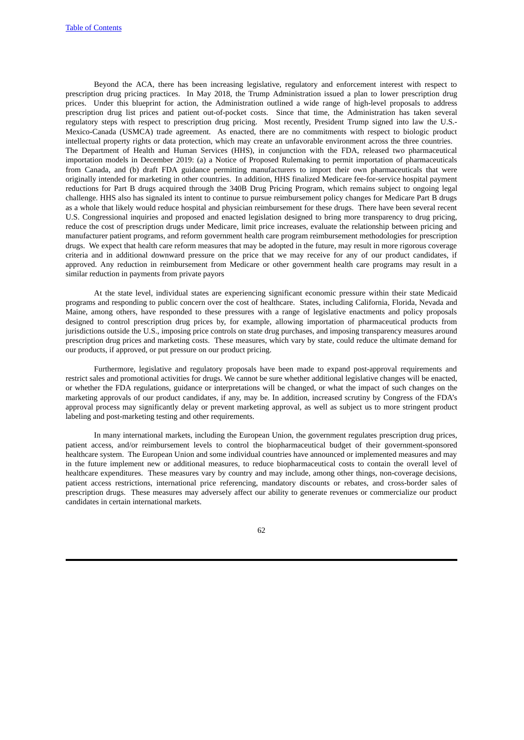Beyond the ACA, there has been increasing legislative, regulatory and enforcement interest with respect to prescription drug pricing practices. In May 2018, the Trump Administration issued a plan to lower prescription drug prices. Under this blueprint for action, the Administration outlined a wide range of high-level proposals to address prescription drug list prices and patient out-of-pocket costs. Since that time, the Administration has taken several regulatory steps with respect to prescription drug pricing. Most recently, President Trump signed into law the U.S.-Mexico-Canada (USMCA) trade agreement. As enacted, there are no commitments with respect to biologic product intellectual property rights or data protection, which may create an unfavorable environment across the three countries. The Department of Health and Human Services (HHS), in conjunction with the FDA, released two pharmaceutical importation models in December 2019: (a) a Notice of Proposed Rulemaking to permit importation of pharmaceuticals from Canada, and (b) draft FDA guidance permitting manufacturers to import their own pharmaceuticals that were originally intended for marketing in other countries. In addition, HHS finalized Medicare fee-for-service hospital payment reductions for Part B drugs acquired through the 340B Drug Pricing Program, which remains subject to ongoing legal challenge. HHS also has signaled its intent to continue to pursue reimbursement policy changes for Medicare Part B drugs as a whole that likely would reduce hospital and physician reimbursement for these drugs. There have been several recent U.S. Congressional inquiries and proposed and enacted legislation designed to bring more transparency to drug pricing, reduce the cost of prescription drugs under Medicare, limit price increases, evaluate the relationship between pricing and manufacturer patient programs, and reform government health care program reimbursement methodologies for prescription drugs. We expect that health care reform measures that may be adopted in the future, may result in more rigorous coverage criteria and in additional downward pressure on the price that we may receive for any of our product candidates, if approved. Any reduction in reimbursement from Medicare or other government health care programs may result in a similar reduction in payments from private payors

At the state level, individual states are experiencing significant economic pressure within their state Medicaid programs and responding to public concern over the cost of healthcare. States, including California, Florida, Nevada and Maine, among others, have responded to these pressures with a range of legislative enactments and policy proposals designed to control prescription drug prices by, for example, allowing importation of pharmaceutical products from jurisdictions outside the U.S., imposing price controls on state drug purchases, and imposing transparency measures around prescription drug prices and marketing costs. These measures, which vary by state, could reduce the ultimate demand for our products, if approved, or put pressure on our product pricing.

Furthermore, legislative and regulatory proposals have been made to expand post-approval requirements and restrict sales and promotional activities for drugs. We cannot be sure whether additional legislative changes will be enacted, or whether the FDA regulations, guidance or interpretations will be changed, or what the impact of such changes on the marketing approvals of our product candidates, if any, may be. In addition, increased scrutiny by Congress of the FDA's approval process may significantly delay or prevent marketing approval, as well as subject us to more stringent product labeling and post-marketing testing and other requirements.

In many international markets, including the European Union, the government regulates prescription drug prices, patient access, and/or reimbursement levels to control the biopharmaceutical budget of their government-sponsored healthcare system. The European Union and some individual countries have announced or implemented measures and may in the future implement new or additional measures, to reduce biopharmaceutical costs to contain the overall level of healthcare expenditures. These measures vary by country and may include, among other things, non-coverage decisions, patient access restrictions, international price referencing, mandatory discounts or rebates, and cross-border sales of prescription drugs. These measures may adversely affect our ability to generate revenues or commercialize our product candidates in certain international markets.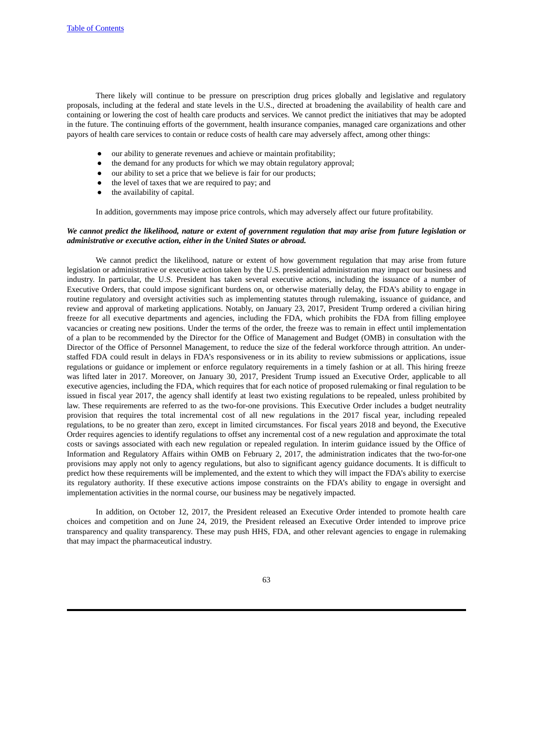There likely will continue to be pressure on prescription drug prices globally and legislative and regulatory proposals, including at the federal and state levels in the U.S., directed at broadening the availability of health care and containing or lowering the cost of health care products and services. We cannot predict the initiatives that may be adopted in the future. The continuing efforts of the government, health insurance companies, managed care organizations and other payors of health care services to contain or reduce costs of health care may adversely affect, among other things:

- our ability to generate revenues and achieve or maintain profitability;
- the demand for any products for which we may obtain regulatory approval;
- our ability to set a price that we believe is fair for our products;
- the level of taxes that we are required to pay; and
- the availability of capital.

In addition, governments may impose price controls, which may adversely affect our future profitability.

***We cannot predict the likelihood, nature or extent of government regulation that may arise from future legislation or administrative or executive action, either in the United States or abroad.***

We cannot predict the likelihood, nature or extent of how government regulation that may arise from future legislation or administrative or executive action taken by the U.S. presidential administration may impact our business and industry. In particular, the U.S. President has taken several executive actions, including the issuance of a number of Executive Orders, that could impose significant burdens on, or otherwise materially delay, the FDA's ability to engage in routine regulatory and oversight activities such as implementing statutes through rulemaking, issuance of guidance, and review and approval of marketing applications. Notably, on January 23, 2017, President Trump ordered a civilian hiring freeze for all executive departments and agencies, including the FDA, which prohibits the FDA from filling employee vacancies or creating new positions. Under the terms of the order, the freeze was to remain in effect until implementation of a plan to be recommended by the Director for the Office of Management and Budget (OMB) in consultation with the Director of the Office of Personnel Management, to reduce the size of the federal workforce through attrition. An under-staffed FDA could result in delays in FDA's responsiveness or in its ability to review submissions or applications, issue regulations or guidance or implement or enforce regulatory requirements in a timely fashion or at all. This hiring freeze was lifted later in 2017. Moreover, on January 30, 2017, President Trump issued an Executive Order, applicable to all executive agencies, including the FDA, which requires that for each notice of proposed rulemaking or final regulation to be issued in fiscal year 2017, the agency shall identify at least two existing regulations to be repealed, unless prohibited by law. These requirements are referred to as the two-for-one provisions. This Executive Order includes a budget neutrality provision that requires the total incremental cost of all new regulations in the 2017 fiscal year, including repealed regulations, to be no greater than zero, except in limited circumstances. For fiscal years 2018 and beyond, the Executive Order requires agencies to identify regulations to offset any incremental cost of a new regulation and approximate the total costs or savings associated with each new regulation or repealed regulation. In interim guidance issued by the Office of Information and Regulatory Affairs within OMB on February 2, 2017, the administration indicates that the two-for-one provisions may apply not only to agency regulations, but also to significant agency guidance documents. It is difficult to predict how these requirements will be implemented, and the extent to which they will impact the FDA's ability to exercise its regulatory authority. If these executive actions impose constraints on the FDA's ability to engage in oversight and implementation activities in the normal course, our business may be negatively impacted.

In addition, on October 12, 2017, the President released an Executive Order intended to promote health care choices and competition and on June 24, 2019, the President released an Executive Order intended to improve price transparency and quality transparency. These may push HHS, FDA, and other relevant agencies to engage in rulemaking that may impact the pharmaceutical industry.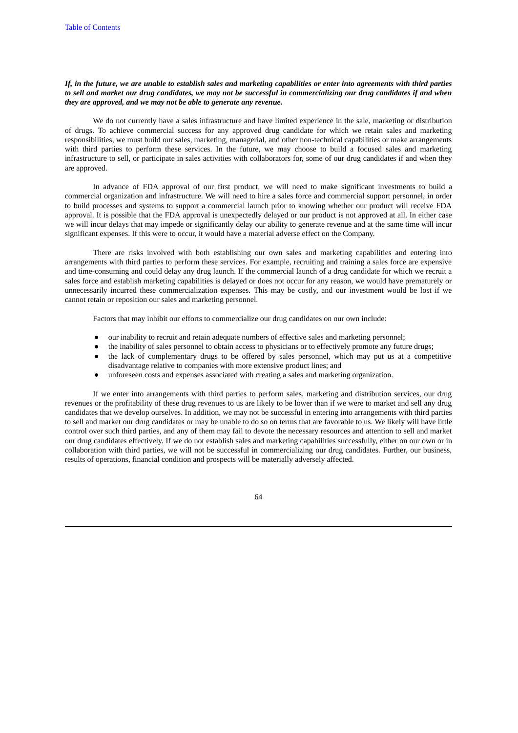***If, in the future, we are unable to establish sales and marketing capabilities or enter into agreements with third parties to sell and market our drug candidates, we may not be successful in commercializing our drug candidates if and when they are approved, and we may not be able to generate any revenue.***

We do not currently have a sales infrastructure and have limited experience in the sale, marketing or distribution of drugs. To achieve commercial success for any approved drug candidate for which we retain sales and marketing responsibilities, we must build our sales, marketing, managerial, and other non-technical capabilities or make arrangements with third parties to perform these services. In the future, we may choose to build a focused sales and marketing infrastructure to sell, or participate in sales activities with collaborators for, some of our drug candidates if and when they are approved.

In advance of FDA approval of our first product, we will need to make significant investments to build a commercial organization and infrastructure. We will need to hire a sales force and commercial support personnel, in order to build processes and systems to support a commercial launch prior to knowing whether our product will receive FDA approval. It is possible that the FDA approval is unexpectedly delayed or our product is not approved at all. In either case we will incur delays that may impede or significantly delay our ability to generate revenue and at the same time will incur significant expenses. If this were to occur, it would have a material adverse effect on the Company.

There are risks involved with both establishing our own sales and marketing capabilities and entering into arrangements with third parties to perform these services. For example, recruiting and training a sales force are expensive and time-consuming and could delay any drug launch. If the commercial launch of a drug candidate for which we recruit a sales force and establish marketing capabilities is delayed or does not occur for any reason, we would have prematurely or unnecessarily incurred these commercialization expenses. This may be costly, and our investment would be lost if we cannot retain or reposition our sales and marketing personnel.

Factors that may inhibit our efforts to commercialize our drug candidates on our own include:

- our inability to recruit and retain adequate numbers of effective sales and marketing personnel;
- the inability of sales personnel to obtain access to physicians or to effectively promote any future drugs;
- the lack of complementary drugs to be offered by sales personnel, which may put us at a competitive disadvantage relative to companies with more extensive product lines; and
- unforeseen costs and expenses associated with creating a sales and marketing organization.

If we enter into arrangements with third parties to perform sales, marketing and distribution services, our drug revenues or the profitability of these drug revenues to us are likely to be lower than if we were to market and sell any drug candidates that we develop ourselves. In addition, we may not be successful in entering into arrangements with third parties to sell and market our drug candidates or may be unable to do so on terms that are favorable to us. We likely will have little control over such third parties, and any of them may fail to devote the necessary resources and attention to sell and market our drug candidates effectively. If we do not establish sales and marketing capabilities successfully, either on our own or in collaboration with third parties, we will not be successful in commercializing our drug candidates. Further, our business, results of operations, financial condition and prospects will be materially adversely affected.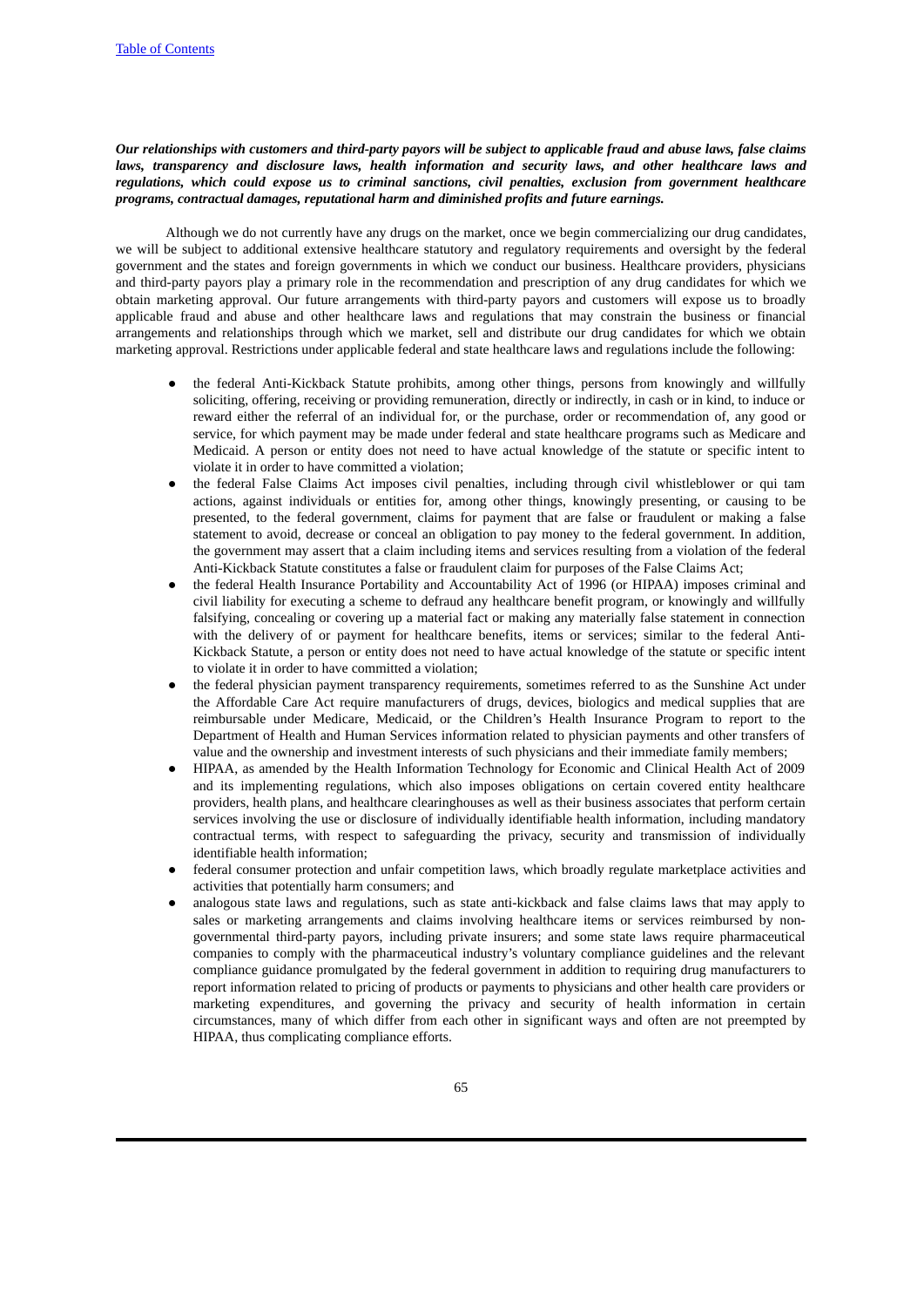***Our relationships with customers and third-party payors will be subject to applicable fraud and abuse laws, false claims laws, transparency and disclosure laws, health information and security laws, and other healthcare laws and regulations, which could expose us to criminal sanctions, civil penalties, exclusion from government healthcare programs, contractual damages, reputational harm and diminished profits and future earnings.***

Although we do not currently have any drugs on the market, once we begin commercializing our drug candidates, we will be subject to additional extensive healthcare statutory and regulatory requirements and oversight by the federal government and the states and foreign governments in which we conduct our business. Healthcare providers, physicians and third-party payors play a primary role in the recommendation and prescription of any drug candidates for which we obtain marketing approval. Our future arrangements with third-party payors and customers will expose us to broadly applicable fraud and abuse and other healthcare laws and regulations that may constrain the business or financial arrangements and relationships through which we market, sell and distribute our drug candidates for which we obtain marketing approval. Restrictions under applicable federal and state healthcare laws and regulations include the following:

- the federal Anti-Kickback Statute prohibits, among other things, persons from knowingly and willfully soliciting, offering, receiving or providing remuneration, directly or indirectly, in cash or in kind, to induce or reward either the referral of an individual for, or the purchase, order or recommendation of, any good or service, for which payment may be made under federal and state healthcare programs such as Medicare and Medicaid. A person or entity does not need to have actual knowledge of the statute or specific intent to violate it in order to have committed a violation;
- the federal False Claims Act imposes civil penalties, including through civil whistleblower or qui tam actions, against individuals or entities for, among other things, knowingly presenting, or causing to be presented, to the federal government, claims for payment that are false or fraudulent or making a false statement to avoid, decrease or conceal an obligation to pay money to the federal government. In addition, the government may assert that a claim including items and services resulting from a violation of the federal Anti-Kickback Statute constitutes a false or fraudulent claim for purposes of the False Claims Act;
- the federal Health Insurance Portability and Accountability Act of 1996 (or HIPAA) imposes criminal and civil liability for executing a scheme to defraud any healthcare benefit program, or knowingly and willfully falsifying, concealing or covering up a material fact or making any materially false statement in connection with the delivery of or payment for healthcare benefits, items or services; similar to the federal Anti-Kickback Statute, a person or entity does not need to have actual knowledge of the statute or specific intent to violate it in order to have committed a violation;
- the federal physician payment transparency requirements, sometimes referred to as the Sunshine Act under the Affordable Care Act require manufacturers of drugs, devices, biologics and medical supplies that are reimbursable under Medicare, Medicaid, or the Children's Health Insurance Program to report to the Department of Health and Human Services information related to physician payments and other transfers of value and the ownership and investment interests of such physicians and their immediate family members;
- HIPAA, as amended by the Health Information Technology for Economic and Clinical Health Act of 2009 and its implementing regulations, which also imposes obligations on certain covered entity healthcare providers, health plans, and healthcare clearinghouses as well as their business associates that perform certain services involving the use or disclosure of individually identifiable health information, including mandatory contractual terms, with respect to safeguarding the privacy, security and transmission of individually identifiable health information;
- federal consumer protection and unfair competition laws, which broadly regulate marketplace activities and activities that potentially harm consumers; and
- analogous state laws and regulations, such as state anti-kickback and false claims laws that may apply to sales or marketing arrangements and claims involving healthcare items or services reimbursed by non-governmental third-party payors, including private insurers; and some state laws require pharmaceutical companies to comply with the pharmaceutical industry's voluntary compliance guidelines and the relevant compliance guidance promulgated by the federal government in addition to requiring drug manufacturers to report information related to pricing of products or payments to physicians and other health care providers or marketing expenditures, and governing the privacy and security of health information in certain circumstances, many of which differ from each other in significant ways and often are not preempted by HIPAA, thus complicating compliance efforts.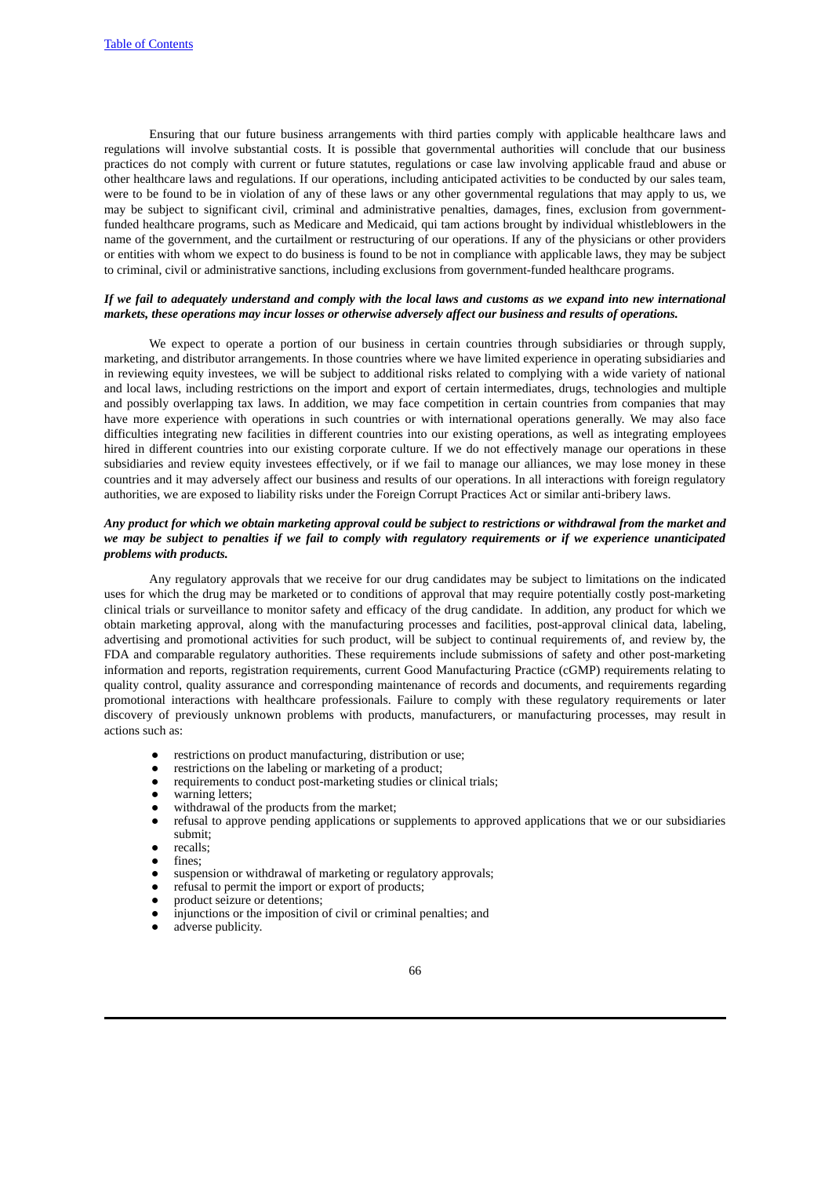Ensuring that our future business arrangements with third parties comply with applicable healthcare laws and regulations will involve substantial costs. It is possible that governmental authorities will conclude that our business practices do not comply with current or future statutes, regulations or case law involving applicable fraud and abuse or other healthcare laws and regulations. If our operations, including anticipated activities to be conducted by our sales team, were to be found to be in violation of any of these laws or any other governmental regulations that may apply to us, we may be subject to significant civil, criminal and administrative penalties, damages, fines, exclusion from government-funded healthcare programs, such as Medicare and Medicaid, qui tam actions brought by individual whistleblowers in the name of the government, and the curtailment or restructuring of our operations. If any of the physicians or other providers or entities with whom we expect to do business is found to be not in compliance with applicable laws, they may be subject to criminal, civil or administrative sanctions, including exclusions from government-funded healthcare programs.

***If we fail to adequately understand and comply with the local laws and customs as we expand into new international markets, these operations may incur losses or otherwise adversely affect our business and results of operations.***

We expect to operate a portion of our business in certain countries through subsidiaries or through supply, marketing, and distributor arrangements. In those countries where we have limited experience in operating subsidiaries and in reviewing equity investees, we will be subject to additional risks related to complying with a wide variety of national and local laws, including restrictions on the import and export of certain intermediates, drugs, technologies and multiple and possibly overlapping tax laws. In addition, we may face competition in certain countries from companies that may have more experience with operations in such countries or with international operations generally. We may also face difficulties integrating new facilities in different countries into our existing operations, as well as integrating employees hired in different countries into our existing corporate culture. If we do not effectively manage our operations in these subsidiaries and review equity investees effectively, or if we fail to manage our alliances, we may lose money in these countries and it may adversely affect our business and results of our operations. In all interactions with foreign regulatory authorities, we are exposed to liability risks under the Foreign Corrupt Practices Act or similar anti-bribery laws.

***Any product for which we obtain marketing approval could be subject to restrictions or withdrawal from the market and we may be subject to penalties if we fail to comply with regulatory requirements or if we experience unanticipated problems with products.***

Any regulatory approvals that we receive for our drug candidates may be subject to limitations on the indicated uses for which the drug may be marketed or to conditions of approval that may require potentially costly post-marketing clinical trials or surveillance to monitor safety and efficacy of the drug candidate. In addition, any product for which we obtain marketing approval, along with the manufacturing processes and facilities, post-approval clinical data, labeling, advertising and promotional activities for such product, will be subject to continual requirements of, and review by, the FDA and comparable regulatory authorities. These requirements include submissions of safety and other post-marketing information and reports, registration requirements, current Good Manufacturing Practice (cGMP) requirements relating to quality control, quality assurance and corresponding maintenance of records and documents, and requirements regarding promotional interactions with healthcare professionals. Failure to comply with these regulatory requirements or later discovery of previously unknown problems with products, manufacturers, or manufacturing processes, may result in actions such as:

- restrictions on product manufacturing, distribution or use;
- restrictions on the labeling or marketing of a product;
- requirements to conduct post-marketing studies or clinical trials;
- warning letters;
- withdrawal of the products from the market;
- refusal to approve pending applications or supplements to approved applications that we or our subsidiaries submit;
- recalls;
- fines;
- suspension or withdrawal of marketing or regulatory approvals;
- refusal to permit the import or export of products;
- product seizure or detentions;
- injunctions or the imposition of civil or criminal penalties; and
- adverse publicity.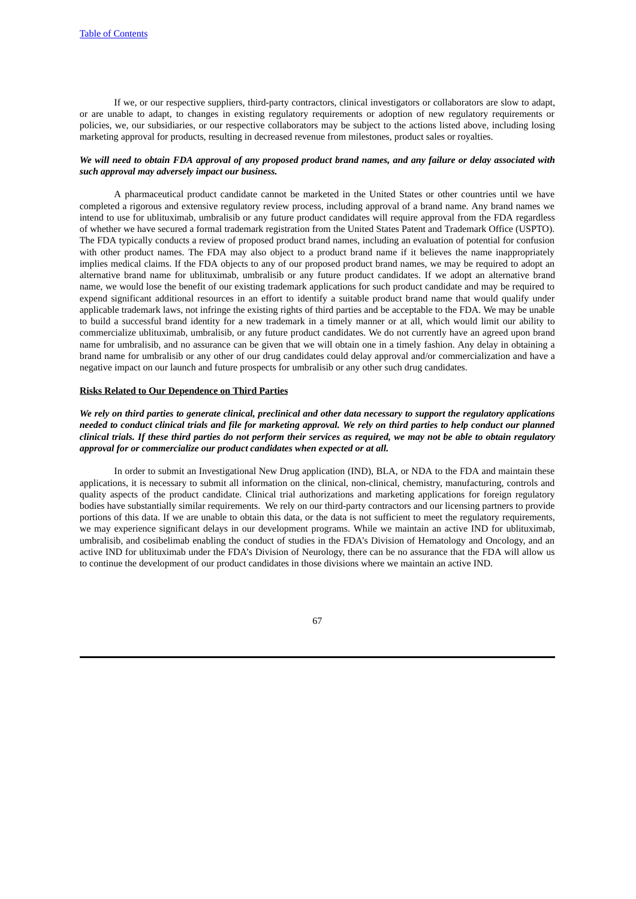If we, or our respective suppliers, third-party contractors, clinical investigators or collaborators are slow to adapt, or are unable to adapt, to changes in existing regulatory requirements or adoption of new regulatory requirements or policies, we, our subsidiaries, or our respective collaborators may be subject to the actions listed above, including losing marketing approval for products, resulting in decreased revenue from milestones, product sales or royalties.

***We will need to obtain FDA approval of any proposed product brand names, and any failure or delay associated with such approval may adversely impact our business.***

A pharmaceutical product candidate cannot be marketed in the United States or other countries until we have completed a rigorous and extensive regulatory review process, including approval of a brand name. Any brand names we intend to use for ublituximab, umbralisib or any future product candidates will require approval from the FDA regardless of whether we have secured a formal trademark registration from the United States Patent and Trademark Office (USPTO). The FDA typically conducts a review of proposed product brand names, including an evaluation of potential for confusion with other product names. The FDA may also object to a product brand name if it believes the name inappropriately implies medical claims. If the FDA objects to any of our proposed product brand names, we may be required to adopt an alternative brand name for ublituximab, umbralisib or any future product candidates. If we adopt an alternative brand name, we would lose the benefit of our existing trademark applications for such product candidate and may be required to expend significant additional resources in an effort to identify a suitable product brand name that would qualify under applicable trademark laws, not infringe the existing rights of third parties and be acceptable to the FDA. We may be unable to build a successful brand identity for a new trademark in a timely manner or at all, which would limit our ability to commercialize ublituximab, umbralisib, or any future product candidates. We do not currently have an agreed upon brand name for umbralisib, and no assurance can be given that we will obtain one in a timely fashion. Any delay in obtaining a brand name for umbralisib or any other of our drug candidates could delay approval and/or commercialization and have a negative impact on our launch and future prospects for umbralisib or any other such drug candidates.

**Risks Related to Our Dependence on Third Parties**

***We rely on third parties to generate clinical, preclinical and other data necessary to support the regulatory applications needed to conduct clinical trials and file for marketing approval. We rely on third parties to help conduct our planned clinical trials. If these third parties do not perform their services as required, we may not be able to obtain regulatory approval for or commercialize our product candidates when expected or at all.***

In order to submit an Investigational New Drug application (IND), BLA, or NDA to the FDA and maintain these applications, it is necessary to submit all information on the clinical, non-clinical, chemistry, manufacturing, controls and quality aspects of the product candidate. Clinical trial authorizations and marketing applications for foreign regulatory bodies have substantially similar requirements. We rely on our third-party contractors and our licensing partners to provide portions of this data. If we are unable to obtain this data, or the data is not sufficient to meet the regulatory requirements, we may experience significant delays in our development programs. While we maintain an active IND for ublituximab, umbralisib, and cosibelimab enabling the conduct of studies in the FDA's Division of Hematology and Oncology, and an active IND for ublituximab under the FDA's Division of Neurology, there can be no assurance that the FDA will allow us to continue the development of our product candidates in those divisions where we maintain an active IND.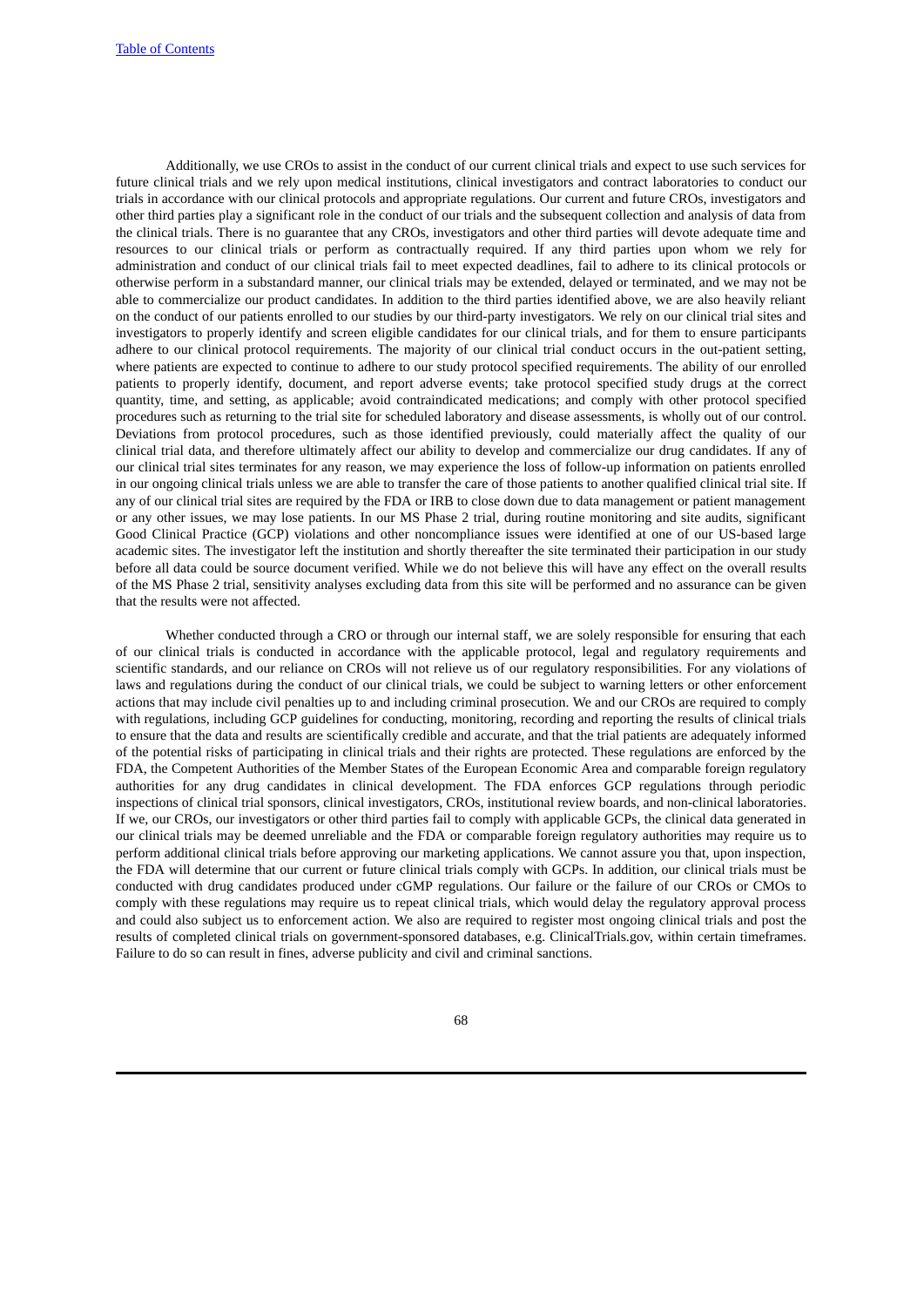Additionally, we use CROs to assist in the conduct of our current clinical trials and expect to use such services for future clinical trials and we rely upon medical institutions, clinical investigators and contract laboratories to conduct our trials in accordance with our clinical protocols and appropriate regulations. Our current and future CROs, investigators and other third parties play a significant role in the conduct of our trials and the subsequent collection and analysis of data from the clinical trials. There is no guarantee that any CROs, investigators and other third parties will devote adequate time and resources to our clinical trials or perform as contractually required. If any third parties upon whom we rely for administration and conduct of our clinical trials fail to meet expected deadlines, fail to adhere to its clinical protocols or otherwise perform in a substandard manner, our clinical trials may be extended, delayed or terminated, and we may not be able to commercialize our product candidates. In addition to the third parties identified above, we are also heavily reliant on the conduct of our patients enrolled to our studies by our third-party investigators. We rely on our clinical trial sites and investigators to properly identify and screen eligible candidates for our clinical trials, and for them to ensure participants adhere to our clinical protocol requirements. The majority of our clinical trial conduct occurs in the out-patient setting, where patients are expected to continue to adhere to our study protocol specified requirements. The ability of our enrolled patients to properly identify, document, and report adverse events; take protocol specified study drugs at the correct quantity, time, and setting, as applicable; avoid contraindicated medications; and comply with other protocol specified procedures such as returning to the trial site for scheduled laboratory and disease assessments, is wholly out of our control. Deviations from protocol procedures, such as those identified previously, could materially affect the quality of our clinical trial data, and therefore ultimately affect our ability to develop and commercialize our drug candidates. If any of our clinical trial sites terminates for any reason, we may experience the loss of follow-up information on patients enrolled in our ongoing clinical trials unless we are able to transfer the care of those patients to another qualified clinical trial site. If any of our clinical trial sites are required by the FDA or IRB to close down due to data management or patient management or any other issues, we may lose patients. In our MS Phase 2 trial, during routine monitoring and site audits, significant Good Clinical Practice (GCP) violations and other noncompliance issues were identified at one of our US-based large academic sites. The investigator left the institution and shortly thereafter the site terminated their participation in our study before all data could be source document verified. While we do not believe this will have any effect on the overall results of the MS Phase 2 trial, sensitivity analyses excluding data from this site will be performed and no assurance can be given that the results were not affected.

Whether conducted through a CRO or through our internal staff, we are solely responsible for ensuring that each of our clinical trials is conducted in accordance with the applicable protocol, legal and regulatory requirements and scientific standards, and our reliance on CROs will not relieve us of our regulatory responsibilities. For any violations of laws and regulations during the conduct of our clinical trials, we could be subject to warning letters or other enforcement actions that may include civil penalties up to and including criminal prosecution. We and our CROs are required to comply with regulations, including GCP guidelines for conducting, monitoring, recording and reporting the results of clinical trials to ensure that the data and results are scientifically credible and accurate, and that the trial patients are adequately informed of the potential risks of participating in clinical trials and their rights are protected. These regulations are enforced by the FDA, the Competent Authorities of the Member States of the European Economic Area and comparable foreign regulatory authorities for any drug candidates in clinical development. The FDA enforces GCP regulations through periodic inspections of clinical trial sponsors, clinical investigators, CROs, institutional review boards, and non-clinical laboratories. If we, our CROs, our investigators or other third parties fail to comply with applicable GCPs, the clinical data generated in our clinical trials may be deemed unreliable and the FDA or comparable foreign regulatory authorities may require us to perform additional clinical trials before approving our marketing applications. We cannot assure you that, upon inspection, the FDA will determine that our current or future clinical trials comply with GCPs. In addition, our clinical trials must be conducted with drug candidates produced under cGMP regulations. Our failure or the failure of our CROs or CMOs to comply with these regulations may require us to repeat clinical trials, which would delay the regulatory approval process and could also subject us to enforcement action. We also are required to register most ongoing clinical trials and post the results of completed clinical trials on government-sponsored databases, e.g. ClinicalTrials.gov, within certain timeframes. Failure to do so can result in fines, adverse publicity and civil and criminal sanctions.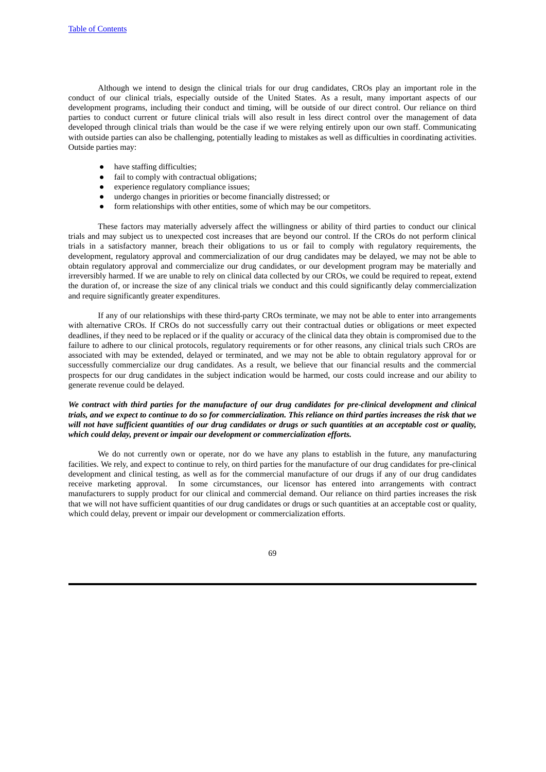Although we intend to design the clinical trials for our drug candidates, CROs play an important role in the conduct of our clinical trials, especially outside of the United States. As a result, many important aspects of our development programs, including their conduct and timing, will be outside of our direct control. Our reliance on third parties to conduct current or future clinical trials will also result in less direct control over the management of data developed through clinical trials than would be the case if we were relying entirely upon our own staff. Communicating with outside parties can also be challenging, potentially leading to mistakes as well as difficulties in coordinating activities. Outside parties may:

- have staffing difficulties;
- fail to comply with contractual obligations;
- experience regulatory compliance issues;
- undergo changes in priorities or become financially distressed; or
- form relationships with other entities, some of which may be our competitors.

These factors may materially adversely affect the willingness or ability of third parties to conduct our clinical trials and may subject us to unexpected cost increases that are beyond our control. If the CROs do not perform clinical trials in a satisfactory manner, breach their obligations to us or fail to comply with regulatory requirements, the development, regulatory approval and commercialization of our drug candidates may be delayed, we may not be able to obtain regulatory approval and commercialize our drug candidates, or our development program may be materially and irreversibly harmed. If we are unable to rely on clinical data collected by our CROs, we could be required to repeat, extend the duration of, or increase the size of any clinical trials we conduct and this could significantly delay commercialization and require significantly greater expenditures.

If any of our relationships with these third-party CROs terminate, we may not be able to enter into arrangements with alternative CROs. If CROs do not successfully carry out their contractual duties or obligations or meet expected deadlines, if they need to be replaced or if the quality or accuracy of the clinical data they obtain is compromised due to the failure to adhere to our clinical protocols, regulatory requirements or for other reasons, any clinical trials such CROs are associated with may be extended, delayed or terminated, and we may not be able to obtain regulatory approval for or successfully commercialize our drug candidates. As a result, we believe that our financial results and the commercial prospects for our drug candidates in the subject indication would be harmed, our costs could increase and our ability to generate revenue could be delayed.

***We contract with third parties for the manufacture of our drug candidates for pre-clinical development and clinical trials, and we expect to continue to do so for commercialization. This reliance on third parties increases the risk that we will not have sufficient quantities of our drug candidates or drugs or such quantities at an acceptable cost or quality, which could delay, prevent or impair our development or commercialization efforts.***

We do not currently own or operate, nor do we have any plans to establish in the future, any manufacturing facilities. We rely, and expect to continue to rely, on third parties for the manufacture of our drug candidates for pre-clinical development and clinical testing, as well as for the commercial manufacture of our drugs if any of our drug candidates receive marketing approval. In some circumstances, our licensor has entered into arrangements with contract manufacturers to supply product for our clinical and commercial demand. Our reliance on third parties increases the risk that we will not have sufficient quantities of our drug candidates or drugs or such quantities at an acceptable cost or quality, which could delay, prevent or impair our development or commercialization efforts.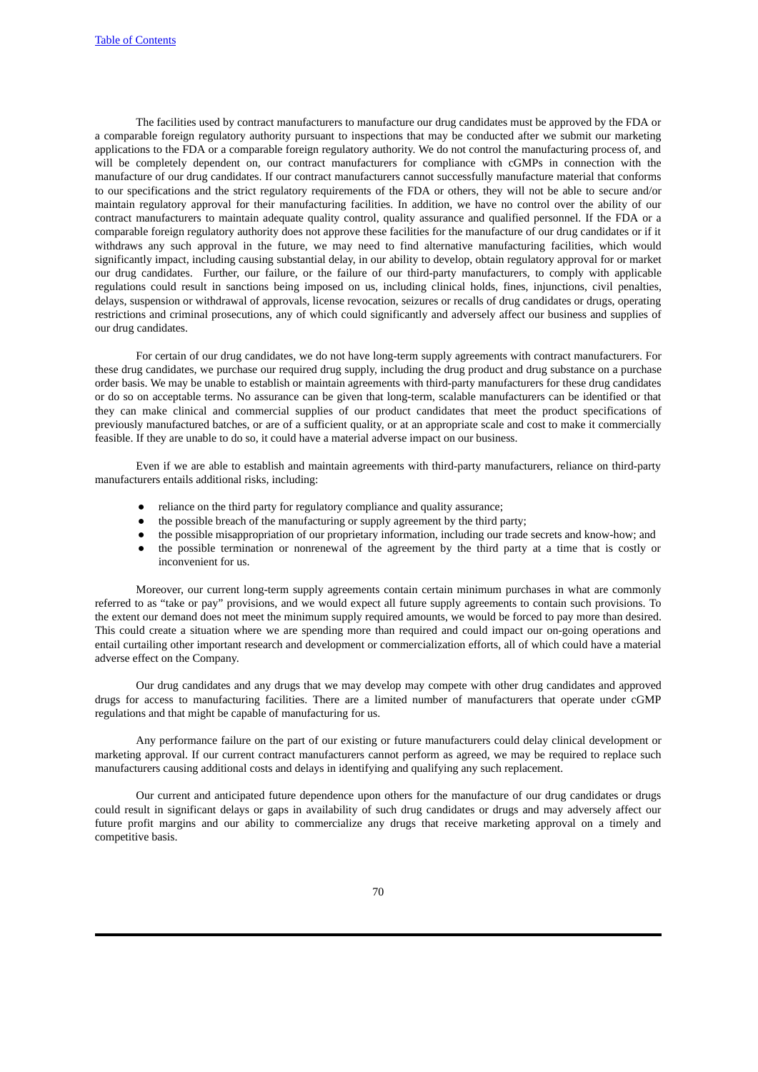The facilities used by contract manufacturers to manufacture our drug candidates must be approved by the FDA or a comparable foreign regulatory authority pursuant to inspections that may be conducted after we submit our marketing applications to the FDA or a comparable foreign regulatory authority. We do not control the manufacturing process of, and will be completely dependent on, our contract manufacturers for compliance with cGMPs in connection with the manufacture of our drug candidates. If our contract manufacturers cannot successfully manufacture material that conforms to our specifications and the strict regulatory requirements of the FDA or others, they will not be able to secure and/or maintain regulatory approval for their manufacturing facilities. In addition, we have no control over the ability of our contract manufacturers to maintain adequate quality control, quality assurance and qualified personnel. If the FDA or a comparable foreign regulatory authority does not approve these facilities for the manufacture of our drug candidates or if it withdraws any such approval in the future, we may need to find alternative manufacturing facilities, which would significantly impact, including causing substantial delay, in our ability to develop, obtain regulatory approval for or market our drug candidates. Further, our failure, or the failure of our third-party manufacturers, to comply with applicable regulations could result in sanctions being imposed on us, including clinical holds, fines, injunctions, civil penalties, delays, suspension or withdrawal of approvals, license revocation, seizures or recalls of drug candidates or drugs, operating restrictions and criminal prosecutions, any of which could significantly and adversely affect our business and supplies of our drug candidates.

For certain of our drug candidates, we do not have long-term supply agreements with contract manufacturers. For these drug candidates, we purchase our required drug supply, including the drug product and drug substance on a purchase order basis. We may be unable to establish or maintain agreements with third-party manufacturers for these drug candidates or do so on acceptable terms. No assurance can be given that long-term, scalable manufacturers can be identified or that they can make clinical and commercial supplies of our product candidates that meet the product specifications of previously manufactured batches, or are of a sufficient quality, or at an appropriate scale and cost to make it commercially feasible. If they are unable to do so, it could have a material adverse impact on our business.

Even if we are able to establish and maintain agreements with third-party manufacturers, reliance on third-party manufacturers entails additional risks, including:

- reliance on the third party for regulatory compliance and quality assurance;
- the possible breach of the manufacturing or supply agreement by the third party;
- the possible misappropriation of our proprietary information, including our trade secrets and know-how; and
- the possible termination or nonrenewal of the agreement by the third party at a time that is costly or inconvenient for us.

Moreover, our current long-term supply agreements contain certain minimum purchases in what are commonly referred to as "take or pay" provisions, and we would expect all future supply agreements to contain such provisions. To the extent our demand does not meet the minimum supply required amounts, we would be forced to pay more than desired. This could create a situation where we are spending more than required and could impact our on-going operations and entail curtailing other important research and development or commercialization efforts, all of which could have a material adverse effect on the Company.

Our drug candidates and any drugs that we may develop may compete with other drug candidates and approved drugs for access to manufacturing facilities. There are a limited number of manufacturers that operate under cGMP regulations and that might be capable of manufacturing for us.

Any performance failure on the part of our existing or future manufacturers could delay clinical development or marketing approval. If our current contract manufacturers cannot perform as agreed, we may be required to replace such manufacturers causing additional costs and delays in identifying and qualifying any such replacement.

Our current and anticipated future dependence upon others for the manufacture of our drug candidates or drugs could result in significant delays or gaps in availability of such drug candidates or drugs and may adversely affect our future profit margins and our ability to commercialize any drugs that receive marketing approval on a timely and competitive basis.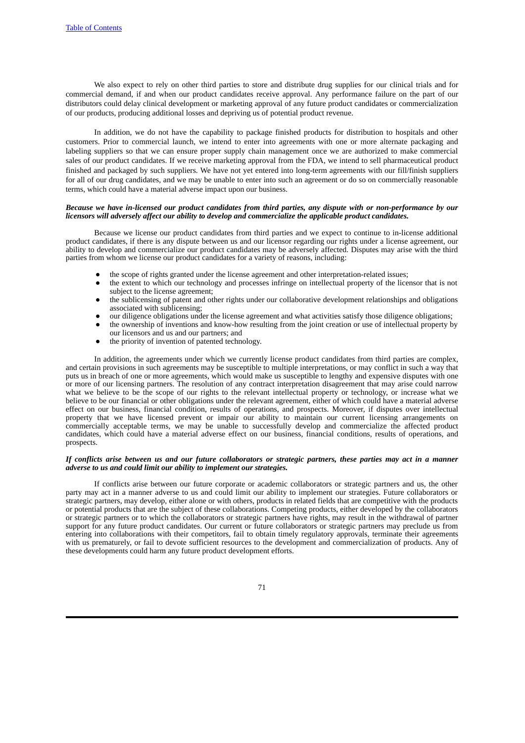We also expect to rely on other third parties to store and distribute drug supplies for our clinical trials and for commercial demand, if and when our product candidates receive approval. Any performance failure on the part of our distributors could delay clinical development or marketing approval of any future product candidates or commercialization of our products, producing additional losses and depriving us of potential product revenue.

In addition, we do not have the capability to package finished products for distribution to hospitals and other customers. Prior to commercial launch, we intend to enter into agreements with one or more alternate packaging and labeling suppliers so that we can ensure proper supply chain management once we are authorized to make commercial sales of our product candidates. If we receive marketing approval from the FDA, we intend to sell pharmaceutical product finished and packaged by such suppliers. We have not yet entered into long-term agreements with our fill/finish suppliers for all of our drug candidates, and we may be unable to enter into such an agreement or do so on commercially reasonable terms, which could have a material adverse impact upon our business.

***Because we have in-licensed our product candidates from third parties, any dispute with or non-performance by our licensors will adversely affect our ability to develop and commercialize the applicable product candidates.***

Because we license our product candidates from third parties and we expect to continue to in-license additional product candidates, if there is any dispute between us and our licensor regarding our rights under a license agreement, our ability to develop and commercialize our product candidates may be adversely affected. Disputes may arise with the third parties from whom we license our product candidates for a variety of reasons, including:

- the scope of rights granted under the license agreement and other interpretation-related issues;
- the extent to which our technology and processes infringe on intellectual property of the licensor that is not subject to the license agreement;
- the sublicensing of patent and other rights under our collaborative development relationships and obligations associated with sublicensing;
- our diligence obligations under the license agreement and what activities satisfy those diligence obligations;
- the ownership of inventions and know-how resulting from the joint creation or use of intellectual property by our licensors and us and our partners; and
- the priority of invention of patented technology.

In addition, the agreements under which we currently license product candidates from third parties are complex, and certain provisions in such agreements may be susceptible to multiple interpretations, or may conflict in such a way that puts us in breach of one or more agreements, which would make us susceptible to lengthy and expensive disputes with one or more of our licensing partners. The resolution of any contract interpretation disagreement that may arise could narrow what we believe to be the scope of our rights to the relevant intellectual property or technology, or increase what we believe to be our financial or other obligations under the relevant agreement, either of which could have a material adverse effect on our business, financial condition, results of operations, and prospects. Moreover, if disputes over intellectual property that we have licensed prevent or impair our ability to maintain our current licensing arrangements on commercially acceptable terms, we may be unable to successfully develop and commercialize the affected product candidates, which could have a material adverse effect on our business, financial conditions, results of operations, and prospects.

***If conflicts arise between us and our future collaborators or strategic partners, these parties may act in a manner adverse to us and could limit our ability to implement our strategies.***

If conflicts arise between our future corporate or academic collaborators or strategic partners and us, the other party may act in a manner adverse to us and could limit our ability to implement our strategies. Future collaborators or strategic partners, may develop, either alone or with others, products in related fields that are competitive with the products or potential products that are the subject of these collaborations. Competing products, either developed by the collaborators or strategic partners or to which the collaborators or strategic partners have rights, may result in the withdrawal of partner support for any future product candidates. Our current or future collaborators or strategic partners may preclude us from entering into collaborations with their competitors, fail to obtain timely regulatory approvals, terminate their agreements with us prematurely, or fail to devote sufficient resources to the development and commercialization of products. Any of these developments could harm any future product development efforts.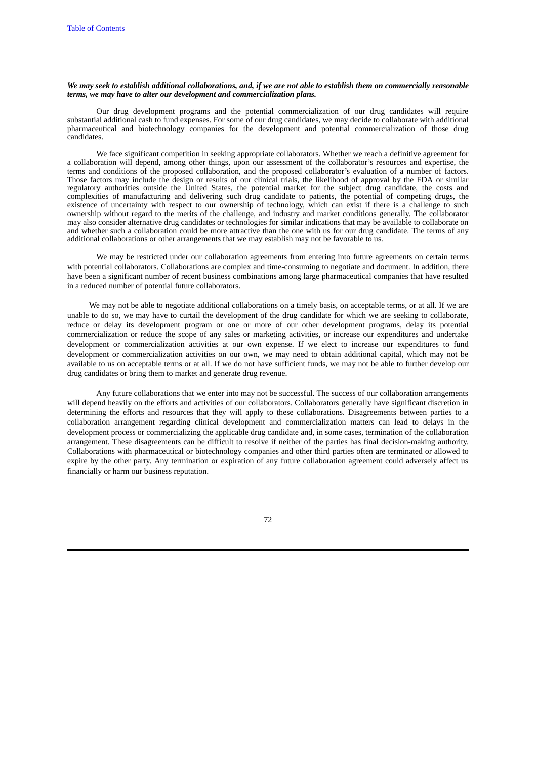***We may seek to establish additional collaborations, and, if we are not able to establish them on commercially reasonable terms, we may have to alter our development and commercialization plans.***

Our drug development programs and the potential commercialization of our drug candidates will require substantial additional cash to fund expenses. For some of our drug candidates, we may decide to collaborate with additional pharmaceutical and biotechnology companies for the development and potential commercialization of those drug candidates.

We face significant competition in seeking appropriate collaborators. Whether we reach a definitive agreement for a collaboration will depend, among other things, upon our assessment of the collaborator's resources and expertise, the terms and conditions of the proposed collaboration, and the proposed collaborator's evaluation of a number of factors. Those factors may include the design or results of our clinical trials, the likelihood of approval by the FDA or similar regulatory authorities outside the United States, the potential market for the subject drug candidate, the costs and complexities of manufacturing and delivering such drug candidate to patients, the potential of competing drugs, the existence of uncertainty with respect to our ownership of technology, which can exist if there is a challenge to such ownership without regard to the merits of the challenge, and industry and market conditions generally. The collaborator may also consider alternative drug candidates or technologies for similar indications that may be available to collaborate on and whether such a collaboration could be more attractive than the one with us for our drug candidate. The terms of any additional collaborations or other arrangements that we may establish may not be favorable to us.

We may be restricted under our collaboration agreements from entering into future agreements on certain terms with potential collaborators. Collaborations are complex and time-consuming to negotiate and document. In addition, there have been a significant number of recent business combinations among large pharmaceutical companies that have resulted in a reduced number of potential future collaborators.

We may not be able to negotiate additional collaborations on a timely basis, on acceptable terms, or at all. If we are unable to do so, we may have to curtail the development of the drug candidate for which we are seeking to collaborate, reduce or delay its development program or one or more of our other development programs, delay its potential commercialization or reduce the scope of any sales or marketing activities, or increase our expenditures and undertake development or commercialization activities at our own expense. If we elect to increase our expenditures to fund development or commercialization activities on our own, we may need to obtain additional capital, which may not be available to us on acceptable terms or at all. If we do not have sufficient funds, we may not be able to further develop our drug candidates or bring them to market and generate drug revenue.

Any future collaborations that we enter into may not be successful. The success of our collaboration arrangements will depend heavily on the efforts and activities of our collaborators. Collaborators generally have significant discretion in determining the efforts and resources that they will apply to these collaborations. Disagreements between parties to a collaboration arrangement regarding clinical development and commercialization matters can lead to delays in the development process or commercializing the applicable drug candidate and, in some cases, termination of the collaboration arrangement. These disagreements can be difficult to resolve if neither of the parties has final decision-making authority. Collaborations with pharmaceutical or biotechnology companies and other third parties often are terminated or allowed to expire by the other party. Any termination or expiration of any future collaboration agreement could adversely affect us financially or harm our business reputation.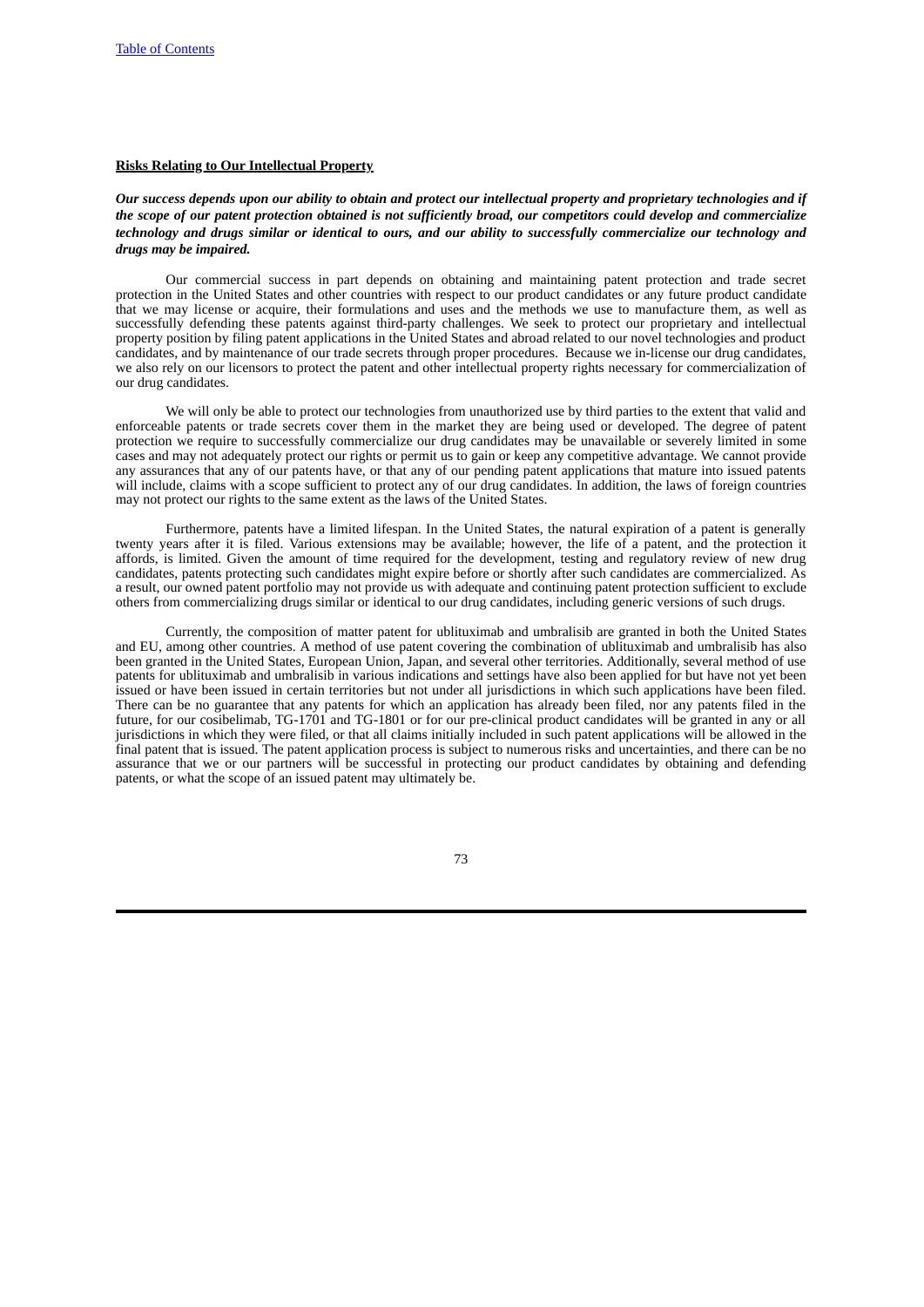**Risks Relating to Our Intellectual Property**

***Our success depends upon our ability to obtain and protect our intellectual property and proprietary technologies and if the scope of our patent protection obtained is not sufficiently broad, our competitors could develop and commercialize technology and drugs similar or identical to ours, and our ability to successfully commercialize our technology and drugs may be impaired.***

Our commercial success in part depends on obtaining and maintaining patent protection and trade secret protection in the United States and other countries with respect to our product candidates or any future product candidate that we may license or acquire, their formulations and uses and the methods we use to manufacture them, as well as successfully defending these patents against third-party challenges. We seek to protect our proprietary and intellectual property position by filing patent applications in the United States and abroad related to our novel technologies and product candidates, and by maintenance of our trade secrets through proper procedures. Because we in-license our drug candidates, we also rely on our licensors to protect the patent and other intellectual property rights necessary for commercialization of our drug candidates.

We will only be able to protect our technologies from unauthorized use by third parties to the extent that valid and enforceable patents or trade secrets cover them in the market they are being used or developed. The degree of patent protection we require to successfully commercialize our drug candidates may be unavailable or severely limited in some cases and may not adequately protect our rights or permit us to gain or keep any competitive advantage. We cannot provide any assurances that any of our patents have, or that any of our pending patent applications that mature into issued patents will include, claims with a scope sufficient to protect any of our drug candidates. In addition, the laws of foreign countries may not protect our rights to the same extent as the laws of the United States.

Furthermore, patents have a limited lifespan. In the United States, the natural expiration of a patent is generally twenty years after it is filed. Various extensions may be available; however, the life of a patent, and the protection it affords, is limited. Given the amount of time required for the development, testing and regulatory review of new drug candidates, patents protecting such candidates might expire before or shortly after such candidates are commercialized. As a result, our owned patent portfolio may not provide us with adequate and continuing patent protection sufficient to exclude others from commercializing drugs similar or identical to our drug candidates, including generic versions of such drugs.

Currently, the composition of matter patent for ublituximab and umbralisib are granted in both the United States and EU, among other countries. A method of use patent covering the combination of ublituximab and umbralisib has also been granted in the United States, European Union, Japan, and several other territories. Additionally, several method of use patents for ublituximab and umbralisib in various indications and settings have also been applied for but have not yet been issued or have been issued in certain territories but not under all jurisdictions in which such applications have been filed. There can be no guarantee that any patents for which an application has already been filed, nor any patents filed in the future, for our cosibelimab, TG-1701 and TG-1801 or for our pre-clinical product candidates will be granted in any or all jurisdictions in which they were filed, or that all claims initially included in such patent applications will be allowed in the final patent that is issued. The patent application process is subject to numerous risks and uncertainties, and there can be no assurance that we or our partners will be successful in protecting our product candidates by obtaining and defending patents, or what the scope of an issued patent may ultimately be.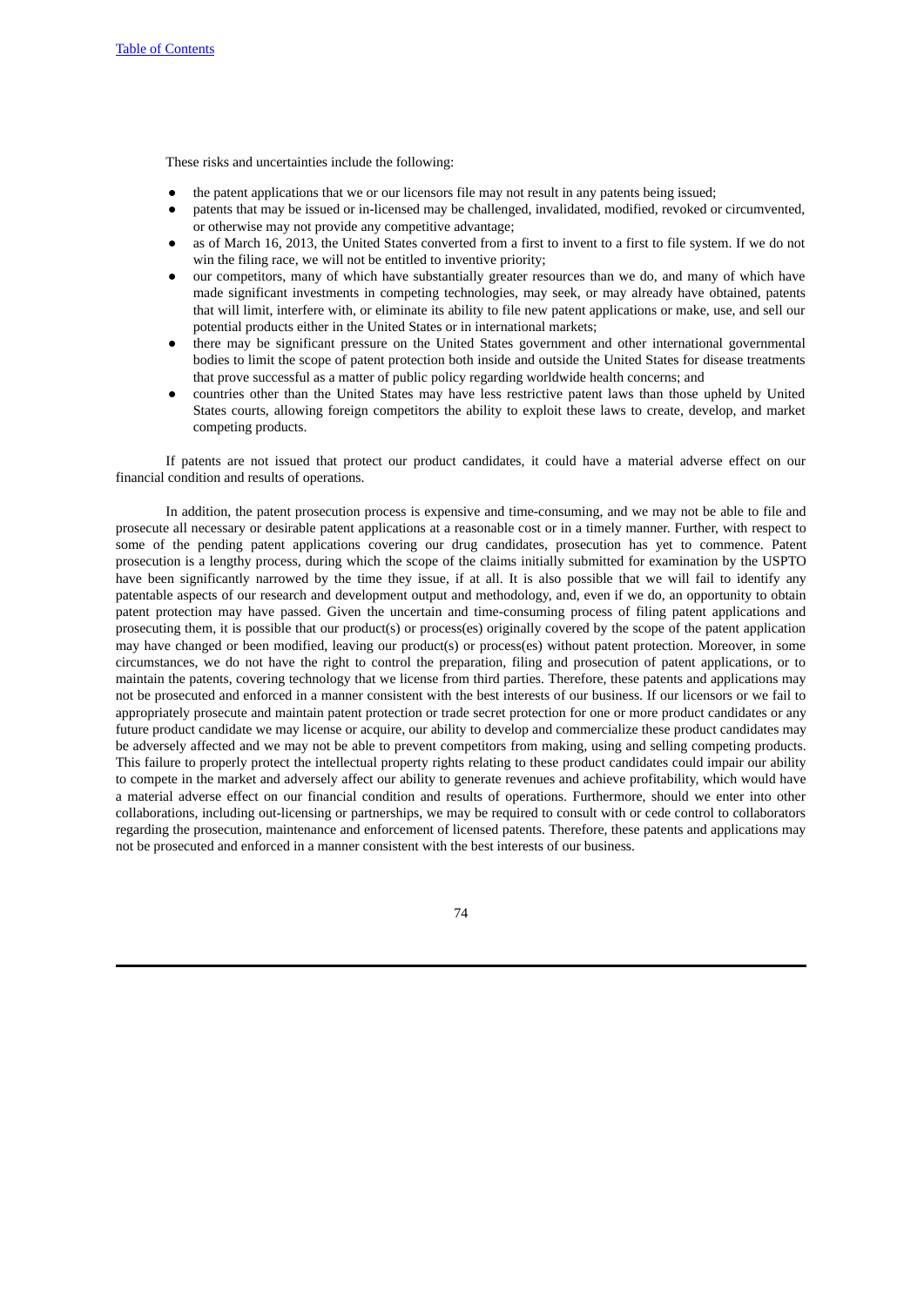These risks and uncertainties include the following:

- the patent applications that we or our licensors file may not result in any patents being issued;
- patents that may be issued or in-licensed may be challenged, invalidated, modified, revoked or circumvented, or otherwise may not provide any competitive advantage;
- as of March 16, 2013, the United States converted from a first to invent to a first to file system. If we do not win the filing race, we will not be entitled to inventive priority;
- our competitors, many of which have substantially greater resources than we do, and many of which have made significant investments in competing technologies, may seek, or may already have obtained, patents that will limit, interfere with, or eliminate its ability to file new patent applications or make, use, and sell our potential products either in the United States or in international markets;
- there may be significant pressure on the United States government and other international governmental bodies to limit the scope of patent protection both inside and outside the United States for disease treatments that prove successful as a matter of public policy regarding worldwide health concerns; and
- countries other than the United States may have less restrictive patent laws than those upheld by United States courts, allowing foreign competitors the ability to exploit these laws to create, develop, and market competing products.

If patents are not issued that protect our product candidates, it could have a material adverse effect on our financial condition and results of operations.

In addition, the patent prosecution process is expensive and time-consuming, and we may not be able to file and prosecute all necessary or desirable patent applications at a reasonable cost or in a timely manner. Further, with respect to some of the pending patent applications covering our drug candidates, prosecution has yet to commence. Patent prosecution is a lengthy process, during which the scope of the claims initially submitted for examination by the USPTO have been significantly narrowed by the time they issue, if at all. It is also possible that we will fail to identify any patentable aspects of our research and development output and methodology, and, even if we do, an opportunity to obtain patent protection may have passed. Given the uncertain and time-consuming process of filing patent applications and prosecuting them, it is possible that our product(s) or process(es) originally covered by the scope of the patent application may have changed or been modified, leaving our product(s) or process(es) without patent protection. Moreover, in some circumstances, we do not have the right to control the preparation, filing and prosecution of patent applications, or to maintain the patents, covering technology that we license from third parties. Therefore, these patents and applications may not be prosecuted and enforced in a manner consistent with the best interests of our business. If our licensors or we fail to appropriately prosecute and maintain patent protection or trade secret protection for one or more product candidates or any future product candidate we may license or acquire, our ability to develop and commercialize these product candidates may be adversely affected and we may not be able to prevent competitors from making, using and selling competing products. This failure to properly protect the intellectual property rights relating to these product candidates could impair our ability to compete in the market and adversely affect our ability to generate revenues and achieve profitability, which would have a material adverse effect on our financial condition and results of operations. Furthermore, should we enter into other collaborations, including out-licensing or partnerships, we may be required to consult with or cede control to collaborators regarding the prosecution, maintenance and enforcement of licensed patents. Therefore, these patents and applications may not be prosecuted and enforced in a manner consistent with the best interests of our business.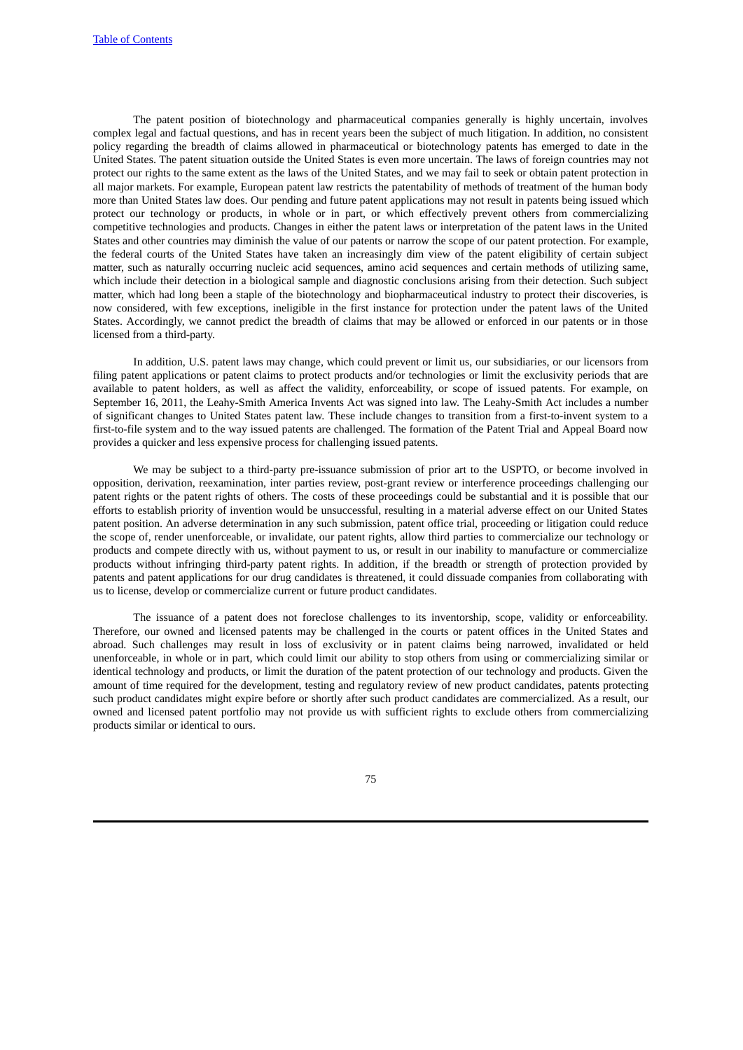The patent position of biotechnology and pharmaceutical companies generally is highly uncertain, involves complex legal and factual questions, and has in recent years been the subject of much litigation. In addition, no consistent policy regarding the breadth of claims allowed in pharmaceutical or biotechnology patents has emerged to date in the United States. The patent situation outside the United States is even more uncertain. The laws of foreign countries may not protect our rights to the same extent as the laws of the United States, and we may fail to seek or obtain patent protection in all major markets. For example, European patent law restricts the patentability of methods of treatment of the human body more than United States law does. Our pending and future patent applications may not result in patents being issued which protect our technology or products, in whole or in part, or which effectively prevent others from commercializing competitive technologies and products. Changes in either the patent laws or interpretation of the patent laws in the United States and other countries may diminish the value of our patents or narrow the scope of our patent protection. For example, the federal courts of the United States have taken an increasingly dim view of the patent eligibility of certain subject matter, such as naturally occurring nucleic acid sequences, amino acid sequences and certain methods of utilizing same, which include their detection in a biological sample and diagnostic conclusions arising from their detection. Such subject matter, which had long been a staple of the biotechnology and biopharmaceutical industry to protect their discoveries, is now considered, with few exceptions, ineligible in the first instance for protection under the patent laws of the United States. Accordingly, we cannot predict the breadth of claims that may be allowed or enforced in our patents or in those licensed from a third-party.

In addition, U.S. patent laws may change, which could prevent or limit us, our subsidiaries, or our licensors from filing patent applications or patent claims to protect products and/or technologies or limit the exclusivity periods that are available to patent holders, as well as affect the validity, enforceability, or scope of issued patents. For example, on September 16, 2011, the Leahy-Smith America Invents Act was signed into law. The Leahy-Smith Act includes a number of significant changes to United States patent law. These include changes to transition from a first-to-invent system to a first-to-file system and to the way issued patents are challenged. The formation of the Patent Trial and Appeal Board now provides a quicker and less expensive process for challenging issued patents.

We may be subject to a third-party pre-issuance submission of prior art to the USPTO, or become involved in opposition, derivation, reexamination, inter parties review, post-grant review or interference proceedings challenging our patent rights or the patent rights of others. The costs of these proceedings could be substantial and it is possible that our efforts to establish priority of invention would be unsuccessful, resulting in a material adverse effect on our United States patent position. An adverse determination in any such submission, patent office trial, proceeding or litigation could reduce the scope of, render unenforceable, or invalidate, our patent rights, allow third parties to commercialize our technology or products and compete directly with us, without payment to us, or result in our inability to manufacture or commercialize products without infringing third-party patent rights. In addition, if the breadth or strength of protection provided by patents and patent applications for our drug candidates is threatened, it could dissuade companies from collaborating with us to license, develop or commercialize current or future product candidates.

The issuance of a patent does not foreclose challenges to its inventorship, scope, validity or enforceability. Therefore, our owned and licensed patents may be challenged in the courts or patent offices in the United States and abroad. Such challenges may result in loss of exclusivity or in patent claims being narrowed, invalidated or held unenforceable, in whole or in part, which could limit our ability to stop others from using or commercializing similar or identical technology and products, or limit the duration of the patent protection of our technology and products. Given the amount of time required for the development, testing and regulatory review of new product candidates, patents protecting such product candidates might expire before or shortly after such product candidates are commercialized. As a result, our owned and licensed patent portfolio may not provide us with sufficient rights to exclude others from commercializing products similar or identical to ours.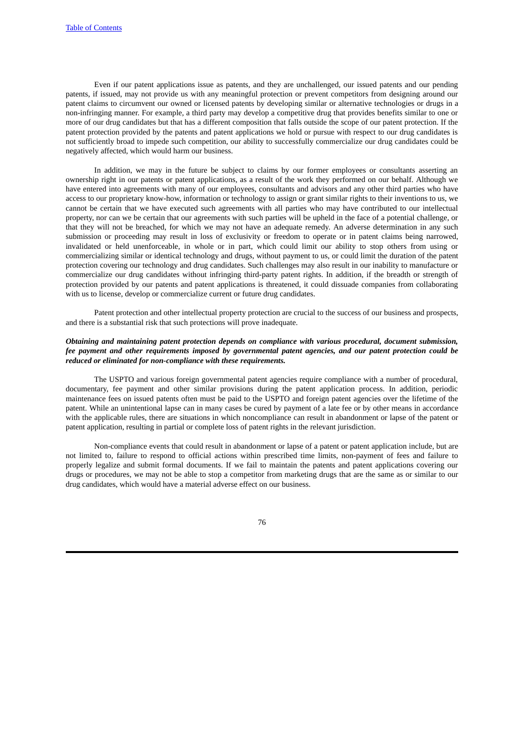Even if our patent applications issue as patents, and they are unchallenged, our issued patents and our pending patents, if issued, may not provide us with any meaningful protection or prevent competitors from designing around our patent claims to circumvent our owned or licensed patents by developing similar or alternative technologies or drugs in a non-infringing manner. For example, a third party may develop a competitive drug that provides benefits similar to one or more of our drug candidates but that has a different composition that falls outside the scope of our patent protection. If the patent protection provided by the patents and patent applications we hold or pursue with respect to our drug candidates is not sufficiently broad to impede such competition, our ability to successfully commercialize our drug candidates could be negatively affected, which would harm our business.

In addition, we may in the future be subject to claims by our former employees or consultants asserting an ownership right in our patents or patent applications, as a result of the work they performed on our behalf. Although we have entered into agreements with many of our employees, consultants and advisors and any other third parties who have access to our proprietary know-how, information or technology to assign or grant similar rights to their inventions to us, we cannot be certain that we have executed such agreements with all parties who may have contributed to our intellectual property, nor can we be certain that our agreements with such parties will be upheld in the face of a potential challenge, or that they will not be breached, for which we may not have an adequate remedy. An adverse determination in any such submission or proceeding may result in loss of exclusivity or freedom to operate or in patent claims being narrowed, invalidated or held unenforceable, in whole or in part, which could limit our ability to stop others from using or commercializing similar or identical technology and drugs, without payment to us, or could limit the duration of the patent protection covering our technology and drug candidates. Such challenges may also result in our inability to manufacture or commercialize our drug candidates without infringing third-party patent rights. In addition, if the breadth or strength of protection provided by our patents and patent applications is threatened, it could dissuade companies from collaborating with us to license, develop or commercialize current or future drug candidates.

Patent protection and other intellectual property protection are crucial to the success of our business and prospects, and there is a substantial risk that such protections will prove inadequate.

***Obtaining and maintaining patent protection depends on compliance with various procedural, document submission, fee payment and other requirements imposed by governmental patent agencies, and our patent protection could be reduced or eliminated for non-compliance with these requirements.***

The USPTO and various foreign governmental patent agencies require compliance with a number of procedural, documentary, fee payment and other similar provisions during the patent application process. In addition, periodic maintenance fees on issued patents often must be paid to the USPTO and foreign patent agencies over the lifetime of the patent. While an unintentional lapse can in many cases be cured by payment of a late fee or by other means in accordance with the applicable rules, there are situations in which noncompliance can result in abandonment or lapse of the patent or patent application, resulting in partial or complete loss of patent rights in the relevant jurisdiction.

Non-compliance events that could result in abandonment or lapse of a patent or patent application include, but are not limited to, failure to respond to official actions within prescribed time limits, non-payment of fees and failure to properly legalize and submit formal documents. If we fail to maintain the patents and patent applications covering our drugs or procedures, we may not be able to stop a competitor from marketing drugs that are the same as or similar to our drug candidates, which would have a material adverse effect on our business.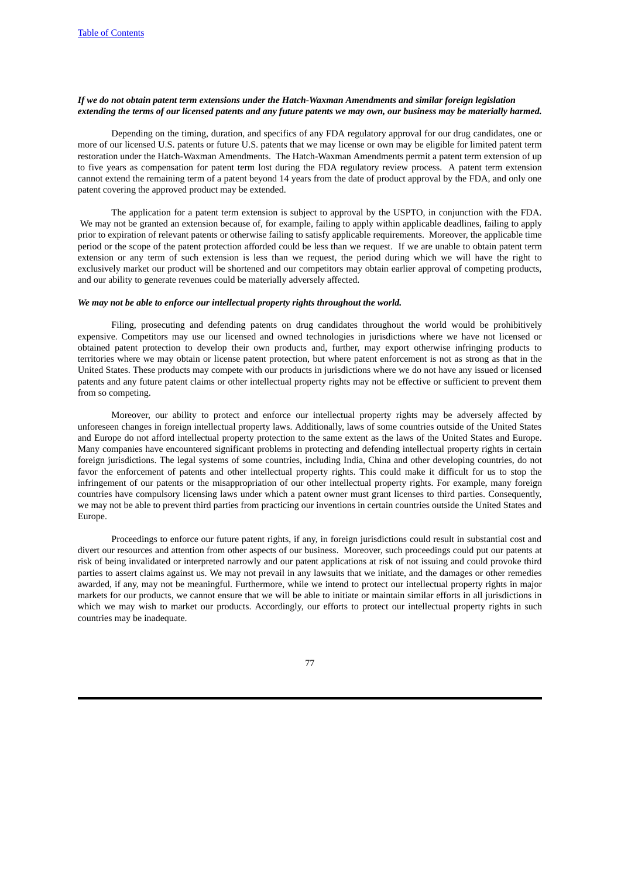***If we do not obtain patent term extensions under the Hatch-Waxman Amendments and similar foreign legislation extending the terms of our licensed patents and any future patents we may own, our business may be materially harmed.***

Depending on the timing, duration, and specifics of any FDA regulatory approval for our drug candidates, one or more of our licensed U.S. patents or future U.S. patents that we may license or own may be eligible for limited patent term restoration under the Hatch-Waxman Amendments. The Hatch-Waxman Amendments permit a patent term extension of up to five years as compensation for patent term lost during the FDA regulatory review process. A patent term extension cannot extend the remaining term of a patent beyond 14 years from the date of product approval by the FDA, and only one patent covering the approved product may be extended.

The application for a patent term extension is subject to approval by the USPTO, in conjunction with the FDA. We may not be granted an extension because of, for example, failing to apply within applicable deadlines, failing to apply prior to expiration of relevant patents or otherwise failing to satisfy applicable requirements. Moreover, the applicable time period or the scope of the patent protection afforded could be less than we request. If we are unable to obtain patent term extension or any term of such extension is less than we request, the period during which we will have the right to exclusively market our product will be shortened and our competitors may obtain earlier approval of competing products, and our ability to generate revenues could be materially adversely affected.

***We may not be able to enforce our intellectual property rights throughout the world.***

Filing, prosecuting and defending patents on drug candidates throughout the world would be prohibitively expensive. Competitors may use our licensed and owned technologies in jurisdictions where we have not licensed or obtained patent protection to develop their own products and, further, may export otherwise infringing products to territories where we may obtain or license patent protection, but where patent enforcement is not as strong as that in the United States. These products may compete with our products in jurisdictions where we do not have any issued or licensed patents and any future patent claims or other intellectual property rights may not be effective or sufficient to prevent them from so competing.

Moreover, our ability to protect and enforce our intellectual property rights may be adversely affected by unforeseen changes in foreign intellectual property laws. Additionally, laws of some countries outside of the United States and Europe do not afford intellectual property protection to the same extent as the laws of the United States and Europe. Many companies have encountered significant problems in protecting and defending intellectual property rights in certain foreign jurisdictions. The legal systems of some countries, including India, China and other developing countries, do not favor the enforcement of patents and other intellectual property rights. This could make it difficult for us to stop the infringement of our patents or the misappropriation of our other intellectual property rights. For example, many foreign countries have compulsory licensing laws under which a patent owner must grant licenses to third parties. Consequently, we may not be able to prevent third parties from practicing our inventions in certain countries outside the United States and Europe.

Proceedings to enforce our future patent rights, if any, in foreign jurisdictions could result in substantial cost and divert our resources and attention from other aspects of our business. Moreover, such proceedings could put our patents at risk of being invalidated or interpreted narrowly and our patent applications at risk of not issuing and could provoke third parties to assert claims against us. We may not prevail in any lawsuits that we initiate, and the damages or other remedies awarded, if any, may not be meaningful. Furthermore, while we intend to protect our intellectual property rights in major markets for our products, we cannot ensure that we will be able to initiate or maintain similar efforts in all jurisdictions in which we may wish to market our products. Accordingly, our efforts to protect our intellectual property rights in such countries may be inadequate.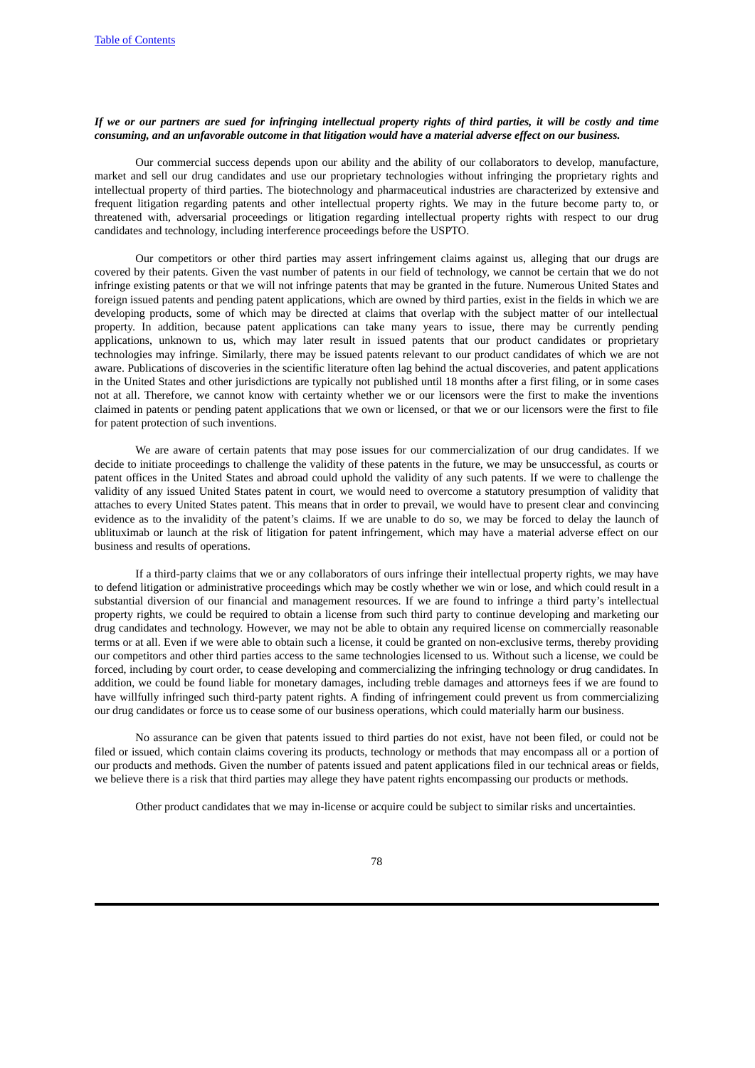***If we or our partners are sued for infringing intellectual property rights of third parties, it will be costly and time consuming, and an unfavorable outcome in that litigation would have a material adverse effect on our business.***

Our commercial success depends upon our ability and the ability of our collaborators to develop, manufacture, market and sell our drug candidates and use our proprietary technologies without infringing the proprietary rights and intellectual property of third parties. The biotechnology and pharmaceutical industries are characterized by extensive and frequent litigation regarding patents and other intellectual property rights. We may in the future become party to, or threatened with, adversarial proceedings or litigation regarding intellectual property rights with respect to our drug candidates and technology, including interference proceedings before the USPTO.

Our competitors or other third parties may assert infringement claims against us, alleging that our drugs are covered by their patents. Given the vast number of patents in our field of technology, we cannot be certain that we do not infringe existing patents or that we will not infringe patents that may be granted in the future. Numerous United States and foreign issued patents and pending patent applications, which are owned by third parties, exist in the fields in which we are developing products, some of which may be directed at claims that overlap with the subject matter of our intellectual property. In addition, because patent applications can take many years to issue, there may be currently pending applications, unknown to us, which may later result in issued patents that our product candidates or proprietary technologies may infringe. Similarly, there may be issued patents relevant to our product candidates of which we are not aware. Publications of discoveries in the scientific literature often lag behind the actual discoveries, and patent applications in the United States and other jurisdictions are typically not published until 18 months after a first filing, or in some cases not at all. Therefore, we cannot know with certainty whether we or our licensors were the first to make the inventions claimed in patents or pending patent applications that we own or licensed, or that we or our licensors were the first to file for patent protection of such inventions.

We are aware of certain patents that may pose issues for our commercialization of our drug candidates. If we decide to initiate proceedings to challenge the validity of these patents in the future, we may be unsuccessful, as courts or patent offices in the United States and abroad could uphold the validity of any such patents. If we were to challenge the validity of any issued United States patent in court, we would need to overcome a statutory presumption of validity that attaches to every United States patent. This means that in order to prevail, we would have to present clear and convincing evidence as to the invalidity of the patent's claims. If we are unable to do so, we may be forced to delay the launch of ublituximab or launch at the risk of litigation for patent infringement, which may have a material adverse effect on our business and results of operations.

If a third-party claims that we or any collaborators of ours infringe their intellectual property rights, we may have to defend litigation or administrative proceedings which may be costly whether we win or lose, and which could result in a substantial diversion of our financial and management resources. If we are found to infringe a third party's intellectual property rights, we could be required to obtain a license from such third party to continue developing and marketing our drug candidates and technology. However, we may not be able to obtain any required license on commercially reasonable terms or at all. Even if we were able to obtain such a license, it could be granted on non-exclusive terms, thereby providing our competitors and other third parties access to the same technologies licensed to us. Without such a license, we could be forced, including by court order, to cease developing and commercializing the infringing technology or drug candidates. In addition, we could be found liable for monetary damages, including treble damages and attorneys fees if we are found to have willfully infringed such third-party patent rights. A finding of infringement could prevent us from commercializing our drug candidates or force us to cease some of our business operations, which could materially harm our business.

No assurance can be given that patents issued to third parties do not exist, have not been filed, or could not be filed or issued, which contain claims covering its products, technology or methods that may encompass all or a portion of our products and methods. Given the number of patents issued and patent applications filed in our technical areas or fields, we believe there is a risk that third parties may allege they have patent rights encompassing our products or methods.

Other product candidates that we may in-license or acquire could be subject to similar risks and uncertainties.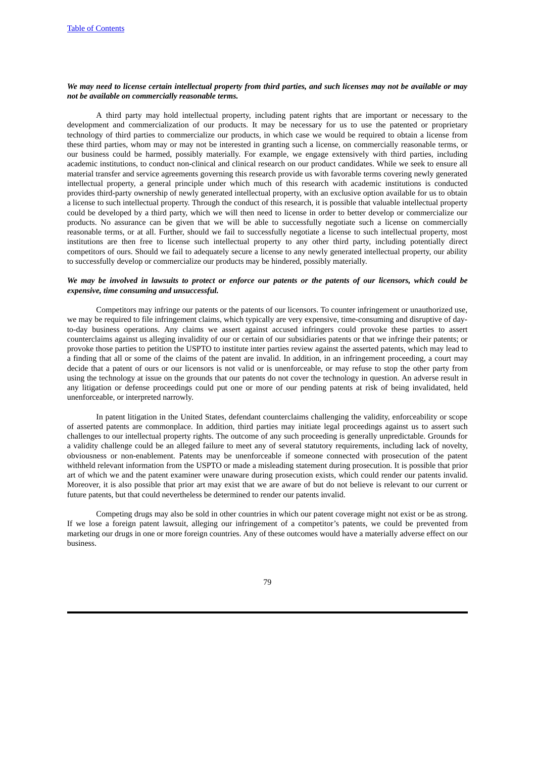***We may need to license certain intellectual property from third parties, and such licenses may not be available or may not be available on commercially reasonable terms.***

A third party may hold intellectual property, including patent rights that are important or necessary to the development and commercialization of our products. It may be necessary for us to use the patented or proprietary technology of third parties to commercialize our products, in which case we would be required to obtain a license from these third parties, whom may or may not be interested in granting such a license, on commercially reasonable terms, or our business could be harmed, possibly materially. For example, we engage extensively with third parties, including academic institutions, to conduct non-clinical and clinical research on our product candidates. While we seek to ensure all material transfer and service agreements governing this research provide us with favorable terms covering newly generated intellectual property, a general principle under which much of this research with academic institutions is conducted provides third-party ownership of newly generated intellectual property, with an exclusive option available for us to obtain a license to such intellectual property. Through the conduct of this research, it is possible that valuable intellectual property could be developed by a third party, which we will then need to license in order to better develop or commercialize our products. No assurance can be given that we will be able to successfully negotiate such a license on commercially reasonable terms, or at all. Further, should we fail to successfully negotiate a license to such intellectual property, most institutions are then free to license such intellectual property to any other third party, including potentially direct competitors of ours. Should we fail to adequately secure a license to any newly generated intellectual property, our ability to successfully develop or commercialize our products may be hindered, possibly materially.

***We may be involved in lawsuits to protect or enforce our patents or the patents of our licensors, which could be expensive, time consuming and unsuccessful.***

Competitors may infringe our patents or the patents of our licensors. To counter infringement or unauthorized use, we may be required to file infringement claims, which typically are very expensive, time-consuming and disruptive of day-to-day business operations. Any claims we assert against accused infringers could provoke these parties to assert counterclaims against us alleging invalidity of our or certain of our subsidiaries patents or that we infringe their patents; or provoke those parties to petition the USPTO to institute inter parties review against the asserted patents, which may lead to a finding that all or some of the claims of the patent are invalid. In addition, in an infringement proceeding, a court may decide that a patent of ours or our licensors is not valid or is unenforceable, or may refuse to stop the other party from using the technology at issue on the grounds that our patents do not cover the technology in question. An adverse result in any litigation or defense proceedings could put one or more of our pending patents at risk of being invalidated, held unenforceable, or interpreted narrowly.

In patent litigation in the United States, defendant counterclaims challenging the validity, enforceability or scope of asserted patents are commonplace. In addition, third parties may initiate legal proceedings against us to assert such challenges to our intellectual property rights. The outcome of any such proceeding is generally unpredictable. Grounds for a validity challenge could be an alleged failure to meet any of several statutory requirements, including lack of novelty, obviousness or non-enablement. Patents may be unenforceable if someone connected with prosecution of the patent withheld relevant information from the USPTO or made a misleading statement during prosecution. It is possible that prior art of which we and the patent examiner were unaware during prosecution exists, which could render our patents invalid. Moreover, it is also possible that prior art may exist that we are aware of but do not believe is relevant to our current or future patents, but that could nevertheless be determined to render our patents invalid.

Competing drugs may also be sold in other countries in which our patent coverage might not exist or be as strong. If we lose a foreign patent lawsuit, alleging our infringement of a competitor's patents, we could be prevented from marketing our drugs in one or more foreign countries. Any of these outcomes would have a materially adverse effect on our business.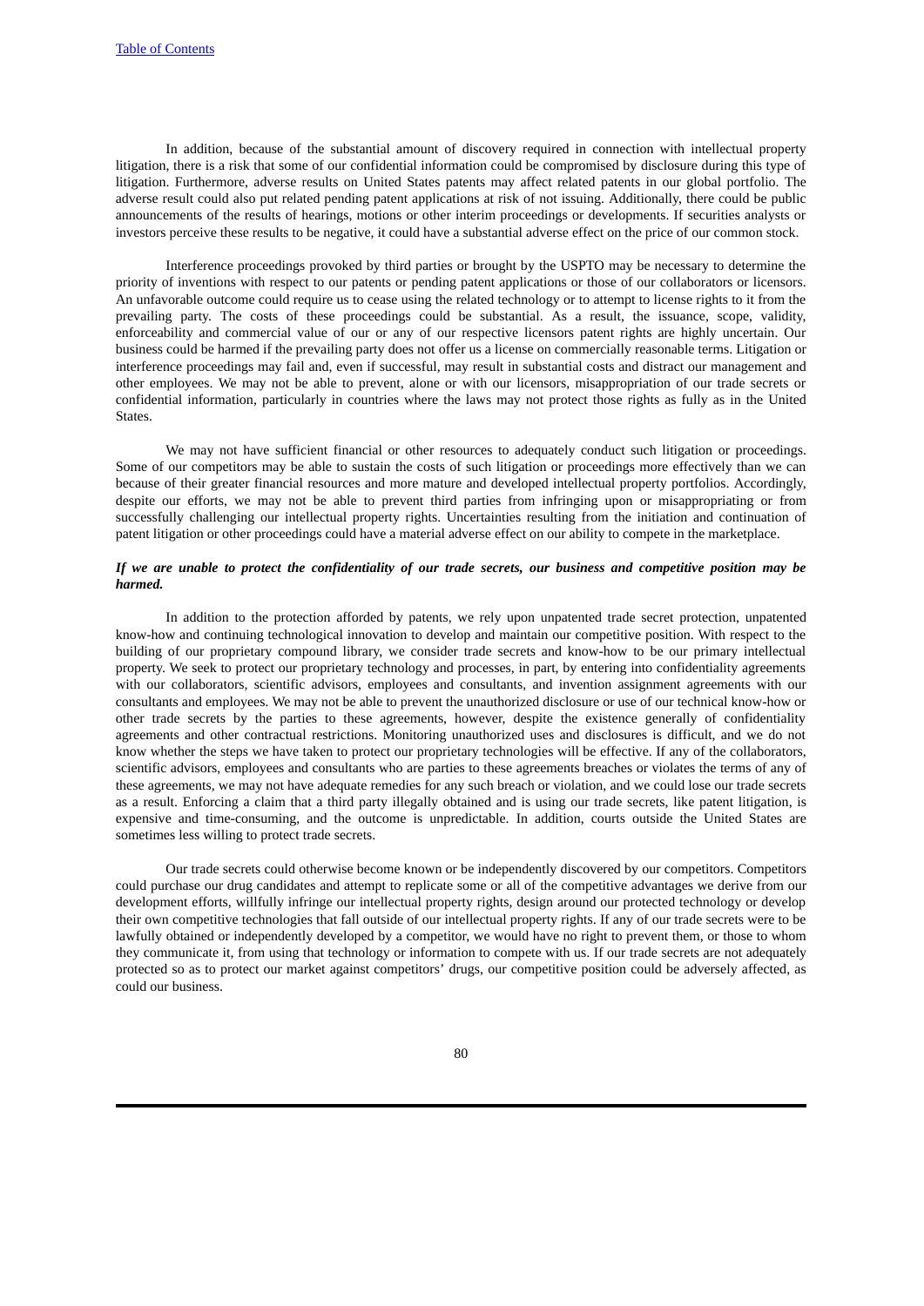In addition, because of the substantial amount of discovery required in connection with intellectual property litigation, there is a risk that some of our confidential information could be compromised by disclosure during this type of litigation. Furthermore, adverse results on United States patents may affect related patents in our global portfolio. The adverse result could also put related pending patent applications at risk of not issuing. Additionally, there could be public announcements of the results of hearings, motions or other interim proceedings or developments. If securities analysts or investors perceive these results to be negative, it could have a substantial adverse effect on the price of our common stock.

Interference proceedings provoked by third parties or brought by the USPTO may be necessary to determine the priority of inventions with respect to our patents or pending patent applications or those of our collaborators or licensors. An unfavorable outcome could require us to cease using the related technology or to attempt to license rights to it from the prevailing party. The costs of these proceedings could be substantial. As a result, the issuance, scope, validity, enforceability and commercial value of our or any of our respective licensors patent rights are highly uncertain. Our business could be harmed if the prevailing party does not offer us a license on commercially reasonable terms. Litigation or interference proceedings may fail and, even if successful, may result in substantial costs and distract our management and other employees. We may not be able to prevent, alone or with our licensors, misappropriation of our trade secrets or confidential information, particularly in countries where the laws may not protect those rights as fully as in the United States.

We may not have sufficient financial or other resources to adequately conduct such litigation or proceedings. Some of our competitors may be able to sustain the costs of such litigation or proceedings more effectively than we can because of their greater financial resources and more mature and developed intellectual property portfolios. Accordingly, despite our efforts, we may not be able to prevent third parties from infringing upon or misappropriating or from successfully challenging our intellectual property rights. Uncertainties resulting from the initiation and continuation of patent litigation or other proceedings could have a material adverse effect on our ability to compete in the marketplace.

***If we are unable to protect the confidentiality of our trade secrets, our business and competitive position may be harmed.***

In addition to the protection afforded by patents, we rely upon unpatented trade secret protection, unpatented know-how and continuing technological innovation to develop and maintain our competitive position. With respect to the building of our proprietary compound library, we consider trade secrets and know-how to be our primary intellectual property. We seek to protect our proprietary technology and processes, in part, by entering into confidentiality agreements with our collaborators, scientific advisors, employees and consultants, and invention assignment agreements with our consultants and employees. We may not be able to prevent the unauthorized disclosure or use of our technical know-how or other trade secrets by the parties to these agreements, however, despite the existence generally of confidentiality agreements and other contractual restrictions. Monitoring unauthorized uses and disclosures is difficult, and we do not know whether the steps we have taken to protect our proprietary technologies will be effective. If any of the collaborators, scientific advisors, employees and consultants who are parties to these agreements breaches or violates the terms of any of these agreements, we may not have adequate remedies for any such breach or violation, and we could lose our trade secrets as a result. Enforcing a claim that a third party illegally obtained and is using our trade secrets, like patent litigation, is expensive and time-consuming, and the outcome is unpredictable. In addition, courts outside the United States are sometimes less willing to protect trade secrets.

Our trade secrets could otherwise become known or be independently discovered by our competitors. Competitors could purchase our drug candidates and attempt to replicate some or all of the competitive advantages we derive from our development efforts, willfully infringe our intellectual property rights, design around our protected technology or develop their own competitive technologies that fall outside of our intellectual property rights. If any of our trade secrets were to be lawfully obtained or independently developed by a competitor, we would have no right to prevent them, or those to whom they communicate it, from using that technology or information to compete with us. If our trade secrets are not adequately protected so as to protect our market against competitors' drugs, our competitive position could be adversely affected, as could our business.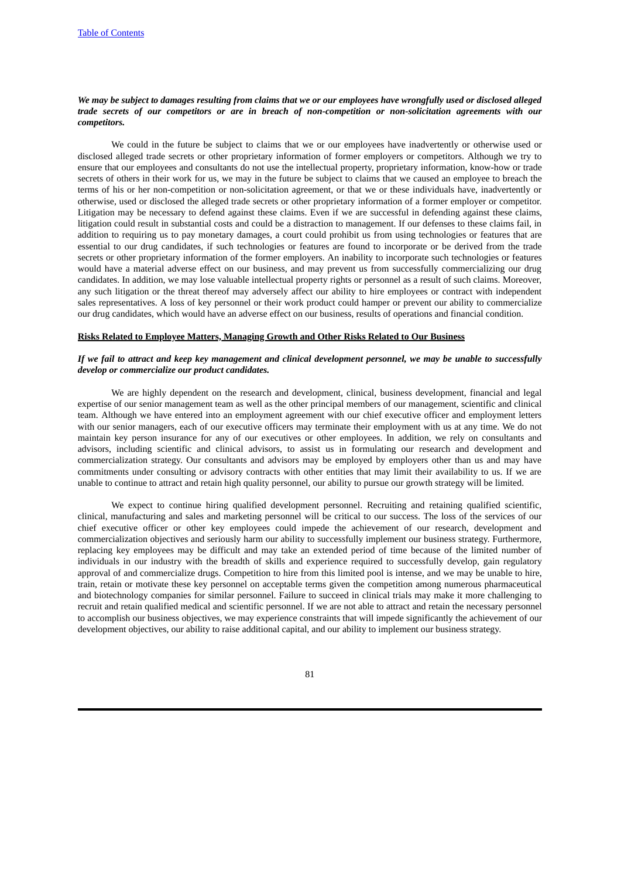***We may be subject to damages resulting from claims that we or our employees have wrongfully used or disclosed alleged trade secrets of our competitors or are in breach of non-competition or non-solicitation agreements with our competitors.***

We could in the future be subject to claims that we or our employees have inadvertently or otherwise used or disclosed alleged trade secrets or other proprietary information of former employers or competitors. Although we try to ensure that our employees and consultants do not use the intellectual property, proprietary information, know-how or trade secrets of others in their work for us, we may in the future be subject to claims that we caused an employee to breach the terms of his or her non-competition or non-solicitation agreement, or that we or these individuals have, inadvertently or otherwise, used or disclosed the alleged trade secrets or other proprietary information of a former employer or competitor. Litigation may be necessary to defend against these claims. Even if we are successful in defending against these claims, litigation could result in substantial costs and could be a distraction to management. If our defenses to these claims fail, in addition to requiring us to pay monetary damages, a court could prohibit us from using technologies or features that are essential to our drug candidates, if such technologies or features are found to incorporate or be derived from the trade secrets or other proprietary information of the former employers. An inability to incorporate such technologies or features would have a material adverse effect on our business, and may prevent us from successfully commercializing our drug candidates. In addition, we may lose valuable intellectual property rights or personnel as a result of such claims. Moreover, any such litigation or the threat thereof may adversely affect our ability to hire employees or contract with independent sales representatives. A loss of key personnel or their work product could hamper or prevent our ability to commercialize our drug candidates, which would have an adverse effect on our business, results of operations and financial condition.

## Risks Related to Employee Matters, Managing Growth and Other Risks Related to Our Business

***If we fail to attract and keep key management and clinical development personnel, we may be unable to successfully develop or commercialize our product candidates.***

We are highly dependent on the research and development, clinical, business development, financial and legal expertise of our senior management team as well as the other principal members of our management, scientific and clinical team. Although we have entered into an employment agreement with our chief executive officer and employment letters with our senior managers, each of our executive officers may terminate their employment with us at any time. We do not maintain key person insurance for any of our executives or other employees. In addition, we rely on consultants and advisors, including scientific and clinical advisors, to assist us in formulating our research and development and commercialization strategy. Our consultants and advisors may be employed by employers other than us and may have commitments under consulting or advisory contracts with other entities that may limit their availability to us. If we are unable to continue to attract and retain high quality personnel, our ability to pursue our growth strategy will be limited.

We expect to continue hiring qualified development personnel. Recruiting and retaining qualified scientific, clinical, manufacturing and sales and marketing personnel will be critical to our success. The loss of the services of our chief executive officer or other key employees could impede the achievement of our research, development and commercialization objectives and seriously harm our ability to successfully implement our business strategy. Furthermore, replacing key employees may be difficult and may take an extended period of time because of the limited number of individuals in our industry with the breadth of skills and experience required to successfully develop, gain regulatory approval of and commercialize drugs. Competition to hire from this limited pool is intense, and we may be unable to hire, train, retain or motivate these key personnel on acceptable terms given the competition among numerous pharmaceutical and biotechnology companies for similar personnel. Failure to succeed in clinical trials may make it more challenging to recruit and retain qualified medical and scientific personnel. If we are not able to attract and retain the necessary personnel to accomplish our business objectives, we may experience constraints that will impede significantly the achievement of our development objectives, our ability to raise additional capital, and our ability to implement our business strategy.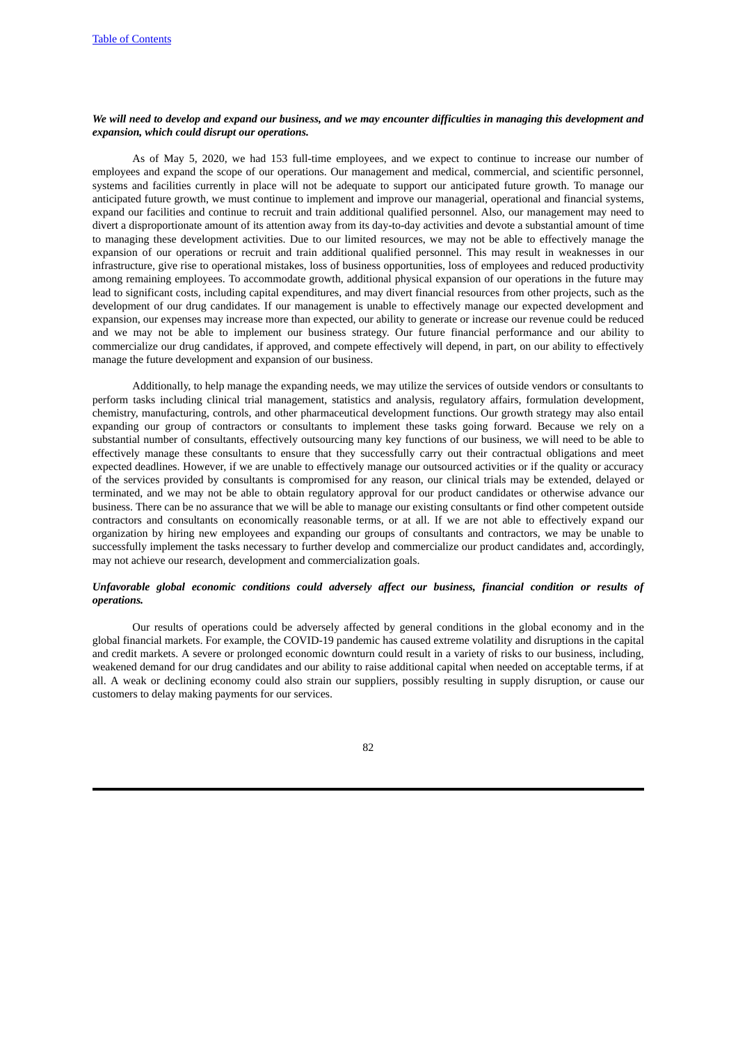***We will need to develop and expand our business, and we may encounter difficulties in managing this development and expansion, which could disrupt our operations.***

As of May 5, 2020, we had 153 full-time employees, and we expect to continue to increase our number of employees and expand the scope of our operations. Our management and medical, commercial, and scientific personnel, systems and facilities currently in place will not be adequate to support our anticipated future growth. To manage our anticipated future growth, we must continue to implement and improve our managerial, operational and financial systems, expand our facilities and continue to recruit and train additional qualified personnel. Also, our management may need to divert a disproportionate amount of its attention away from its day-to-day activities and devote a substantial amount of time to managing these development activities. Due to our limited resources, we may not be able to effectively manage the expansion of our operations or recruit and train additional qualified personnel. This may result in weaknesses in our infrastructure, give rise to operational mistakes, loss of business opportunities, loss of employees and reduced productivity among remaining employees. To accommodate growth, additional physical expansion of our operations in the future may lead to significant costs, including capital expenditures, and may divert financial resources from other projects, such as the development of our drug candidates. If our management is unable to effectively manage our expected development and expansion, our expenses may increase more than expected, our ability to generate or increase our revenue could be reduced and we may not be able to implement our business strategy. Our future financial performance and our ability to commercialize our drug candidates, if approved, and compete effectively will depend, in part, on our ability to effectively manage the future development and expansion of our business.

Additionally, to help manage the expanding needs, we may utilize the services of outside vendors or consultants to perform tasks including clinical trial management, statistics and analysis, regulatory affairs, formulation development, chemistry, manufacturing, controls, and other pharmaceutical development functions. Our growth strategy may also entail expanding our group of contractors or consultants to implement these tasks going forward. Because we rely on a substantial number of consultants, effectively outsourcing many key functions of our business, we will need to be able to effectively manage these consultants to ensure that they successfully carry out their contractual obligations and meet expected deadlines. However, if we are unable to effectively manage our outsourced activities or if the quality or accuracy of the services provided by consultants is compromised for any reason, our clinical trials may be extended, delayed or terminated, and we may not be able to obtain regulatory approval for our product candidates or otherwise advance our business. There can be no assurance that we will be able to manage our existing consultants or find other competent outside contractors and consultants on economically reasonable terms, or at all. If we are not able to effectively expand our organization by hiring new employees and expanding our groups of consultants and contractors, we may be unable to successfully implement the tasks necessary to further develop and commercialize our product candidates and, accordingly, may not achieve our research, development and commercialization goals.

***Unfavorable global economic conditions could adversely affect our business, financial condition or results of operations.***

Our results of operations could be adversely affected by general conditions in the global economy and in the global financial markets. For example, the COVID-19 pandemic has caused extreme volatility and disruptions in the capital and credit markets. A severe or prolonged economic downturn could result in a variety of risks to our business, including, weakened demand for our drug candidates and our ability to raise additional capital when needed on acceptable terms, if at all. A weak or declining economy could also strain our suppliers, possibly resulting in supply disruption, or cause our customers to delay making payments for our services.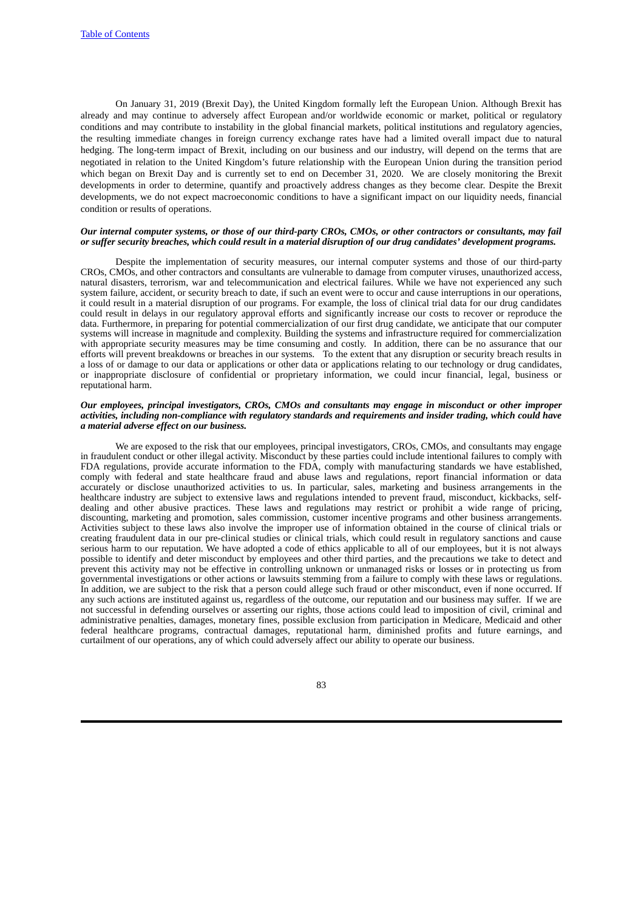On January 31, 2019 (Brexit Day), the United Kingdom formally left the European Union. Although Brexit has already and may continue to adversely affect European and/or worldwide economic or market, political or regulatory conditions and may contribute to instability in the global financial markets, political institutions and regulatory agencies, the resulting immediate changes in foreign currency exchange rates have had a limited overall impact due to natural hedging. The long-term impact of Brexit, including on our business and our industry, will depend on the terms that are negotiated in relation to the United Kingdom's future relationship with the European Union during the transition period which began on Brexit Day and is currently set to end on December 31, 2020. We are closely monitoring the Brexit developments in order to determine, quantify and proactively address changes as they become clear. Despite the Brexit developments, we do not expect macroeconomic conditions to have a significant impact on our liquidity needs, financial condition or results of operations.

***Our internal computer systems, or those of our third-party CROs, CMOs, or other contractors or consultants, may fail or suffer security breaches, which could result in a material disruption of our drug candidates' development programs.***

Despite the implementation of security measures, our internal computer systems and those of our third-party CROs, CMOs, and other contractors and consultants are vulnerable to damage from computer viruses, unauthorized access, natural disasters, terrorism, war and telecommunication and electrical failures. While we have not experienced any such system failure, accident, or security breach to date, if such an event were to occur and cause interruptions in our operations, it could result in a material disruption of our programs. For example, the loss of clinical trial data for our drug candidates could result in delays in our regulatory approval efforts and significantly increase our costs to recover or reproduce the data. Furthermore, in preparing for potential commercialization of our first drug candidate, we anticipate that our computer systems will increase in magnitude and complexity. Building the systems and infrastructure required for commercialization with appropriate security measures may be time consuming and costly. In addition, there can be no assurance that our efforts will prevent breakdowns or breaches in our systems. To the extent that any disruption or security breach results in a loss of or damage to our data or applications or other data or applications relating to our technology or drug candidates, or inappropriate disclosure of confidential or proprietary information, we could incur financial, legal, business or reputational harm.

***Our employees, principal investigators, CROs, CMOs and consultants may engage in misconduct or other improper activities, including non-compliance with regulatory standards and requirements and insider trading, which could have a material adverse effect on our business.***

We are exposed to the risk that our employees, principal investigators, CROs, CMOs, and consultants may engage in fraudulent conduct or other illegal activity. Misconduct by these parties could include intentional failures to comply with FDA regulations, provide accurate information to the FDA, comply with manufacturing standards we have established, comply with federal and state healthcare fraud and abuse laws and regulations, report financial information or data accurately or disclose unauthorized activities to us. In particular, sales, marketing and business arrangements in the healthcare industry are subject to extensive laws and regulations intended to prevent fraud, misconduct, kickbacks, self-dealing and other abusive practices. These laws and regulations may restrict or prohibit a wide range of pricing, discounting, marketing and promotion, sales commission, customer incentive programs and other business arrangements. Activities subject to these laws also involve the improper use of information obtained in the course of clinical trials or creating fraudulent data in our pre-clinical studies or clinical trials, which could result in regulatory sanctions and cause serious harm to our reputation. We have adopted a code of ethics applicable to all of our employees, but it is not always possible to identify and deter misconduct by employees and other third parties, and the precautions we take to detect and prevent this activity may not be effective in controlling unknown or unmanaged risks or losses or in protecting us from governmental investigations or other actions or lawsuits stemming from a failure to comply with these laws or regulations. In addition, we are subject to the risk that a person could allege such fraud or other misconduct, even if none occurred. If any such actions are instituted against us, regardless of the outcome, our reputation and our business may suffer. If we are not successful in defending ourselves or asserting our rights, those actions could lead to imposition of civil, criminal and administrative penalties, damages, monetary fines, possible exclusion from participation in Medicare, Medicaid and other federal healthcare programs, contractual damages, reputational harm, diminished profits and future earnings, and curtailment of our operations, any of which could adversely affect our ability to operate our business.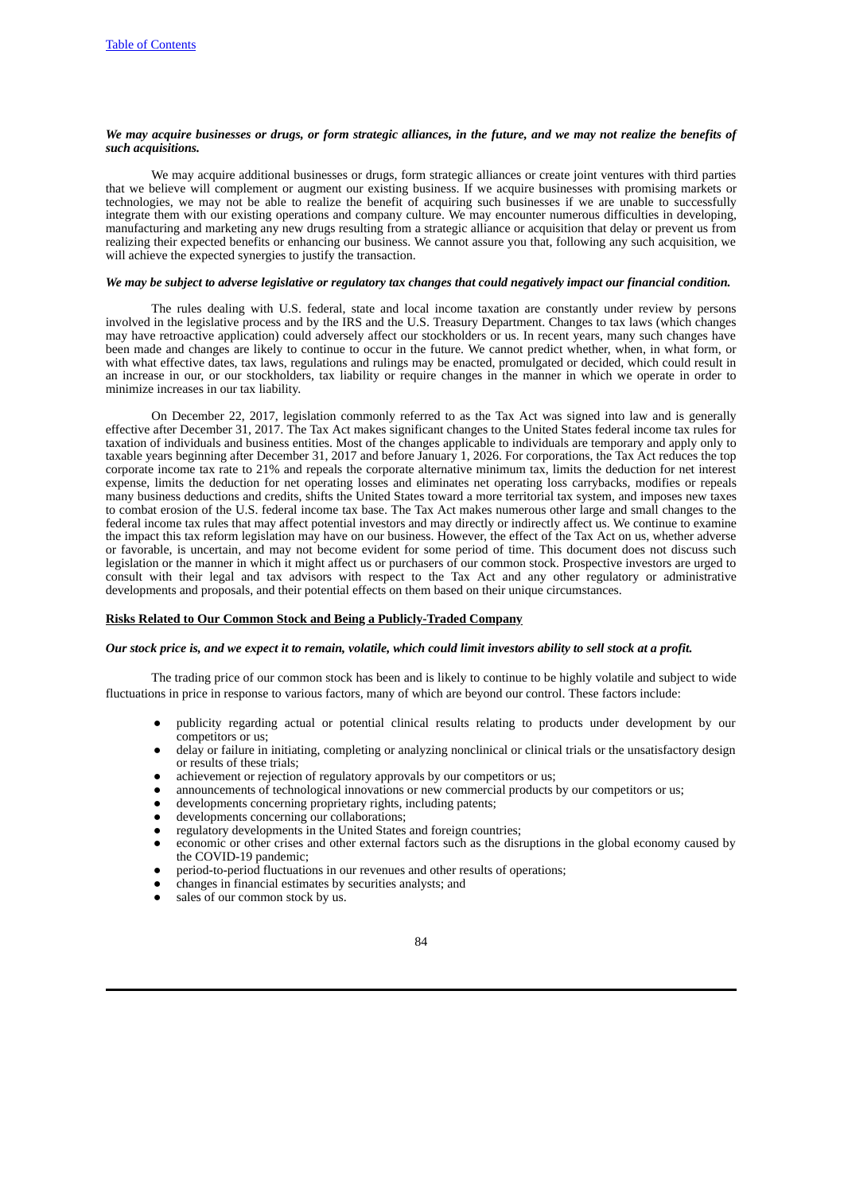***We may acquire businesses or drugs, or form strategic alliances, in the future, and we may not realize the benefits of such acquisitions.***

We may acquire additional businesses or drugs, form strategic alliances or create joint ventures with third parties that we believe will complement or augment our existing business. If we acquire businesses with promising markets or technologies, we may not be able to realize the benefit of acquiring such businesses if we are unable to successfully integrate them with our existing operations and company culture. We may encounter numerous difficulties in developing, manufacturing and marketing any new drugs resulting from a strategic alliance or acquisition that delay or prevent us from realizing their expected benefits or enhancing our business. We cannot assure you that, following any such acquisition, we will achieve the expected synergies to justify the transaction.

***We may be subject to adverse legislative or regulatory tax changes that could negatively impact our financial condition.***

The rules dealing with U.S. federal, state and local income taxation are constantly under review by persons involved in the legislative process and by the IRS and the U.S. Treasury Department. Changes to tax laws (which changes may have retroactive application) could adversely affect our stockholders or us. In recent years, many such changes have been made and changes are likely to continue to occur in the future. We cannot predict whether, when, in what form, or with what effective dates, tax laws, regulations and rulings may be enacted, promulgated or decided, which could result in an increase in our, or our stockholders, tax liability or require changes in the manner in which we operate in order to minimize increases in our tax liability.

On December 22, 2017, legislation commonly referred to as the Tax Act was signed into law and is generally effective after December 31, 2017. The Tax Act makes significant changes to the United States federal income tax rules for taxation of individuals and business entities. Most of the changes applicable to individuals are temporary and apply only to taxable years beginning after December 31, 2017 and before January 1, 2026. For corporations, the Tax Act reduces the top corporate income tax rate to 21% and repeals the corporate alternative minimum tax, limits the deduction for net interest expense, limits the deduction for net operating losses and eliminates net operating loss carrybacks, modifies or repeals many business deductions and credits, shifts the United States toward a more territorial tax system, and imposes new taxes to combat erosion of the U.S. federal income tax base. The Tax Act makes numerous other large and small changes to the federal income tax rules that may affect potential investors and may directly or indirectly affect us. We continue to examine the impact this tax reform legislation may have on our business. However, the effect of the Tax Act on us, whether adverse or favorable, is uncertain, and may not become evident for some period of time. This document does not discuss such legislation or the manner in which it might affect us or purchasers of our common stock. Prospective investors are urged to consult with their legal and tax advisors with respect to the Tax Act and any other regulatory or administrative developments and proposals, and their potential effects on them based on their unique circumstances.

**Risks Related to Our Common Stock and Being a Publicly-Traded Company**

***Our stock price is, and we expect it to remain, volatile, which could limit investors ability to sell stock at a profit.***

The trading price of our common stock has been and is likely to continue to be highly volatile and subject to wide fluctuations in price in response to various factors, many of which are beyond our control. These factors include:

- publicity regarding actual or potential clinical results relating to products under development by our competitors or us;
- delay or failure in initiating, completing or analyzing nonclinical or clinical trials or the unsatisfactory design or results of these trials;
- achievement or rejection of regulatory approvals by our competitors or us;
- announcements of technological innovations or new commercial products by our competitors or us;
- developments concerning proprietary rights, including patents;
- developments concerning our collaborations;
- regulatory developments in the United States and foreign countries;
- economic or other crises and other external factors such as the disruptions in the global economy caused by the COVID-19 pandemic;
- period-to-period fluctuations in our revenues and other results of operations;
- changes in financial estimates by securities analysts; and
- sales of our common stock by us.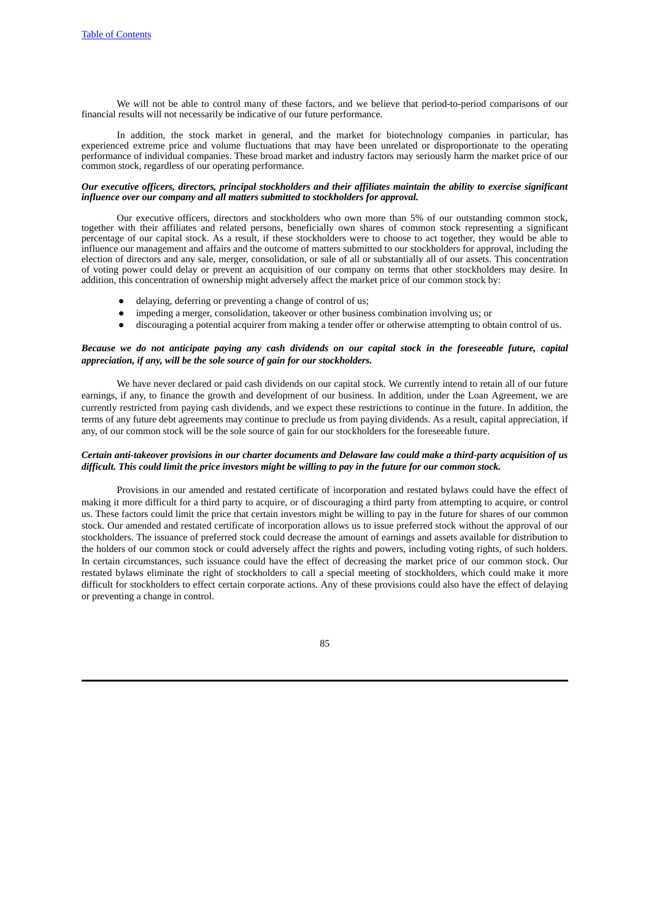We will not be able to control many of these factors, and we believe that period-to-period comparisons of our financial results will not necessarily be indicative of our future performance.

In addition, the stock market in general, and the market for biotechnology companies in particular, has experienced extreme price and volume fluctuations that may have been unrelated or disproportionate to the operating performance of individual companies. These broad market and industry factors may seriously harm the market price of our common stock, regardless of our operating performance.

***Our executive officers, directors, principal stockholders and their affiliates maintain the ability to exercise significant influence over our company and all matters submitted to stockholders for approval.***

Our executive officers, directors and stockholders who own more than 5% of our outstanding common stock, together with their affiliates and related persons, beneficially own shares of common stock representing a significant percentage of our capital stock. As a result, if these stockholders were to choose to act together, they would be able to influence our management and affairs and the outcome of matters submitted to our stockholders for approval, including the election of directors and any sale, merger, consolidation, or sale of all or substantially all of our assets. This concentration of voting power could delay or prevent an acquisition of our company on terms that other stockholders may desire. In addition, this concentration of ownership might adversely affect the market price of our common stock by:

- delaying, deferring or preventing a change of control of us;
- impeding a merger, consolidation, takeover or other business combination involving us; or
- discouraging a potential acquirer from making a tender offer or otherwise attempting to obtain control of us.

***Because we do not anticipate paying any cash dividends on our capital stock in the foreseeable future, capital appreciation, if any, will be the sole source of gain for our stockholders.***

We have never declared or paid cash dividends on our capital stock. We currently intend to retain all of our future earnings, if any, to finance the growth and development of our business. In addition, under the Loan Agreement, we are currently restricted from paying cash dividends, and we expect these restrictions to continue in the future. In addition, the terms of any future debt agreements may continue to preclude us from paying dividends. As a result, capital appreciation, if any, of our common stock will be the sole source of gain for our stockholders for the foreseeable future.

***Certain anti-takeover provisions in our charter documents and Delaware law could make a third-party acquisition of us difficult. This could limit the price investors might be willing to pay in the future for our common stock.***

Provisions in our amended and restated certificate of incorporation and restated bylaws could have the effect of making it more difficult for a third party to acquire, or of discouraging a third party from attempting to acquire, or control us. These factors could limit the price that certain investors might be willing to pay in the future for shares of our common stock. Our amended and restated certificate of incorporation allows us to issue preferred stock without the approval of our stockholders. The issuance of preferred stock could decrease the amount of earnings and assets available for distribution to the holders of our common stock or could adversely affect the rights and powers, including voting rights, of such holders. In certain circumstances, such issuance could have the effect of decreasing the market price of our common stock. Our restated bylaws eliminate the right of stockholders to call a special meeting of stockholders, which could make it more difficult for stockholders to effect certain corporate actions. Any of these provisions could also have the effect of delaying or preventing a change in control.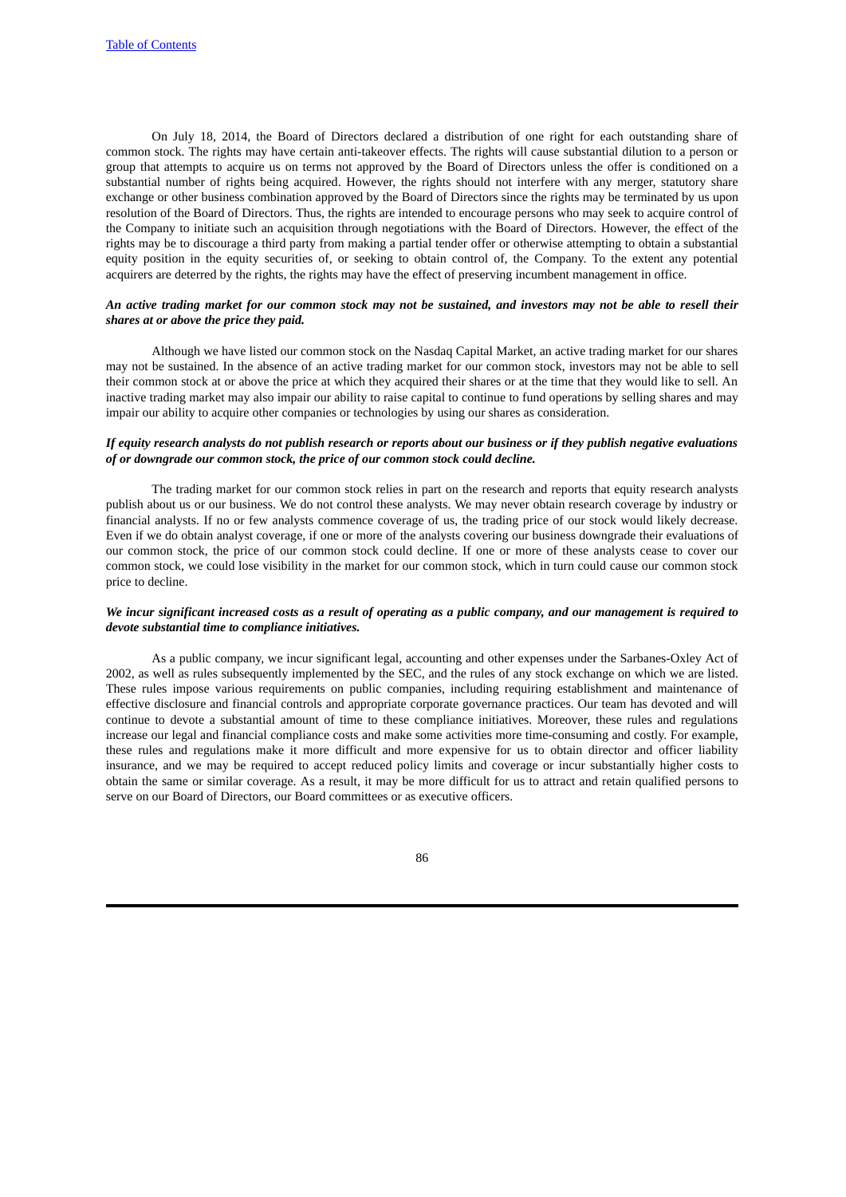On July 18, 2014, the Board of Directors declared a distribution of one right for each outstanding share of common stock. The rights may have certain anti-takeover effects. The rights will cause substantial dilution to a person or group that attempts to acquire us on terms not approved by the Board of Directors unless the offer is conditioned on a substantial number of rights being acquired. However, the rights should not interfere with any merger, statutory share exchange or other business combination approved by the Board of Directors since the rights may be terminated by us upon resolution of the Board of Directors. Thus, the rights are intended to encourage persons who may seek to acquire control of the Company to initiate such an acquisition through negotiations with the Board of Directors. However, the effect of the rights may be to discourage a third party from making a partial tender offer or otherwise attempting to obtain a substantial equity position in the equity securities of, or seeking to obtain control of, the Company. To the extent any potential acquirers are deterred by the rights, the rights may have the effect of preserving incumbent management in office.

***An active trading market for our common stock may not be sustained, and investors may not be able to resell their shares at or above the price they paid.***

Although we have listed our common stock on the Nasdaq Capital Market, an active trading market for our shares may not be sustained. In the absence of an active trading market for our common stock, investors may not be able to sell their common stock at or above the price at which they acquired their shares or at the time that they would like to sell. An inactive trading market may also impair our ability to raise capital to continue to fund operations by selling shares and may impair our ability to acquire other companies or technologies by using our shares as consideration.

***If equity research analysts do not publish research or reports about our business or if they publish negative evaluations of or downgrade our common stock, the price of our common stock could decline.***

The trading market for our common stock relies in part on the research and reports that equity research analysts publish about us or our business. We do not control these analysts. We may never obtain research coverage by industry or financial analysts. If no or few analysts commence coverage of us, the trading price of our stock would likely decrease. Even if we do obtain analyst coverage, if one or more of the analysts covering our business downgrade their evaluations of our common stock, the price of our common stock could decline. If one or more of these analysts cease to cover our common stock, we could lose visibility in the market for our common stock, which in turn could cause our common stock price to decline.

***We incur significant increased costs as a result of operating as a public company, and our management is required to devote substantial time to compliance initiatives.***

As a public company, we incur significant legal, accounting and other expenses under the Sarbanes-Oxley Act of 2002, as well as rules subsequently implemented by the SEC, and the rules of any stock exchange on which we are listed. These rules impose various requirements on public companies, including requiring establishment and maintenance of effective disclosure and financial controls and appropriate corporate governance practices. Our team has devoted and will continue to devote a substantial amount of time to these compliance initiatives. Moreover, these rules and regulations increase our legal and financial compliance costs and make some activities more time-consuming and costly. For example, these rules and regulations make it more difficult and more expensive for us to obtain director and officer liability insurance, and we may be required to accept reduced policy limits and coverage or incur substantially higher costs to obtain the same or similar coverage. As a result, it may be more difficult for us to attract and retain qualified persons to serve on our Board of Directors, our Board committees or as executive officers.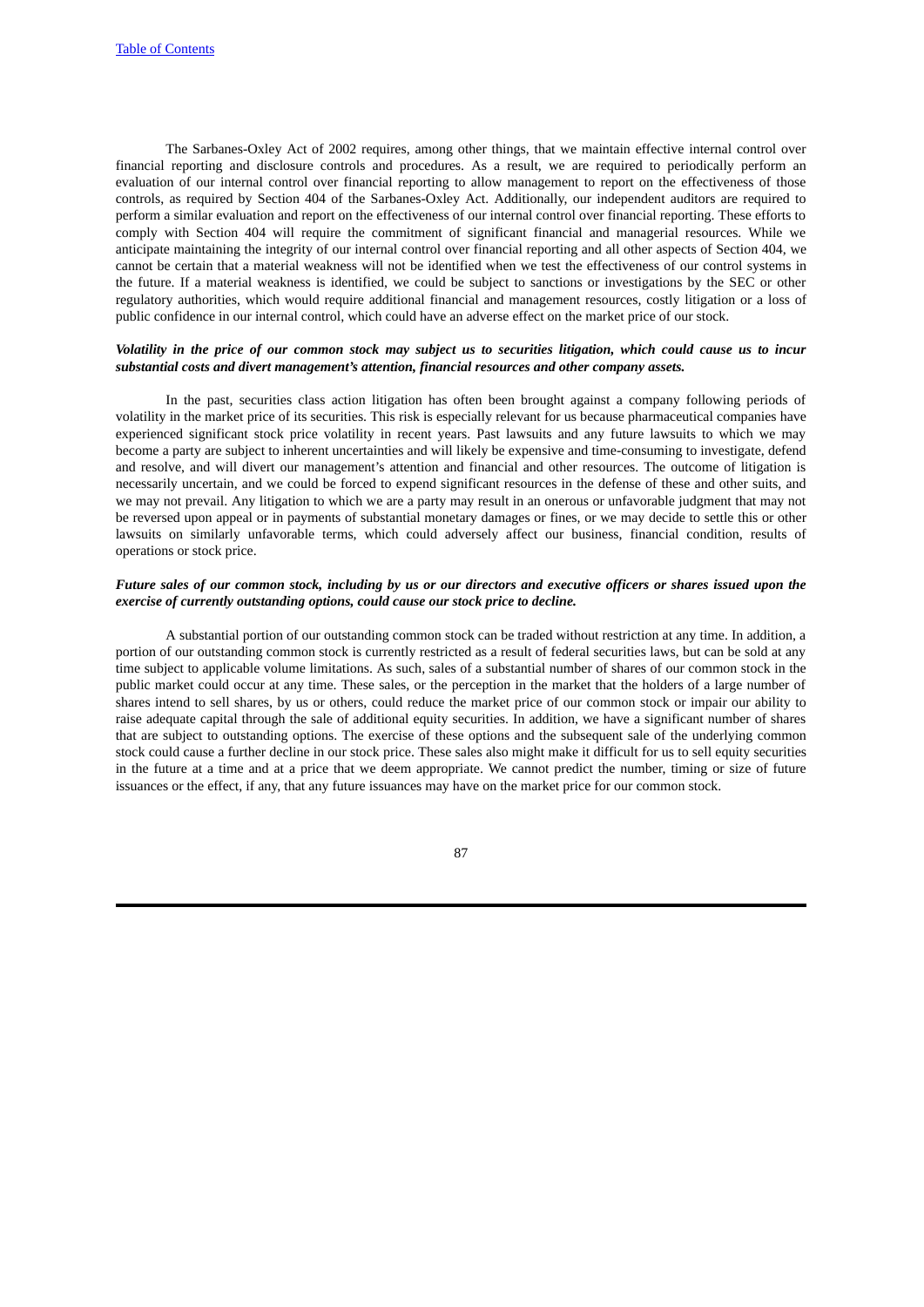The Sarbanes-Oxley Act of 2002 requires, among other things, that we maintain effective internal control over financial reporting and disclosure controls and procedures. As a result, we are required to periodically perform an evaluation of our internal control over financial reporting to allow management to report on the effectiveness of those controls, as required by Section 404 of the Sarbanes-Oxley Act. Additionally, our independent auditors are required to perform a similar evaluation and report on the effectiveness of our internal control over financial reporting. These efforts to comply with Section 404 will require the commitment of significant financial and managerial resources. While we anticipate maintaining the integrity of our internal control over financial reporting and all other aspects of Section 404, we cannot be certain that a material weakness will not be identified when we test the effectiveness of our control systems in the future. If a material weakness is identified, we could be subject to sanctions or investigations by the SEC or other regulatory authorities, which would require additional financial and management resources, costly litigation or a loss of public confidence in our internal control, which could have an adverse effect on the market price of our stock.

***Volatility in the price of our common stock may subject us to securities litigation, which could cause us to incur substantial costs and divert management's attention, financial resources and other company assets.***

In the past, securities class action litigation has often been brought against a company following periods of volatility in the market price of its securities. This risk is especially relevant for us because pharmaceutical companies have experienced significant stock price volatility in recent years. Past lawsuits and any future lawsuits to which we may become a party are subject to inherent uncertainties and will likely be expensive and time-consuming to investigate, defend and resolve, and will divert our management's attention and financial and other resources. The outcome of litigation is necessarily uncertain, and we could be forced to expend significant resources in the defense of these and other suits, and we may not prevail. Any litigation to which we are a party may result in an onerous or unfavorable judgment that may not be reversed upon appeal or in payments of substantial monetary damages or fines, or we may decide to settle this or other lawsuits on similarly unfavorable terms, which could adversely affect our business, financial condition, results of operations or stock price.

***Future sales of our common stock, including by us or our directors and executive officers or shares issued upon the exercise of currently outstanding options, could cause our stock price to decline.***

A substantial portion of our outstanding common stock can be traded without restriction at any time. In addition, a portion of our outstanding common stock is currently restricted as a result of federal securities laws, but can be sold at any time subject to applicable volume limitations. As such, sales of a substantial number of shares of our common stock in the public market could occur at any time. These sales, or the perception in the market that the holders of a large number of shares intend to sell shares, by us or others, could reduce the market price of our common stock or impair our ability to raise adequate capital through the sale of additional equity securities. In addition, we have a significant number of shares that are subject to outstanding options. The exercise of these options and the subsequent sale of the underlying common stock could cause a further decline in our stock price. These sales also might make it difficult for us to sell equity securities in the future at a time and at a price that we deem appropriate. We cannot predict the number, timing or size of future issuances or the effect, if any, that any future issuances may have on the market price for our common stock.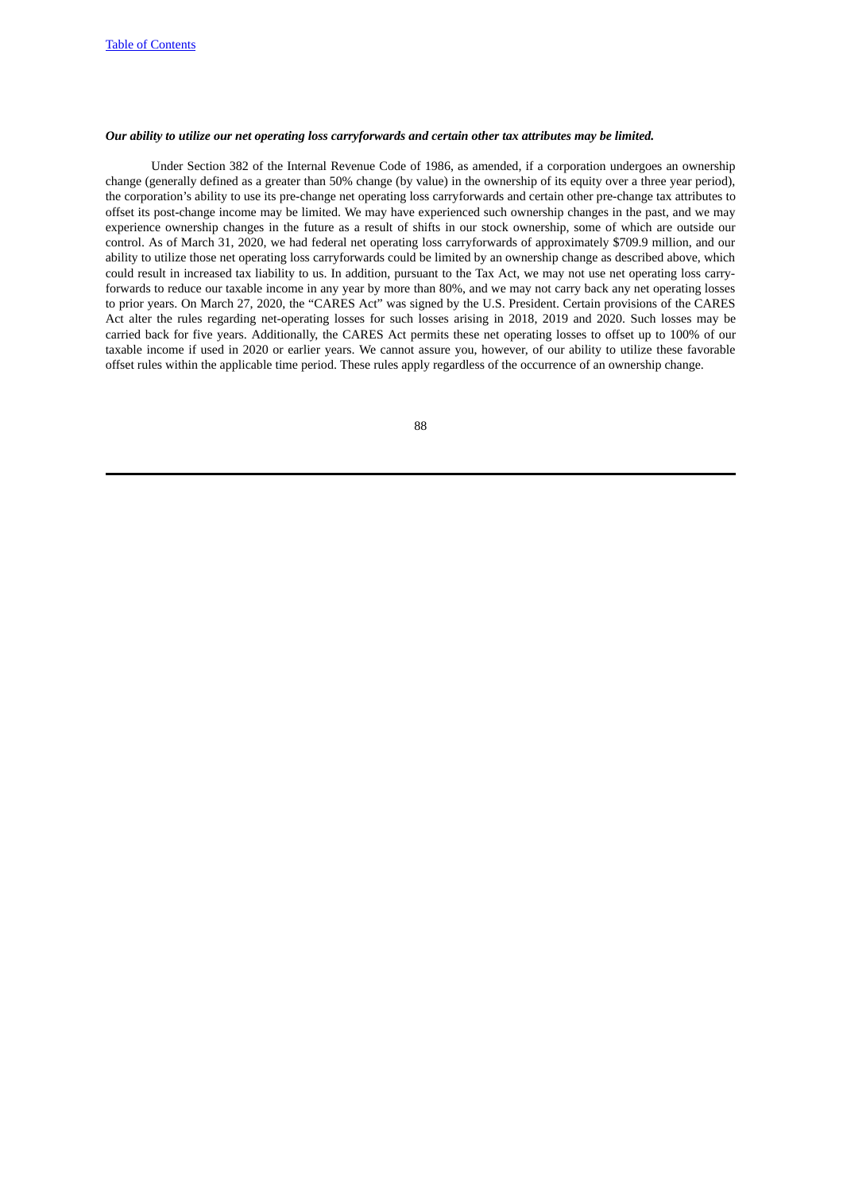***Our ability to utilize our net operating loss carryforwards and certain other tax attributes may be limited.***

Under Section 382 of the Internal Revenue Code of 1986, as amended, if a corporation undergoes an ownership change (generally defined as a greater than 50% change (by value) in the ownership of its equity over a three year period), the corporation's ability to use its pre-change net operating loss carryforwards and certain other pre-change tax attributes to offset its post-change income may be limited. We may have experienced such ownership changes in the past, and we may experience ownership changes in the future as a result of shifts in our stock ownership, some of which are outside our control. As of March 31, 2020, we had federal net operating loss carryforwards of approximately $709.9 million, and our ability to utilize those net operating loss carryforwards could be limited by an ownership change as described above, which could result in increased tax liability to us. In addition, pursuant to the Tax Act, we may not use net operating loss carryforwards to reduce our taxable income in any year by more than 80%, and we may not carry back any net operating losses to prior years. On March 27, 2020, the "CARES Act" was signed by the U.S. President. Certain provisions of the CARES Act alter the rules regarding net-operating losses for such losses arising in 2018, 2019 and 2020. Such losses may be carried back for five years. Additionally, the CARES Act permits these net operating losses to offset up to 100% of our taxable income if used in 2020 or earlier years. We cannot assure you, however, of our ability to utilize these favorable offset rules within the applicable time period. These rules apply regardless of the occurrence of an ownership change.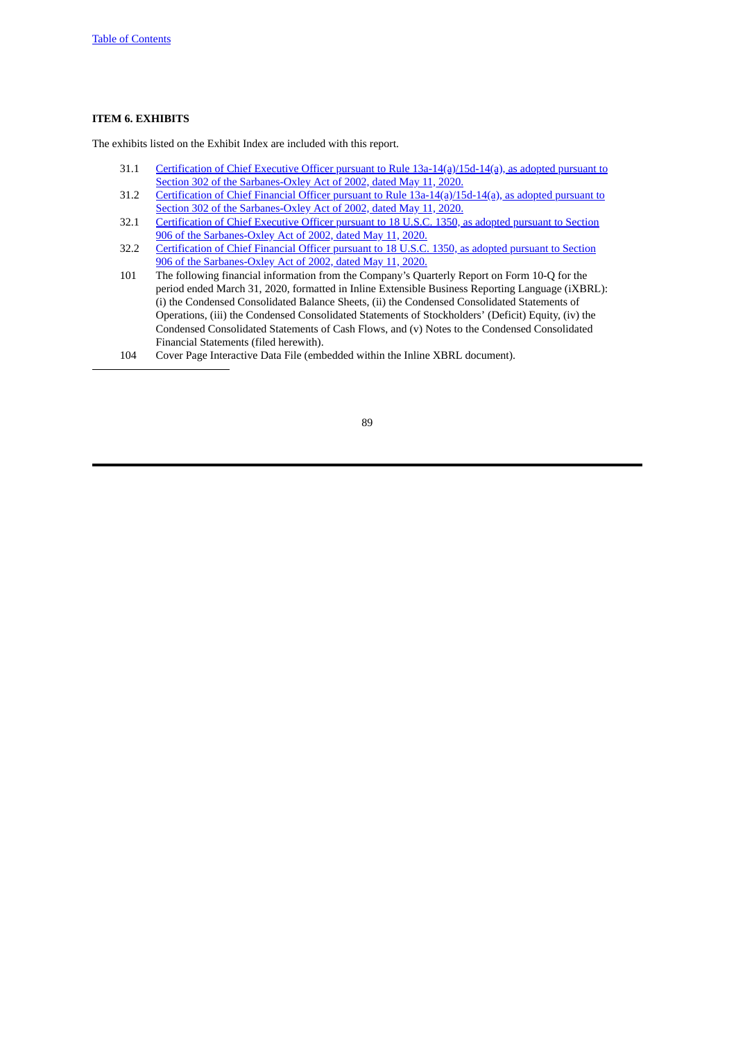**ITEM 6. EXHIBITS**

The exhibits listed on the Exhibit Index are included with this report.

| | |
|---|---|
| 31.1 | Certification of Chief Executive Officer pursuant to Rule 13a-14(a)/15d-14(a), as adopted pursuant to Section 302 of the Sarbanes-Oxley Act of 2002, dated May 11, 2020. |
| 31.2 | Certification of Chief Financial Officer pursuant to Rule 13a-14(a)/15d-14(a), as adopted pursuant to Section 302 of the Sarbanes-Oxley Act of 2002, dated May 11, 2020. |
| 32.1 | Certification of Chief Executive Officer pursuant to 18 U.S.C. 1350, as adopted pursuant to Section 906 of the Sarbanes-Oxley Act of 2002, dated May 11, 2020. |
| 32.2 | Certification of Chief Financial Officer pursuant to 18 U.S.C. 1350, as adopted pursuant to Section 906 of the Sarbanes-Oxley Act of 2002, dated May 11, 2020. |
| 101 | The following financial information from the Company's Quarterly Report on Form 10-Q for the period ended March 31, 2020, formatted in Inline Extensible Business Reporting Language (iXBRL): (i) the Condensed Consolidated Balance Sheets, (ii) the Condensed Consolidated Statements of Operations, (iii) the Condensed Consolidated Statements of Stockholders' (Deficit) Equity, (iv) the Condensed Consolidated Statements of Cash Flows, and (v) Notes to the Condensed Consolidated Financial Statements (filed herewith). |
| 104 | Cover Page Interactive Data File (embedded within the Inline XBRL document). |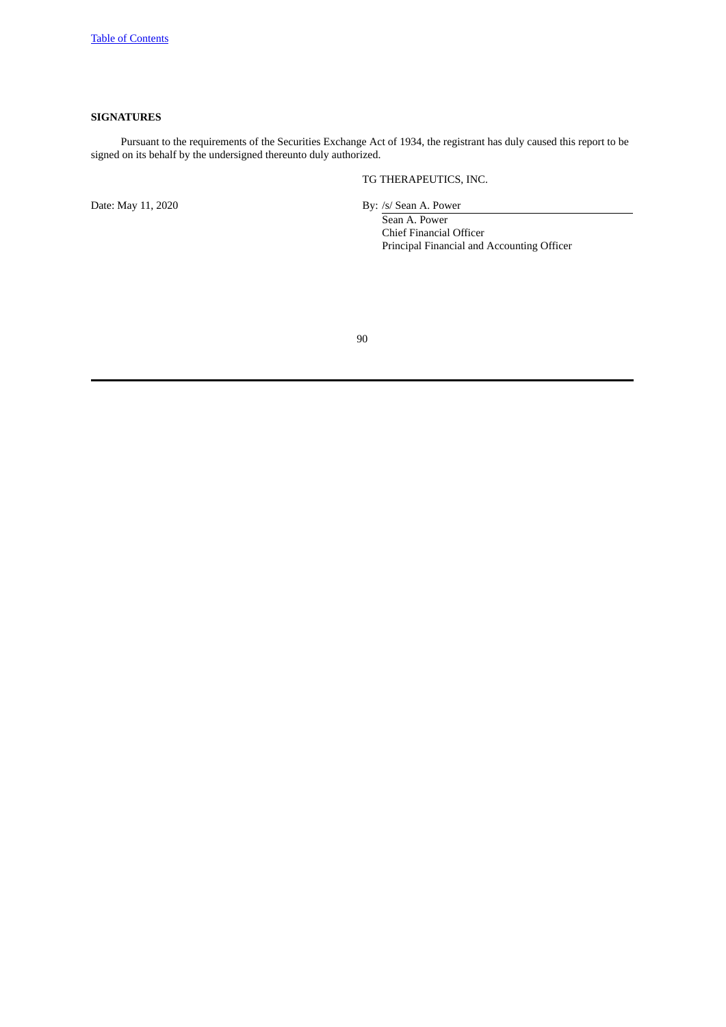**SIGNATURES**

Pursuant to the requirements of the Securities Exchange Act of 1934, the registrant has duly caused this report to be signed on its behalf by the undersigned thereunto duly authorized.

TG THERAPEUTICS, INC.

Date: May 11, 2020

By: /s/ Sean A. Power

Sean A. Power
Chief Financial Officer
Principal Financial and Accounting Officer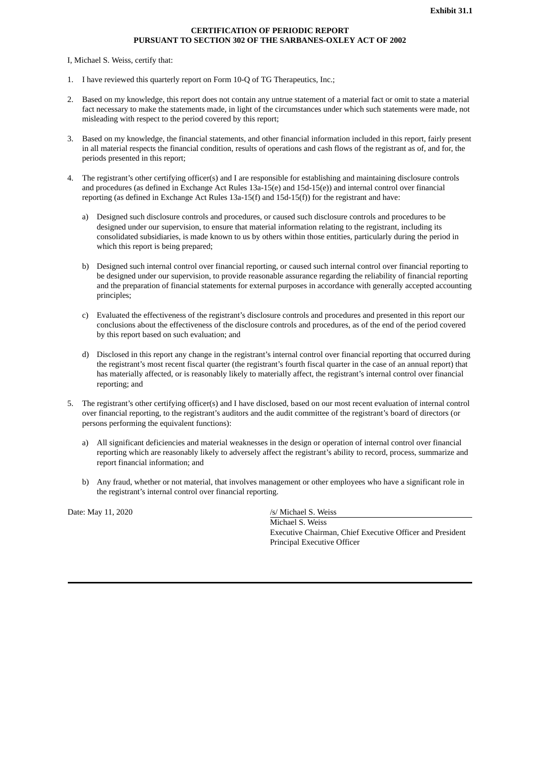**Exhibit 31.1**

**CERTIFICATION OF PERIODIC REPORT**
**PURSUANT TO SECTION 302 OF THE SARBANES-OXLEY ACT OF 2002**

I, Michael S. Weiss, certify that:

1. I have reviewed this quarterly report on Form 10-Q of TG Therapeutics, Inc.;

2. Based on my knowledge, this report does not contain any untrue statement of a material fact or omit to state a material fact necessary to make the statements made, in light of the circumstances under which such statements were made, not misleading with respect to the period covered by this report;

3. Based on my knowledge, the financial statements, and other financial information included in this report, fairly present in all material respects the financial condition, results of operations and cash flows of the registrant as of, and for, the periods presented in this report;

4. The registrant's other certifying officer(s) and I are responsible for establishing and maintaining disclosure controls and procedures (as defined in Exchange Act Rules 13a-15(e) and 15d-15(e)) and internal control over financial reporting (as defined in Exchange Act Rules 13a-15(f) and 15d-15(f)) for the registrant and have:

   a) Designed such disclosure controls and procedures, or caused such disclosure controls and procedures to be designed under our supervision, to ensure that material information relating to the registrant, including its consolidated subsidiaries, is made known to us by others within those entities, particularly during the period in which this report is being prepared;

   b) Designed such internal control over financial reporting, or caused such internal control over financial reporting to be designed under our supervision, to provide reasonable assurance regarding the reliability of financial reporting and the preparation of financial statements for external purposes in accordance with generally accepted accounting principles;

   c) Evaluated the effectiveness of the registrant's disclosure controls and procedures and presented in this report our conclusions about the effectiveness of the disclosure controls and procedures, as of the end of the period covered by this report based on such evaluation; and

   d) Disclosed in this report any change in the registrant's internal control over financial reporting that occurred during the registrant's most recent fiscal quarter (the registrant's fourth fiscal quarter in the case of an annual report) that has materially affected, or is reasonably likely to materially affect, the registrant's internal control over financial reporting; and

5. The registrant's other certifying officer(s) and I have disclosed, based on our most recent evaluation of internal control over financial reporting, to the registrant's auditors and the audit committee of the registrant's board of directors (or persons performing the equivalent functions):

   a) All significant deficiencies and material weaknesses in the design or operation of internal control over financial reporting which are reasonably likely to adversely affect the registrant's ability to record, process, summarize and report financial information; and

   b) Any fraud, whether or not material, that involves management or other employees who have a significant role in the registrant's internal control over financial reporting.

Date: May 11, 2020

/s/ Michael S. Weiss
Michael S. Weiss
Executive Chairman, Chief Executive Officer and President
Principal Executive Officer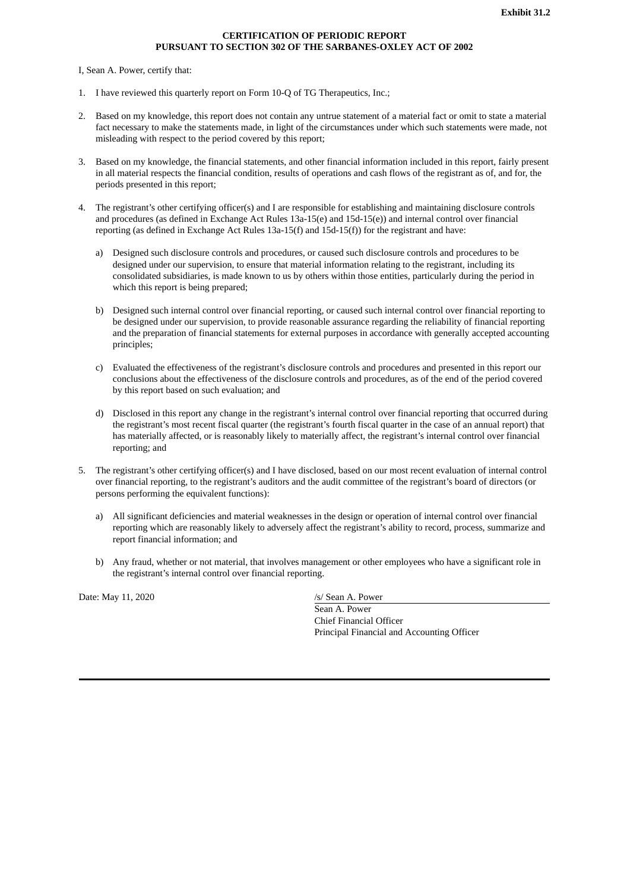**Exhibit 31.2**

**CERTIFICATION OF PERIODIC REPORT**
**PURSUANT TO SECTION 302 OF THE SARBANES-OXLEY ACT OF 2002**

I, Sean A. Power, certify that:

1. I have reviewed this quarterly report on Form 10-Q of TG Therapeutics, Inc.;

2. Based on my knowledge, this report does not contain any untrue statement of a material fact or omit to state a material fact necessary to make the statements made, in light of the circumstances under which such statements were made, not misleading with respect to the period covered by this report;

3. Based on my knowledge, the financial statements, and other financial information included in this report, fairly present in all material respects the financial condition, results of operations and cash flows of the registrant as of, and for, the periods presented in this report;

4. The registrant's other certifying officer(s) and I are responsible for establishing and maintaining disclosure controls and procedures (as defined in Exchange Act Rules 13a-15(e) and 15d-15(e)) and internal control over financial reporting (as defined in Exchange Act Rules 13a-15(f) and 15d-15(f)) for the registrant and have:

   a) Designed such disclosure controls and procedures, or caused such disclosure controls and procedures to be designed under our supervision, to ensure that material information relating to the registrant, including its consolidated subsidiaries, is made known to us by others within those entities, particularly during the period in which this report is being prepared;

   b) Designed such internal control over financial reporting, or caused such internal control over financial reporting to be designed under our supervision, to provide reasonable assurance regarding the reliability of financial reporting and the preparation of financial statements for external purposes in accordance with generally accepted accounting principles;

   c) Evaluated the effectiveness of the registrant's disclosure controls and procedures and presented in this report our conclusions about the effectiveness of the disclosure controls and procedures, as of the end of the period covered by this report based on such evaluation; and

   d) Disclosed in this report any change in the registrant's internal control over financial reporting that occurred during the registrant's most recent fiscal quarter (the registrant's fourth fiscal quarter in the case of an annual report) that has materially affected, or is reasonably likely to materially affect, the registrant's internal control over financial reporting; and

5. The registrant's other certifying officer(s) and I have disclosed, based on our most recent evaluation of internal control over financial reporting, to the registrant's auditors and the audit committee of the registrant's board of directors (or persons performing the equivalent functions):

   a) All significant deficiencies and material weaknesses in the design or operation of internal control over financial reporting which are reasonably likely to adversely affect the registrant's ability to record, process, summarize and report financial information; and

   b) Any fraud, whether or not material, that involves management or other employees who have a significant role in the registrant's internal control over financial reporting.

Date: May 11, 2020

/s/ Sean A. Power
Sean A. Power
Chief Financial Officer
Principal Financial and Accounting Officer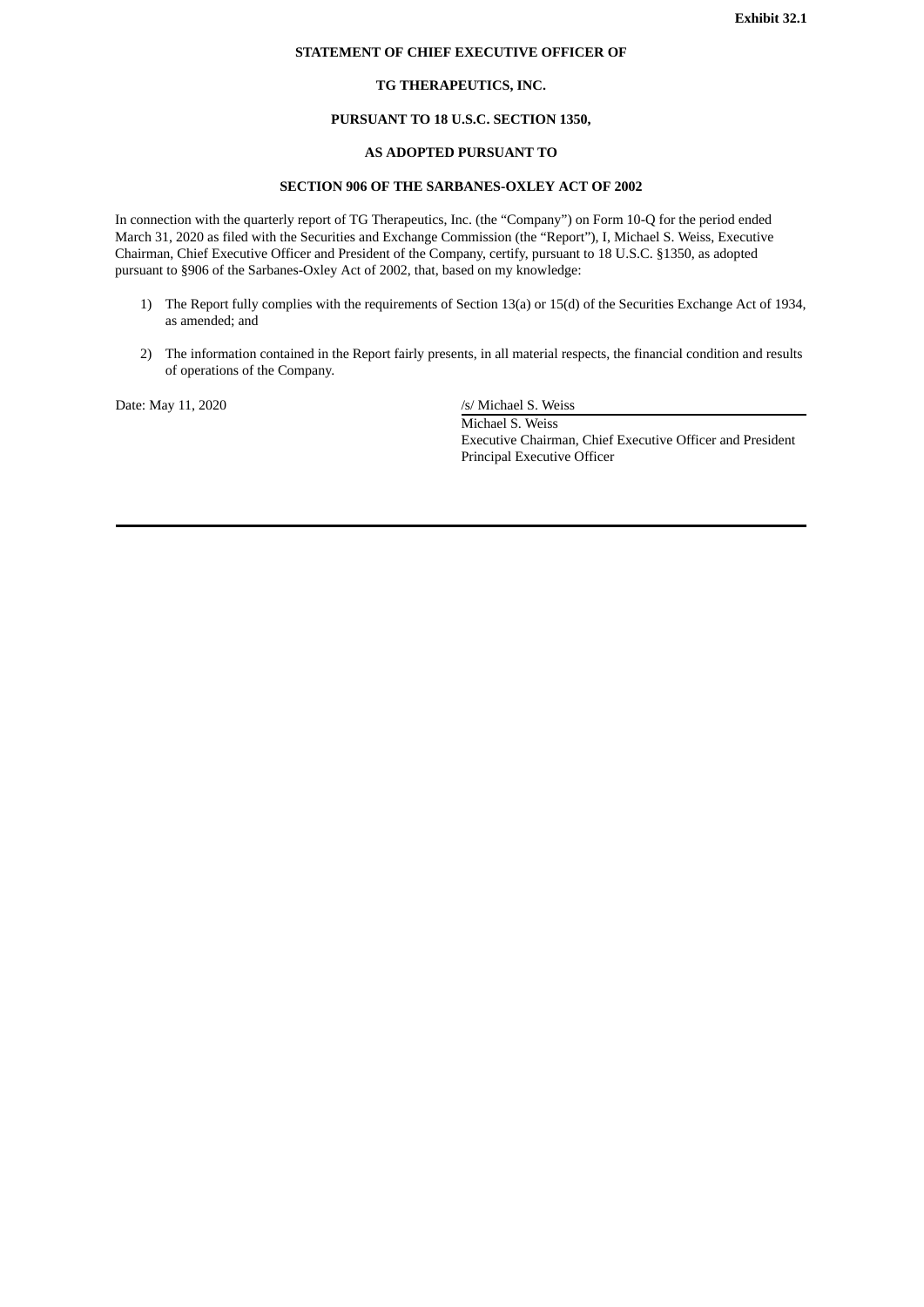**Exhibit 32.1**

**STATEMENT OF CHIEF EXECUTIVE OFFICER OF**

**TG THERAPEUTICS, INC.**

**PURSUANT TO 18 U.S.C. SECTION 1350,**

**AS ADOPTED PURSUANT TO**

**SECTION 906 OF THE SARBANES-OXLEY ACT OF 2002**

In connection with the quarterly report of TG Therapeutics, Inc. (the "Company") on Form 10-Q for the period ended March 31, 2020 as filed with the Securities and Exchange Commission (the "Report"), I, Michael S. Weiss, Executive Chairman, Chief Executive Officer and President of the Company, certify, pursuant to 18 U.S.C. §1350, as adopted pursuant to §906 of the Sarbanes-Oxley Act of 2002, that, based on my knowledge:

1) The Report fully complies with the requirements of Section 13(a) or 15(d) of the Securities Exchange Act of 1934, as amended; and

2) The information contained in the Report fairly presents, in all material respects, the financial condition and results of operations of the Company.

Date: May 11, 2020

/s/ Michael S. Weiss

Michael S. Weiss
Executive Chairman, Chief Executive Officer and President
Principal Executive Officer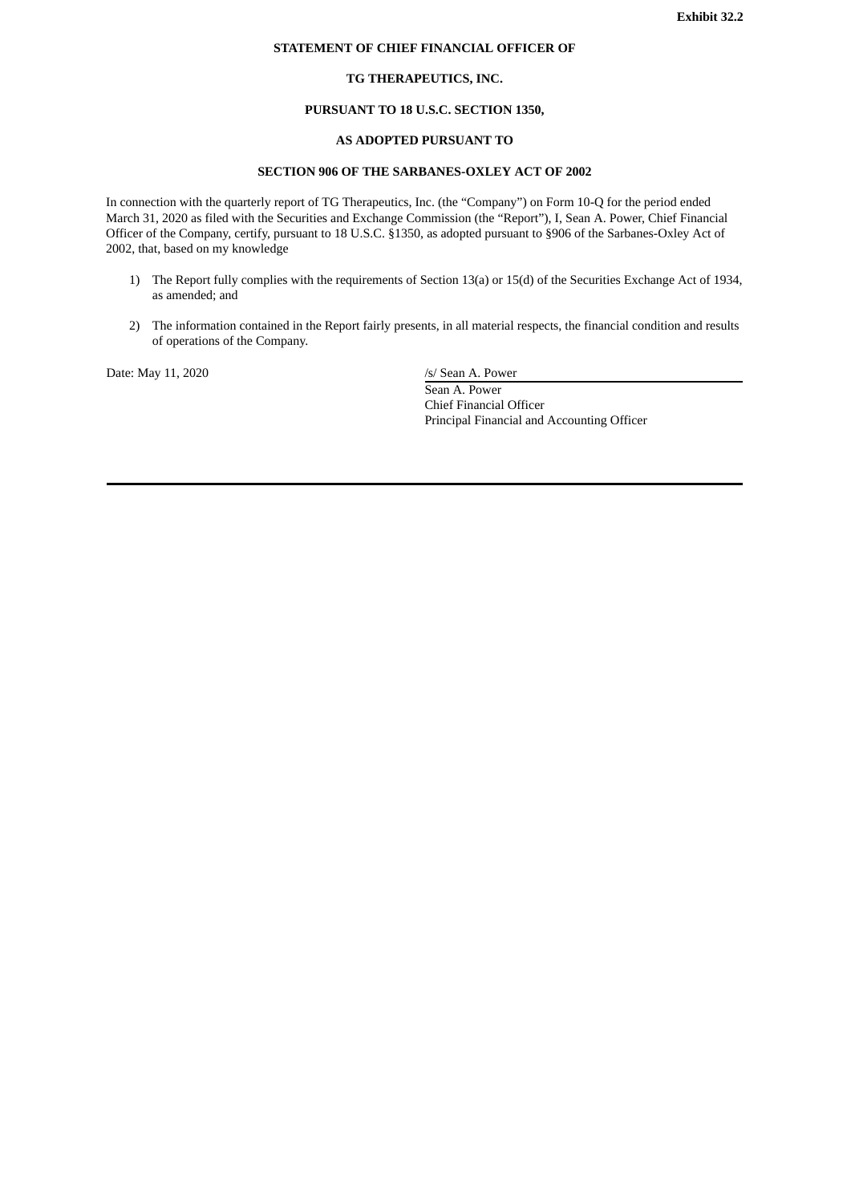**Exhibit 32.2**

**STATEMENT OF CHIEF FINANCIAL OFFICER OF**

**TG THERAPEUTICS, INC.**

**PURSUANT TO 18 U.S.C. SECTION 1350,**

**AS ADOPTED PURSUANT TO**

**SECTION 906 OF THE SARBANES-OXLEY ACT OF 2002**

In connection with the quarterly report of TG Therapeutics, Inc. (the "Company") on Form 10-Q for the period ended March 31, 2020 as filed with the Securities and Exchange Commission (the "Report"), I, Sean A. Power, Chief Financial Officer of the Company, certify, pursuant to 18 U.S.C. §1350, as adopted pursuant to §906 of the Sarbanes-Oxley Act of 2002, that, based on my knowledge

1) The Report fully complies with the requirements of Section 13(a) or 15(d) of the Securities Exchange Act of 1934, as amended; and

2) The information contained in the Report fairly presents, in all material respects, the financial condition and results of operations of the Company.

Date: May 11, 2020

/s/ Sean A. Power
Sean A. Power
Chief Financial Officer
Principal Financial and Accounting Officer